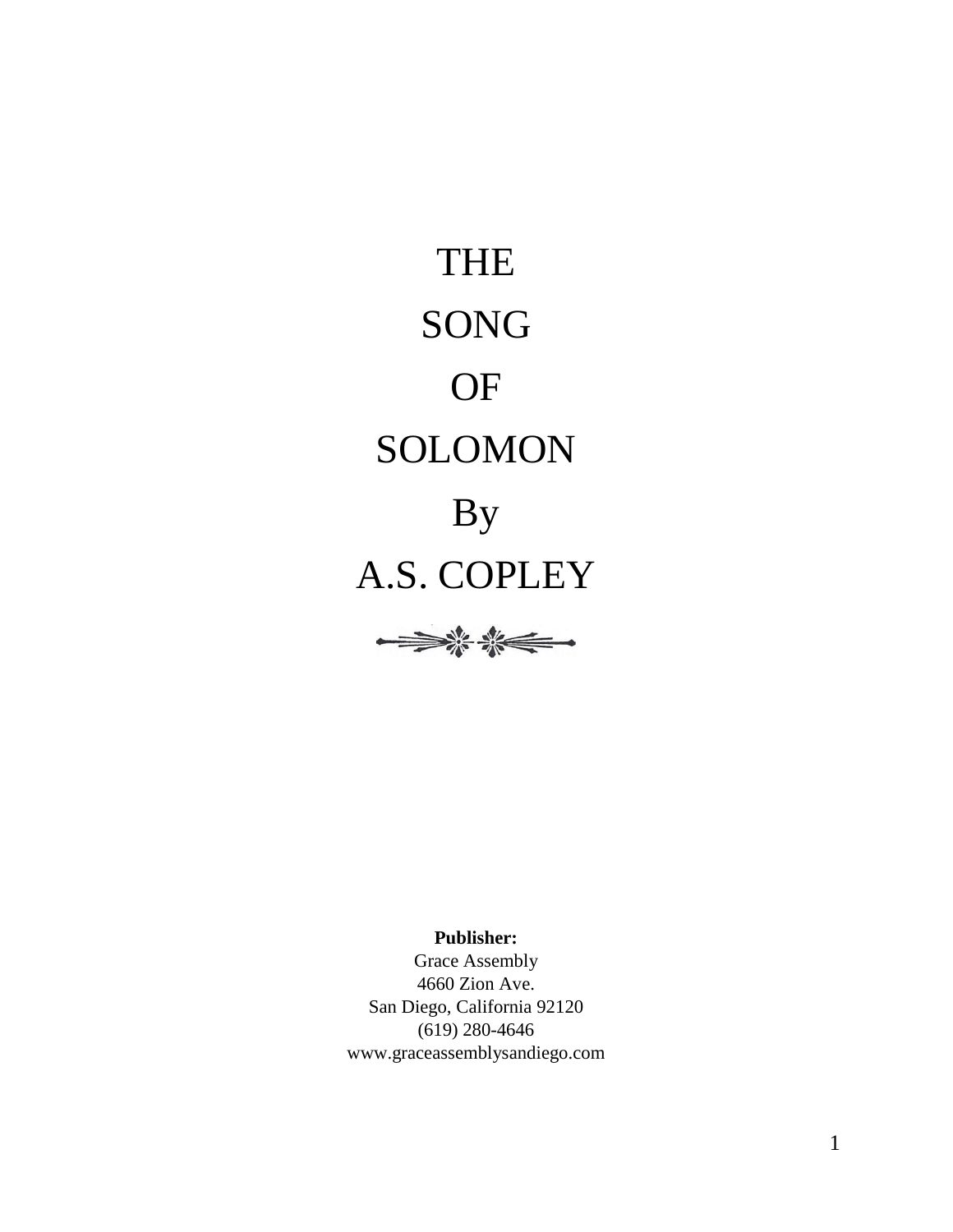# THE SONG OF SOLOMON

## By A.S. COPLEY

**Publisher:**
Grace Assembly
4660 Zion Ave.
San Diego, California 92120
(619) 280-4646
www.graceassemblysandiego.com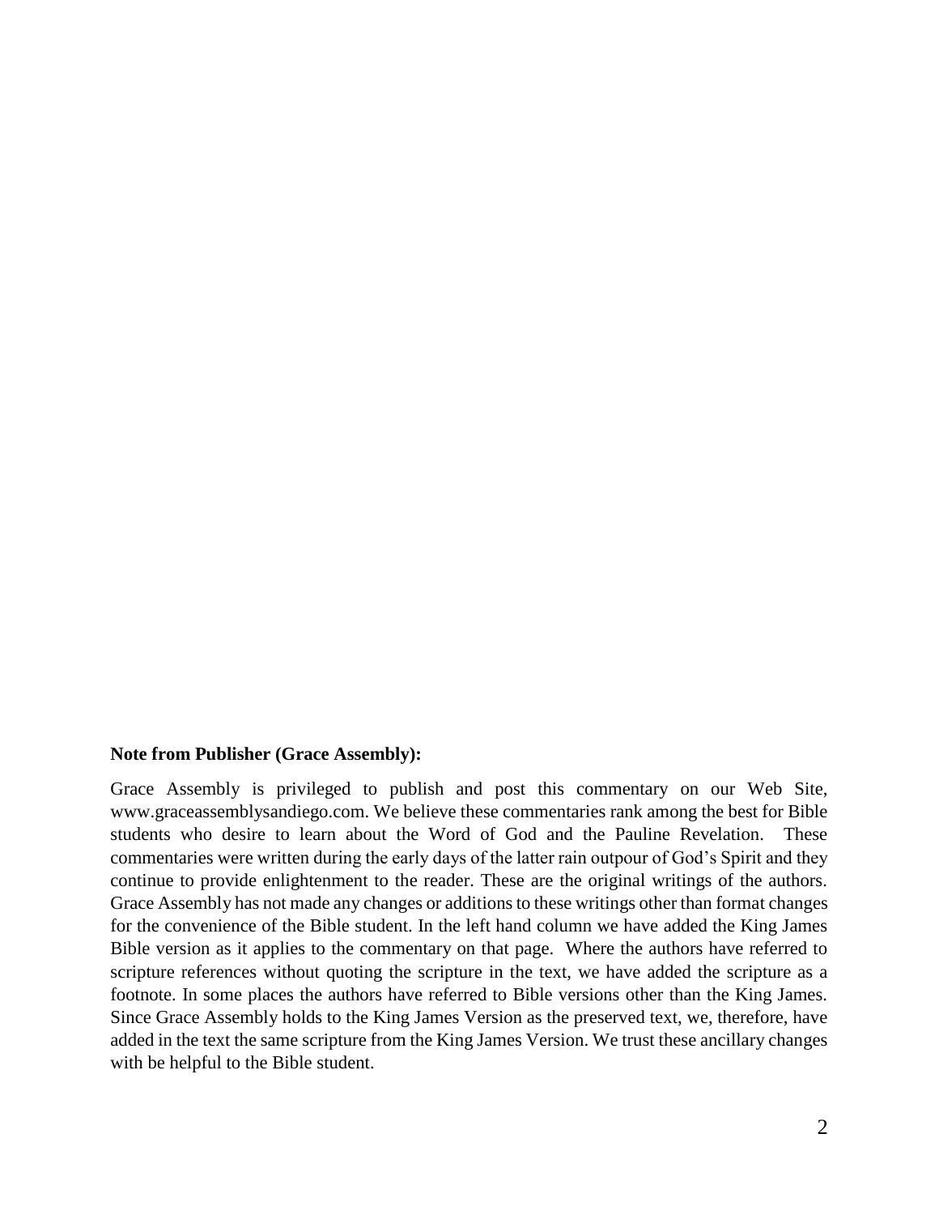**Note from Publisher (Grace Assembly):**

Grace Assembly is privileged to publish and post this commentary on our Web Site, www.graceassemblysandiego.com. We believe these commentaries rank among the best for Bible students who desire to learn about the Word of God and the Pauline Revelation. These commentaries were written during the early days of the latter rain outpour of God's Spirit and they continue to provide enlightenment to the reader. These are the original writings of the authors. Grace Assembly has not made any changes or additions to these writings other than format changes for the convenience of the Bible student. In the left hand column we have added the King James Bible version as it applies to the commentary on that page. Where the authors have referred to scripture references without quoting the scripture in the text, we have added the scripture as a footnote. In some places the authors have referred to Bible versions other than the King James. Since Grace Assembly holds to the King James Version as the preserved text, we, therefore, have added in the text the same scripture from the King James Version. We trust these ancillary changes with be helpful to the Bible student.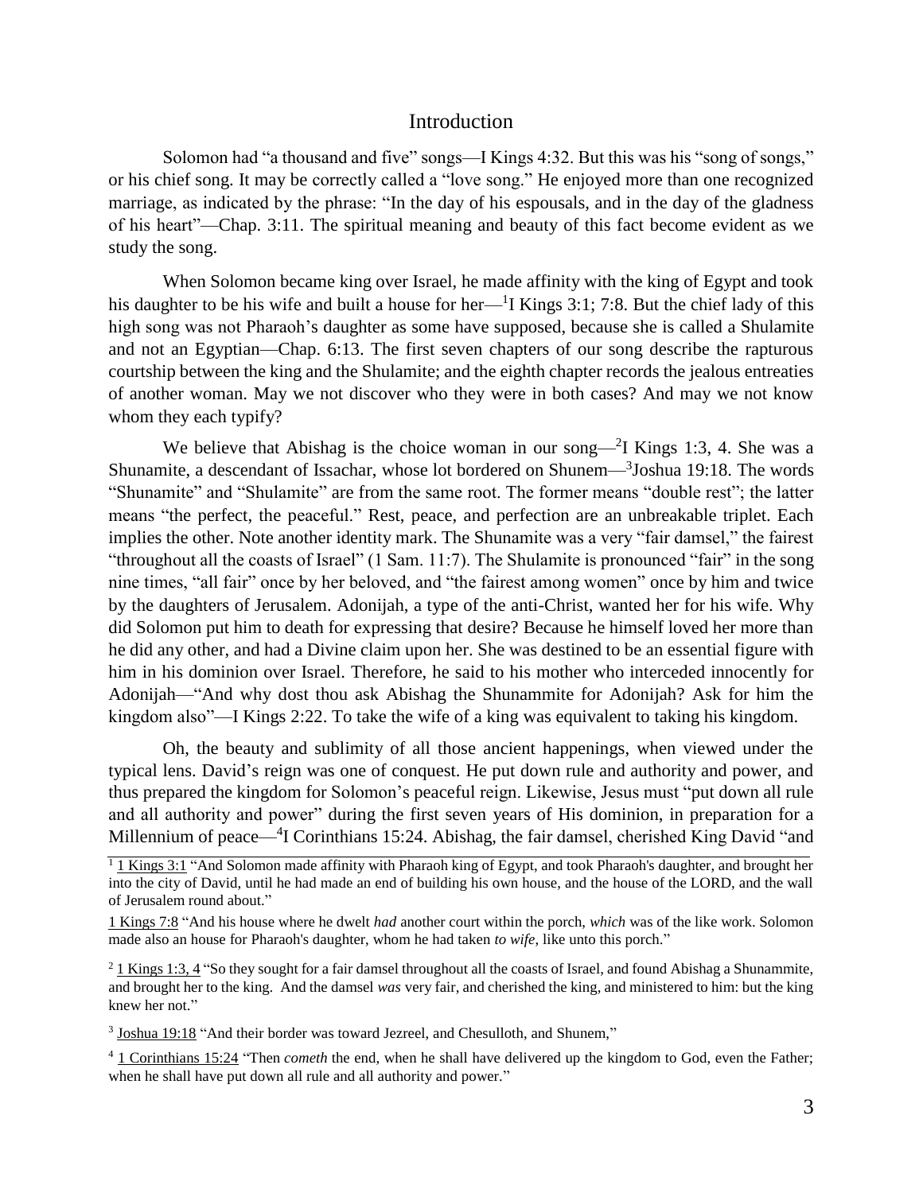## Introduction

Solomon had "a thousand and five" songs—I Kings 4:32. But this was his "song of songs," or his chief song. It may be correctly called a "love song." He enjoyed more than one recognized marriage, as indicated by the phrase: "In the day of his espousals, and in the day of the gladness of his heart"—Chap. 3:11. The spiritual meaning and beauty of this fact become evident as we study the song.

When Solomon became king over Israel, he made affinity with the king of Egypt and took his daughter to be his wife and built a house for her—[1]I Kings 3:1; 7:8. But the chief lady of this high song was not Pharaoh's daughter as some have supposed, because she is called a Shulamite and not an Egyptian—Chap. 6:13. The first seven chapters of our song describe the rapturous courtship between the king and the Shulamite; and the eighth chapter records the jealous entreaties of another woman. May we not discover who they were in both cases? And may we not know whom they each typify?

We believe that Abishag is the choice woman in our song—[2]I Kings 1:3, 4. She was a Shunamite, a descendant of Issachar, whose lot bordered on Shunem—[3]Joshua 19:18. The words "Shunamite" and "Shulamite" are from the same root. The former means "double rest"; the latter means "the perfect, the peaceful." Rest, peace, and perfection are an unbreakable triplet. Each implies the other. Note another identity mark. The Shunamite was a very "fair damsel," the fairest "throughout all the coasts of Israel" (1 Sam. 11:7). The Shulamite is pronounced "fair" in the song nine times, "all fair" once by her beloved, and "the fairest among women" once by him and twice by the daughters of Jerusalem. Adonijah, a type of the anti-Christ, wanted her for his wife. Why did Solomon put him to death for expressing that desire? Because he himself loved her more than he did any other, and had a Divine claim upon her. She was destined to be an essential figure with him in his dominion over Israel. Therefore, he said to his mother who interceded innocently for Adonijah—"And why dost thou ask Abishag the Shunammite for Adonijah? Ask for him the kingdom also"—I Kings 2:22. To take the wife of a king was equivalent to taking his kingdom.

Oh, the beauty and sublimity of all those ancient happenings, when viewed under the typical lens. David's reign was one of conquest. He put down rule and authority and power, and thus prepared the kingdom for Solomon's peaceful reign. Likewise, Jesus must "put down all rule and all authority and power" during the first seven years of His dominion, in preparation for a Millennium of peace—[4]I Corinthians 15:24. Abishag, the fair damsel, cherished King David "and

---

[1] 1 Kings 3:1 "And Solomon made affinity with Pharaoh king of Egypt, and took Pharaoh's daughter, and brought her into the city of David, until he had made an end of building his own house, and the house of the LORD, and the wall of Jerusalem round about."

1 Kings 7:8 "And his house where he dwelt *had* another court within the porch, *which* was of the like work. Solomon made also an house for Pharaoh's daughter, whom he had taken *to wife*, like unto this porch."

[2] 1 Kings 1:3, 4 "So they sought for a fair damsel throughout all the coasts of Israel, and found Abishag a Shunammite, and brought her to the king. And the damsel *was* very fair, and cherished the king, and ministered to him: but the king knew her not."

[3] Joshua 19:18 "And their border was toward Jezreel, and Chesulloth, and Shunem,"

[4] 1 Corinthians 15:24 "Then *cometh* the end, when he shall have delivered up the kingdom to God, even the Father; when he shall have put down all rule and all authority and power."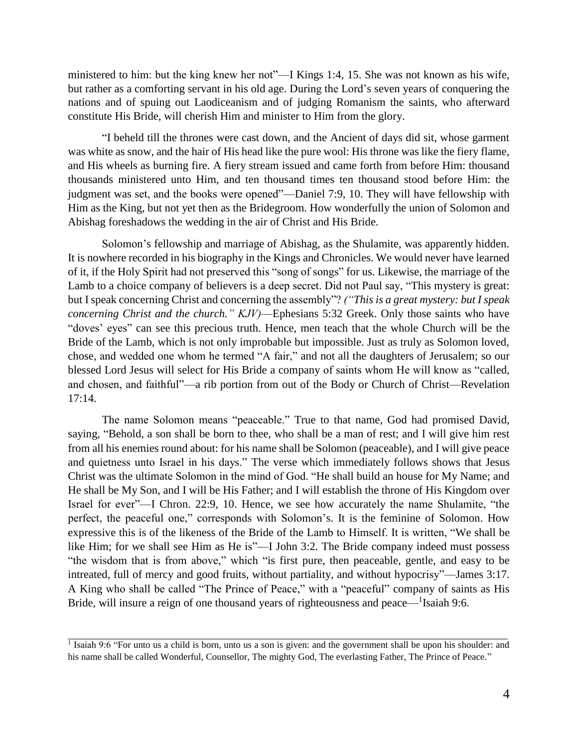ministered to him: but the king knew her not"—I Kings 1:4, 15. She was not known as his wife, but rather as a comforting servant in his old age. During the Lord's seven years of conquering the nations and of spuing out Laodiceanism and of judging Romanism the saints, who afterward constitute His Bride, will cherish Him and minister to Him from the glory.

"I beheld till the thrones were cast down, and the Ancient of days did sit, whose garment was white as snow, and the hair of His head like the pure wool: His throne was like the fiery flame, and His wheels as burning fire. A fiery stream issued and came forth from before Him: thousand thousands ministered unto Him, and ten thousand times ten thousand stood before Him: the judgment was set, and the books were opened"—Daniel 7:9, 10. They will have fellowship with Him as the King, but not yet then as the Bridegroom. How wonderfully the union of Solomon and Abishag foreshadows the wedding in the air of Christ and His Bride.

Solomon's fellowship and marriage of Abishag, as the Shulamite, was apparently hidden. It is nowhere recorded in his biography in the Kings and Chronicles. We would never have learned of it, if the Holy Spirit had not preserved this "song of songs" for us. Likewise, the marriage of the Lamb to a choice company of believers is a deep secret. Did not Paul say, "This mystery is great: but I speak concerning Christ and concerning the assembly"? *("This is a great mystery: but I speak concerning Christ and the church." KJV)*—Ephesians 5:32 Greek. Only those saints who have "doves' eyes" can see this precious truth. Hence, men teach that the whole Church will be the Bride of the Lamb, which is not only improbable but impossible. Just as truly as Solomon loved, chose, and wedded one whom he termed "A fair," and not all the daughters of Jerusalem; so our blessed Lord Jesus will select for His Bride a company of saints whom He will know as "called, and chosen, and faithful"—a rib portion from out of the Body or Church of Christ—Revelation 17:14.

The name Solomon means "peaceable." True to that name, God had promised David, saying, "Behold, a son shall be born to thee, who shall be a man of rest; and I will give him rest from all his enemies round about: for his name shall be Solomon (peaceable), and I will give peace and quietness unto Israel in his days." The verse which immediately follows shows that Jesus Christ was the ultimate Solomon in the mind of God. "He shall build an house for My Name; and He shall be My Son, and I will be His Father; and I will establish the throne of His Kingdom over Israel for ever"—I Chron. 22:9, 10. Hence, we see how accurately the name Shulamite, "the perfect, the peaceful one," corresponds with Solomon's. It is the feminine of Solomon. How expressive this is of the likeness of the Bride of the Lamb to Himself. It is written, "We shall be like Him; for we shall see Him as He is"—I John 3:2. The Bride company indeed must possess "the wisdom that is from above," which "is first pure, then peaceable, gentle, and easy to be intreated, full of mercy and good fruits, without partiality, and without hypocrisy"—James 3:17. A King who shall be called "The Prince of Peace," with a "peaceful" company of saints as His Bride, will insure a reign of one thousand years of righteousness and peace—[1]Isaiah 9:6.

---

[1] Isaiah 9:6 "For unto us a child is born, unto us a son is given: and the government shall be upon his shoulder: and his name shall be called Wonderful, Counsellor, The mighty God, The everlasting Father, The Prince of Peace."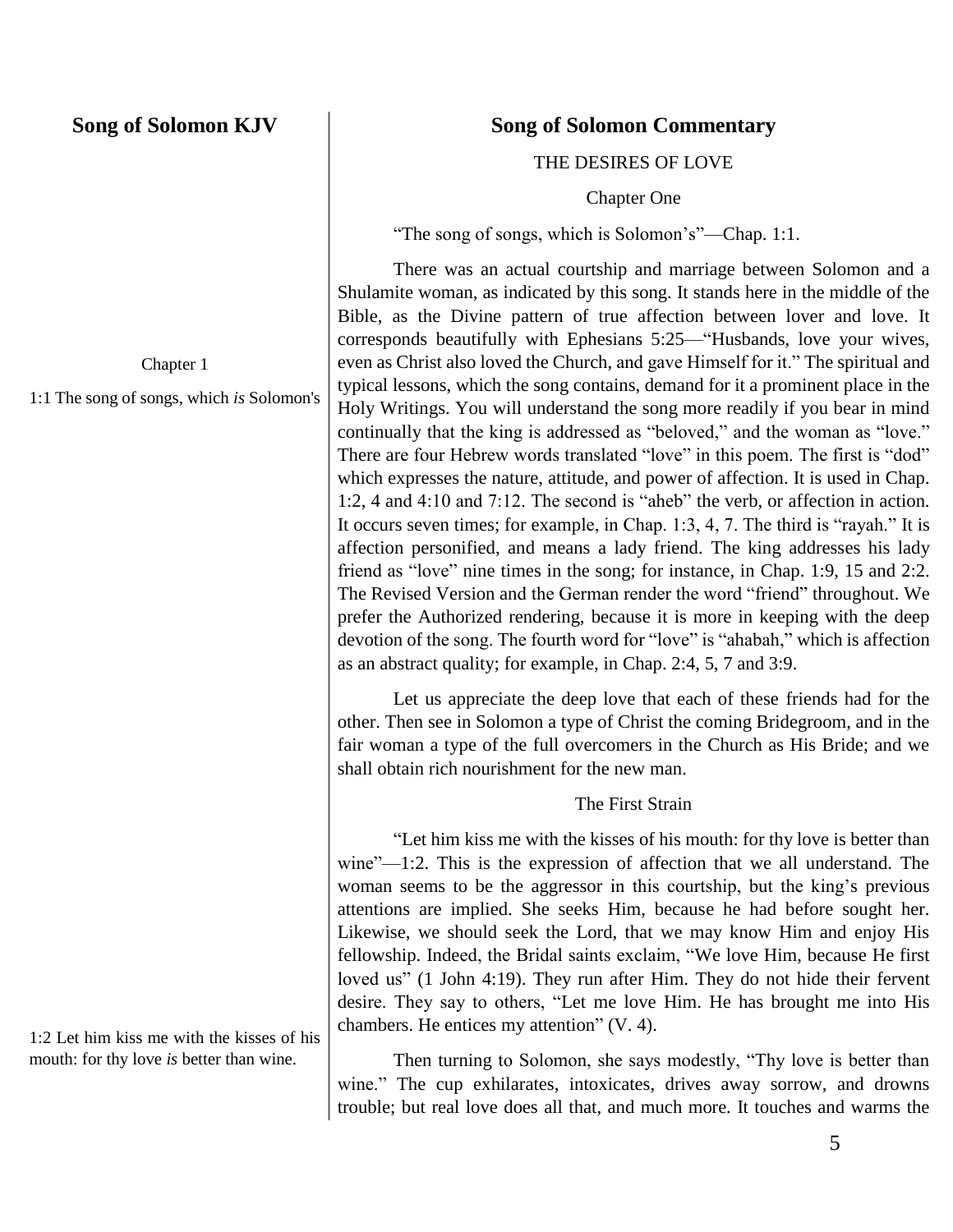## Song of Solomon KJV

Chapter 1

1:1 The song of songs, which *is* Solomon's

1:2 Let him kiss me with the kisses of his mouth: for thy love *is* better than wine.

## Song of Solomon Commentary

THE DESIRES OF LOVE

Chapter One

"The song of songs, which is Solomon's"—Chap. 1:1.

There was an actual courtship and marriage between Solomon and a Shulamite woman, as indicated by this song. It stands here in the middle of the Bible, as the Divine pattern of true affection between lover and love. It corresponds beautifully with Ephesians 5:25—"Husbands, love your wives, even as Christ also loved the Church, and gave Himself for it." The spiritual and typical lessons, which the song contains, demand for it a prominent place in the Holy Writings. You will understand the song more readily if you bear in mind continually that the king is addressed as "beloved," and the woman as "love." There are four Hebrew words translated "love" in this poem. The first is "dod" which expresses the nature, attitude, and power of affection. It is used in Chap. 1:2, 4 and 4:10 and 7:12. The second is "aheb" the verb, or affection in action. It occurs seven times; for example, in Chap. 1:3, 4, 7. The third is "rayah." It is affection personified, and means a lady friend. The king addresses his lady friend as "love" nine times in the song; for instance, in Chap. 1:9, 15 and 2:2. The Revised Version and the German render the word "friend" throughout. We prefer the Authorized rendering, because it is more in keeping with the deep devotion of the song. The fourth word for "love" is "ahabah," which is affection as an abstract quality; for example, in Chap. 2:4, 5, 7 and 3:9.

Let us appreciate the deep love that each of these friends had for the other. Then see in Solomon a type of Christ the coming Bridegroom, and in the fair woman a type of the full overcomers in the Church as His Bride; and we shall obtain rich nourishment for the new man.

The First Strain

"Let him kiss me with the kisses of his mouth: for thy love is better than wine"—1:2. This is the expression of affection that we all understand. The woman seems to be the aggressor in this courtship, but the king's previous attentions are implied. She seeks Him, because he had before sought her. Likewise, we should seek the Lord, that we may know Him and enjoy His fellowship. Indeed, the Bridal saints exclaim, "We love Him, because He first loved us" (1 John 4:19). They run after Him. They do not hide their fervent desire. They say to others, "Let me love Him. He has brought me into His chambers. He entices my attention" (V. 4).

Then turning to Solomon, she says modestly, "Thy love is better than wine." The cup exhilarates, intoxicates, drives away sorrow, and drowns trouble; but real love does all that, and much more. It touches and warms the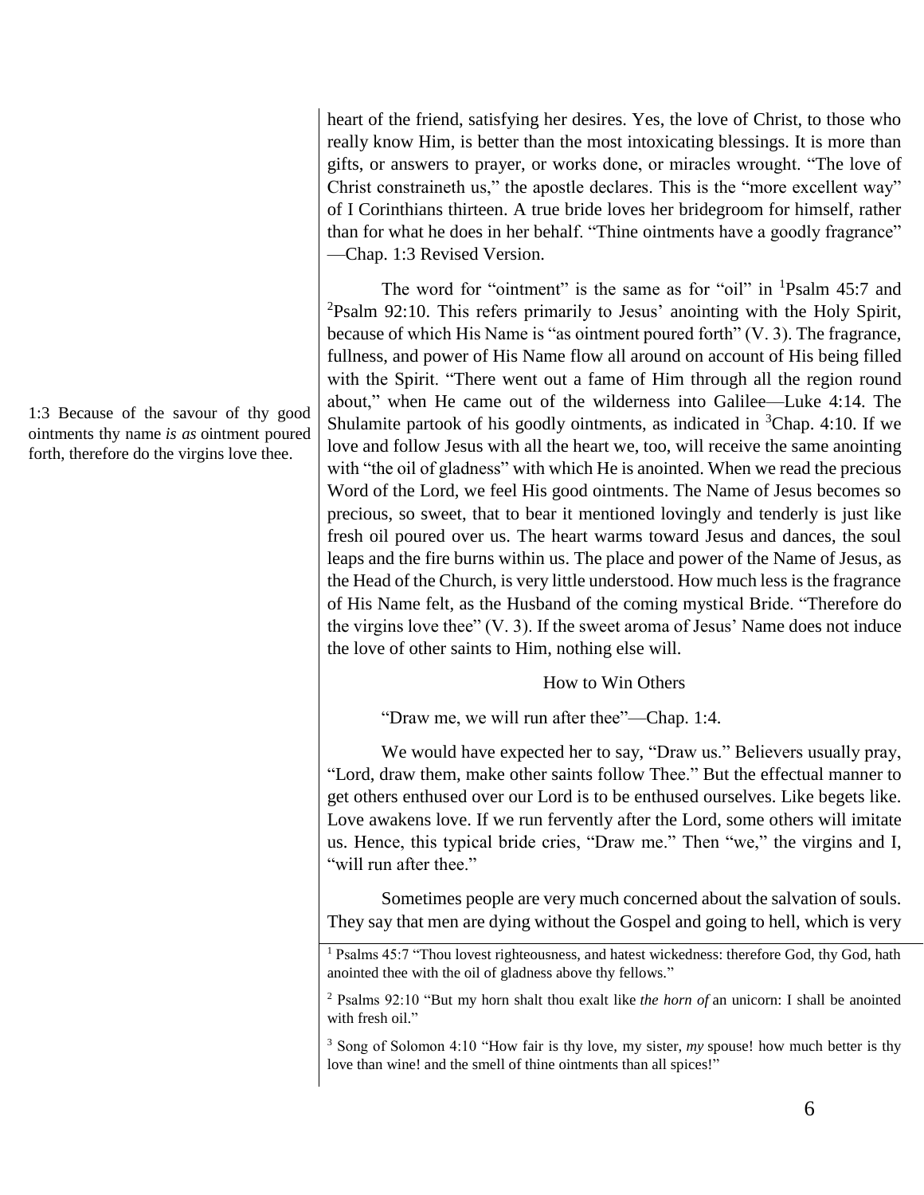heart of the friend, satisfying her desires. Yes, the love of Christ, to those who really know Him, is better than the most intoxicating blessings. It is more than gifts, or answers to prayer, or works done, or miracles wrought. "The love of Christ constraineth us," the apostle declares. This is the "more excellent way" of I Corinthians thirteen. A true bride loves her bridegroom for himself, rather than for what he does in her behalf. "Thine ointments have a goodly fragrance" —Chap. 1:3 Revised Version.

1:3 Because of the savour of thy good ointments thy name *is as* ointment poured forth, therefore do the virgins love thee.

The word for "ointment" is the same as for "oil" in [1]Psalm 45:7 and [2]Psalm 92:10. This refers primarily to Jesus' anointing with the Holy Spirit, because of which His Name is "as ointment poured forth" (V. 3). The fragrance, fullness, and power of His Name flow all around on account of His being filled with the Spirit. "There went out a fame of Him through all the region round about," when He came out of the wilderness into Galilee—Luke 4:14. The Shulamite partook of his goodly ointments, as indicated in [3]Chap. 4:10. If we love and follow Jesus with all the heart we, too, will receive the same anointing with "the oil of gladness" with which He is anointed. When we read the precious Word of the Lord, we feel His good ointments. The Name of Jesus becomes so precious, so sweet, that to bear it mentioned lovingly and tenderly is just like fresh oil poured over us. The heart warms toward Jesus and dances, the soul leaps and the fire burns within us. The place and power of the Name of Jesus, as the Head of the Church, is very little understood. How much less is the fragrance of His Name felt, as the Husband of the coming mystical Bride. "Therefore do the virgins love thee" (V. 3). If the sweet aroma of Jesus' Name does not induce the love of other saints to Him, nothing else will.

## How to Win Others

"Draw me, we will run after thee"—Chap. 1:4.

We would have expected her to say, "Draw us." Believers usually pray, "Lord, draw them, make other saints follow Thee." But the effectual manner to get others enthused over our Lord is to be enthused ourselves. Like begets like. Love awakens love. If we run fervently after the Lord, some others will imitate us. Hence, this typical bride cries, "Draw me." Then "we," the virgins and I, "will run after thee."

Sometimes people are very much concerned about the salvation of souls. They say that men are dying without the Gospel and going to hell, which is very

---

[1] Psalms 45:7 "Thou lovest righteousness, and hatest wickedness: therefore God, thy God, hath anointed thee with the oil of gladness above thy fellows."

[2] Psalms 92:10 "But my horn shalt thou exalt like *the horn of* an unicorn: I shall be anointed with fresh oil."

[3] Song of Solomon 4:10 "How fair is thy love, my sister, *my* spouse! how much better is thy love than wine! and the smell of thine ointments than all spices!"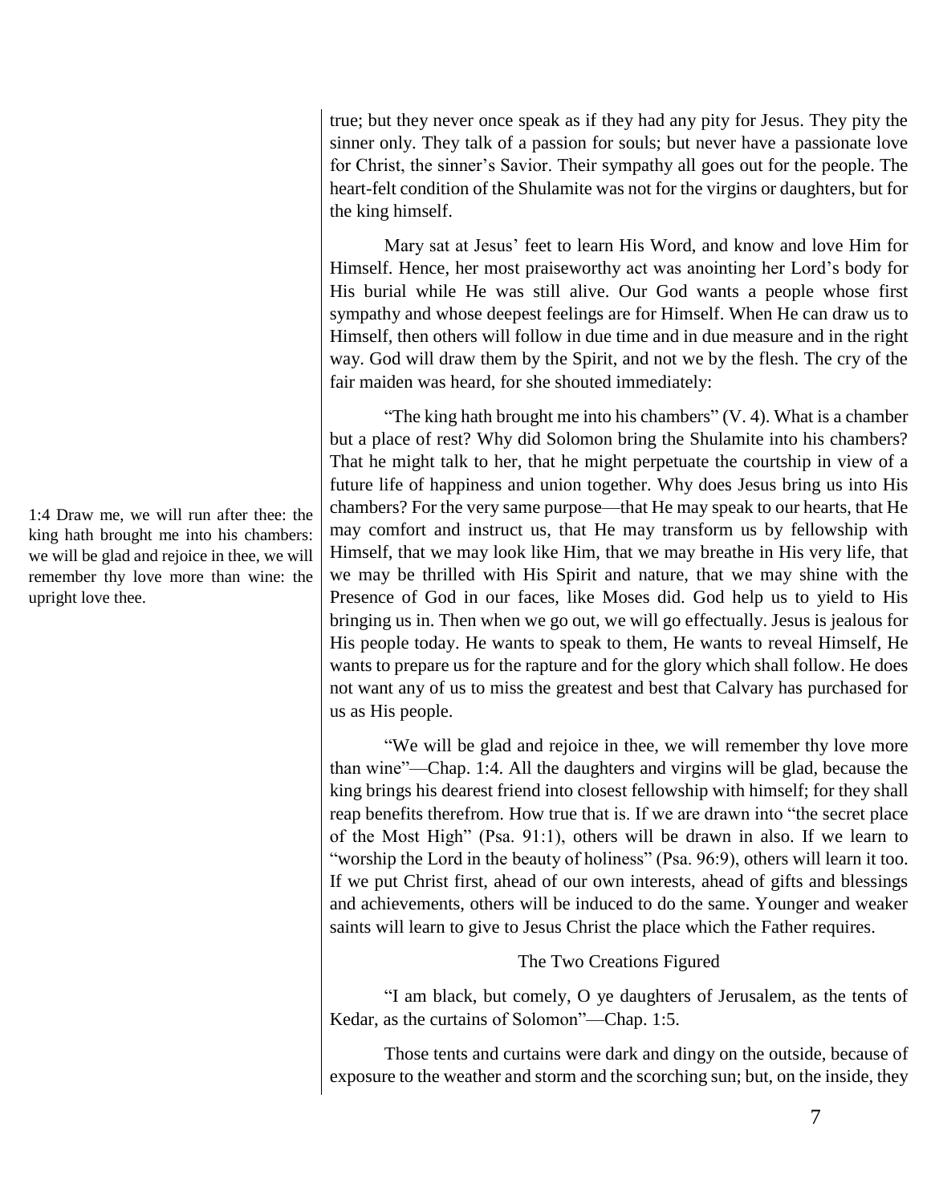true; but they never once speak as if they had any pity for Jesus. They pity the sinner only. They talk of a passion for souls; but never have a passionate love for Christ, the sinner's Savior. Their sympathy all goes out for the people. The heart-felt condition of the Shulamite was not for the virgins or daughters, but for the king himself.

Mary sat at Jesus' feet to learn His Word, and know and love Him for Himself. Hence, her most praiseworthy act was anointing her Lord's body for His burial while He was still alive. Our God wants a people whose first sympathy and whose deepest feelings are for Himself. When He can draw us to Himself, then others will follow in due time and in due measure and in the right way. God will draw them by the Spirit, and not we by the flesh. The cry of the fair maiden was heard, for she shouted immediately:

> 1:4 Draw me, we will run after thee: the king hath brought me into his chambers: we will be glad and rejoice in thee, we will remember thy love more than wine: the upright love thee.

"The king hath brought me into his chambers" (V. 4). What is a chamber but a place of rest? Why did Solomon bring the Shulamite into his chambers? That he might talk to her, that he might perpetuate the courtship in view of a future life of happiness and union together. Why does Jesus bring us into His chambers? For the very same purpose—that He may speak to our hearts, that He may comfort and instruct us, that He may transform us by fellowship with Himself, that we may look like Him, that we may breathe in His very life, that we may be thrilled with His Spirit and nature, that we may shine with the Presence of God in our faces, like Moses did. God help us to yield to His bringing us in. Then when we go out, we will go effectually. Jesus is jealous for His people today. He wants to speak to them, He wants to reveal Himself, He wants to prepare us for the rapture and for the glory which shall follow. He does not want any of us to miss the greatest and best that Calvary has purchased for us as His people.

"We will be glad and rejoice in thee, we will remember thy love more than wine"—Chap. 1:4. All the daughters and virgins will be glad, because the king brings his dearest friend into closest fellowship with himself; for they shall reap benefits therefrom. How true that is. If we are drawn into "the secret place of the Most High" (Psa. 91:1), others will be drawn in also. If we learn to "worship the Lord in the beauty of holiness" (Psa. 96:9), others will learn it too. If we put Christ first, ahead of our own interests, ahead of gifts and blessings and achievements, others will be induced to do the same. Younger and weaker saints will learn to give to Jesus Christ the place which the Father requires.

### The Two Creations Figured

"I am black, but comely, O ye daughters of Jerusalem, as the tents of Kedar, as the curtains of Solomon"—Chap. 1:5.

Those tents and curtains were dark and dingy on the outside, because of exposure to the weather and storm and the scorching sun; but, on the inside, they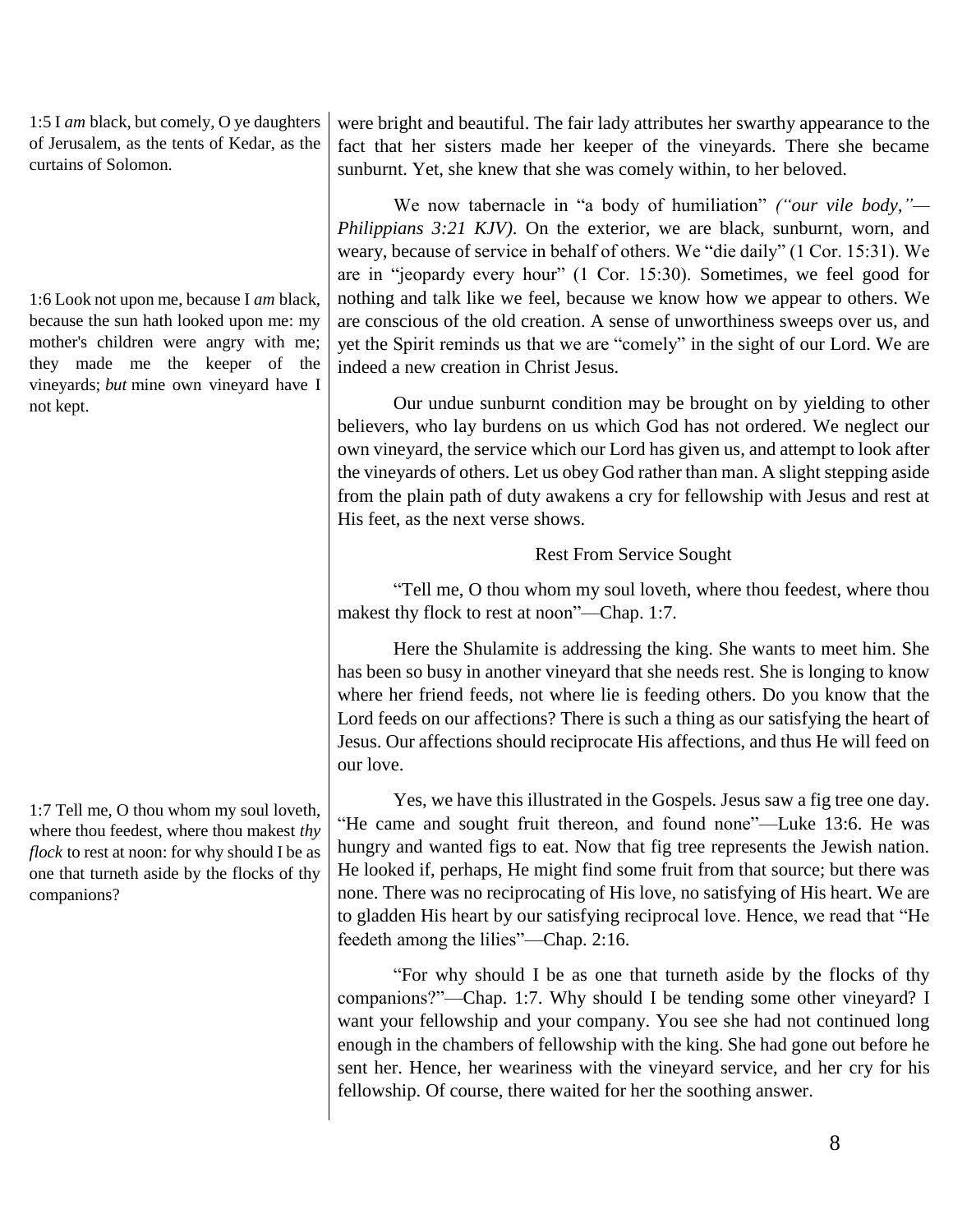1:5 I *am* black, but comely, O ye daughters of Jerusalem, as the tents of Kedar, as the curtains of Solomon.

were bright and beautiful. The fair lady attributes her swarthy appearance to the fact that her sisters made her keeper of the vineyards. There she became sunburnt. Yet, she knew that she was comely within, to her beloved.

We now tabernacle in "a body of humiliation" *("our vile body,"—Philippians 3:21 KJV)*. On the exterior, we are black, sunburnt, worn, and weary, because of service in behalf of others. We "die daily" (1 Cor. 15:31). We are in "jeopardy every hour" (1 Cor. 15:30). Sometimes, we feel good for nothing and talk like we feel, because we know how we appear to others. We are conscious of the old creation. A sense of unworthiness sweeps over us, and yet the Spirit reminds us that we are "comely" in the sight of our Lord. We are indeed a new creation in Christ Jesus.

1:6 Look not upon me, because I *am* black, because the sun hath looked upon me: my mother's children were angry with me; they made me the keeper of the vineyards; *but* mine own vineyard have I not kept.

Our undue sunburnt condition may be brought on by yielding to other believers, who lay burdens on us which God has not ordered. We neglect our own vineyard, the service which our Lord has given us, and attempt to look after the vineyards of others. Let us obey God rather than man. A slight stepping aside from the plain path of duty awakens a cry for fellowship with Jesus and rest at His feet, as the next verse shows.

## Rest From Service Sought

"Tell me, O thou whom my soul loveth, where thou feedest, where thou makest thy flock to rest at noon"—Chap. 1:7.

Here the Shulamite is addressing the king. She wants to meet him. She has been so busy in another vineyard that she needs rest. She is longing to know where her friend feeds, not where lie is feeding others. Do you know that the Lord feeds on our affections? There is such a thing as our satisfying the heart of Jesus. Our affections should reciprocate His affections, and thus He will feed on our love.

1:7 Tell me, O thou whom my soul loveth, where thou feedest, where thou makest *thy flock* to rest at noon: for why should I be as one that turneth aside by the flocks of thy companions?

Yes, we have this illustrated in the Gospels. Jesus saw a fig tree one day. "He came and sought fruit thereon, and found none"—Luke 13:6. He was hungry and wanted figs to eat. Now that fig tree represents the Jewish nation. He looked if, perhaps, He might find some fruit from that source; but there was none. There was no reciprocating of His love, no satisfying of His heart. We are to gladden His heart by our satisfying reciprocal love. Hence, we read that "He feedeth among the lilies"—Chap. 2:16.

"For why should I be as one that turneth aside by the flocks of thy companions?"—Chap. 1:7. Why should I be tending some other vineyard? I want your fellowship and your company. You see she had not continued long enough in the chambers of fellowship with the king. She had gone out before he sent her. Hence, her weariness with the vineyard service, and her cry for his fellowship. Of course, there waited for her the soothing answer.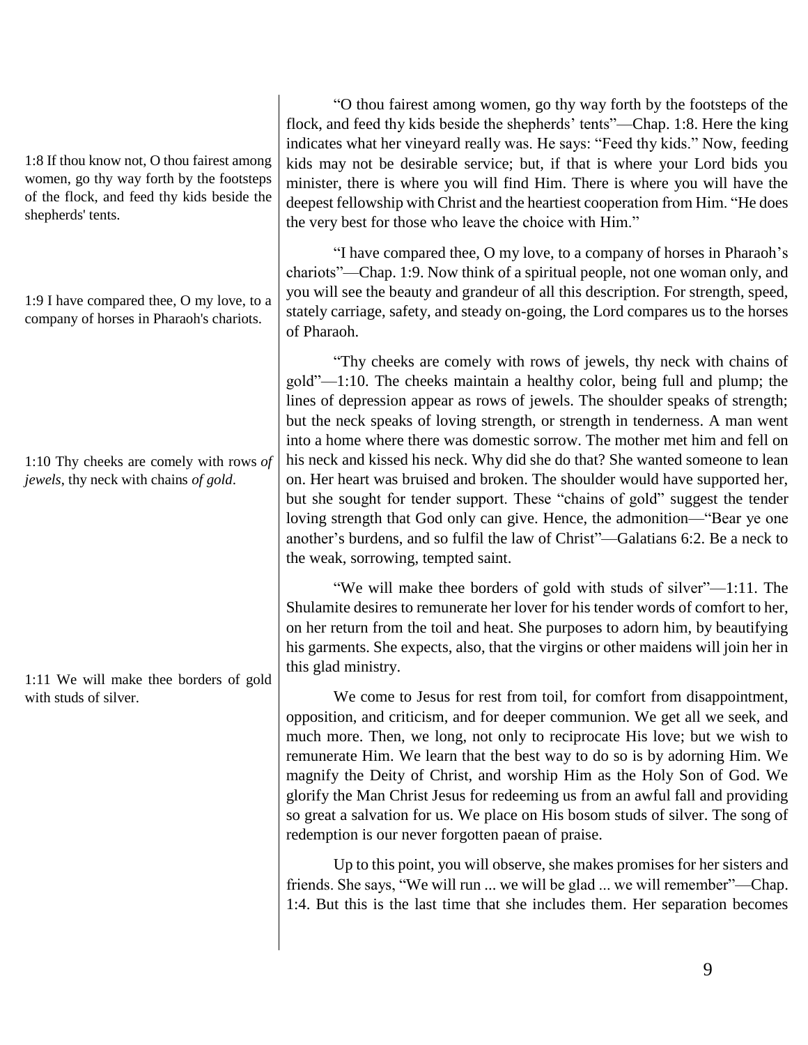1:8 If thou know not, O thou fairest among women, go thy way forth by the footsteps of the flock, and feed thy kids beside the shepherds' tents.

"O thou fairest among women, go thy way forth by the footsteps of the flock, and feed thy kids beside the shepherds' tents"—Chap. 1:8. Here the king indicates what her vineyard really was. He says: "Feed thy kids." Now, feeding kids may not be desirable service; but, if that is where your Lord bids you minister, there is where you will find Him. There is where you will have the deepest fellowship with Christ and the heartiest cooperation from Him. "He does the very best for those who leave the choice with Him."

1:9 I have compared thee, O my love, to a company of horses in Pharaoh's chariots.

"I have compared thee, O my love, to a company of horses in Pharaoh's chariots"—Chap. 1:9. Now think of a spiritual people, not one woman only, and you will see the beauty and grandeur of all this description. For strength, speed, stately carriage, safety, and steady on-going, the Lord compares us to the horses of Pharaoh.

1:10 Thy cheeks are comely with rows *of jewels*, thy neck with chains *of gold*.

"Thy cheeks are comely with rows of jewels, thy neck with chains of gold"—1:10. The cheeks maintain a healthy color, being full and plump; the lines of depression appear as rows of jewels. The shoulder speaks of strength; but the neck speaks of loving strength, or strength in tenderness. A man went into a home where there was domestic sorrow. The mother met him and fell on his neck and kissed his neck. Why did she do that? She wanted someone to lean on. Her heart was bruised and broken. The shoulder would have supported her, but she sought for tender support. These "chains of gold" suggest the tender loving strength that God only can give. Hence, the admonition—"Bear ye one another's burdens, and so fulfil the law of Christ"—Galatians 6:2. Be a neck to the weak, sorrowing, tempted saint.

1:11 We will make thee borders of gold with studs of silver.

"We will make thee borders of gold with studs of silver"—1:11. The Shulamite desires to remunerate her lover for his tender words of comfort to her, on her return from the toil and heat. She purposes to adorn him, by beautifying his garments. She expects, also, that the virgins or other maidens will join her in this glad ministry.

We come to Jesus for rest from toil, for comfort from disappointment, opposition, and criticism, and for deeper communion. We get all we seek, and much more. Then, we long, not only to reciprocate His love; but we wish to remunerate Him. We learn that the best way to do so is by adorning Him. We magnify the Deity of Christ, and worship Him as the Holy Son of God. We glorify the Man Christ Jesus for redeeming us from an awful fall and providing so great a salvation for us. We place on His bosom studs of silver. The song of redemption is our never forgotten paean of praise.

Up to this point, you will observe, she makes promises for her sisters and friends. She says, "We will run ... we will be glad ... we will remember"—Chap. 1:4. But this is the last time that she includes them. Her separation becomes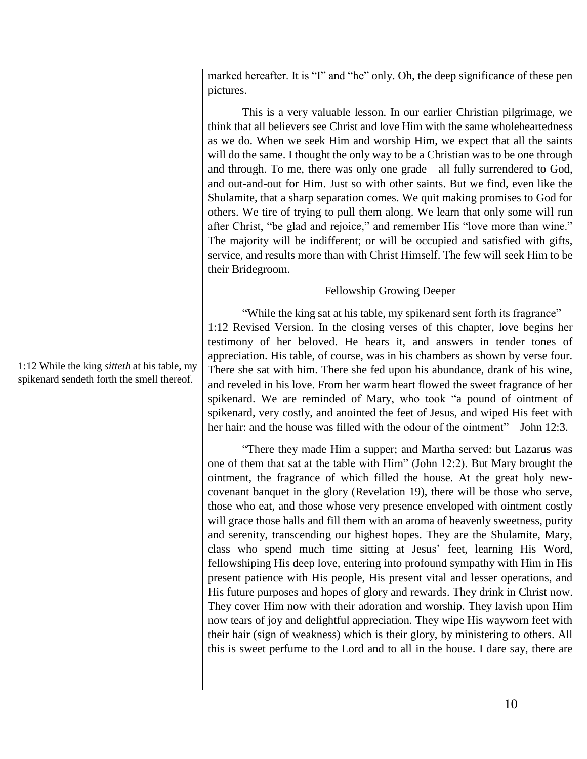marked hereafter. It is "I" and "he" only. Oh, the deep significance of these pen pictures.

This is a very valuable lesson. In our earlier Christian pilgrimage, we think that all believers see Christ and love Him with the same wholeheartedness as we do. When we seek Him and worship Him, we expect that all the saints will do the same. I thought the only way to be a Christian was to be one through and through. To me, there was only one grade—all fully surrendered to God, and out-and-out for Him. Just so with other saints. But we find, even like the Shulamite, that a sharp separation comes. We quit making promises to God for others. We tire of trying to pull them along. We learn that only some will run after Christ, "be glad and rejoice," and remember His "love more than wine." The majority will be indifferent; or will be occupied and satisfied with gifts, service, and results more than with Christ Himself. The few will seek Him to be their Bridegroom.

### Fellowship Growing Deeper

1:12 While the king *sitteth* at his table, my spikenard sendeth forth the smell thereof.

"While the king sat at his table, my spikenard sent forth its fragrance"—1:12 Revised Version. In the closing verses of this chapter, love begins her testimony of her beloved. He hears it, and answers in tender tones of appreciation. His table, of course, was in his chambers as shown by verse four. There she sat with him. There she fed upon his abundance, drank of his wine, and reveled in his love. From her warm heart flowed the sweet fragrance of her spikenard. We are reminded of Mary, who took "a pound of ointment of spikenard, very costly, and anointed the feet of Jesus, and wiped His feet with her hair: and the house was filled with the odour of the ointment"—John 12:3.

"There they made Him a supper; and Martha served: but Lazarus was one of them that sat at the table with Him" (John 12:2). But Mary brought the ointment, the fragrance of which filled the house. At the great holy new-covenant banquet in the glory (Revelation 19), there will be those who serve, those who eat, and those whose very presence enveloped with ointment costly will grace those halls and fill them with an aroma of heavenly sweetness, purity and serenity, transcending our highest hopes. They are the Shulamite, Mary, class who spend much time sitting at Jesus' feet, learning His Word, fellowshiping His deep love, entering into profound sympathy with Him in His present patience with His people, His present vital and lesser operations, and His future purposes and hopes of glory and rewards. They drink in Christ now. They cover Him now with their adoration and worship. They lavish upon Him now tears of joy and delightful appreciation. They wipe His wayworn feet with their hair (sign of weakness) which is their glory, by ministering to others. All this is sweet perfume to the Lord and to all in the house. I dare say, there are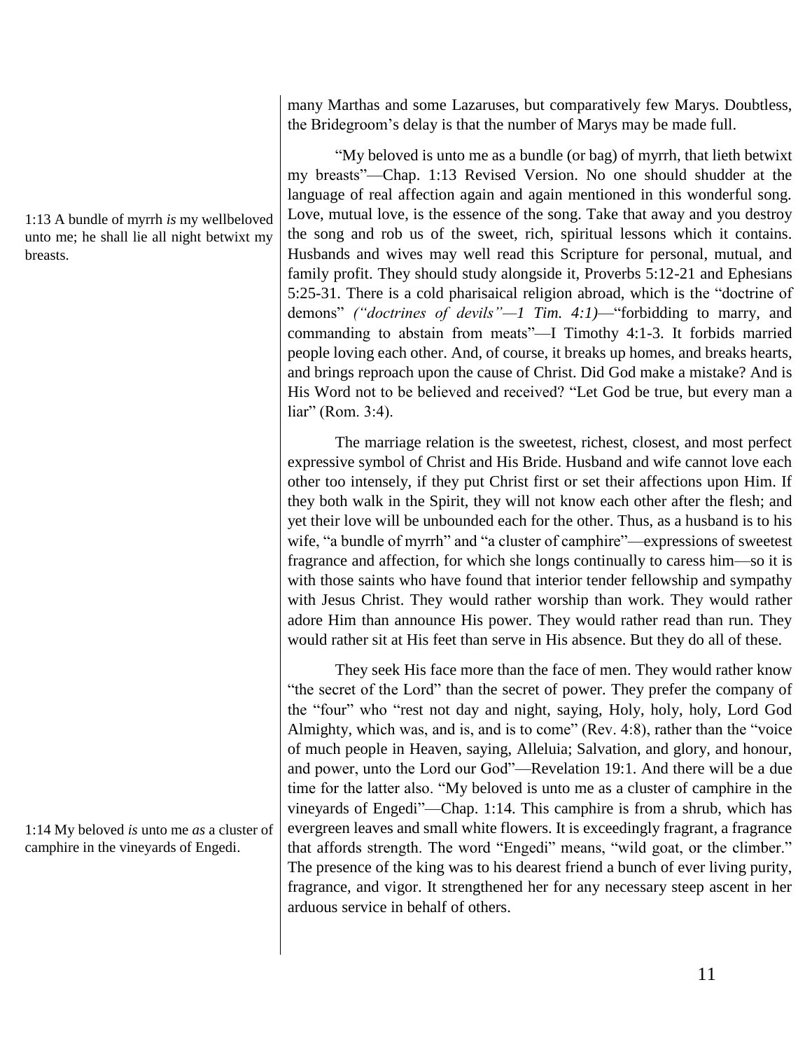many Marthas and some Lazaruses, but comparatively few Marys. Doubtless, the Bridegroom's delay is that the number of Marys may be made full.

1:13 A bundle of myrrh *is* my wellbeloved unto me; he shall lie all night betwixt my breasts.

"My beloved is unto me as a bundle (or bag) of myrrh, that lieth betwixt my breasts"—Chap. 1:13 Revised Version. No one should shudder at the language of real affection again and again mentioned in this wonderful song. Love, mutual love, is the essence of the song. Take that away and you destroy the song and rob us of the sweet, rich, spiritual lessons which it contains. Husbands and wives may well read this Scripture for personal, mutual, and family profit. They should study alongside it, Proverbs 5:12-21 and Ephesians 5:25-31. There is a cold pharisaical religion abroad, which is the "doctrine of demons" *("doctrines of devils"—1 Tim. 4:1)*—"forbidding to marry, and commanding to abstain from meats"—I Timothy 4:1-3. It forbids married people loving each other. And, of course, it breaks up homes, and breaks hearts, and brings reproach upon the cause of Christ. Did God make a mistake? And is His Word not to be believed and received? "Let God be true, but every man a liar" (Rom. 3:4).

The marriage relation is the sweetest, richest, closest, and most perfect expressive symbol of Christ and His Bride. Husband and wife cannot love each other too intensely, if they put Christ first or set their affections upon Him. If they both walk in the Spirit, they will not know each other after the flesh; and yet their love will be unbounded each for the other. Thus, as a husband is to his wife, "a bundle of myrrh" and "a cluster of camphire"—expressions of sweetest fragrance and affection, for which she longs continually to caress him—so it is with those saints who have found that interior tender fellowship and sympathy with Jesus Christ. They would rather worship than work. They would rather adore Him than announce His power. They would rather read than run. They would rather sit at His feet than serve in His absence. But they do all of these.

They seek His face more than the face of men. They would rather know "the secret of the Lord" than the secret of power. They prefer the company of the "four" who "rest not day and night, saying, Holy, holy, holy, Lord God Almighty, which was, and is, and is to come" (Rev. 4:8), rather than the "voice of much people in Heaven, saying, Alleluia; Salvation, and glory, and honour, and power, unto the Lord our God"—Revelation 19:1. And there will be a due time for the latter also. "My beloved is unto me as a cluster of camphire in the vineyards of Engedi"—Chap. 1:14. This camphire is from a shrub, which has evergreen leaves and small white flowers. It is exceedingly fragrant, a fragrance that affords strength. The word "Engedi" means, "wild goat, or the climber." The presence of the king was to his dearest friend a bunch of ever living purity, fragrance, and vigor. It strengthened her for any necessary steep ascent in her arduous service in behalf of others.

1:14 My beloved *is* unto me *as* a cluster of camphire in the vineyards of Engedi.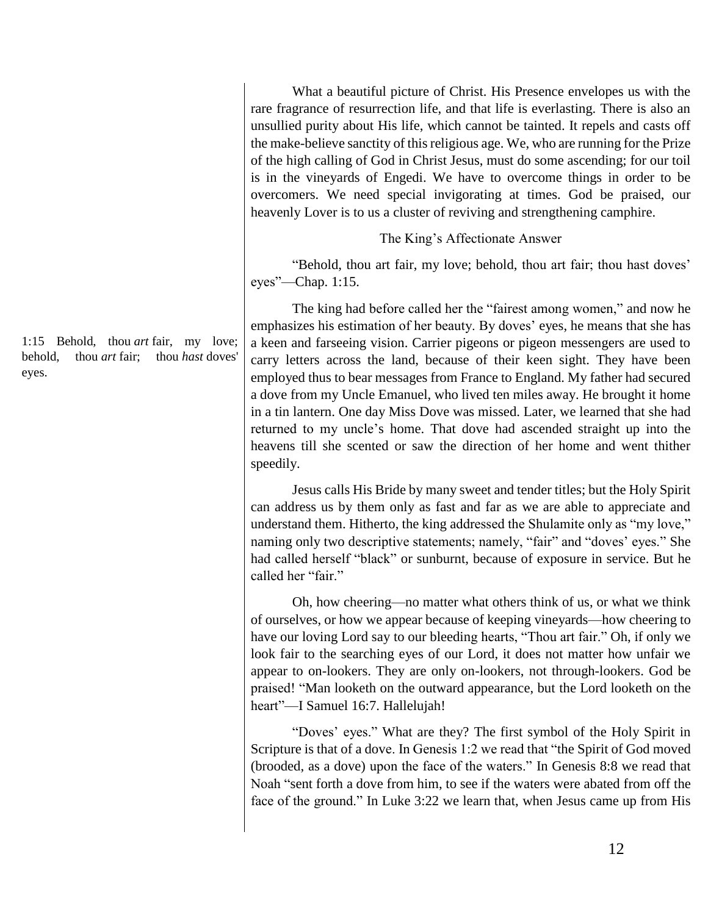What a beautiful picture of Christ. His Presence envelopes us with the rare fragrance of resurrection life, and that life is everlasting. There is also an unsullied purity about His life, which cannot be tainted. It repels and casts off the make-believe sanctity of this religious age. We, who are running for the Prize of the high calling of God in Christ Jesus, must do some ascending; for our toil is in the vineyards of Engedi. We have to overcome things in order to be overcomers. We need special invigorating at times. God be praised, our heavenly Lover is to us a cluster of reviving and strengthening camphire.

### The King's Affectionate Answer

1:15 Behold, thou *art* fair, my love; behold, thou *art* fair; thou *hast* doves' eyes.

"Behold, thou art fair, my love; behold, thou art fair; thou hast doves' eyes"—Chap. 1:15.

The king had before called her the "fairest among women," and now he emphasizes his estimation of her beauty. By doves' eyes, he means that she has a keen and farseeing vision. Carrier pigeons or pigeon messengers are used to carry letters across the land, because of their keen sight. They have been employed thus to bear messages from France to England. My father had secured a dove from my Uncle Emanuel, who lived ten miles away. He brought it home in a tin lantern. One day Miss Dove was missed. Later, we learned that she had returned to my uncle's home. That dove had ascended straight up into the heavens till she scented or saw the direction of her home and went thither speedily.

Jesus calls His Bride by many sweet and tender titles; but the Holy Spirit can address us by them only as fast and far as we are able to appreciate and understand them. Hitherto, the king addressed the Shulamite only as "my love," naming only two descriptive statements; namely, "fair" and "doves' eyes." She had called herself "black" or sunburnt, because of exposure in service. But he called her "fair."

Oh, how cheering—no matter what others think of us, or what we think of ourselves, or how we appear because of keeping vineyards—how cheering to have our loving Lord say to our bleeding hearts, "Thou art fair." Oh, if only we look fair to the searching eyes of our Lord, it does not matter how unfair we appear to on-lookers. They are only on-lookers, not through-lookers. God be praised! "Man looketh on the outward appearance, but the Lord looketh on the heart"—I Samuel 16:7. Hallelujah!

"Doves' eyes." What are they? The first symbol of the Holy Spirit in Scripture is that of a dove. In Genesis 1:2 we read that "the Spirit of God moved (brooded, as a dove) upon the face of the waters." In Genesis 8:8 we read that Noah "sent forth a dove from him, to see if the waters were abated from off the face of the ground." In Luke 3:22 we learn that, when Jesus came up from His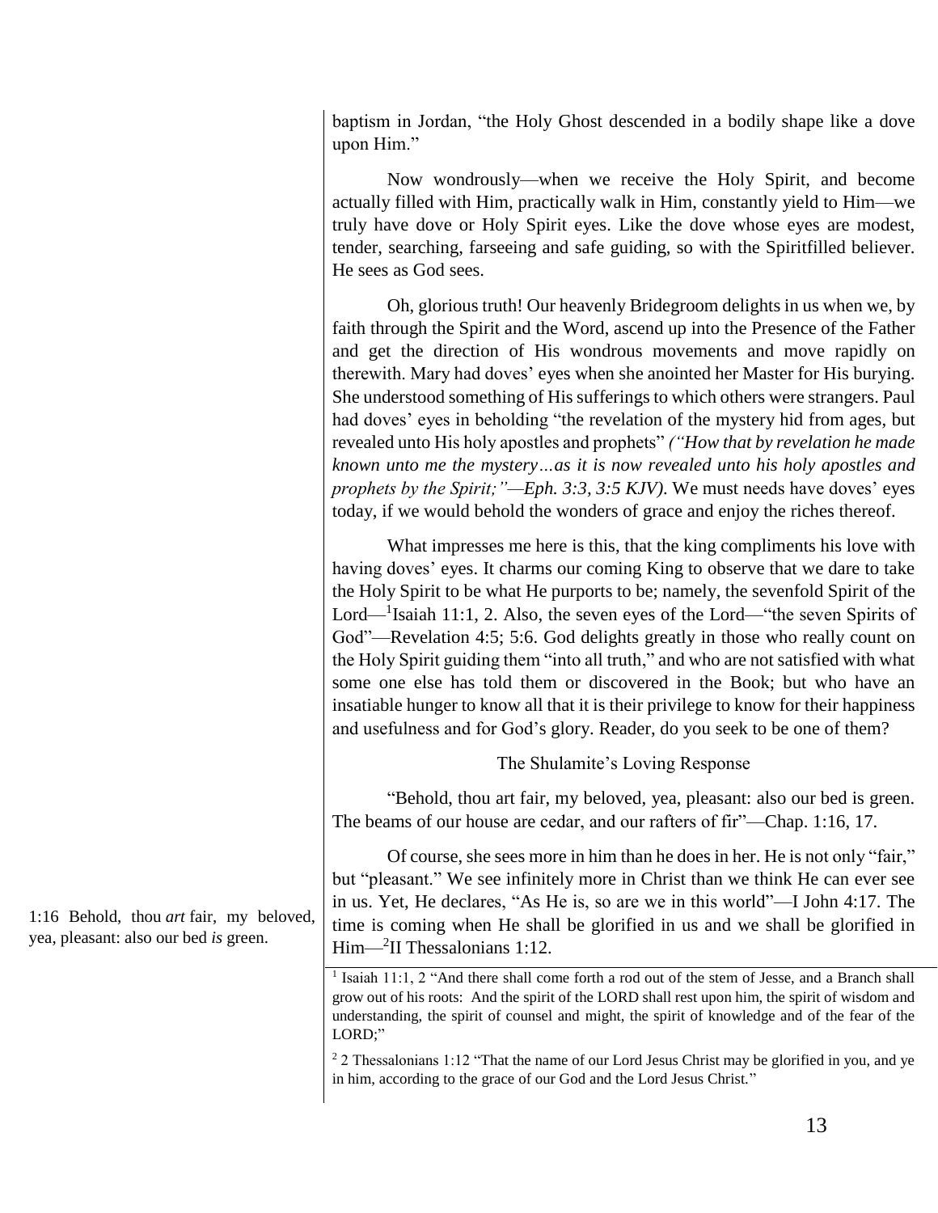baptism in Jordan, "the Holy Ghost descended in a bodily shape like a dove upon Him."

Now wondrously—when we receive the Holy Spirit, and become actually filled with Him, practically walk in Him, constantly yield to Him—we truly have dove or Holy Spirit eyes. Like the dove whose eyes are modest, tender, searching, farseeing and safe guiding, so with the Spiritfilled believer. He sees as God sees.

Oh, glorious truth! Our heavenly Bridegroom delights in us when we, by faith through the Spirit and the Word, ascend up into the Presence of the Father and get the direction of His wondrous movements and move rapidly on therewith. Mary had doves' eyes when she anointed her Master for His burying. She understood something of His sufferings to which others were strangers. Paul had doves' eyes in beholding "the revelation of the mystery hid from ages, but revealed unto His holy apostles and prophets" *("How that by revelation he made known unto me the mystery…as it is now revealed unto his holy apostles and prophets by the Spirit;"—Eph. 3:3, 3:5 KJV)*. We must needs have doves' eyes today, if we would behold the wonders of grace and enjoy the riches thereof.

What impresses me here is this, that the king compliments his love with having doves' eyes. It charms our coming King to observe that we dare to take the Holy Spirit to be what He purports to be; namely, the sevenfold Spirit of the Lord—[1]Isaiah 11:1, 2. Also, the seven eyes of the Lord—"the seven Spirits of God"—Revelation 4:5; 5:6. God delights greatly in those who really count on the Holy Spirit guiding them "into all truth," and who are not satisfied with what some one else has told them or discovered in the Book; but who have an insatiable hunger to know all that it is their privilege to know for their happiness and usefulness and for God's glory. Reader, do you seek to be one of them?

### The Shulamite's Loving Response

"Behold, thou art fair, my beloved, yea, pleasant: also our bed is green. The beams of our house are cedar, and our rafters of fir"—Chap. 1:16, 17.

1:16 Behold, thou *art* fair, my beloved, yea, pleasant: also our bed *is* green.

Of course, she sees more in him than he does in her. He is not only "fair," but "pleasant." We see infinitely more in Christ than we think He can ever see in us. Yet, He declares, "As He is, so are we in this world"—I John 4:17. The time is coming when He shall be glorified in us and we shall be glorified in Him—[2]II Thessalonians 1:12.

---

[1] Isaiah 11:1, 2 "And there shall come forth a rod out of the stem of Jesse, and a Branch shall grow out of his roots: And the spirit of the LORD shall rest upon him, the spirit of wisdom and understanding, the spirit of counsel and might, the spirit of knowledge and of the fear of the LORD;"

[2] 2 Thessalonians 1:12 "That the name of our Lord Jesus Christ may be glorified in you, and ye in him, according to the grace of our God and the Lord Jesus Christ."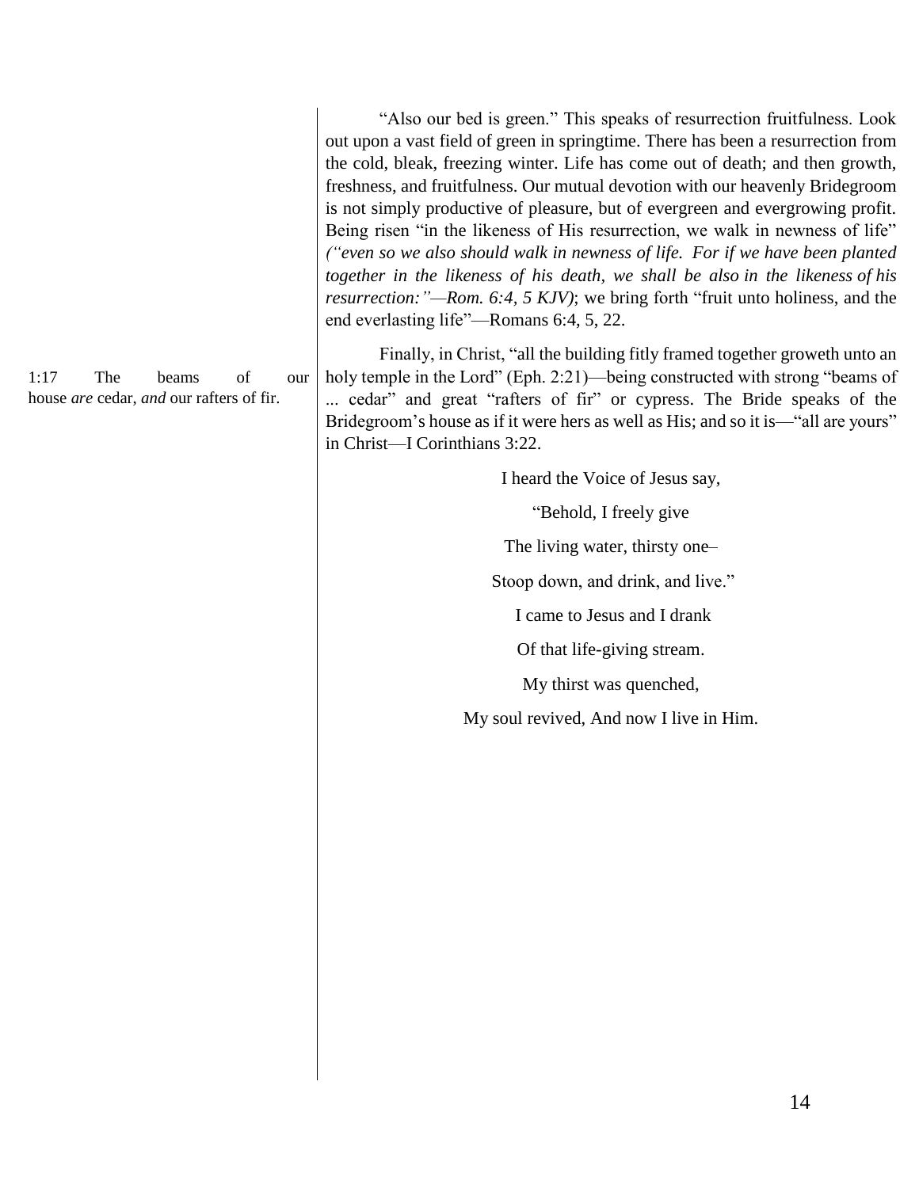"Also our bed is green." This speaks of resurrection fruitfulness. Look out upon a vast field of green in springtime. There has been a resurrection from the cold, bleak, freezing winter. Life has come out of death; and then growth, freshness, and fruitfulness. Our mutual devotion with our heavenly Bridegroom is not simply productive of pleasure, but of evergreen and evergrowing profit. Being risen "in the likeness of His resurrection, we walk in newness of life" *("even so we also should walk in newness of life. For if we have been planted together in the likeness of his death, we shall be also in the likeness of his resurrection:"—Rom. 6:4, 5 KJV)*; we bring forth "fruit unto holiness, and the end everlasting life"—Romans 6:4, 5, 22.

1:17 The beams of our house *are* cedar, *and* our rafters of fir.

Finally, in Christ, "all the building fitly framed together groweth unto an holy temple in the Lord" (Eph. 2:21)—being constructed with strong "beams of ... cedar" and great "rafters of fir" or cypress. The Bride speaks of the Bridegroom's house as if it were hers as well as His; and so it is—"all are yours" in Christ—I Corinthians 3:22.

I heard the Voice of Jesus say,

"Behold, I freely give

The living water, thirsty one–

Stoop down, and drink, and live."

I came to Jesus and I drank

Of that life-giving stream.

My thirst was quenched,

My soul revived, And now I live in Him.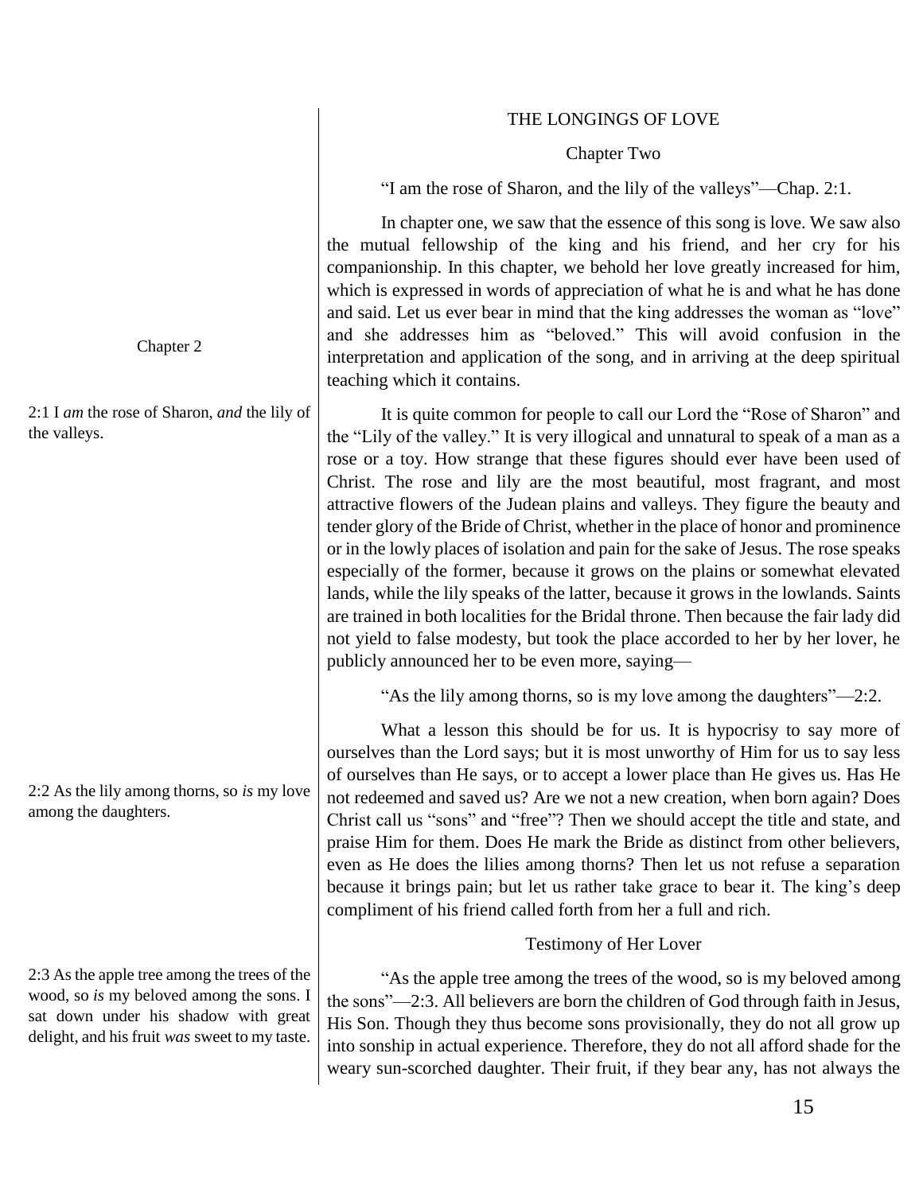## THE LONGINGS OF LOVE

### Chapter Two

"I am the rose of Sharon, and the lily of the valleys"—Chap. 2:1.

In chapter one, we saw that the essence of this song is love. We saw also the mutual fellowship of the king and his friend, and her cry for his companionship. In this chapter, we behold her love greatly increased for him, which is expressed in words of appreciation of what he is and what he has done and said. Let us ever bear in mind that the king addresses the woman as "love" and she addresses him as "beloved." This will avoid confusion in the interpretation and application of the song, and in arriving at the deep spiritual teaching which it contains.

Chapter 2

2:1 I *am* the rose of Sharon, *and* the lily of the valleys.

It is quite common for people to call our Lord the "Rose of Sharon" and the "Lily of the valley." It is very illogical and unnatural to speak of a man as a rose or a toy. How strange that these figures should ever have been used of Christ. The rose and lily are the most beautiful, most fragrant, and most attractive flowers of the Judean plains and valleys. They figure the beauty and tender glory of the Bride of Christ, whether in the place of honor and prominence or in the lowly places of isolation and pain for the sake of Jesus. The rose speaks especially of the former, because it grows on the plains or somewhat elevated lands, while the lily speaks of the latter, because it grows in the lowlands. Saints are trained in both localities for the Bridal throne. Then because the fair lady did not yield to false modesty, but took the place accorded to her by her lover, he publicly announced her to be even more, saying—

"As the lily among thorns, so is my love among the daughters"—2:2.

2:2 As the lily among thorns, so *is* my love among the daughters.

What a lesson this should be for us. It is hypocrisy to say more of ourselves than the Lord says; but it is most unworthy of Him for us to say less of ourselves than He says, or to accept a lower place than He gives us. Has He not redeemed and saved us? Are we not a new creation, when born again? Does Christ call us "sons" and "free"? Then we should accept the title and state, and praise Him for them. Does He mark the Bride as distinct from other believers, even as He does the lilies among thorns? Then let us not refuse a separation because it brings pain; but let us rather take grace to bear it. The king's deep compliment of his friend called forth from her a full and rich.

### Testimony of Her Lover

2:3 As the apple tree among the trees of the wood, so *is* my beloved among the sons. I sat down under his shadow with great delight, and his fruit *was* sweet to my taste.

"As the apple tree among the trees of the wood, so is my beloved among the sons"—2:3. All believers are born the children of God through faith in Jesus, His Son. Though they thus become sons provisionally, they do not all grow up into sonship in actual experience. Therefore, they do not all afford shade for the weary sun-scorched daughter. Their fruit, if they bear any, has not always the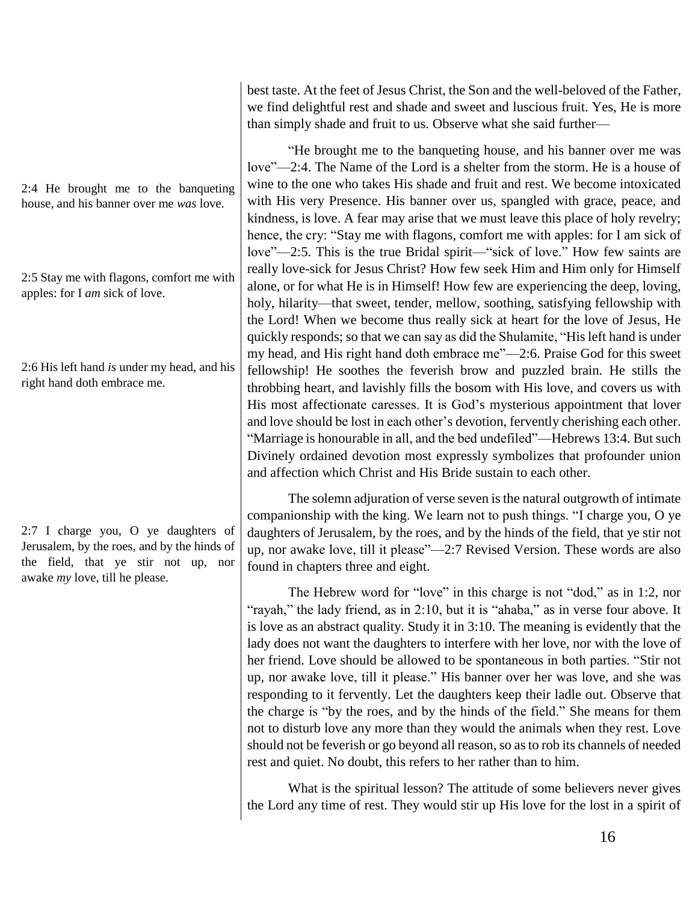best taste. At the feet of Jesus Christ, the Son and the well-beloved of the Father, we find delightful rest and shade and sweet and luscious fruit. Yes, He is more than simply shade and fruit to us. Observe what she said further—

2:4 He brought me to the banqueting house, and his banner over me *was* love.

"He brought me to the banqueting house, and his banner over me was love"—2:4. The Name of the Lord is a shelter from the storm. He is a house of wine to the one who takes His shade and fruit and rest. We become intoxicated with His very Presence. His banner over us, spangled with grace, peace, and kindness, is love. A fear may arise that we must leave this place of holy revelry; hence, the cry: "Stay me with flagons, comfort me with apples: for I am sick of love"—2:5. This is the true Bridal spirit—"sick of love." How few saints are really love-sick for Jesus Christ? How few seek Him and Him only for Himself alone, or for what He is in Himself! How few are experiencing the deep, loving, holy, hilarity—that sweet, tender, mellow, soothing, satisfying fellowship with the Lord! When we become thus really sick at heart for the love of Jesus, He quickly responds; so that we can say as did the Shulamite, "His left hand is under my head, and His right hand doth embrace me"—2:6. Praise God for this sweet fellowship! He soothes the feverish brow and puzzled brain. He stills the throbbing heart, and lavishly fills the bosom with His love, and covers us with His most affectionate caresses. It is God's mysterious appointment that lover and love should be lost in each other's devotion, fervently cherishing each other. "Marriage is honourable in all, and the bed undefiled"—Hebrews 13:4. But such Divinely ordained devotion most expressly symbolizes that profounder union and affection which Christ and His Bride sustain to each other.

2:5 Stay me with flagons, comfort me with apples: for I *am* sick of love.

2:6 His left hand *is* under my head, and his right hand doth embrace me.

2:7 I charge you, O ye daughters of Jerusalem, by the roes, and by the hinds of the field, that ye stir not up, nor awake *my* love, till he please.

The solemn adjuration of verse seven is the natural outgrowth of intimate companionship with the king. We learn not to push things. "I charge you, O ye daughters of Jerusalem, by the roes, and by the hinds of the field, that ye stir not up, nor awake love, till it please"—2:7 Revised Version. These words are also found in chapters three and eight.

The Hebrew word for "love" in this charge is not "dod," as in 1:2, nor "rayah," the lady friend, as in 2:10, but it is "ahaba," as in verse four above. It is love as an abstract quality. Study it in 3:10. The meaning is evidently that the lady does not want the daughters to interfere with her love, nor with the love of her friend. Love should be allowed to be spontaneous in both parties. "Stir not up, nor awake love, till it please." His banner over her was love, and she was responding to it fervently. Let the daughters keep their ladle out. Observe that the charge is "by the roes, and by the hinds of the field." She means for them not to disturb love any more than they would the animals when they rest. Love should not be feverish or go beyond all reason, so as to rob its channels of needed rest and quiet. No doubt, this refers to her rather than to him.

What is the spiritual lesson? The attitude of some believers never gives the Lord any time of rest. They would stir up His love for the lost in a spirit of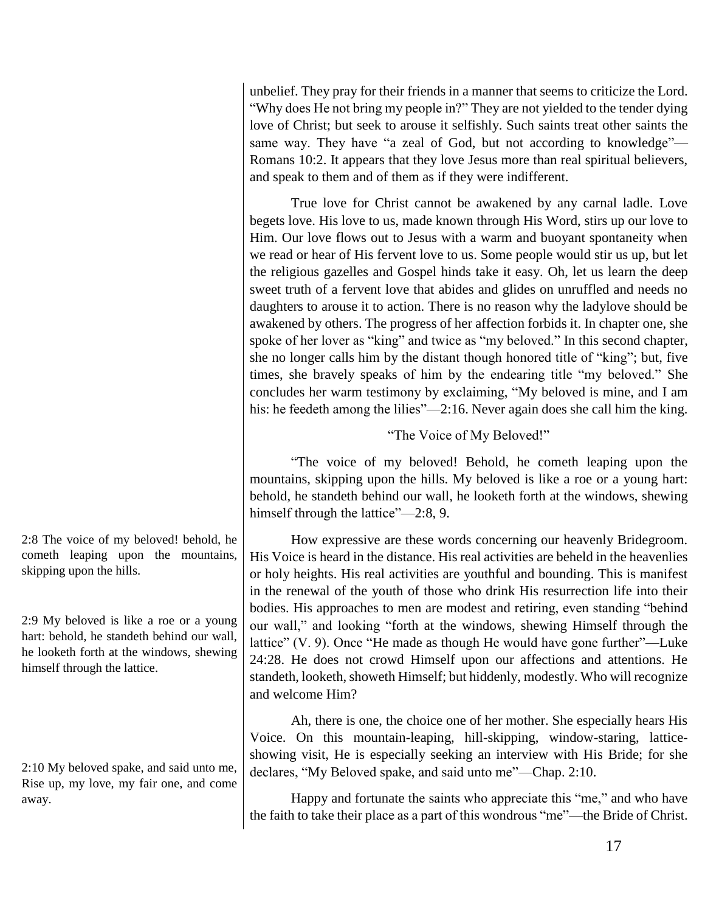unbelief. They pray for their friends in a manner that seems to criticize the Lord. "Why does He not bring my people in?" They are not yielded to the tender dying love of Christ; but seek to arouse it selfishly. Such saints treat other saints the same way. They have "a zeal of God, but not according to knowledge"—Romans 10:2. It appears that they love Jesus more than real spiritual believers, and speak to them and of them as if they were indifferent.

True love for Christ cannot be awakened by any carnal ladle. Love begets love. His love to us, made known through His Word, stirs up our love to Him. Our love flows out to Jesus with a warm and buoyant spontaneity when we read or hear of His fervent love to us. Some people would stir us up, but let the religious gazelles and Gospel hinds take it easy. Oh, let us learn the deep sweet truth of a fervent love that abides and glides on unruffled and needs no daughters to arouse it to action. There is no reason why the ladylove should be awakened by others. The progress of her affection forbids it. In chapter one, she spoke of her lover as "king" and twice as "my beloved." In this second chapter, she no longer calls him by the distant though honored title of "king"; but, five times, she bravely speaks of him by the endearing title "my beloved." She concludes her warm testimony by exclaiming, "My beloved is mine, and I am his: he feedeth among the lilies"—2:16. Never again does she call him the king.

## "The Voice of My Beloved!"

"The voice of my beloved! Behold, he cometh leaping upon the mountains, skipping upon the hills. My beloved is like a roe or a young hart: behold, he standeth behind our wall, he looketh forth at the windows, shewing himself through the lattice"—2:8, 9.

2:8 The voice of my beloved! behold, he cometh leaping upon the mountains, skipping upon the hills.

2:9 My beloved is like a roe or a young hart: behold, he standeth behind our wall, he looketh forth at the windows, shewing himself through the lattice.

How expressive are these words concerning our heavenly Bridegroom. His Voice is heard in the distance. His real activities are beheld in the heavenlies or holy heights. His real activities are youthful and bounding. This is manifest in the renewal of the youth of those who drink His resurrection life into their bodies. His approaches to men are modest and retiring, even standing "behind our wall," and looking "forth at the windows, shewing Himself through the lattice" (V. 9). Once "He made as though He would have gone further"—Luke 24:28. He does not crowd Himself upon our affections and attentions. He standeth, looketh, showeth Himself; but hiddenly, modestly. Who will recognize and welcome Him?

2:10 My beloved spake, and said unto me, Rise up, my love, my fair one, and come away.

Ah, there is one, the choice one of her mother. She especially hears His Voice. On this mountain-leaping, hill-skipping, window-staring, lattice-showing visit, He is especially seeking an interview with His Bride; for she declares, "My Beloved spake, and said unto me"—Chap. 2:10.

Happy and fortunate the saints who appreciate this "me," and who have the faith to take their place as a part of this wondrous "me"—the Bride of Christ.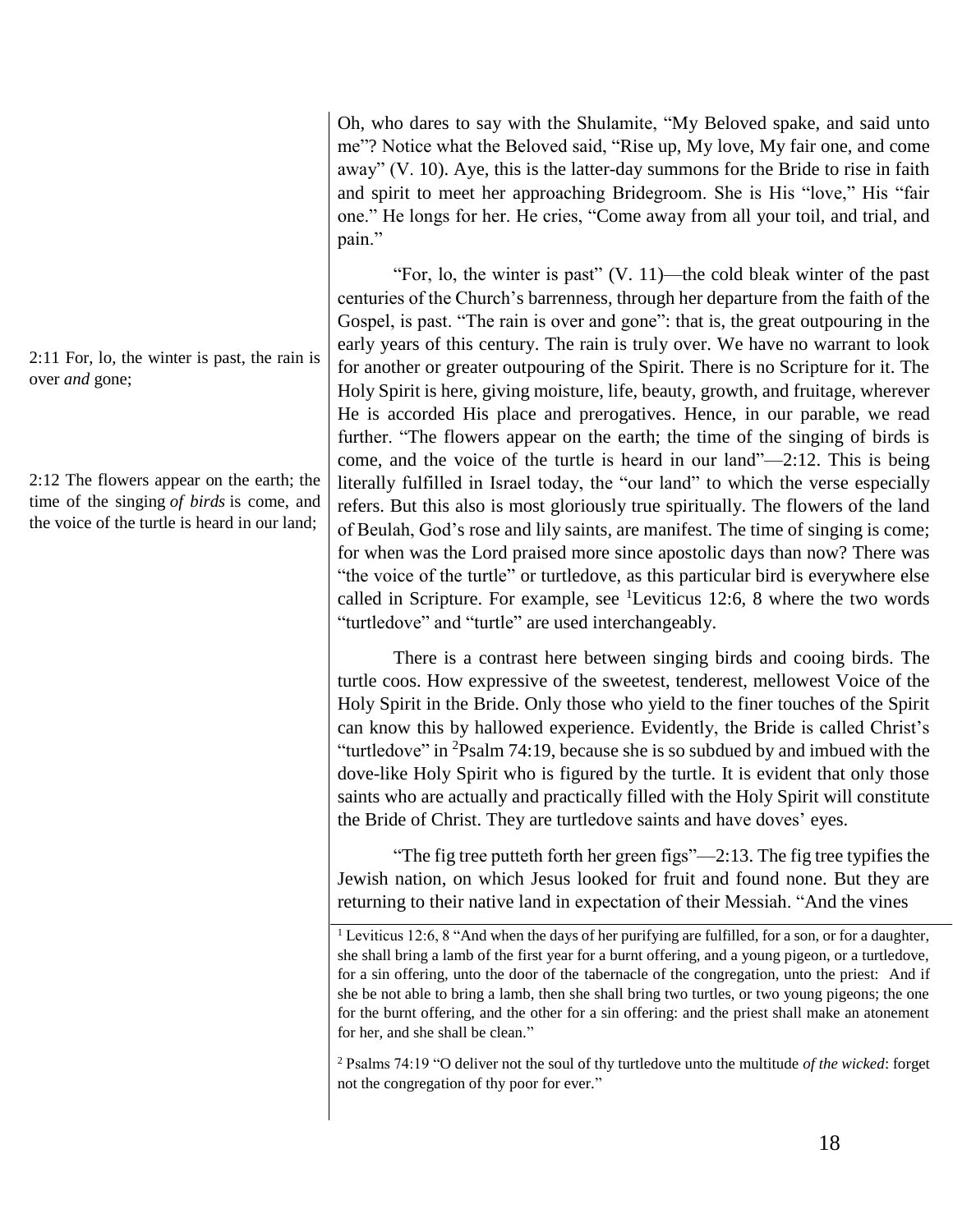Oh, who dares to say with the Shulamite, "My Beloved spake, and said unto me"? Notice what the Beloved said, "Rise up, My love, My fair one, and come away" (V. 10). Aye, this is the latter-day summons for the Bride to rise in faith and spirit to meet her approaching Bridegroom. She is His "love," His "fair one." He longs for her. He cries, "Come away from all your toil, and trial, and pain."

2:11 For, lo, the winter is past, the rain is over *and* gone;

"For, lo, the winter is past" (V. 11)—the cold bleak winter of the past centuries of the Church's barrenness, through her departure from the faith of the Gospel, is past. "The rain is over and gone": that is, the great outpouring in the early years of this century. The rain is truly over. We have no warrant to look for another or greater outpouring of the Spirit. There is no Scripture for it. The Holy Spirit is here, giving moisture, life, beauty, growth, and fruitage, wherever He is accorded His place and prerogatives. Hence, in our parable, we read further. "The flowers appear on the earth; the time of the singing of birds is come, and the voice of the turtle is heard in our land"—2:12. This is being literally fulfilled in Israel today, the "our land" to which the verse especially refers. But this also is most gloriously true spiritually. The flowers of the land of Beulah, God's rose and lily saints, are manifest. The time of singing is come; for when was the Lord praised more since apostolic days than now? There was "the voice of the turtle" or turtledove, as this particular bird is everywhere else called in Scripture. For example, see [1]Leviticus 12:6, 8 where the two words "turtledove" and "turtle" are used interchangeably.

2:12 The flowers appear on the earth; the time of the singing *of birds* is come, and the voice of the turtle is heard in our land;

There is a contrast here between singing birds and cooing birds. The turtle coos. How expressive of the sweetest, tenderest, mellowest Voice of the Holy Spirit in the Bride. Only those who yield to the finer touches of the Spirit can know this by hallowed experience. Evidently, the Bride is called Christ's "turtledove" in [2]Psalm 74:19, because she is so subdued by and imbued with the dove-like Holy Spirit who is figured by the turtle. It is evident that only those saints who are actually and practically filled with the Holy Spirit will constitute the Bride of Christ. They are turtledove saints and have doves' eyes.

"The fig tree putteth forth her green figs"—2:13. The fig tree typifies the Jewish nation, on which Jesus looked for fruit and found none. But they are returning to their native land in expectation of their Messiah. "And the vines

---

[1] Leviticus 12:6, 8 "And when the days of her purifying are fulfilled, for a son, or for a daughter, she shall bring a lamb of the first year for a burnt offering, and a young pigeon, or a turtledove, for a sin offering, unto the door of the tabernacle of the congregation, unto the priest: And if she be not able to bring a lamb, then she shall bring two turtles, or two young pigeons; the one for the burnt offering, and the other for a sin offering: and the priest shall make an atonement for her, and she shall be clean."

[2] Psalms 74:19 "O deliver not the soul of thy turtledove unto the multitude *of the wicked*: forget not the congregation of thy poor for ever."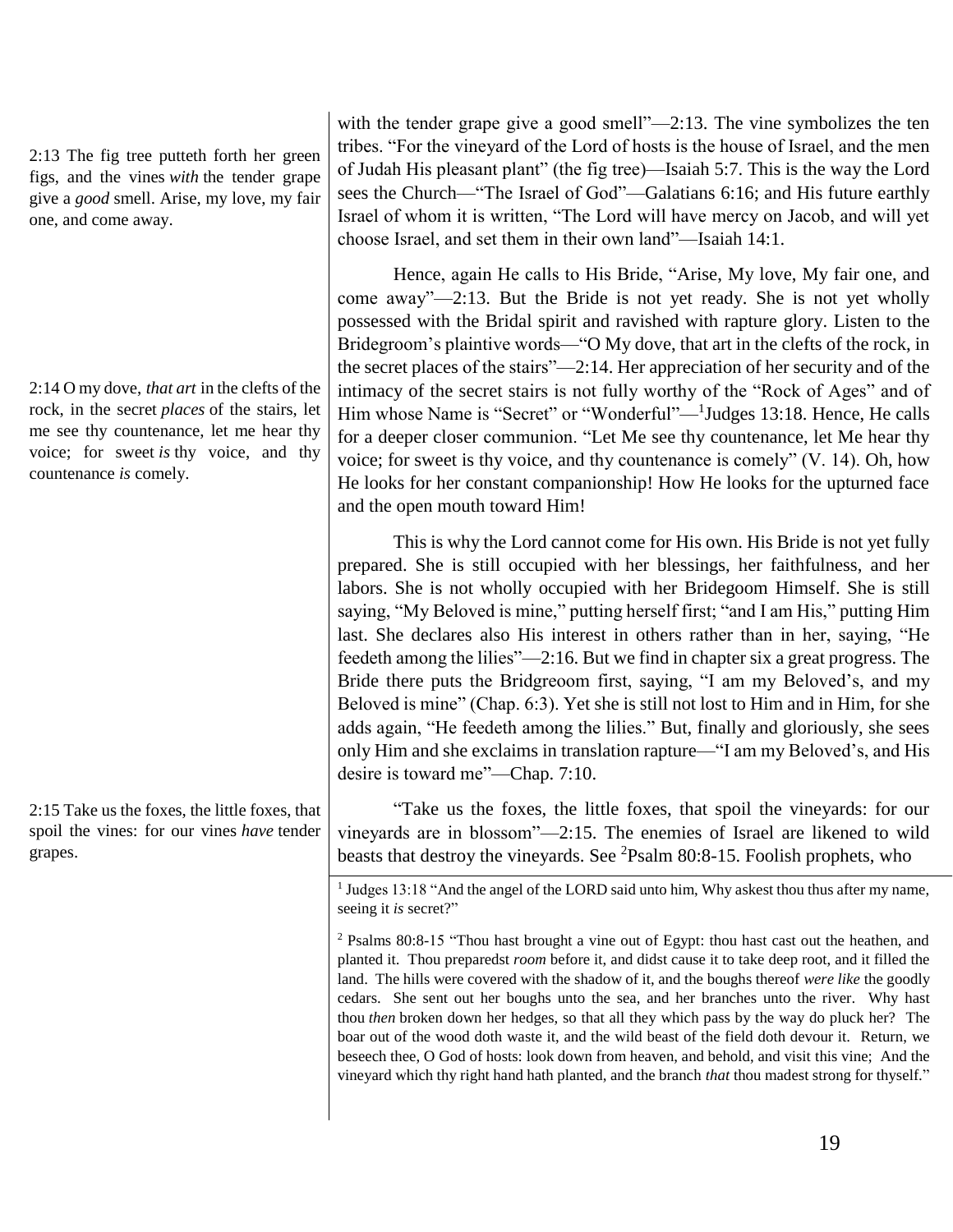2:13 The fig tree putteth forth her green figs, and the vines *with* the tender grape give a *good* smell. Arise, my love, my fair one, and come away.

with the tender grape give a good smell"—2:13. The vine symbolizes the ten tribes. "For the vineyard of the Lord of hosts is the house of Israel, and the men of Judah His pleasant plant" (the fig tree)—Isaiah 5:7. This is the way the Lord sees the Church—"The Israel of God"—Galatians 6:16; and His future earthly Israel of whom it is written, "The Lord will have mercy on Jacob, and will yet choose Israel, and set them in their own land"—Isaiah 14:1.

2:14 O my dove, *that art* in the clefts of the rock, in the secret *places* of the stairs, let me see thy countenance, let me hear thy voice; for sweet *is* thy voice, and thy countenance *is* comely.

Hence, again He calls to His Bride, "Arise, My love, My fair one, and come away"—2:13. But the Bride is not yet ready. She is not yet wholly possessed with the Bridal spirit and ravished with rapture glory. Listen to the Bridegroom's plaintive words—"O My dove, that art in the clefts of the rock, in the secret places of the stairs"—2:14. Her appreciation of her security and of the intimacy of the secret stairs is not fully worthy of the "Rock of Ages" and of Him whose Name is "Secret" or "Wonderful"—[1]Judges 13:18. Hence, He calls for a deeper closer communion. "Let Me see thy countenance, let Me hear thy voice; for sweet is thy voice, and thy countenance is comely" (V. 14). Oh, how He looks for her constant companionship! How He looks for the upturned face and the open mouth toward Him!

This is why the Lord cannot come for His own. His Bride is not yet fully prepared. She is still occupied with her blessings, her faithfulness, and her labors. She is not wholly occupied with her Bridegoom Himself. She is still saying, "My Beloved is mine," putting herself first; "and I am His," putting Him last. She declares also His interest in others rather than in her, saying, "He feedeth among the lilies"—2:16. But we find in chapter six a great progress. The Bride there puts the Bridgreoom first, saying, "I am my Beloved's, and my Beloved is mine" (Chap. 6:3). Yet she is still not lost to Him and in Him, for she adds again, "He feedeth among the lilies." But, finally and gloriously, she sees only Him and she exclaims in translation rapture—"I am my Beloved's, and His desire is toward me"—Chap. 7:10.

2:15 Take us the foxes, the little foxes, that spoil the vines: for our vines *have* tender grapes.

"Take us the foxes, the little foxes, that spoil the vineyards: for our vineyards are in blossom"—2:15. The enemies of Israel are likened to wild beasts that destroy the vineyards. See [2]Psalm 80:8-15. Foolish prophets, who

[1] Judges 13:18 "And the angel of the LORD said unto him, Why askest thou thus after my name, seeing it *is* secret?"

[2] Psalms 80:8-15 "Thou hast brought a vine out of Egypt: thou hast cast out the heathen, and planted it. Thou preparedst *room* before it, and didst cause it to take deep root, and it filled the land. The hills were covered with the shadow of it, and the boughs thereof *were like* the goodly cedars. She sent out her boughs unto the sea, and her branches unto the river. Why hast thou *then* broken down her hedges, so that all they which pass by the way do pluck her? The boar out of the wood doth waste it, and the wild beast of the field doth devour it. Return, we beseech thee, O God of hosts: look down from heaven, and behold, and visit this vine; And the vineyard which thy right hand hath planted, and the branch *that* thou madest strong for thyself."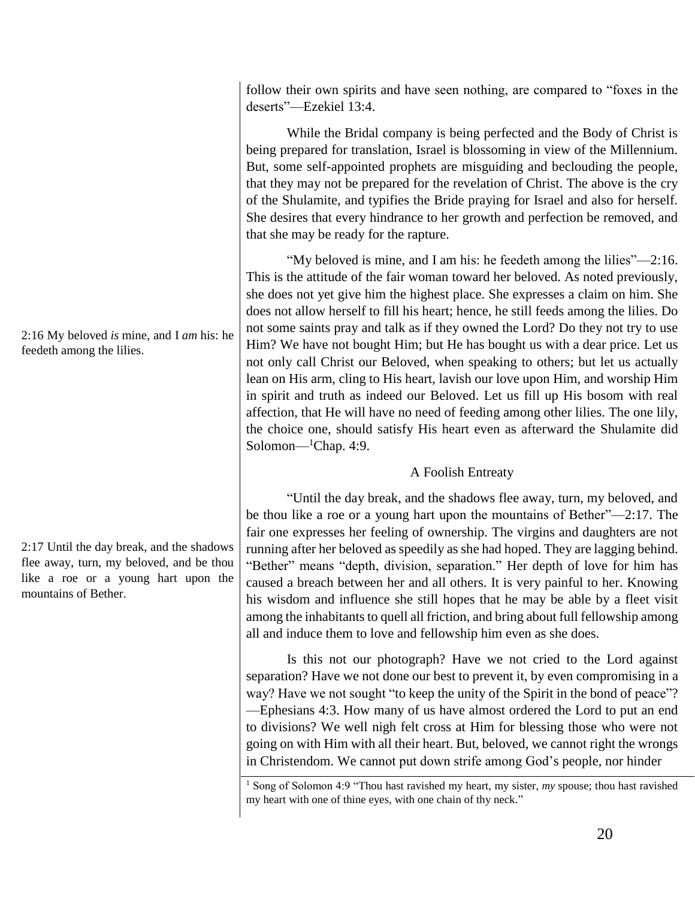follow their own spirits and have seen nothing, are compared to "foxes in the deserts"—Ezekiel 13:4.

While the Bridal company is being perfected and the Body of Christ is being prepared for translation, Israel is blossoming in view of the Millennium. But, some self-appointed prophets are misguiding and beclouding the people, that they may not be prepared for the revelation of Christ. The above is the cry of the Shulamite, and typifies the Bride praying for Israel and also for herself. She desires that every hindrance to her growth and perfection be removed, and that she may be ready for the rapture.

2:16 My beloved *is* mine, and I *am* his: he feedeth among the lilies.

"My beloved is mine, and I am his: he feedeth among the lilies"—2:16. This is the attitude of the fair woman toward her beloved. As noted previously, she does not yet give him the highest place. She expresses a claim on him. She does not allow herself to fill his heart; hence, he still feeds among the lilies. Do not some saints pray and talk as if they owned the Lord? Do they not try to use Him? We have not bought Him; but He has bought us with a dear price. Let us not only call Christ our Beloved, when speaking to others; but let us actually lean on His arm, cling to His heart, lavish our love upon Him, and worship Him in spirit and truth as indeed our Beloved. Let us fill up His bosom with real affection, that He will have no need of feeding among other lilies. The one lily, the choice one, should satisfy His heart even as afterward the Shulamite did Solomon—[1]Chap. 4:9.

### A Foolish Entreaty

2:17 Until the day break, and the shadows flee away, turn, my beloved, and be thou like a roe or a young hart upon the mountains of Bether.

"Until the day break, and the shadows flee away, turn, my beloved, and be thou like a roe or a young hart upon the mountains of Bether"—2:17. The fair one expresses her feeling of ownership. The virgins and daughters are not running after her beloved as speedily as she had hoped. They are lagging behind. "Bether" means "depth, division, separation." Her depth of love for him has caused a breach between her and all others. It is very painful to her. Knowing his wisdom and influence she still hopes that he may be able by a fleet visit among the inhabitants to quell all friction, and bring about full fellowship among all and induce them to love and fellowship him even as she does.

Is this not our photograph? Have we not cried to the Lord against separation? Have we not done our best to prevent it, by even compromising in a way? Have we not sought "to keep the unity of the Spirit in the bond of peace"? —Ephesians 4:3. How many of us have almost ordered the Lord to put an end to divisions? We well nigh felt cross at Him for blessing those who were not going on with Him with all their heart. But, beloved, we cannot right the wrongs in Christendom. We cannot put down strife among God's people, nor hinder

[1] Song of Solomon 4:9 "Thou hast ravished my heart, my sister, *my* spouse; thou hast ravished my heart with one of thine eyes, with one chain of thy neck."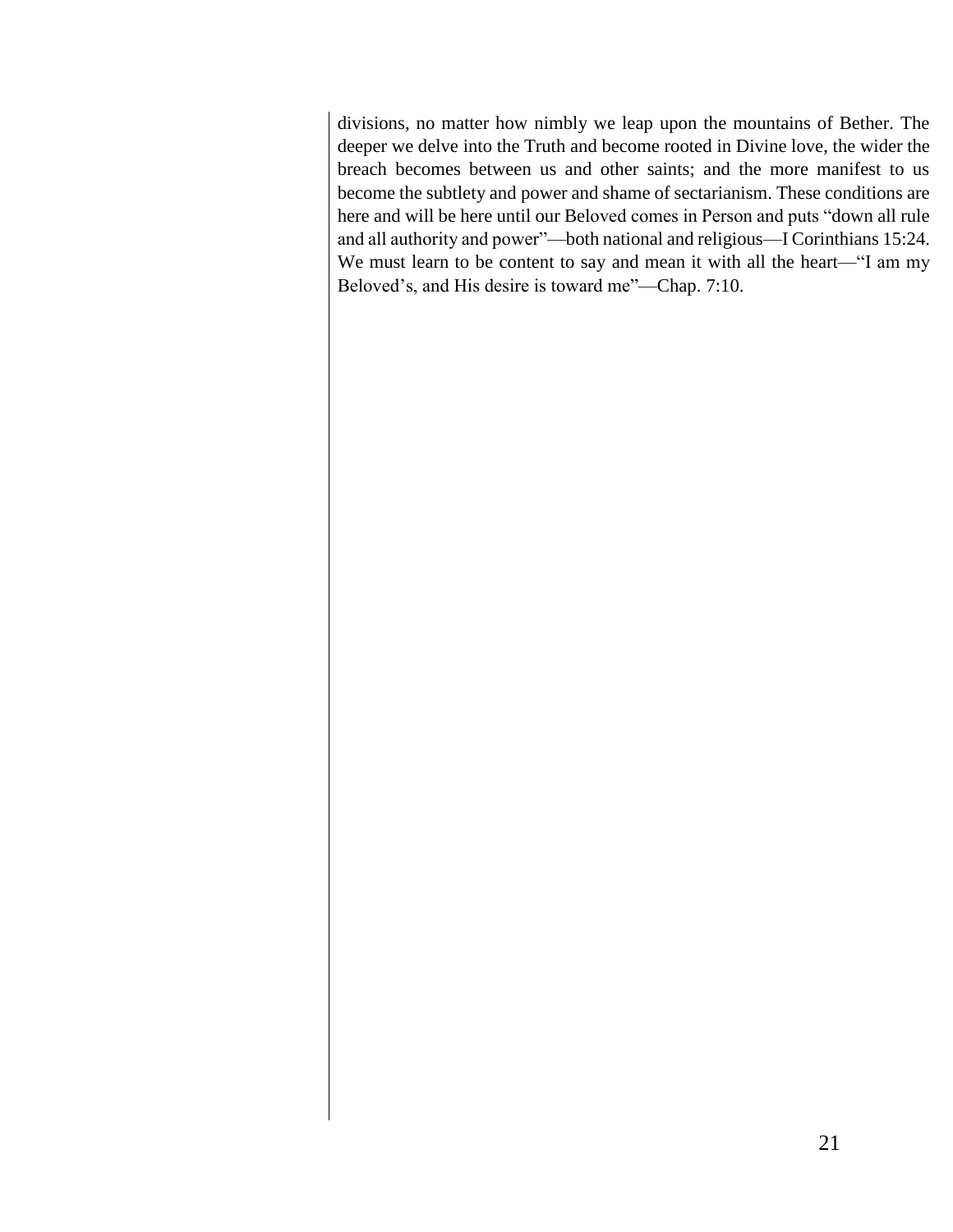divisions, no matter how nimbly we leap upon the mountains of Bether. The deeper we delve into the Truth and become rooted in Divine love, the wider the breach becomes between us and other saints; and the more manifest to us become the subtlety and power and shame of sectarianism. These conditions are here and will be here until our Beloved comes in Person and puts "down all rule and all authority and power"—both national and religious—I Corinthians 15:24. We must learn to be content to say and mean it with all the heart—"I am my Beloved's, and His desire is toward me"—Chap. 7:10.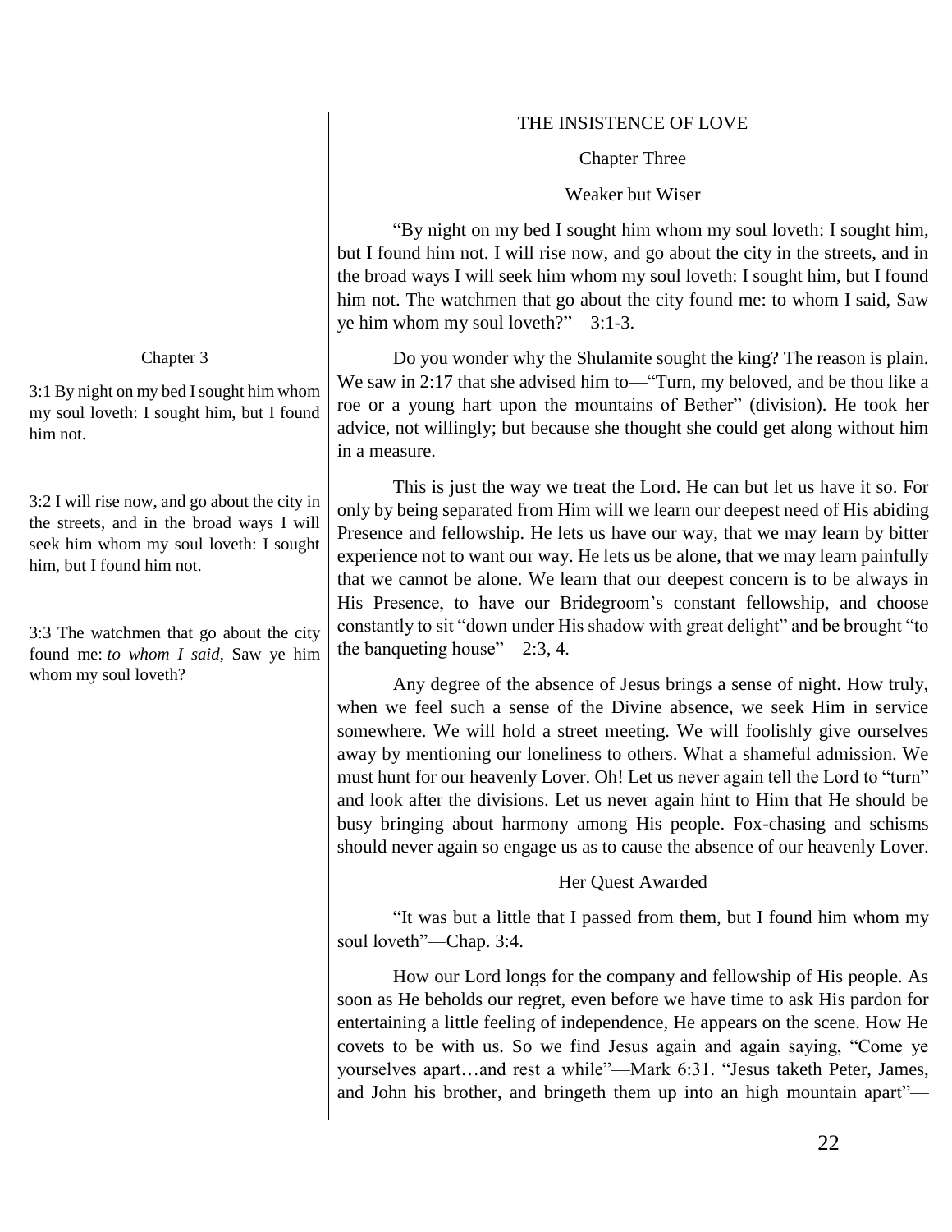## THE INSISTENCE OF LOVE

### Chapter Three

#### Weaker but Wiser

"By night on my bed I sought him whom my soul loveth: I sought him, but I found him not. I will rise now, and go about the city in the streets, and in the broad ways I will seek him whom my soul loveth: I sought him, but I found him not. The watchmen that go about the city found me: to whom I said, Saw ye him whom my soul loveth?"—3:1-3.

> Chapter 3
>
> 3:1 By night on my bed I sought him whom my soul loveth: I sought him, but I found him not.
>
> 3:2 I will rise now, and go about the city in the streets, and in the broad ways I will seek him whom my soul loveth: I sought him, but I found him not.
>
> 3:3 The watchmen that go about the city found me: *to whom I said*, Saw ye him whom my soul loveth?

Do you wonder why the Shulamite sought the king? The reason is plain. We saw in 2:17 that she advised him to—"Turn, my beloved, and be thou like a roe or a young hart upon the mountains of Bether" (division). He took her advice, not willingly; but because she thought she could get along without him in a measure.

This is just the way we treat the Lord. He can but let us have it so. For only by being separated from Him will we learn our deepest need of His abiding Presence and fellowship. He lets us have our way, that we may learn by bitter experience not to want our way. He lets us be alone, that we may learn painfully that we cannot be alone. We learn that our deepest concern is to be always in His Presence, to have our Bridegroom's constant fellowship, and choose constantly to sit "down under His shadow with great delight" and be brought "to the banqueting house"—2:3, 4.

Any degree of the absence of Jesus brings a sense of night. How truly, when we feel such a sense of the Divine absence, we seek Him in service somewhere. We will hold a street meeting. We will foolishly give ourselves away by mentioning our loneliness to others. What a shameful admission. We must hunt for our heavenly Lover. Oh! Let us never again tell the Lord to "turn" and look after the divisions. Let us never again hint to Him that He should be busy bringing about harmony among His people. Fox-chasing and schisms should never again so engage us as to cause the absence of our heavenly Lover.

#### Her Quest Awarded

"It was but a little that I passed from them, but I found him whom my soul loveth"—Chap. 3:4.

How our Lord longs for the company and fellowship of His people. As soon as He beholds our regret, even before we have time to ask His pardon for entertaining a little feeling of independence, He appears on the scene. How He covets to be with us. So we find Jesus again and again saying, "Come ye yourselves apart…and rest a while"—Mark 6:31. "Jesus taketh Peter, James, and John his brother, and bringeth them up into an high mountain apart"—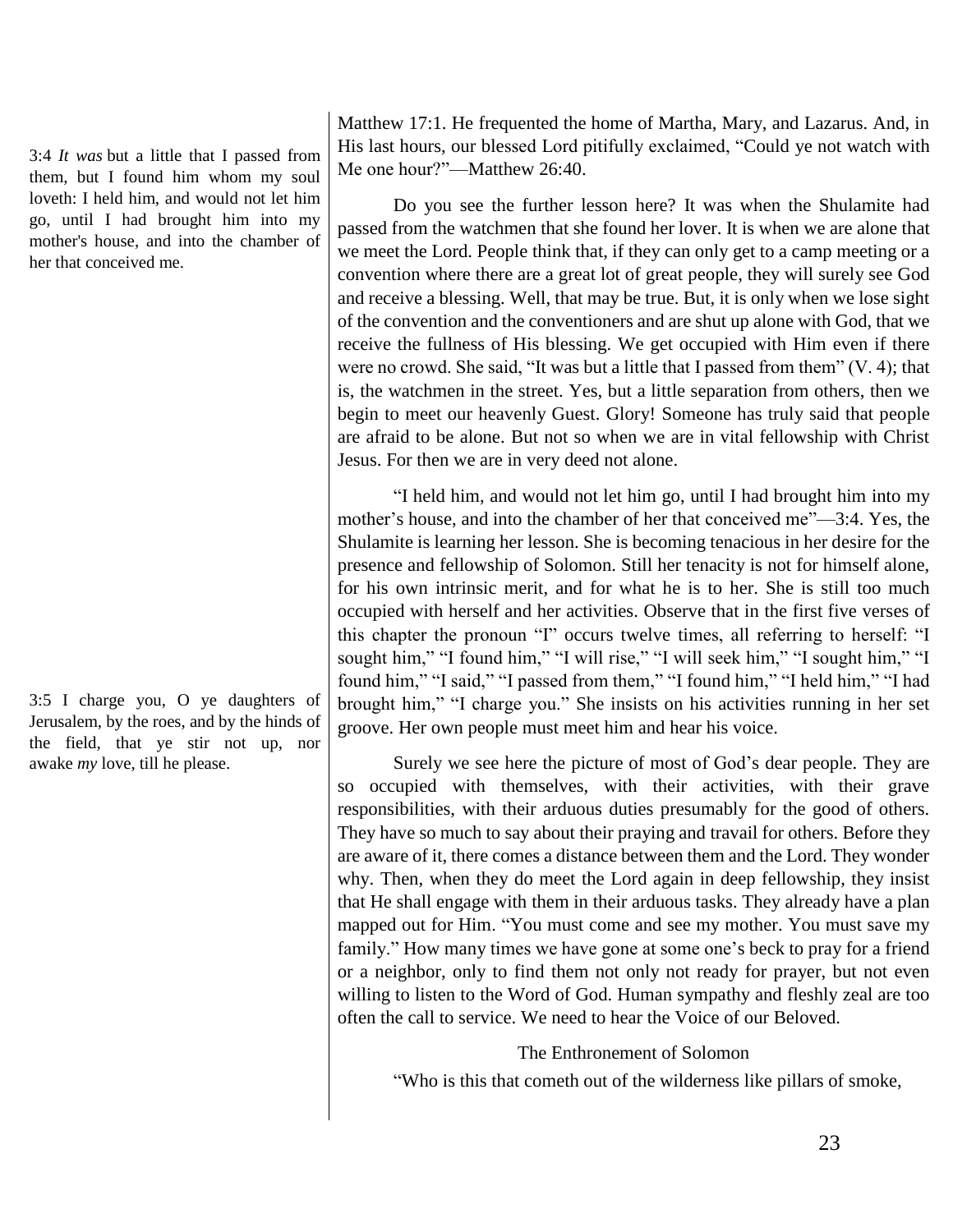Matthew 17:1. He frequented the home of Martha, Mary, and Lazarus. And, in His last hours, our blessed Lord pitifully exclaimed, "Could ye not watch with Me one hour?"—Matthew 26:40.

3:4 *It was* but a little that I passed from them, but I found him whom my soul loveth: I held him, and would not let him go, until I had brought him into my mother's house, and into the chamber of her that conceived me.

Do you see the further lesson here? It was when the Shulamite had passed from the watchmen that she found her lover. It is when we are alone that we meet the Lord. People think that, if they can only get to a camp meeting or a convention where there are a great lot of great people, they will surely see God and receive a blessing. Well, that may be true. But, it is only when we lose sight of the convention and the conventioneers and are shut up alone with God, that we receive the fullness of His blessing. We get occupied with Him even if there were no crowd. She said, "It was but a little that I passed from them" (V. 4); that is, the watchmen in the street. Yes, but a little separation from others, then we begin to meet our heavenly Guest. Glory! Someone has truly said that people are afraid to be alone. But not so when we are in vital fellowship with Christ Jesus. For then we are in very deed not alone.

"I held him, and would not let him go, until I had brought him into my mother's house, and into the chamber of her that conceived me"—3:4. Yes, the Shulamite is learning her lesson. She is becoming tenacious in her desire for the presence and fellowship of Solomon. Still her tenacity is not for himself alone, for his own intrinsic merit, and for what he is to her. She is still too much occupied with herself and her activities. Observe that in the first five verses of this chapter the pronoun "I" occurs twelve times, all referring to herself: "I sought him," "I found him," "I will rise," "I will seek him," "I sought him," "I found him," "I said," "I passed from them," "I found him," "I held him," "I had brought him," "I charge you." She insists on his activities running in her set groove. Her own people must meet him and hear his voice.

3:5 I charge you, O ye daughters of Jerusalem, by the roes, and by the hinds of the field, that ye stir not up, nor awake *my* love, till he please.

Surely we see here the picture of most of God's dear people. They are so occupied with themselves, with their activities, with their grave responsibilities, with their arduous duties presumably for the good of others. They have so much to say about their praying and travail for others. Before they are aware of it, there comes a distance between them and the Lord. They wonder why. Then, when they do meet the Lord again in deep fellowship, they insist that He shall engage with them in their arduous tasks. They already have a plan mapped out for Him. "You must come and see my mother. You must save my family." How many times we have gone at some one's beck to pray for a friend or a neighbor, only to find them not only not ready for prayer, but not even willing to listen to the Word of God. Human sympathy and fleshly zeal are too often the call to service. We need to hear the Voice of our Beloved.

## The Enthronement of Solomon

"Who is this that cometh out of the wilderness like pillars of smoke,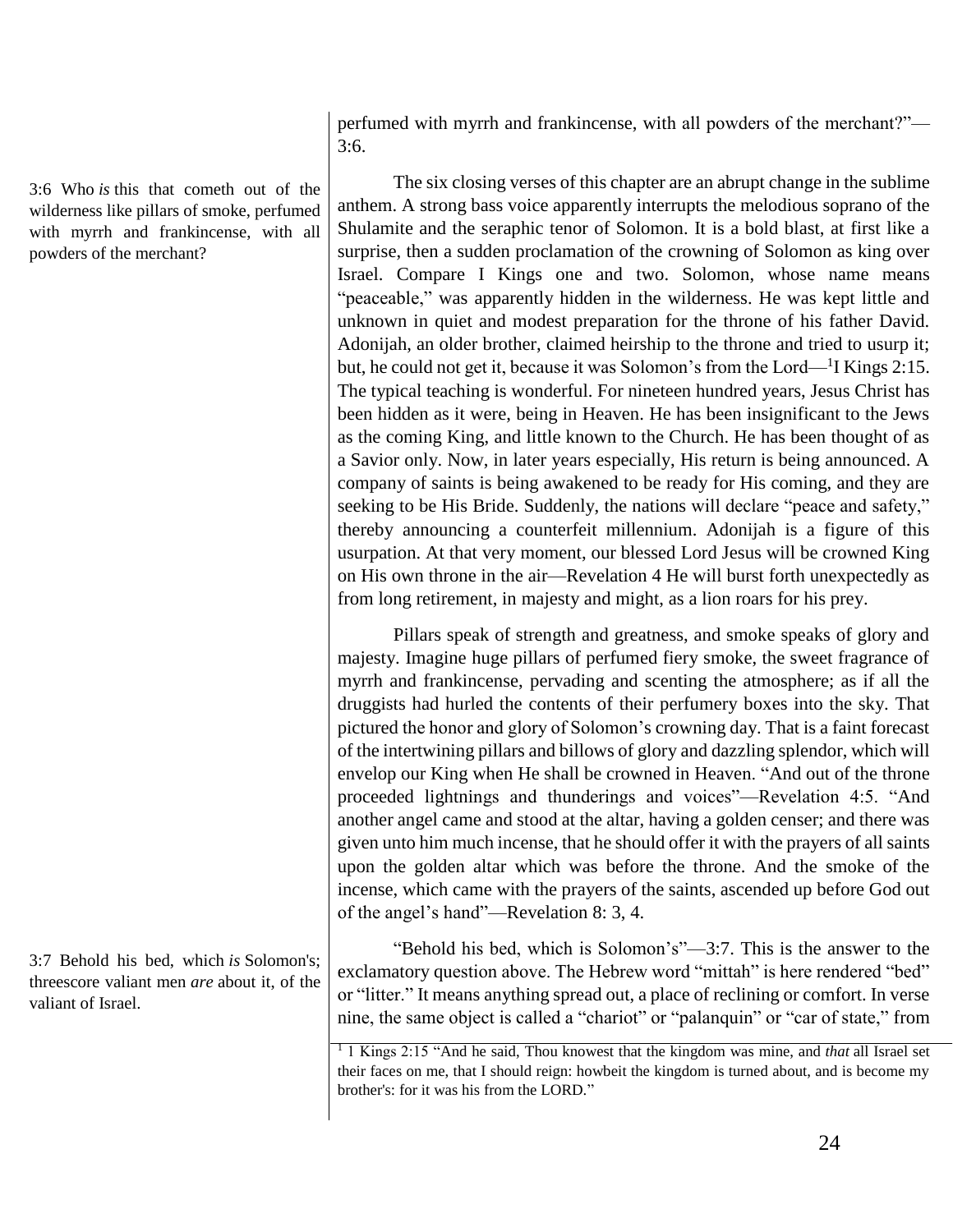perfumed with myrrh and frankincense, with all powders of the merchant?"—3:6.

3:6 Who *is* this that cometh out of the wilderness like pillars of smoke, perfumed with myrrh and frankincense, with all powders of the merchant?

The six closing verses of this chapter are an abrupt change in the sublime anthem. A strong bass voice apparently interrupts the melodious soprano of the Shulamite and the seraphic tenor of Solomon. It is a bold blast, at first like a surprise, then a sudden proclamation of the crowning of Solomon as king over Israel. Compare I Kings one and two. Solomon, whose name means "peaceable," was apparently hidden in the wilderness. He was kept little and unknown in quiet and modest preparation for the throne of his father David. Adonijah, an older brother, claimed heirship to the throne and tried to usurp it; but, he could not get it, because it was Solomon's from the Lord—[1]I Kings 2:15. The typical teaching is wonderful. For nineteen hundred years, Jesus Christ has been hidden as it were, being in Heaven. He has been insignificant to the Jews as the coming King, and little known to the Church. He has been thought of as a Savior only. Now, in later years especially, His return is being announced. A company of saints is being awakened to be ready for His coming, and they are seeking to be His Bride. Suddenly, the nations will declare "peace and safety," thereby announcing a counterfeit millennium. Adonijah is a figure of this usurpation. At that very moment, our blessed Lord Jesus will be crowned King on His own throne in the air—Revelation 4 He will burst forth unexpectedly as from long retirement, in majesty and might, as a lion roars for his prey.

Pillars speak of strength and greatness, and smoke speaks of glory and majesty. Imagine huge pillars of perfumed fiery smoke, the sweet fragrance of myrrh and frankincense, pervading and scenting the atmosphere; as if all the druggists had hurled the contents of their perfumery boxes into the sky. That pictured the honor and glory of Solomon's crowning day. That is a faint forecast of the intertwining pillars and billows of glory and dazzling splendor, which will envelop our King when He shall be crowned in Heaven. "And out of the throne proceeded lightnings and thunderings and voices"—Revelation 4:5. "And another angel came and stood at the altar, having a golden censer; and there was given unto him much incense, that he should offer it with the prayers of all saints upon the golden altar which was before the throne. And the smoke of the incense, which came with the prayers of the saints, ascended up before God out of the angel's hand"—Revelation 8: 3, 4.

3:7 Behold his bed, which *is* Solomon's; threescore valiant men *are* about it, of the valiant of Israel.

"Behold his bed, which is Solomon's"—3:7. This is the answer to the exclamatory question above. The Hebrew word "mittah" is here rendered "bed" or "litter." It means anything spread out, a place of reclining or comfort. In verse nine, the same object is called a "chariot" or "palanquin" or "car of state," from

[1] 1 Kings 2:15 "And he said, Thou knowest that the kingdom was mine, and *that* all Israel set their faces on me, that I should reign: howbeit the kingdom is turned about, and is become my brother's: for it was his from the LORD."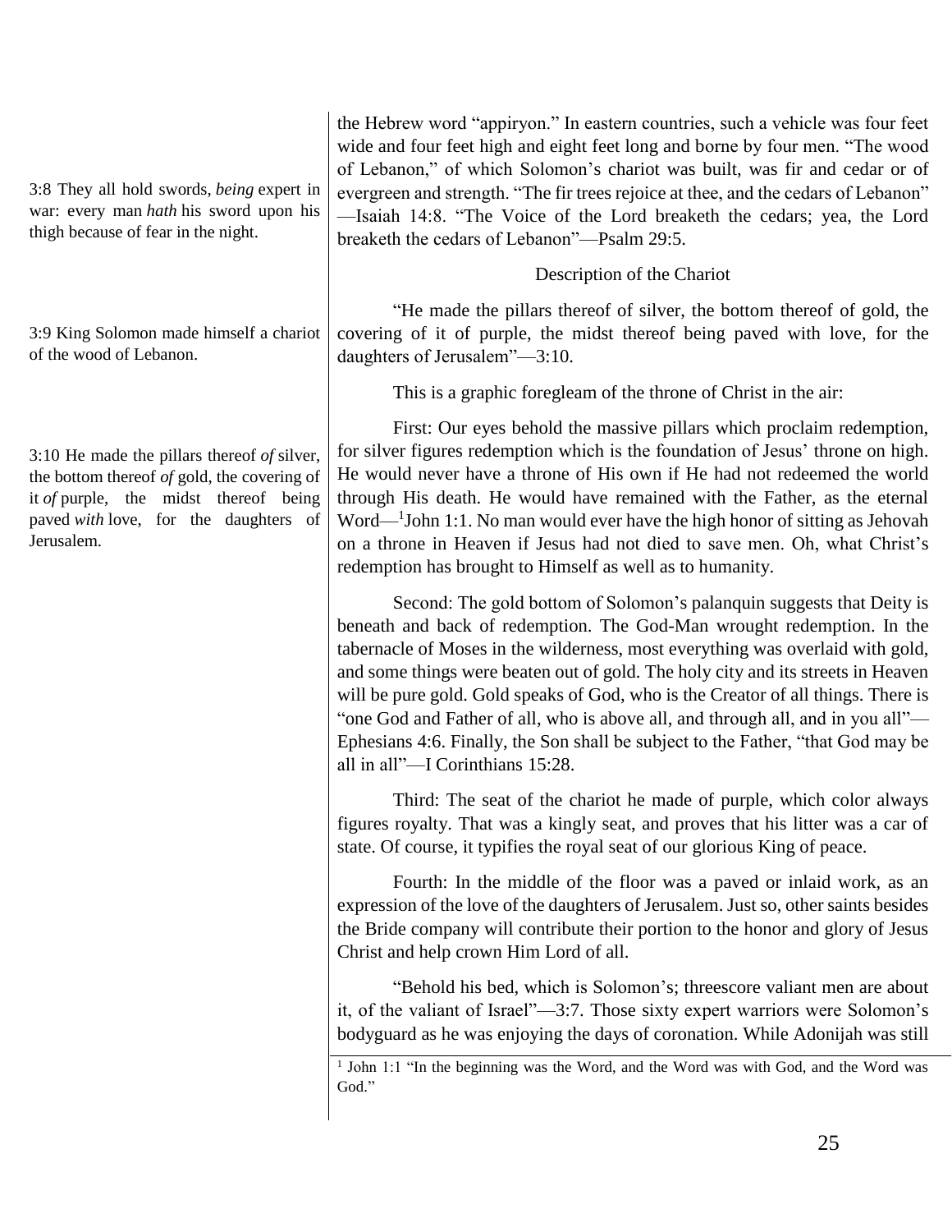3:8 They all hold swords, *being* expert in war: every man *hath* his sword upon his thigh because of fear in the night.

3:9 King Solomon made himself a chariot of the wood of Lebanon.

3:10 He made the pillars thereof *of* silver, the bottom thereof *of* gold, the covering of it *of* purple, the midst thereof being paved *with* love, for the daughters of Jerusalem.

the Hebrew word "appiryon." In eastern countries, such a vehicle was four feet wide and four feet high and eight feet long and borne by four men. "The wood of Lebanon," of which Solomon's chariot was built, was fir and cedar or of evergreen and strength. "The fir trees rejoice at thee, and the cedars of Lebanon" —Isaiah 14:8. "The Voice of the Lord breaketh the cedars; yea, the Lord breaketh the cedars of Lebanon"—Psalm 29:5.

Description of the Chariot

"He made the pillars thereof of silver, the bottom thereof of gold, the covering of it of purple, the midst thereof being paved with love, for the daughters of Jerusalem"—3:10.

This is a graphic foregleam of the throne of Christ in the air:

First: Our eyes behold the massive pillars which proclaim redemption, for silver figures redemption which is the foundation of Jesus' throne on high. He would never have a throne of His own if He had not redeemed the world through His death. He would have remained with the Father, as the eternal Word—[1]John 1:1. No man would ever have the high honor of sitting as Jehovah on a throne in Heaven if Jesus had not died to save men. Oh, what Christ's redemption has brought to Himself as well as to humanity.

Second: The gold bottom of Solomon's palanquin suggests that Deity is beneath and back of redemption. The God-Man wrought redemption. In the tabernacle of Moses in the wilderness, most everything was overlaid with gold, and some things were beaten out of gold. The holy city and its streets in Heaven will be pure gold. Gold speaks of God, who is the Creator of all things. There is "one God and Father of all, who is above all, and through all, and in you all"—Ephesians 4:6. Finally, the Son shall be subject to the Father, "that God may be all in all"—I Corinthians 15:28.

Third: The seat of the chariot he made of purple, which color always figures royalty. That was a kingly seat, and proves that his litter was a car of state. Of course, it typifies the royal seat of our glorious King of peace.

Fourth: In the middle of the floor was a paved or inlaid work, as an expression of the love of the daughters of Jerusalem. Just so, other saints besides the Bride company will contribute their portion to the honor and glory of Jesus Christ and help crown Him Lord of all.

"Behold his bed, which is Solomon's; threescore valiant men are about it, of the valiant of Israel"—3:7. Those sixty expert warriors were Solomon's bodyguard as he was enjoying the days of coronation. While Adonijah was still

[1] John 1:1 "In the beginning was the Word, and the Word was with God, and the Word was God."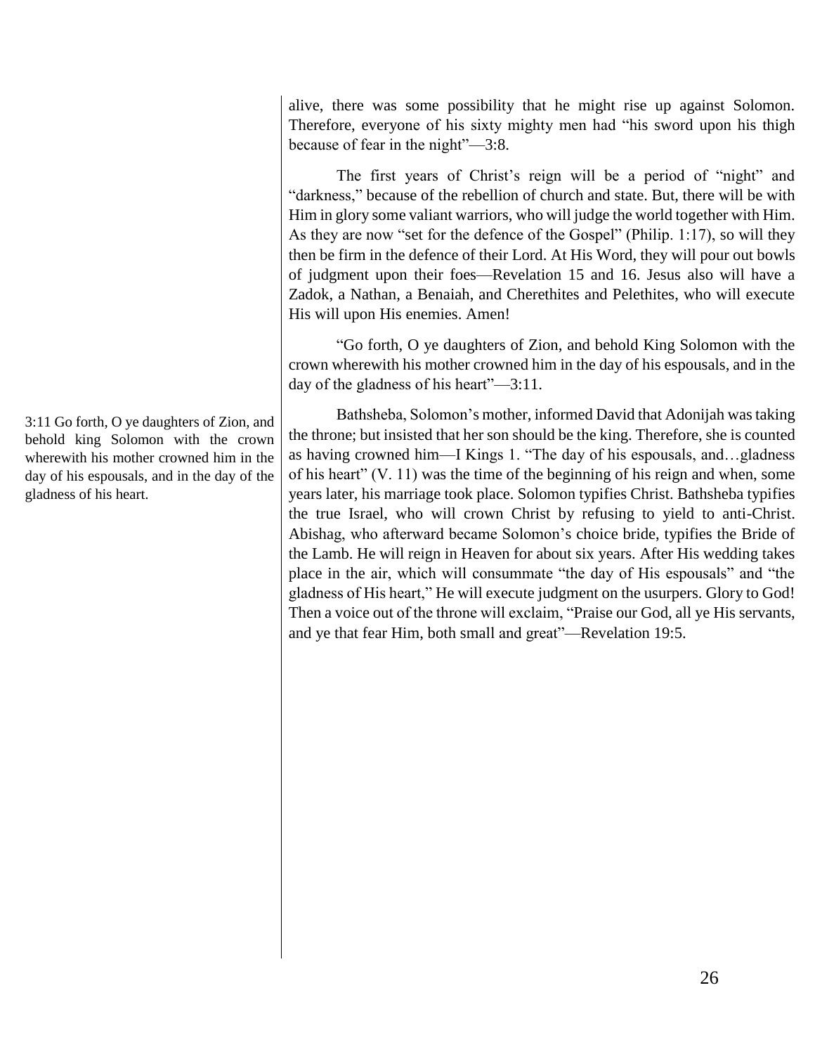alive, there was some possibility that he might rise up against Solomon. Therefore, everyone of his sixty mighty men had "his sword upon his thigh because of fear in the night"—3:8.

The first years of Christ's reign will be a period of "night" and "darkness," because of the rebellion of church and state. But, there will be with Him in glory some valiant warriors, who will judge the world together with Him. As they are now "set for the defence of the Gospel" (Philip. 1:17), so will they then be firm in the defence of their Lord. At His Word, they will pour out bowls of judgment upon their foes—Revelation 15 and 16. Jesus also will have a Zadok, a Nathan, a Benaiah, and Cherethites and Pelethites, who will execute His will upon His enemies. Amen!

"Go forth, O ye daughters of Zion, and behold King Solomon with the crown wherewith his mother crowned him in the day of his espousals, and in the day of the gladness of his heart"—3:11.

3:11 Go forth, O ye daughters of Zion, and behold king Solomon with the crown wherewith his mother crowned him in the day of his espousals, and in the day of the gladness of his heart.

Bathsheba, Solomon's mother, informed David that Adonijah was taking the throne; but insisted that her son should be the king. Therefore, she is counted as having crowned him—I Kings 1. "The day of his espousals, and…gladness of his heart" (V. 11) was the time of the beginning of his reign and when, some years later, his marriage took place. Solomon typifies Christ. Bathsheba typifies the true Israel, who will crown Christ by refusing to yield to anti-Christ. Abishag, who afterward became Solomon's choice bride, typifies the Bride of the Lamb. He will reign in Heaven for about six years. After His wedding takes place in the air, which will consummate "the day of His espousals" and "the gladness of His heart," He will execute judgment on the usurpers. Glory to God! Then a voice out of the throne will exclaim, "Praise our God, all ye His servants, and ye that fear Him, both small and great"—Revelation 19:5.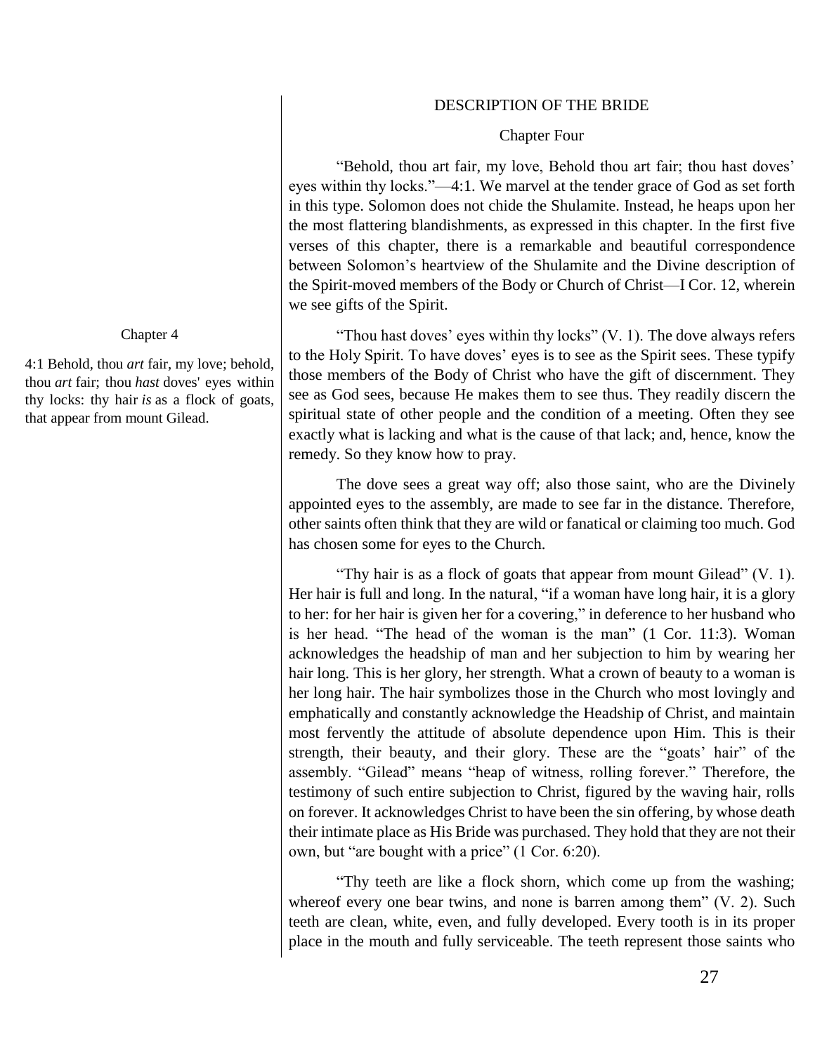## DESCRIPTION OF THE BRIDE

### Chapter Four

"Behold, thou art fair, my love, Behold thou art fair; thou hast doves' eyes within thy locks."—4:1. We marvel at the tender grace of God as set forth in this type. Solomon does not chide the Shulamite. Instead, he heaps upon her the most flattering blandishments, as expressed in this chapter. In the first five verses of this chapter, there is a remarkable and beautiful correspondence between Solomon's heartview of the Shulamite and the Divine description of the Spirit-moved members of the Body or Church of Christ—I Cor. 12, wherein we see gifts of the Spirit.

Chapter 4

4:1 Behold, thou *art* fair, my love; behold, thou *art* fair; thou *hast* doves' eyes within thy locks: thy hair *is* as a flock of goats, that appear from mount Gilead.

"Thou hast doves' eyes within thy locks" (V. 1). The dove always refers to the Holy Spirit. To have doves' eyes is to see as the Spirit sees. These typify those members of the Body of Christ who have the gift of discernment. They see as God sees, because He makes them to see thus. They readily discern the spiritual state of other people and the condition of a meeting. Often they see exactly what is lacking and what is the cause of that lack; and, hence, know the remedy. So they know how to pray.

The dove sees a great way off; also those saint, who are the Divinely appointed eyes to the assembly, are made to see far in the distance. Therefore, other saints often think that they are wild or fanatical or claiming too much. God has chosen some for eyes to the Church.

"Thy hair is as a flock of goats that appear from mount Gilead" (V. 1). Her hair is full and long. In the natural, "if a woman have long hair, it is a glory to her: for her hair is given her for a covering," in deference to her husband who is her head. "The head of the woman is the man" (1 Cor. 11:3). Woman acknowledges the headship of man and her subjection to him by wearing her hair long. This is her glory, her strength. What a crown of beauty to a woman is her long hair. The hair symbolizes those in the Church who most lovingly and emphatically and constantly acknowledge the Headship of Christ, and maintain most fervently the attitude of absolute dependence upon Him. This is their strength, their beauty, and their glory. These are the "goats' hair" of the assembly. "Gilead" means "heap of witness, rolling forever." Therefore, the testimony of such entire subjection to Christ, figured by the waving hair, rolls on forever. It acknowledges Christ to have been the sin offering, by whose death their intimate place as His Bride was purchased. They hold that they are not their own, but "are bought with a price" (1 Cor. 6:20).

"Thy teeth are like a flock shorn, which come up from the washing; whereof every one bear twins, and none is barren among them" (V. 2). Such teeth are clean, white, even, and fully developed. Every tooth is in its proper place in the mouth and fully serviceable. The teeth represent those saints who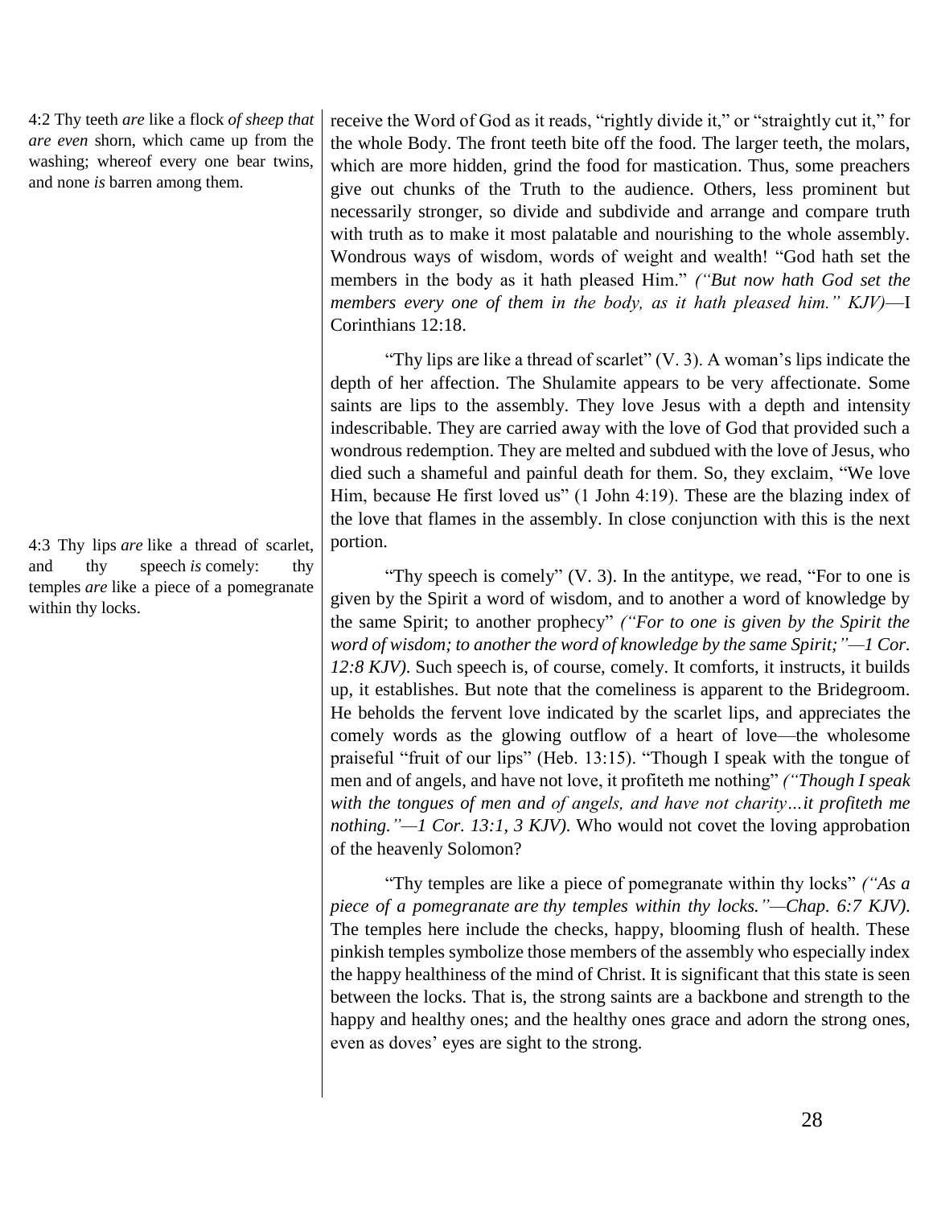4:2 Thy teeth *are* like a flock *of sheep that are even* shorn, which came up from the washing; whereof every one bear twins, and none *is* barren among them.

receive the Word of God as it reads, "rightly divide it," or "straightly cut it," for the whole Body. The front teeth bite off the food. The larger teeth, the molars, which are more hidden, grind the food for mastication. Thus, some preachers give out chunks of the Truth to the audience. Others, less prominent but necessarily stronger, so divide and subdivide and arrange and compare truth with truth as to make it most palatable and nourishing to the whole assembly. Wondrous ways of wisdom, words of weight and wealth! "God hath set the members in the body as it hath pleased Him." *("But now hath God set the members every one of them in the body, as it hath pleased him." KJV)*—I Corinthians 12:18.

4:3 Thy lips *are* like a thread of scarlet, and thy speech *is* comely: thy temples *are* like a piece of a pomegranate within thy locks.

"Thy lips are like a thread of scarlet" (V. 3). A woman's lips indicate the depth of her affection. The Shulamite appears to be very affectionate. Some saints are lips to the assembly. They love Jesus with a depth and intensity indescribable. They are carried away with the love of God that provided such a wondrous redemption. They are melted and subdued with the love of Jesus, who died such a shameful and painful death for them. So, they exclaim, "We love Him, because He first loved us" (1 John 4:19). These are the blazing index of the love that flames in the assembly. In close conjunction with this is the next portion.

"Thy speech is comely" (V. 3). In the antitype, we read, "For to one is given by the Spirit a word of wisdom, and to another a word of knowledge by the same Spirit; to another prophecy" *("For to one is given by the Spirit the word of wisdom; to another the word of knowledge by the same Spirit;"—1 Cor. 12:8 KJV)*. Such speech is, of course, comely. It comforts, it instructs, it builds up, it establishes. But note that the comeliness is apparent to the Bridegroom. He beholds the fervent love indicated by the scarlet lips, and appreciates the comely words as the glowing outflow of a heart of love—the wholesome praiseful "fruit of our lips" (Heb. 13:15). "Though I speak with the tongue of men and of angels, and have not love, it profiteth me nothing" *("Though I speak with the tongues of men and of angels, and have not charity…it profiteth me nothing."—1 Cor. 13:1, 3 KJV)*. Who would not covet the loving approbation of the heavenly Solomon?

"Thy temples are like a piece of pomegranate within thy locks" *("As a piece of a pomegranate are thy temples within thy locks."—Chap. 6:7 KJV)*. The temples here include the checks, happy, blooming flush of health. These pinkish temples symbolize those members of the assembly who especially index the happy healthiness of the mind of Christ. It is significant that this state is seen between the locks. That is, the strong saints are a backbone and strength to the happy and healthy ones; and the healthy ones grace and adorn the strong ones, even as doves' eyes are sight to the strong.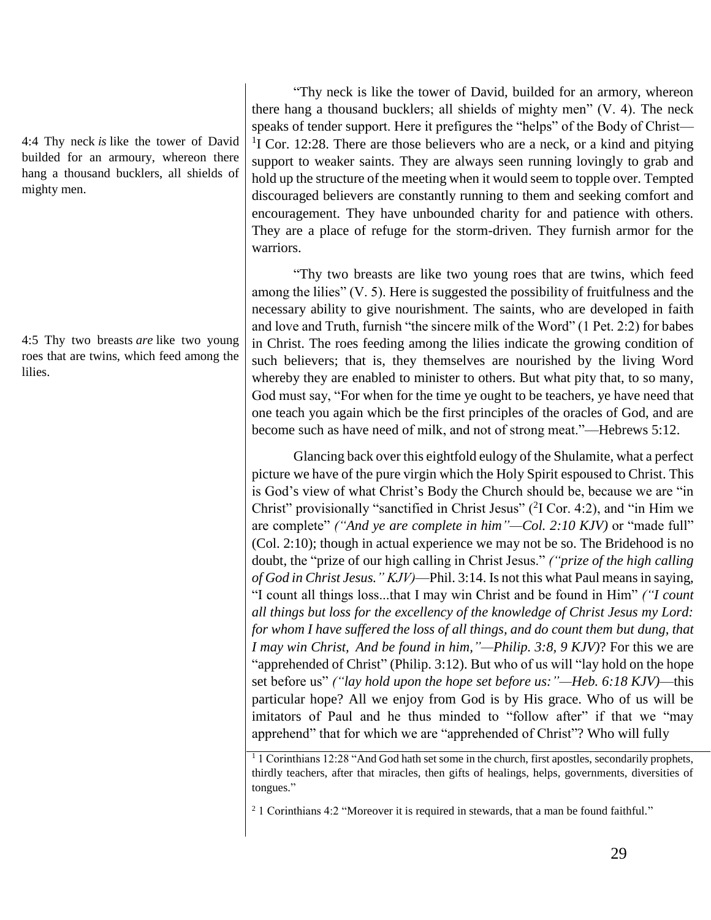4:4 Thy neck *is* like the tower of David builded for an armoury, whereon there hang a thousand bucklers, all shields of mighty men.

"Thy neck is like the tower of David, builded for an armory, whereon there hang a thousand bucklers; all shields of mighty men" (V. 4). The neck speaks of tender support. Here it prefigures the "helps" of the Body of Christ—[1]I Cor. 12:28. There are those believers who are a neck, or a kind and pitying support to weaker saints. They are always seen running lovingly to grab and hold up the structure of the meeting when it would seem to topple over. Tempted discouraged believers are constantly running to them and seeking comfort and encouragement. They have unbounded charity for and patience with others. They are a place of refuge for the storm-driven. They furnish armor for the warriors.

4:5 Thy two breasts *are* like two young roes that are twins, which feed among the lilies.

"Thy two breasts are like two young roes that are twins, which feed among the lilies" (V. 5). Here is suggested the possibility of fruitfulness and the necessary ability to give nourishment. The saints, who are developed in faith and love and Truth, furnish "the sincere milk of the Word" (1 Pet. 2:2) for babes in Christ. The roes feeding among the lilies indicate the growing condition of such believers; that is, they themselves are nourished by the living Word whereby they are enabled to minister to others. But what pity that, to so many, God must say, "For when for the time ye ought to be teachers, ye have need that one teach you again which be the first principles of the oracles of God, and are become such as have need of milk, and not of strong meat."—Hebrews 5:12.

Glancing back over this eightfold eulogy of the Shulamite, what a perfect picture we have of the pure virgin which the Holy Spirit espoused to Christ. This is God's view of what Christ's Body the Church should be, because we are "in Christ" provisionally "sanctified in Christ Jesus" ([2]I Cor. 4:2), and "in Him we are complete" *("And ye are complete in him"—Col. 2:10 KJV)* or "made full" (Col. 2:10); though in actual experience we may not be so. The Bridehood is no doubt, the "prize of our high calling in Christ Jesus." *("prize of the high calling of God in Christ Jesus." KJV)*—Phil. 3:14. Is not this what Paul means in saying, "I count all things loss...that I may win Christ and be found in Him" *("I count all things but loss for the excellency of the knowledge of Christ Jesus my Lord: for whom I have suffered the loss of all things, and do count them but dung, that I may win Christ, And be found in him,"—Philip. 3:8, 9 KJV)*? For this we are "apprehended of Christ" (Philip. 3:12). But who of us will "lay hold on the hope set before us" *("lay hold upon the hope set before us:"—Heb. 6:18 KJV)*—this particular hope? All we enjoy from God is by His grace. Who of us will be imitators of Paul and he thus minded to "follow after" if that we "may apprehend" that for which we are "apprehended of Christ"? Who will fully

---

[1] 1 Corinthians 12:28 "And God hath set some in the church, first apostles, secondarily prophets, thirdly teachers, after that miracles, then gifts of healings, helps, governments, diversities of tongues."

[2] 1 Corinthians 4:2 "Moreover it is required in stewards, that a man be found faithful."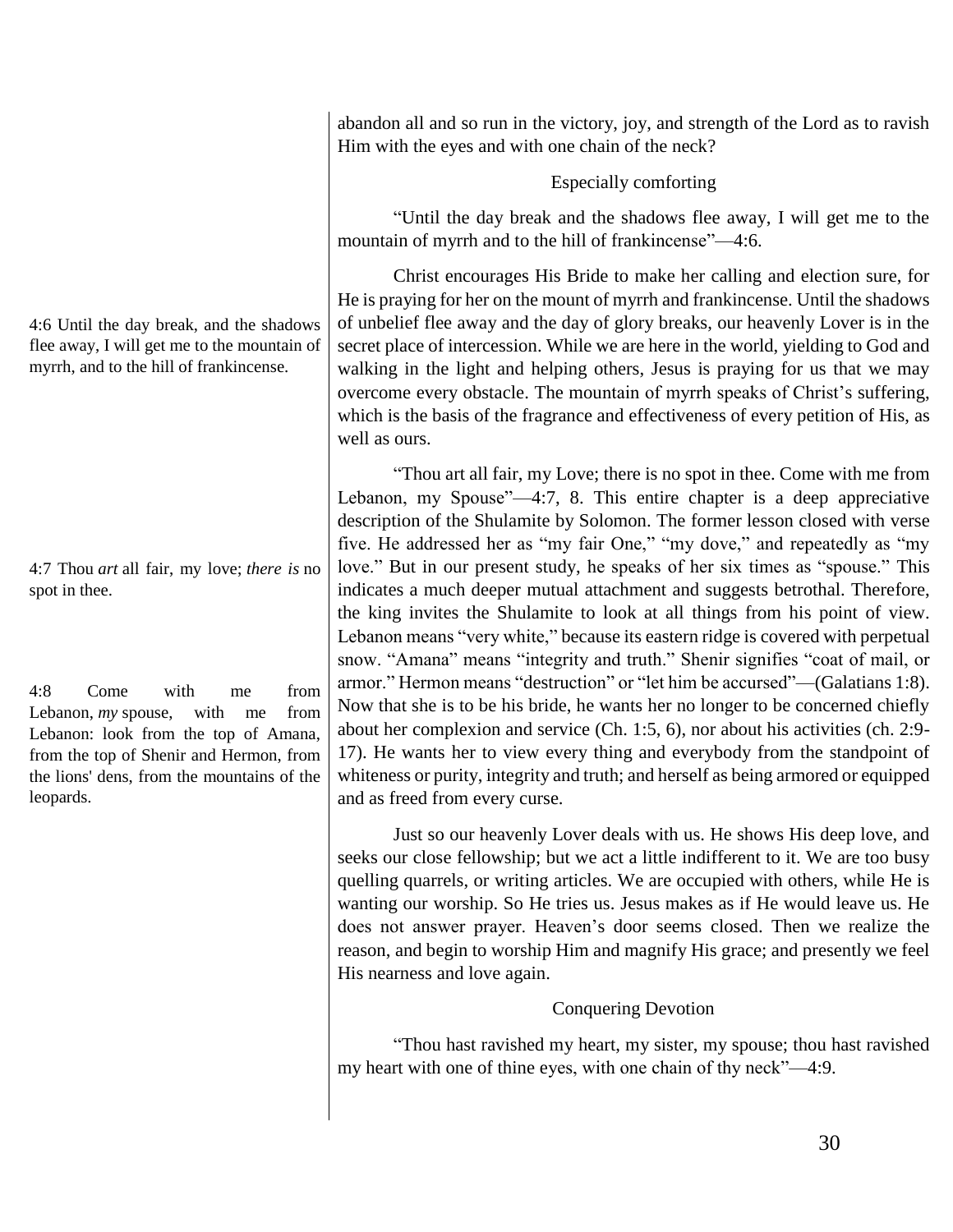abandon all and so run in the victory, joy, and strength of the Lord as to ravish Him with the eyes and with one chain of the neck?

### Especially comforting

4:6 Until the day break, and the shadows flee away, I will get me to the mountain of myrrh, and to the hill of frankincense.

"Until the day break and the shadows flee away, I will get me to the mountain of myrrh and to the hill of frankincense"—4:6.

Christ encourages His Bride to make her calling and election sure, for He is praying for her on the mount of myrrh and frankincense. Until the shadows of unbelief flee away and the day of glory breaks, our heavenly Lover is in the secret place of intercession. While we are here in the world, yielding to God and walking in the light and helping others, Jesus is praying for us that we may overcome every obstacle. The mountain of myrrh speaks of Christ's suffering, which is the basis of the fragrance and effectiveness of every petition of His, as well as ours.

4:7 Thou *art* all fair, my love; *there is* no spot in thee.

4:8 Come with me from Lebanon, *my* spouse, with me from Lebanon: look from the top of Amana, from the top of Shenir and Hermon, from the lions' dens, from the mountains of the leopards.

"Thou art all fair, my Love; there is no spot in thee. Come with me from Lebanon, my Spouse"—4:7, 8. This entire chapter is a deep appreciative description of the Shulamite by Solomon. The former lesson closed with verse five. He addressed her as "my fair One," "my dove," and repeatedly as "my love." But in our present study, he speaks of her six times as "spouse." This indicates a much deeper mutual attachment and suggests betrothal. Therefore, the king invites the Shulamite to look at all things from his point of view. Lebanon means "very white," because its eastern ridge is covered with perpetual snow. "Amana" means "integrity and truth." Shenir signifies "coat of mail, or armor." Hermon means "destruction" or "let him be accursed"—(Galatians 1:8). Now that she is to be his bride, he wants her no longer to be concerned chiefly about her complexion and service (Ch. 1:5, 6), nor about his activities (ch. 2:9-17). He wants her to view every thing and everybody from the standpoint of whiteness or purity, integrity and truth; and herself as being armored or equipped and as freed from every curse.

Just so our heavenly Lover deals with us. He shows His deep love, and seeks our close fellowship; but we act a little indifferent to it. We are too busy quelling quarrels, or writing articles. We are occupied with others, while He is wanting our worship. So He tries us. Jesus makes as if He would leave us. He does not answer prayer. Heaven's door seems closed. Then we realize the reason, and begin to worship Him and magnify His grace; and presently we feel His nearness and love again.

### Conquering Devotion

"Thou hast ravished my heart, my sister, my spouse; thou hast ravished my heart with one of thine eyes, with one chain of thy neck"—4:9.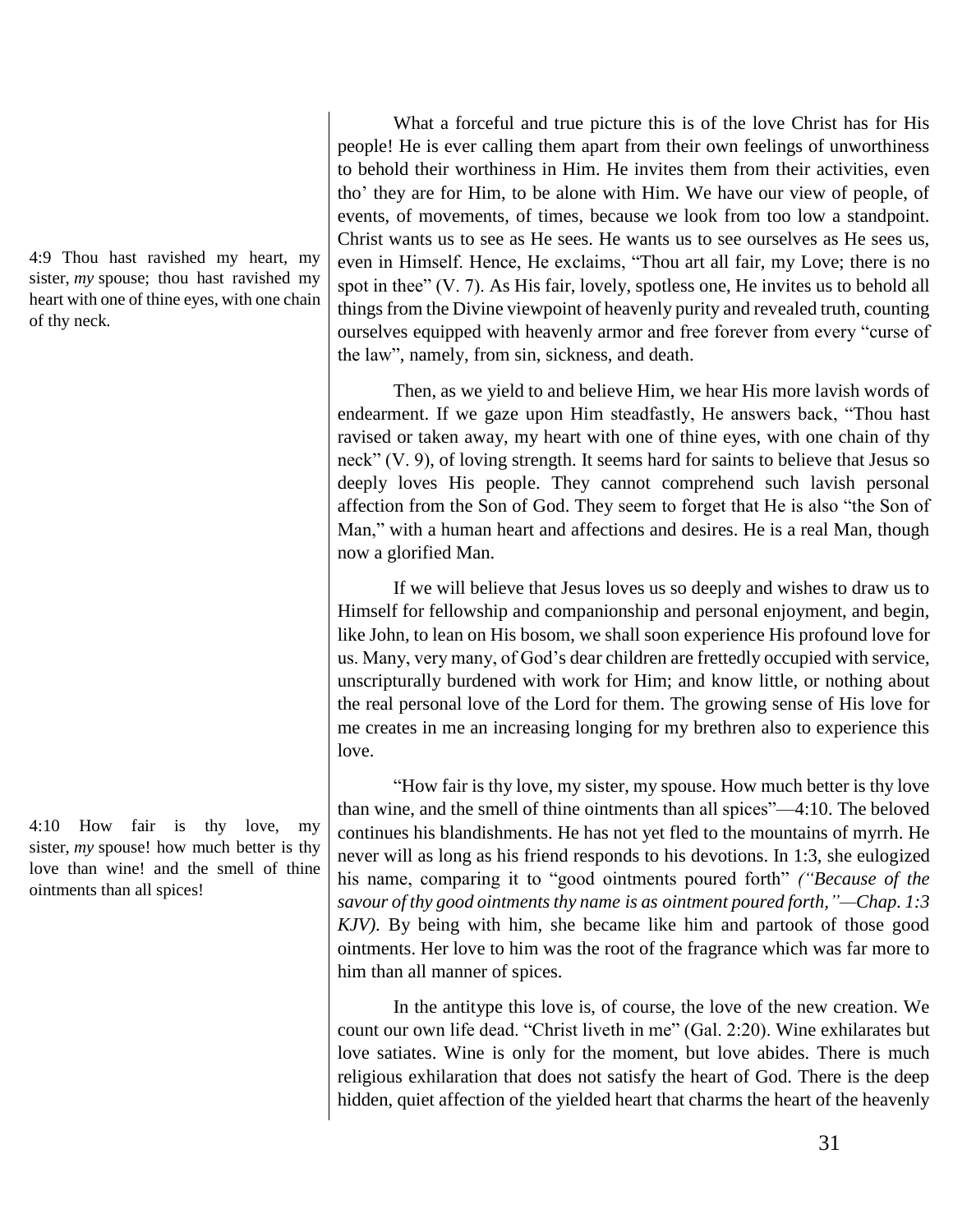What a forceful and true picture this is of the love Christ has for His people! He is ever calling them apart from their own feelings of unworthiness to behold their worthiness in Him. He invites them from their activities, even tho' they are for Him, to be alone with Him. We have our view of people, of events, of movements, of times, because we look from too low a standpoint. Christ wants us to see as He sees. He wants us to see ourselves as He sees us, even in Himself. Hence, He exclaims, "Thou art all fair, my Love; there is no spot in thee" (V. 7). As His fair, lovely, spotless one, He invites us to behold all things from the Divine viewpoint of heavenly purity and revealed truth, counting ourselves equipped with heavenly armor and free forever from every "curse of the law", namely, from sin, sickness, and death.

4:9 Thou hast ravished my heart, my sister, *my* spouse; thou hast ravished my heart with one of thine eyes, with one chain of thy neck.

Then, as we yield to and believe Him, we hear His more lavish words of endearment. If we gaze upon Him steadfastly, He answers back, "Thou hast ravised or taken away, my heart with one of thine eyes, with one chain of thy neck" (V. 9), of loving strength. It seems hard for saints to believe that Jesus so deeply loves His people. They cannot comprehend such lavish personal affection from the Son of God. They seem to forget that He is also "the Son of Man," with a human heart and affections and desires. He is a real Man, though now a glorified Man.

If we will believe that Jesus loves us so deeply and wishes to draw us to Himself for fellowship and companionship and personal enjoyment, and begin, like John, to lean on His bosom, we shall soon experience His profound love for us. Many, very many, of God's dear children are frettedly occupied with service, unscripturally burdened with work for Him; and know little, or nothing about the real personal love of the Lord for them. The growing sense of His love for me creates in me an increasing longing for my brethren also to experience this love.

4:10 How fair is thy love, my sister, *my* spouse! how much better is thy love than wine! and the smell of thine ointments than all spices!

"How fair is thy love, my sister, my spouse. How much better is thy love than wine, and the smell of thine ointments than all spices"—4:10. The beloved continues his blandishments. He has not yet fled to the mountains of myrrh. He never will as long as his friend responds to his devotions. In 1:3, she eulogized his name, comparing it to "good ointments poured forth" *("Because of the savour of thy good ointments thy name is as ointment poured forth,"—Chap. 1:3 KJV)*. By being with him, she became like him and partook of those good ointments. Her love to him was the root of the fragrance which was far more to him than all manner of spices.

In the antitype this love is, of course, the love of the new creation. We count our own life dead. "Christ liveth in me" (Gal. 2:20). Wine exhilarates but love satiates. Wine is only for the moment, but love abides. There is much religious exhilaration that does not satisfy the heart of God. There is the deep hidden, quiet affection of the yielded heart that charms the heart of the heavenly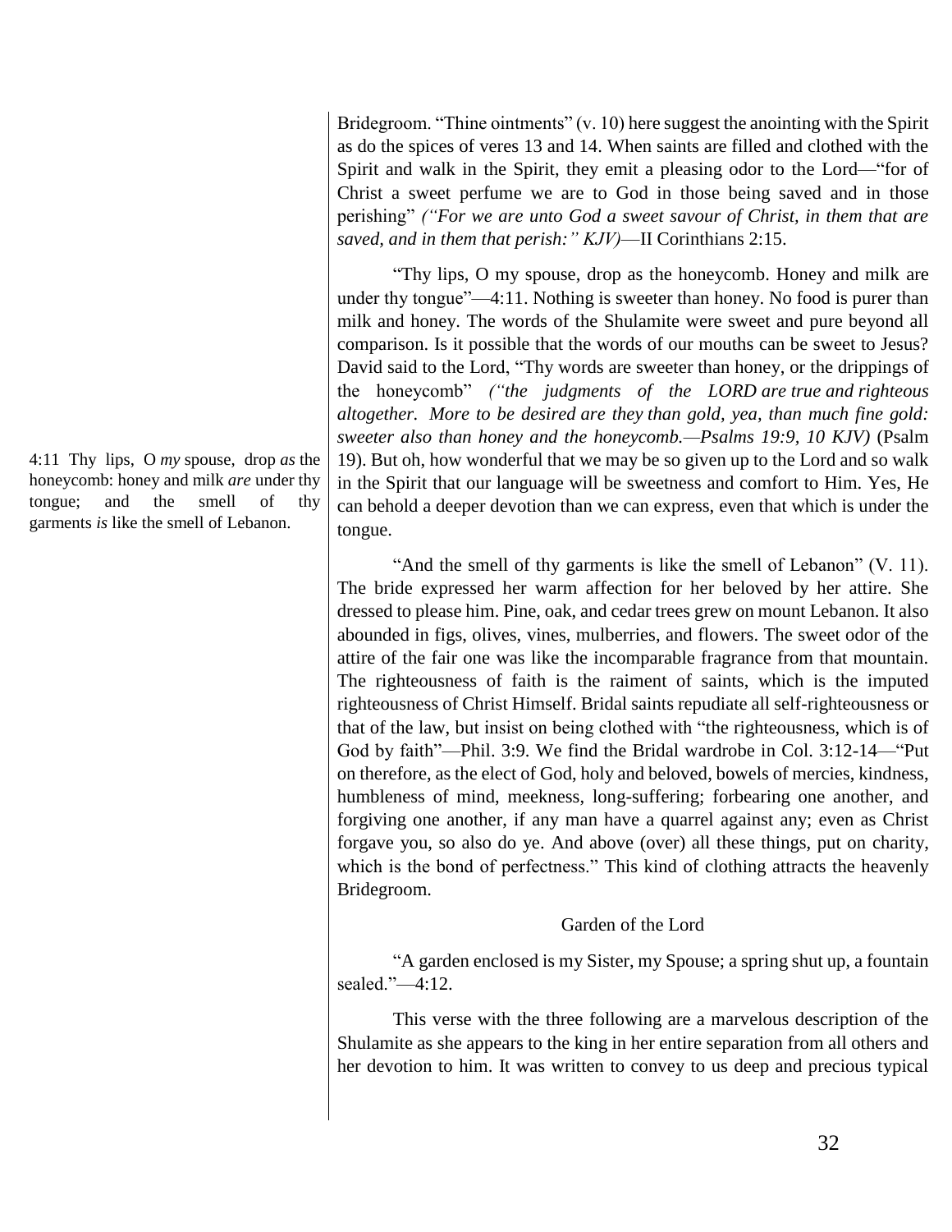Bridegroom. "Thine ointments" (v. 10) here suggest the anointing with the Spirit as do the spices of veres 13 and 14. When saints are filled and clothed with the Spirit and walk in the Spirit, they emit a pleasing odor to the Lord—"for of Christ a sweet perfume we are to God in those being saved and in those perishing" *("For we are unto God a sweet savour of Christ, in them that are saved, and in them that perish:" KJV)*—II Corinthians 2:15.

4:11 Thy lips, O *my* spouse, drop *as* the honeycomb: honey and milk *are* under thy tongue; and the smell of thy garments *is* like the smell of Lebanon.

"Thy lips, O my spouse, drop as the honeycomb. Honey and milk are under thy tongue"—4:11. Nothing is sweeter than honey. No food is purer than milk and honey. The words of the Shulamite were sweet and pure beyond all comparison. Is it possible that the words of our mouths can be sweet to Jesus? David said to the Lord, "Thy words are sweeter than honey, or the drippings of the honeycomb" *("the judgments of the LORD are true and righteous altogether. More to be desired are they than gold, yea, than much fine gold: sweeter also than honey and the honeycomb.—Psalms 19:9, 10 KJV)* (Psalm 19). But oh, how wonderful that we may be so given up to the Lord and so walk in the Spirit that our language will be sweetness and comfort to Him. Yes, He can behold a deeper devotion than we can express, even that which is under the tongue.

"And the smell of thy garments is like the smell of Lebanon" (V. 11). The bride expressed her warm affection for her beloved by her attire. She dressed to please him. Pine, oak, and cedar trees grew on mount Lebanon. It also abounded in figs, olives, vines, mulberries, and flowers. The sweet odor of the attire of the fair one was like the incomparable fragrance from that mountain. The righteousness of faith is the raiment of saints, which is the imputed righteousness of Christ Himself. Bridal saints repudiate all self-righteousness or that of the law, but insist on being clothed with "the righteousness, which is of God by faith"—Phil. 3:9. We find the Bridal wardrobe in Col. 3:12-14—"Put on therefore, as the elect of God, holy and beloved, bowels of mercies, kindness, humbleness of mind, meekness, long-suffering; forbearing one another, and forgiving one another, if any man have a quarrel against any; even as Christ forgave you, so also do ye. And above (over) all these things, put on charity, which is the bond of perfectness." This kind of clothing attracts the heavenly Bridegroom.

### Garden of the Lord

"A garden enclosed is my Sister, my Spouse; a spring shut up, a fountain sealed."—4:12.

This verse with the three following are a marvelous description of the Shulamite as she appears to the king in her entire separation from all others and her devotion to him. It was written to convey to us deep and precious typical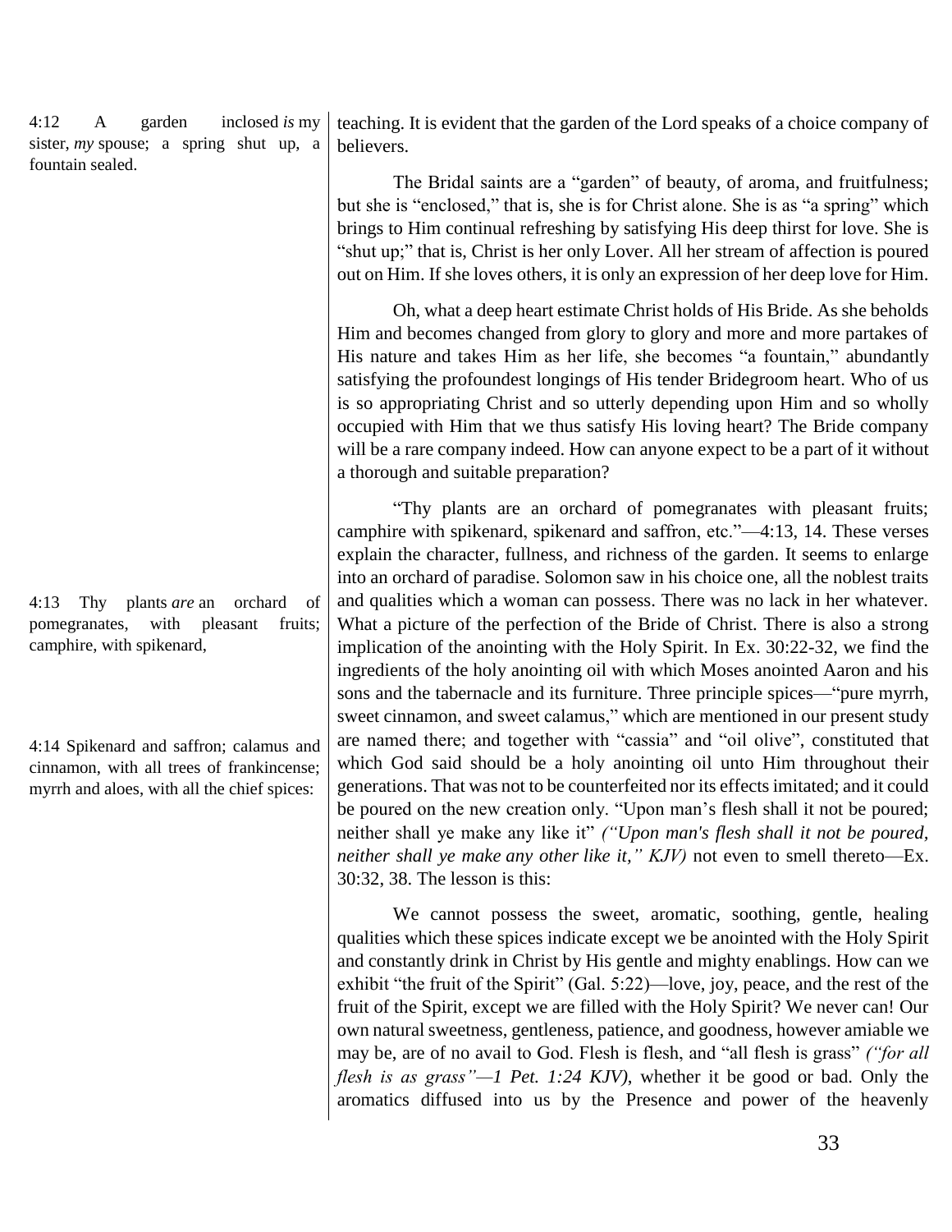4:12 A garden inclosed *is* my sister, *my* spouse; a spring shut up, a fountain sealed.

teaching. It is evident that the garden of the Lord speaks of a choice company of believers.

The Bridal saints are a "garden" of beauty, of aroma, and fruitfulness; but she is "enclosed," that is, she is for Christ alone. She is as "a spring" which brings to Him continual refreshing by satisfying His deep thirst for love. She is "shut up;" that is, Christ is her only Lover. All her stream of affection is poured out on Him. If she loves others, it is only an expression of her deep love for Him.

Oh, what a deep heart estimate Christ holds of His Bride. As she beholds Him and becomes changed from glory to glory and more and more partakes of His nature and takes Him as her life, she becomes "a fountain," abundantly satisfying the profoundest longings of His tender Bridegroom heart. Who of us is so appropriating Christ and so utterly depending upon Him and so wholly occupied with Him that we thus satisfy His loving heart? The Bride company will be a rare company indeed. How can anyone expect to be a part of it without a thorough and suitable preparation?

4:13 Thy plants *are* an orchard of pomegranates, with pleasant fruits; camphire, with spikenard,

4:14 Spikenard and saffron; calamus and cinnamon, with all trees of frankincense; myrrh and aloes, with all the chief spices:

"Thy plants are an orchard of pomegranates with pleasant fruits; camphire with spikenard, spikenard and saffron, etc."—4:13, 14. These verses explain the character, fullness, and richness of the garden. It seems to enlarge into an orchard of paradise. Solomon saw in his choice one, all the noblest traits and qualities which a woman can possess. There was no lack in her whatever. What a picture of the perfection of the Bride of Christ. There is also a strong implication of the anointing with the Holy Spirit. In Ex. 30:22-32, we find the ingredients of the holy anointing oil with which Moses anointed Aaron and his sons and the tabernacle and its furniture. Three principle spices—"pure myrrh, sweet cinnamon, and sweet calamus," which are mentioned in our present study are named there; and together with "cassia" and "oil olive", constituted that which God said should be a holy anointing oil unto Him throughout their generations. That was not to be counterfeited nor its effects imitated; and it could be poured on the new creation only. "Upon man's flesh shall it not be poured; neither shall ye make any like it" *("Upon man's flesh shall it not be poured, neither shall ye make any other like it," KJV)* not even to smell thereto—Ex. 30:32, 38. The lesson is this:

We cannot possess the sweet, aromatic, soothing, gentle, healing qualities which these spices indicate except we be anointed with the Holy Spirit and constantly drink in Christ by His gentle and mighty enablings. How can we exhibit "the fruit of the Spirit" (Gal. 5:22)—love, joy, peace, and the rest of the fruit of the Spirit, except we are filled with the Holy Spirit? We never can! Our own natural sweetness, gentleness, patience, and goodness, however amiable we may be, are of no avail to God. Flesh is flesh, and "all flesh is grass" *("for all flesh is as grass"—1 Pet. 1:24 KJV)*, whether it be good or bad. Only the aromatics diffused into us by the Presence and power of the heavenly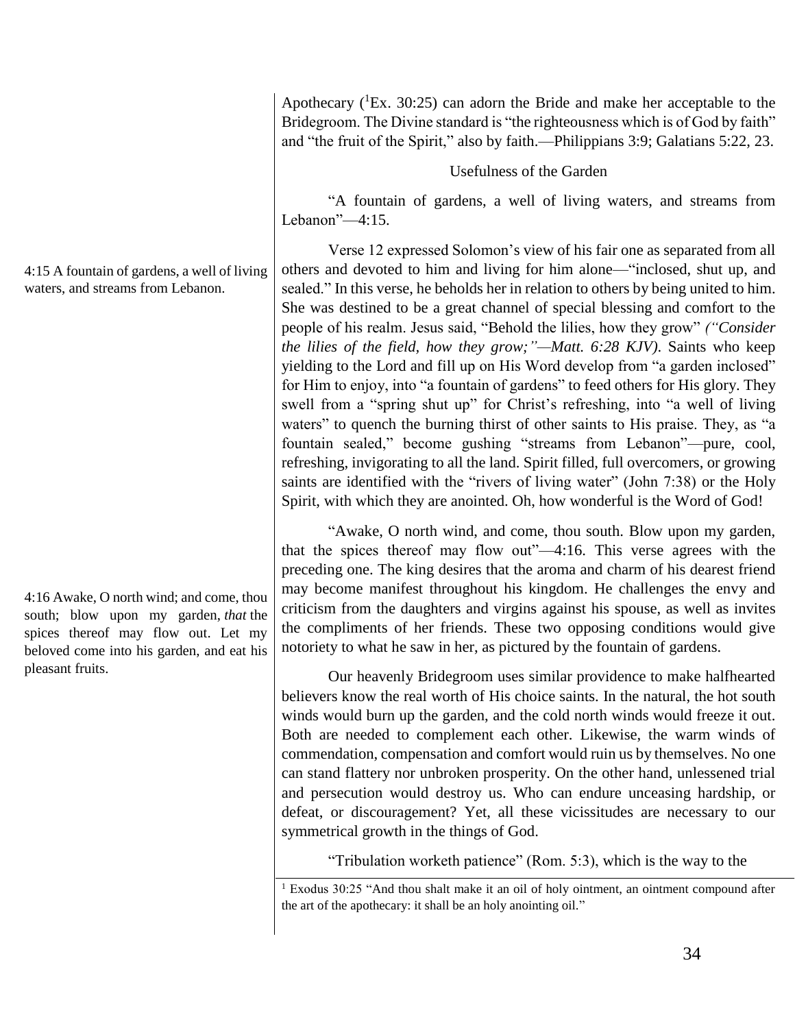Apothecary ([1]Ex. 30:25) can adorn the Bride and make her acceptable to the Bridegroom. The Divine standard is "the righteousness which is of God by faith" and "the fruit of the Spirit," also by faith.—Philippians 3:9; Galatians 5:22, 23.

Usefulness of the Garden

"A fountain of gardens, a well of living waters, and streams from Lebanon"—4:15.

4:15 A fountain of gardens, a well of living waters, and streams from Lebanon.

Verse 12 expressed Solomon's view of his fair one as separated from all others and devoted to him and living for him alone—"inclosed, shut up, and sealed." In this verse, he beholds her in relation to others by being united to him. She was destined to be a great channel of special blessing and comfort to the people of his realm. Jesus said, "Behold the lilies, how they grow" *("Consider the lilies of the field, how they grow;"—Matt. 6:28 KJV)*. Saints who keep yielding to the Lord and fill up on His Word develop from "a garden inclosed" for Him to enjoy, into "a fountain of gardens" to feed others for His glory. They swell from a "spring shut up" for Christ's refreshing, into "a well of living waters" to quench the burning thirst of other saints to His praise. They, as "a fountain sealed," become gushing "streams from Lebanon"—pure, cool, refreshing, invigorating to all the land. Spirit filled, full overcomers, or growing saints are identified with the "rivers of living water" (John 7:38) or the Holy Spirit, with which they are anointed. Oh, how wonderful is the Word of God!

4:16 Awake, O north wind; and come, thou south; blow upon my garden, *that* the spices thereof may flow out. Let my beloved come into his garden, and eat his pleasant fruits.

"Awake, O north wind, and come, thou south. Blow upon my garden, that the spices thereof may flow out"—4:16. This verse agrees with the preceding one. The king desires that the aroma and charm of his dearest friend may become manifest throughout his kingdom. He challenges the envy and criticism from the daughters and virgins against his spouse, as well as invites the compliments of her friends. These two opposing conditions would give notoriety to what he saw in her, as pictured by the fountain of gardens.

Our heavenly Bridegroom uses similar providence to make halfhearted believers know the real worth of His choice saints. In the natural, the hot south winds would burn up the garden, and the cold north winds would freeze it out. Both are needed to complement each other. Likewise, the warm winds of commendation, compensation and comfort would ruin us by themselves. No one can stand flattery nor unbroken prosperity. On the other hand, unlessened trial and persecution would destroy us. Who can endure unceasing hardship, or defeat, or discouragement? Yet, all these vicissitudes are necessary to our symmetrical growth in the things of God.

"Tribulation worketh patience" (Rom. 5:3), which is the way to the

[1] Exodus 30:25 "And thou shalt make it an oil of holy ointment, an ointment compound after the art of the apothecary: it shall be an holy anointing oil."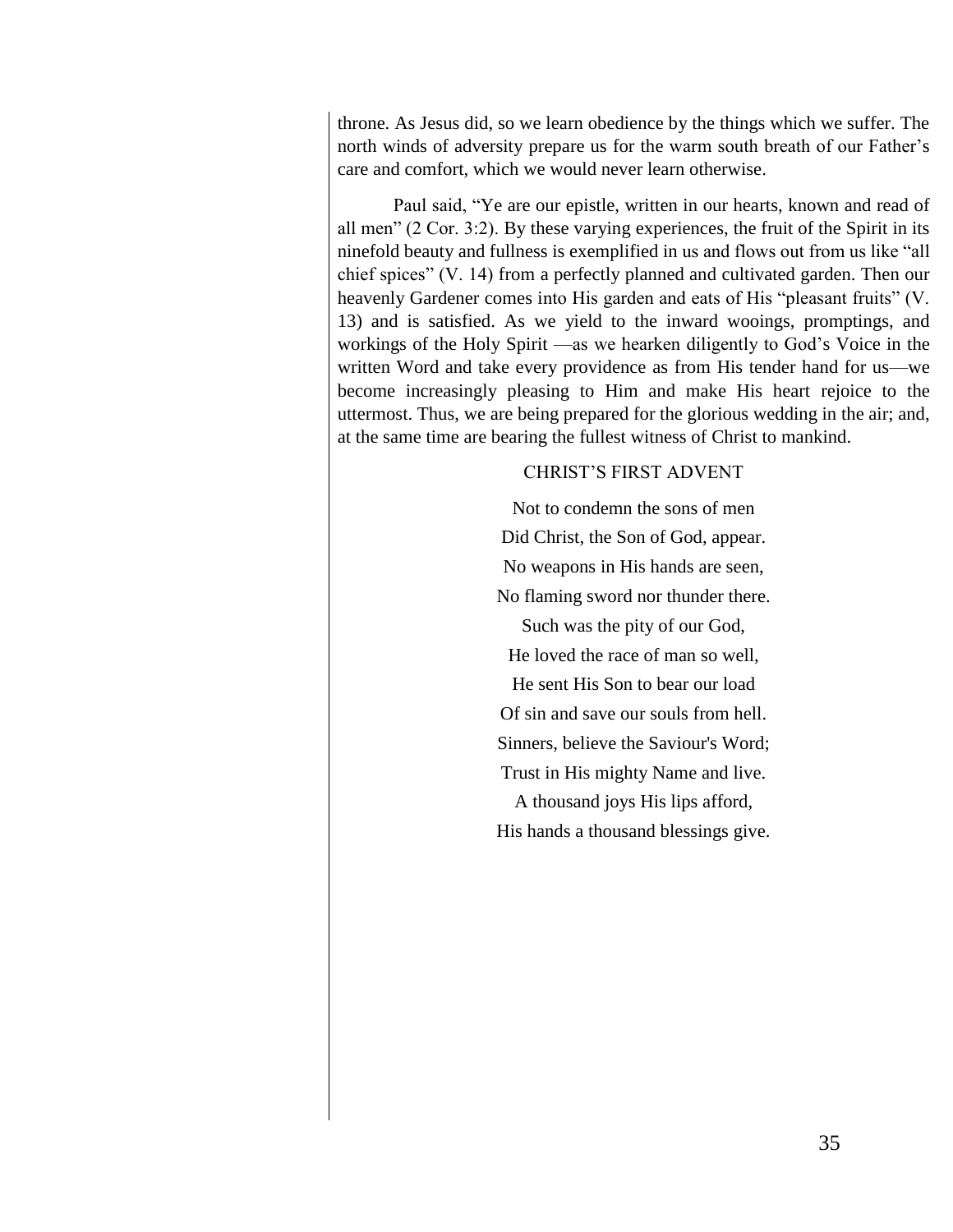throne. As Jesus did, so we learn obedience by the things which we suffer. The north winds of adversity prepare us for the warm south breath of our Father's care and comfort, which we would never learn otherwise.

Paul said, "Ye are our epistle, written in our hearts, known and read of all men" (2 Cor. 3:2). By these varying experiences, the fruit of the Spirit in its ninefold beauty and fullness is exemplified in us and flows out from us like "all chief spices" (V. 14) from a perfectly planned and cultivated garden. Then our heavenly Gardener comes into His garden and eats of His "pleasant fruits" (V. 13) and is satisfied. As we yield to the inward wooings, promptings, and workings of the Holy Spirit —as we hearken diligently to God's Voice in the written Word and take every providence as from His tender hand for us—we become increasingly pleasing to Him and make His heart rejoice to the uttermost. Thus, we are being prepared for the glorious wedding in the air; and, at the same time are bearing the fullest witness of Christ to mankind.

### CHRIST'S FIRST ADVENT

Not to condemn the sons of men  
Did Christ, the Son of God, appear.  
No weapons in His hands are seen,  
No flaming sword nor thunder there.  
Such was the pity of our God,  
He loved the race of man so well,  
He sent His Son to bear our load  
Of sin and save our souls from hell.  
Sinners, believe the Saviour's Word;  
Trust in His mighty Name and live.  
A thousand joys His lips afford,  
His hands a thousand blessings give.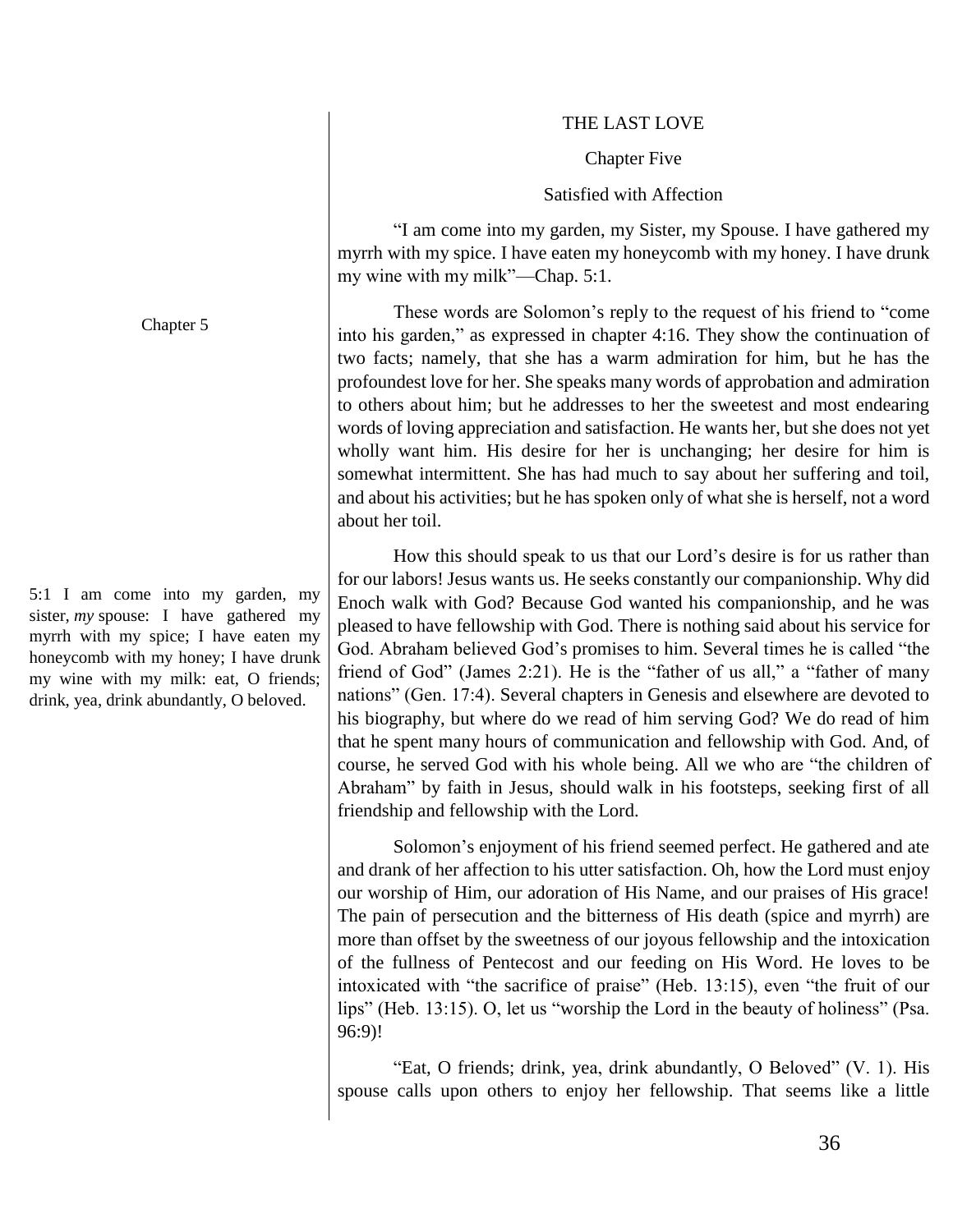# THE LAST LOVE

## Chapter Five

### Satisfied with Affection

"I am come into my garden, my Sister, my Spouse. I have gathered my myrrh with my spice. I have eaten my honeycomb with my honey. I have drunk my wine with my milk"—Chap. 5:1.

Chapter 5

5:1 I am come into my garden, my sister, *my* spouse: I have gathered my myrrh with my spice; I have eaten my honeycomb with my honey; I have drunk my wine with my milk: eat, O friends; drink, yea, drink abundantly, O beloved.

These words are Solomon's reply to the request of his friend to "come into his garden," as expressed in chapter 4:16. They show the continuation of two facts; namely, that she has a warm admiration for him, but he has the profoundest love for her. She speaks many words of approbation and admiration to others about him; but he addresses to her the sweetest and most endearing words of loving appreciation and satisfaction. He wants her, but she does not yet wholly want him. His desire for her is unchanging; her desire for him is somewhat intermittent. She has had much to say about her suffering and toil, and about his activities; but he has spoken only of what she is herself, not a word about her toil.

How this should speak to us that our Lord's desire is for us rather than for our labors! Jesus wants us. He seeks constantly our companionship. Why did Enoch walk with God? Because God wanted his companionship, and he was pleased to have fellowship with God. There is nothing said about his service for God. Abraham believed God's promises to him. Several times he is called "the friend of God" (James 2:21). He is the "father of us all," a "father of many nations" (Gen. 17:4). Several chapters in Genesis and elsewhere are devoted to his biography, but where do we read of him serving God? We do read of him that he spent many hours of communication and fellowship with God. And, of course, he served God with his whole being. All we who are "the children of Abraham" by faith in Jesus, should walk in his footsteps, seeking first of all friendship and fellowship with the Lord.

Solomon's enjoyment of his friend seemed perfect. He gathered and ate and drank of her affection to his utter satisfaction. Oh, how the Lord must enjoy our worship of Him, our adoration of His Name, and our praises of His grace! The pain of persecution and the bitterness of His death (spice and myrrh) are more than offset by the sweetness of our joyous fellowship and the intoxication of the fullness of Pentecost and our feeding on His Word. He loves to be intoxicated with "the sacrifice of praise" (Heb. 13:15), even "the fruit of our lips" (Heb. 13:15). O, let us "worship the Lord in the beauty of holiness" (Psa. 96:9)!

"Eat, O friends; drink, yea, drink abundantly, O Beloved" (V. 1). His spouse calls upon others to enjoy her fellowship. That seems like a little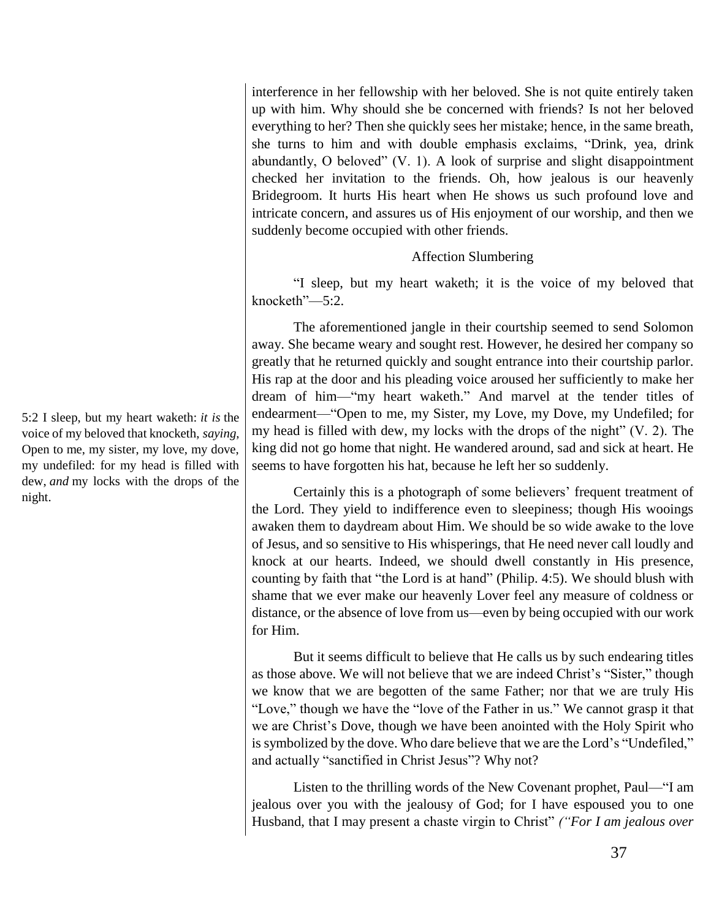interference in her fellowship with her beloved. She is not quite entirely taken up with him. Why should she be concerned with friends? Is not her beloved everything to her? Then she quickly sees her mistake; hence, in the same breath, she turns to him and with double emphasis exclaims, "Drink, yea, drink abundantly, O beloved" (V. 1). A look of surprise and slight disappointment checked her invitation to the friends. Oh, how jealous is our heavenly Bridegroom. It hurts His heart when He shows us such profound love and intricate concern, and assures us of His enjoyment of our worship, and then we suddenly become occupied with other friends.

### Affection Slumbering

"I sleep, but my heart waketh; it is the voice of my beloved that knocketh"—5:2.

5:2 I sleep, but my heart waketh: *it is* the voice of my beloved that knocketh, *saying*, Open to me, my sister, my love, my dove, my undefiled: for my head is filled with dew, *and* my locks with the drops of the night.

The aforementioned jangle in their courtship seemed to send Solomon away. She became weary and sought rest. However, he desired her company so greatly that he returned quickly and sought entrance into their courtship parlor. His rap at the door and his pleading voice aroused her sufficiently to make her dream of him—"my heart waketh." And marvel at the tender titles of endearment—"Open to me, my Sister, my Love, my Dove, my Undefiled; for my head is filled with dew, my locks with the drops of the night" (V. 2). The king did not go home that night. He wandered around, sad and sick at heart. He seems to have forgotten his hat, because he left her so suddenly.

Certainly this is a photograph of some believers' frequent treatment of the Lord. They yield to indifference even to sleepiness; though His wooings awaken them to daydream about Him. We should be so wide awake to the love of Jesus, and so sensitive to His whisperings, that He need never call loudly and knock at our hearts. Indeed, we should dwell constantly in His presence, counting by faith that "the Lord is at hand" (Philip. 4:5). We should blush with shame that we ever make our heavenly Lover feel any measure of coldness or distance, or the absence of love from us—even by being occupied with our work for Him.

But it seems difficult to believe that He calls us by such endearing titles as those above. We will not believe that we are indeed Christ's "Sister," though we know that we are begotten of the same Father; nor that we are truly His "Love," though we have the "love of the Father in us." We cannot grasp it that we are Christ's Dove, though we have been anointed with the Holy Spirit who is symbolized by the dove. Who dare believe that we are the Lord's "Undefiled," and actually "sanctified in Christ Jesus"? Why not?

Listen to the thrilling words of the New Covenant prophet, Paul—"I am jealous over you with the jealousy of God; for I have espoused you to one Husband, that I may present a chaste virgin to Christ" *("For I am jealous over*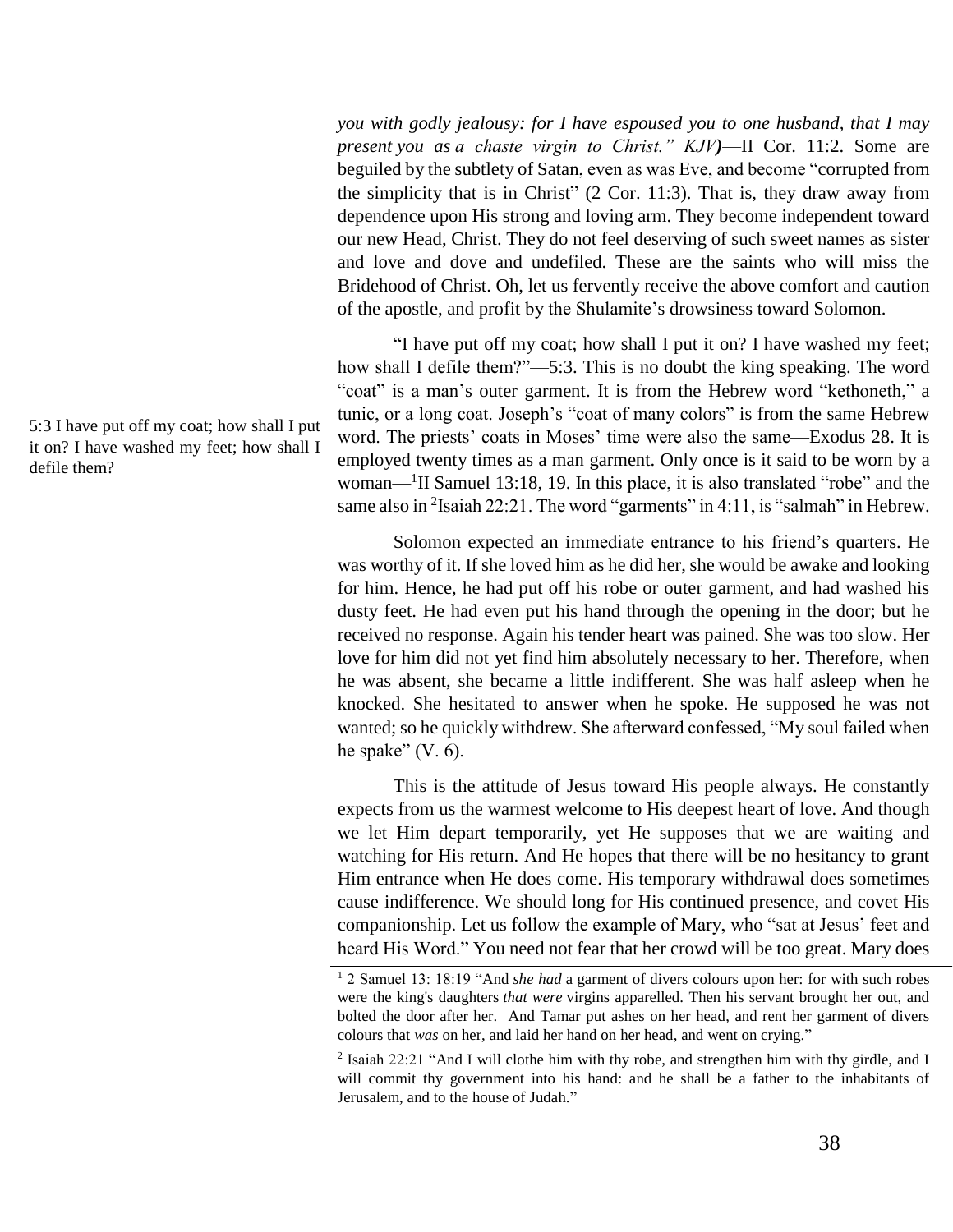*you with godly jealousy: for I have espoused you to one husband, that I may present you as a chaste virgin to Christ." KJV)*—II Cor. 11:2. Some are beguiled by the subtlety of Satan, even as was Eve, and become "corrupted from the simplicity that is in Christ" (2 Cor. 11:3). That is, they draw away from dependence upon His strong and loving arm. They become independent toward our new Head, Christ. They do not feel deserving of such sweet names as sister and love and dove and undefiled. These are the saints who will miss the Bridehood of Christ. Oh, let us fervently receive the above comfort and caution of the apostle, and profit by the Shulamite's drowsiness toward Solomon.

5:3 I have put off my coat; how shall I put it on? I have washed my feet; how shall I defile them?

"I have put off my coat; how shall I put it on? I have washed my feet; how shall I defile them?"—5:3. This is no doubt the king speaking. The word "coat" is a man's outer garment. It is from the Hebrew word "kethoneth," a tunic, or a long coat. Joseph's "coat of many colors" is from the same Hebrew word. The priests' coats in Moses' time were also the same—Exodus 28. It is employed twenty times as a man garment. Only once is it said to be worn by a woman—[1]II Samuel 13:18, 19. In this place, it is also translated "robe" and the same also in [2]Isaiah 22:21. The word "garments" in 4:11, is "salmah" in Hebrew.

Solomon expected an immediate entrance to his friend's quarters. He was worthy of it. If she loved him as he did her, she would be awake and looking for him. Hence, he had put off his robe or outer garment, and had washed his dusty feet. He had even put his hand through the opening in the door; but he received no response. Again his tender heart was pained. She was too slow. Her love for him did not yet find him absolutely necessary to her. Therefore, when he was absent, she became a little indifferent. She was half asleep when he knocked. She hesitated to answer when he spoke. He supposed he was not wanted; so he quickly withdrew. She afterward confessed, "My soul failed when he spake" (V. 6).

This is the attitude of Jesus toward His people always. He constantly expects from us the warmest welcome to His deepest heart of love. And though we let Him depart temporarily, yet He supposes that we are waiting and watching for His return. And He hopes that there will be no hesitancy to grant Him entrance when He does come. His temporary withdrawal does sometimes cause indifference. We should long for His continued presence, and covet His companionship. Let us follow the example of Mary, who "sat at Jesus' feet and heard His Word." You need not fear that her crowd will be too great. Mary does

---

[1] 2 Samuel 13: 18:19 "And *she had* a garment of divers colours upon her: for with such robes were the king's daughters *that were* virgins apparelled. Then his servant brought her out, and bolted the door after her. And Tamar put ashes on her head, and rent her garment of divers colours that *was* on her, and laid her hand on her head, and went on crying."

[2] Isaiah 22:21 "And I will clothe him with thy robe, and strengthen him with thy girdle, and I will commit thy government into his hand: and he shall be a father to the inhabitants of Jerusalem, and to the house of Judah."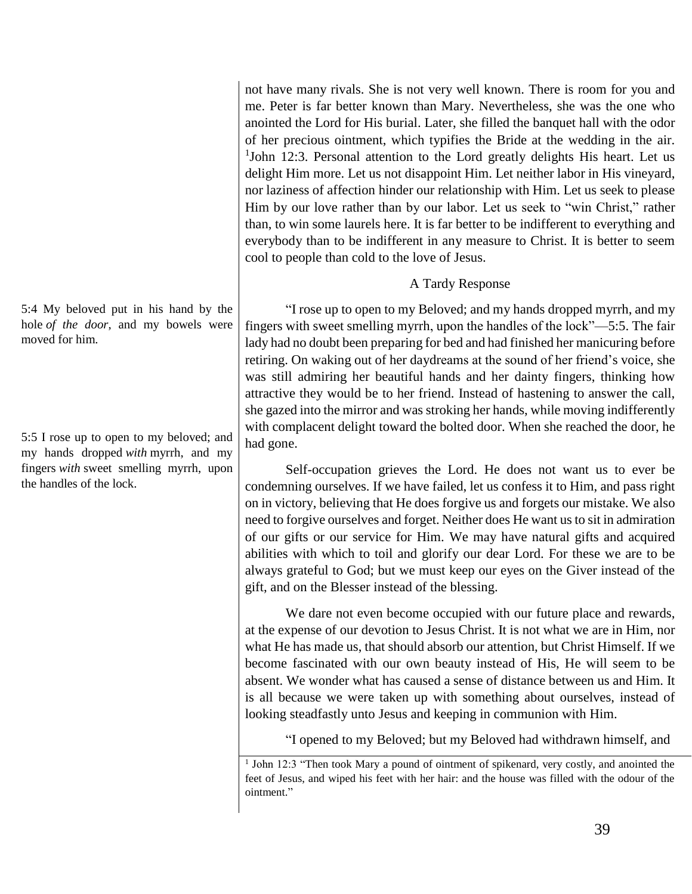not have many rivals. She is not very well known. There is room for you and me. Peter is far better known than Mary. Nevertheless, she was the one who anointed the Lord for His burial. Later, she filled the banquet hall with the odor of her precious ointment, which typifies the Bride at the wedding in the air. [1]John 12:3. Personal attention to the Lord greatly delights His heart. Let us delight Him more. Let us not disappoint Him. Let neither labor in His vineyard, nor laziness of affection hinder our relationship with Him. Let us seek to please Him by our love rather than by our labor. Let us seek to "win Christ," rather than, to win some laurels here. It is far better to be indifferent to everything and everybody than to be indifferent in any measure to Christ. It is better to seem cool to people than cold to the love of Jesus.

A Tardy Response

5:4 My beloved put in his hand by the hole *of the door*, and my bowels were moved for him.

5:5 I rose up to open to my beloved; and my hands dropped *with* myrrh, and my fingers *with* sweet smelling myrrh, upon the handles of the lock.

"I rose up to open to my Beloved; and my hands dropped myrrh, and my fingers with sweet smelling myrrh, upon the handles of the lock"—5:5. The fair lady had no doubt been preparing for bed and had finished her manicuring before retiring. On waking out of her daydreams at the sound of her friend's voice, she was still admiring her beautiful hands and her dainty fingers, thinking how attractive they would be to her friend. Instead of hastening to answer the call, she gazed into the mirror and was stroking her hands, while moving indifferently with complacent delight toward the bolted door. When she reached the door, he had gone.

Self-occupation grieves the Lord. He does not want us to ever be condemning ourselves. If we have failed, let us confess it to Him, and pass right on in victory, believing that He does forgive us and forgets our mistake. We also need to forgive ourselves and forget. Neither does He want us to sit in admiration of our gifts or our service for Him. We may have natural gifts and acquired abilities with which to toil and glorify our dear Lord. For these we are to be always grateful to God; but we must keep our eyes on the Giver instead of the gift, and on the Blesser instead of the blessing.

We dare not even become occupied with our future place and rewards, at the expense of our devotion to Jesus Christ. It is not what we are in Him, nor what He has made us, that should absorb our attention, but Christ Himself. If we become fascinated with our own beauty instead of His, He will seem to be absent. We wonder what has caused a sense of distance between us and Him. It is all because we were taken up with something about ourselves, instead of looking steadfastly unto Jesus and keeping in communion with Him.

"I opened to my Beloved; but my Beloved had withdrawn himself, and

[1] John 12:3 "Then took Mary a pound of ointment of spikenard, very costly, and anointed the feet of Jesus, and wiped his feet with her hair: and the house was filled with the odour of the ointment."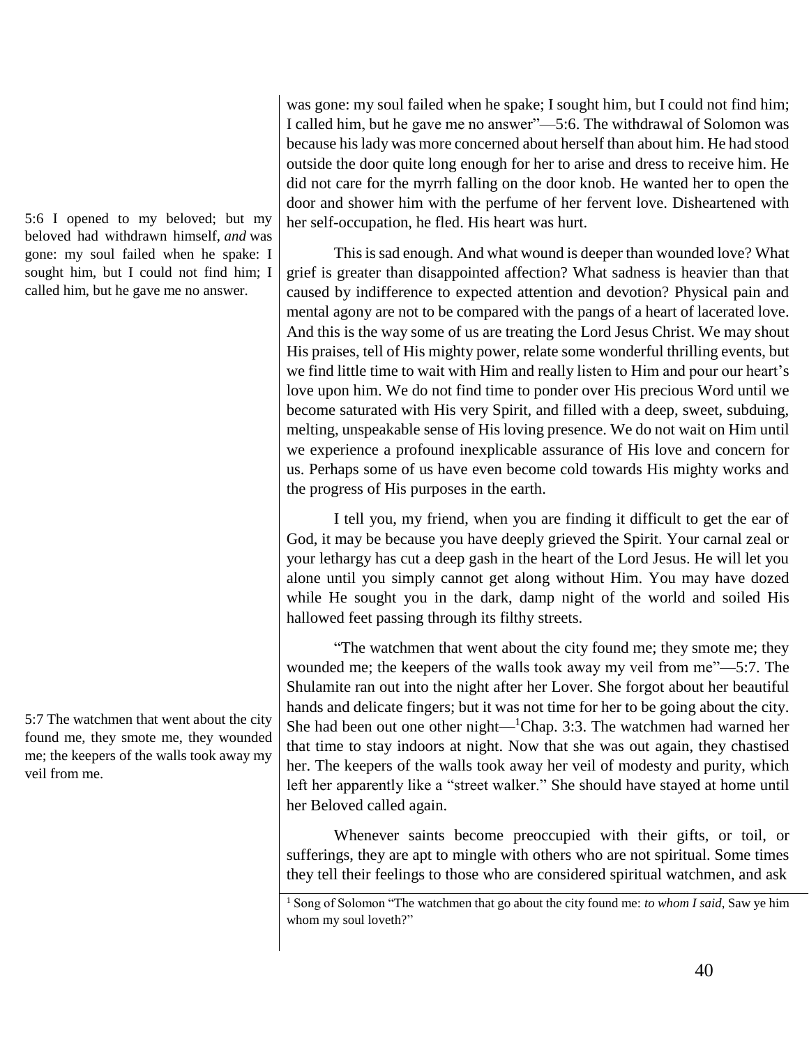5:6 I opened to my beloved; but my beloved had withdrawn himself, *and* was gone: my soul failed when he spake: I sought him, but I could not find him; I called him, but he gave me no answer.

was gone: my soul failed when he spake; I sought him, but I could not find him; I called him, but he gave me no answer"—5:6. The withdrawal of Solomon was because his lady was more concerned about herself than about him. He had stood outside the door quite long enough for her to arise and dress to receive him. He did not care for the myrrh falling on the door knob. He wanted her to open the door and shower him with the perfume of her fervent love. Disheartened with her self-occupation, he fled. His heart was hurt.

This is sad enough. And what wound is deeper than wounded love? What grief is greater than disappointed affection? What sadness is heavier than that caused by indifference to expected attention and devotion? Physical pain and mental agony are not to be compared with the pangs of a heart of lacerated love. And this is the way some of us are treating the Lord Jesus Christ. We may shout His praises, tell of His mighty power, relate some wonderful thrilling events, but we find little time to wait with Him and really listen to Him and pour our heart's love upon him. We do not find time to ponder over His precious Word until we become saturated with His very Spirit, and filled with a deep, sweet, subduing, melting, unspeakable sense of His loving presence. We do not wait on Him until we experience a profound inexplicable assurance of His love and concern for us. Perhaps some of us have even become cold towards His mighty works and the progress of His purposes in the earth.

I tell you, my friend, when you are finding it difficult to get the ear of God, it may be because you have deeply grieved the Spirit. Your carnal zeal or your lethargy has cut a deep gash in the heart of the Lord Jesus. He will let you alone until you simply cannot get along without Him. You may have dozed while He sought you in the dark, damp night of the world and soiled His hallowed feet passing through its filthy streets.

5:7 The watchmen that went about the city found me, they smote me, they wounded me; the keepers of the walls took away my veil from me.

"The watchmen that went about the city found me; they smote me; they wounded me; the keepers of the walls took away my veil from me"—5:7. The Shulamite ran out into the night after her Lover. She forgot about her beautiful hands and delicate fingers; but it was not time for her to be going about the city. She had been out one other night—[1]Chap. 3:3. The watchmen had warned her that time to stay indoors at night. Now that she was out again, they chastised her. The keepers of the walls took away her veil of modesty and purity, which left her apparently like a "street walker." She should have stayed at home until her Beloved called again.

Whenever saints become preoccupied with their gifts, or toil, or sufferings, they are apt to mingle with others who are not spiritual. Some times they tell their feelings to those who are considered spiritual watchmen, and ask

[1] Song of Solomon "The watchmen that go about the city found me: *to whom I said*, Saw ye him whom my soul loveth?"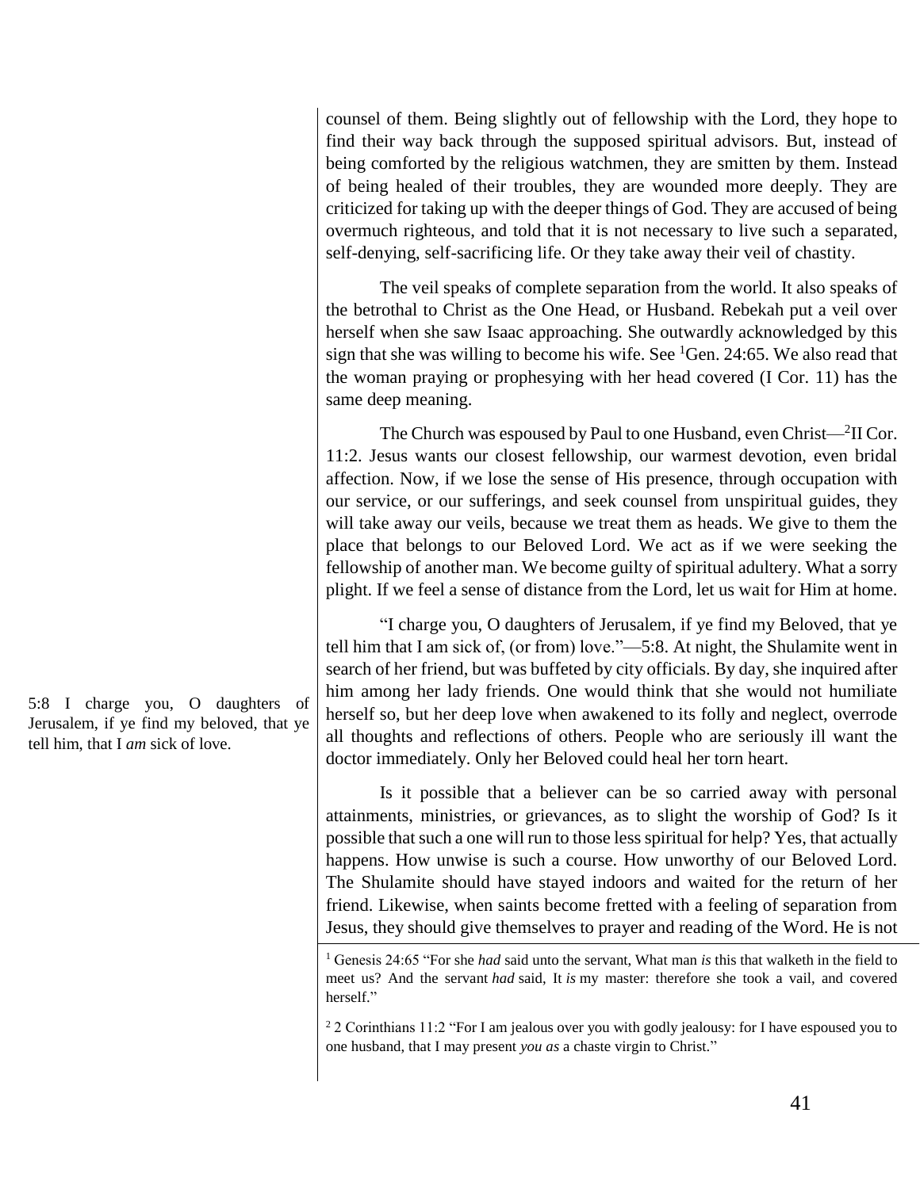counsel of them. Being slightly out of fellowship with the Lord, they hope to find their way back through the supposed spiritual advisors. But, instead of being comforted by the religious watchmen, they are smitten by them. Instead of being healed of their troubles, they are wounded more deeply. They are criticized for taking up with the deeper things of God. They are accused of being overmuch righteous, and told that it is not necessary to live such a separated, self-denying, self-sacrificing life. Or they take away their veil of chastity.

The veil speaks of complete separation from the world. It also speaks of the betrothal to Christ as the One Head, or Husband. Rebekah put a veil over herself when she saw Isaac approaching. She outwardly acknowledged by this sign that she was willing to become his wife. See [1]Gen. 24:65. We also read that the woman praying or prophesying with her head covered (I Cor. 11) has the same deep meaning.

The Church was espoused by Paul to one Husband, even Christ—[2]II Cor. 11:2. Jesus wants our closest fellowship, our warmest devotion, even bridal affection. Now, if we lose the sense of His presence, through occupation with our service, or our sufferings, and seek counsel from unspiritual guides, they will take away our veils, because we treat them as heads. We give to them the place that belongs to our Beloved Lord. We act as if we were seeking the fellowship of another man. We become guilty of spiritual adultery. What a sorry plight. If we feel a sense of distance from the Lord, let us wait for Him at home.

5:8 I charge you, O daughters of Jerusalem, if ye find my beloved, that ye tell him, that I *am* sick of love.

"I charge you, O daughters of Jerusalem, if ye find my Beloved, that ye tell him that I am sick of, (or from) love."—5:8. At night, the Shulamite went in search of her friend, but was buffeted by city officials. By day, she inquired after him among her lady friends. One would think that she would not humiliate herself so, but her deep love when awakened to its folly and neglect, overrode all thoughts and reflections of others. People who are seriously ill want the doctor immediately. Only her Beloved could heal her torn heart.

Is it possible that a believer can be so carried away with personal attainments, ministries, or grievances, as to slight the worship of God? Is it possible that such a one will run to those less spiritual for help? Yes, that actually happens. How unwise is such a course. How unworthy of our Beloved Lord. The Shulamite should have stayed indoors and waited for the return of her friend. Likewise, when saints become fretted with a feeling of separation from Jesus, they should give themselves to prayer and reading of the Word. He is not

[1] Genesis 24:65 "For she *had* said unto the servant, What man *is* this that walketh in the field to meet us? And the servant *had* said, It *is* my master: therefore she took a vail, and covered herself."

[2] 2 Corinthians 11:2 "For I am jealous over you with godly jealousy: for I have espoused you to one husband, that I may present *you as* a chaste virgin to Christ."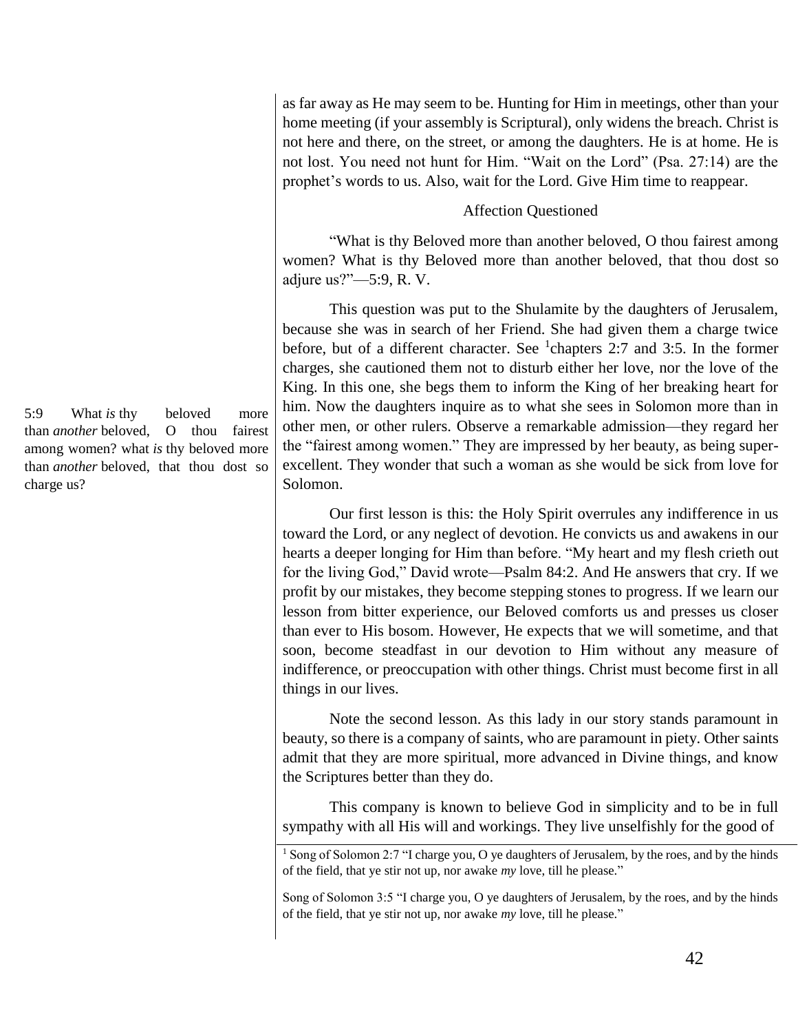as far away as He may seem to be. Hunting for Him in meetings, other than your home meeting (if your assembly is Scriptural), only widens the breach. Christ is not here and there, on the street, or among the daughters. He is at home. He is not lost. You need not hunt for Him. "Wait on the Lord" (Psa. 27:14) are the prophet's words to us. Also, wait for the Lord. Give Him time to reappear.

### Affection Questioned

"What is thy Beloved more than another beloved, O thou fairest among women? What is thy Beloved more than another beloved, that thou dost so adjure us?"—5:9, R. V.

5:9 What *is* thy beloved more than *another* beloved, O thou fairest among women? what *is* thy beloved more than *another* beloved, that thou dost so charge us?

This question was put to the Shulamite by the daughters of Jerusalem, because she was in search of her Friend. She had given them a charge twice before, but of a different character. See [1]chapters 2:7 and 3:5. In the former charges, she cautioned them not to disturb either her love, nor the love of the King. In this one, she begs them to inform the King of her breaking heart for him. Now the daughters inquire as to what she sees in Solomon more than in other men, or other rulers. Observe a remarkable admission—they regard her the "fairest among women." They are impressed by her beauty, as being super-excellent. They wonder that such a woman as she would be sick from love for Solomon.

Our first lesson is this: the Holy Spirit overrules any indifference in us toward the Lord, or any neglect of devotion. He convicts us and awakens in our hearts a deeper longing for Him than before. "My heart and my flesh crieth out for the living God," David wrote—Psalm 84:2. And He answers that cry. If we profit by our mistakes, they become stepping stones to progress. If we learn our lesson from bitter experience, our Beloved comforts us and presses us closer than ever to His bosom. However, He expects that we will sometime, and that soon, become steadfast in our devotion to Him without any measure of indifference, or preoccupation with other things. Christ must become first in all things in our lives.

Note the second lesson. As this lady in our story stands paramount in beauty, so there is a company of saints, who are paramount in piety. Other saints admit that they are more spiritual, more advanced in Divine things, and know the Scriptures better than they do.

This company is known to believe God in simplicity and to be in full sympathy with all His will and workings. They live unselfishly for the good of

---

[1] Song of Solomon 2:7 "I charge you, O ye daughters of Jerusalem, by the roes, and by the hinds of the field, that ye stir not up, nor awake *my* love, till he please."

Song of Solomon 3:5 "I charge you, O ye daughters of Jerusalem, by the roes, and by the hinds of the field, that ye stir not up, nor awake *my* love, till he please."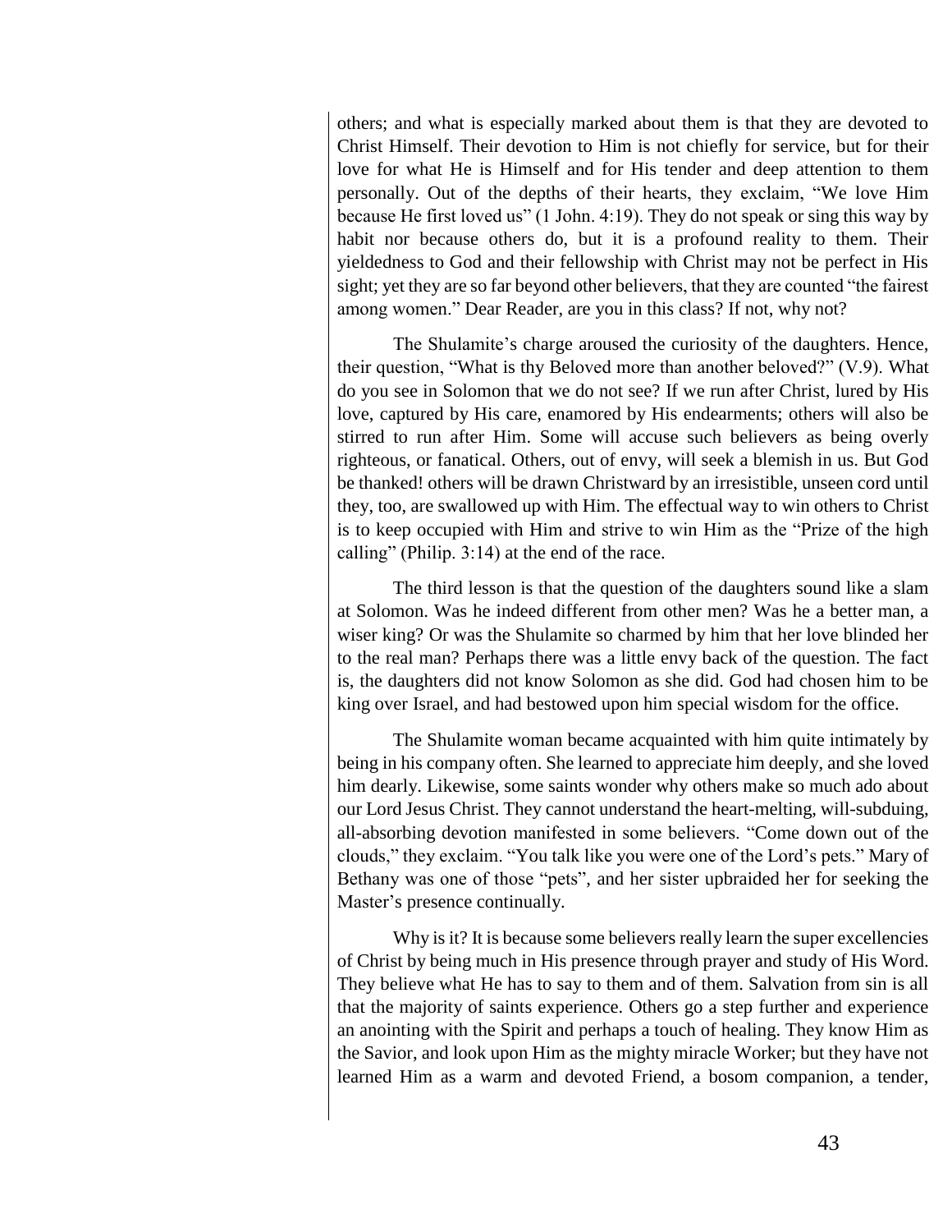others; and what is especially marked about them is that they are devoted to Christ Himself. Their devotion to Him is not chiefly for service, but for their love for what He is Himself and for His tender and deep attention to them personally. Out of the depths of their hearts, they exclaim, "We love Him because He first loved us" (1 John. 4:19). They do not speak or sing this way by habit nor because others do, but it is a profound reality to them. Their yieldedness to God and their fellowship with Christ may not be perfect in His sight; yet they are so far beyond other believers, that they are counted "the fairest among women." Dear Reader, are you in this class? If not, why not?

The Shulamite's charge aroused the curiosity of the daughters. Hence, their question, "What is thy Beloved more than another beloved?" (V.9). What do you see in Solomon that we do not see? If we run after Christ, lured by His love, captured by His care, enamored by His endearments; others will also be stirred to run after Him. Some will accuse such believers as being overly righteous, or fanatical. Others, out of envy, will seek a blemish in us. But God be thanked! others will be drawn Christward by an irresistible, unseen cord until they, too, are swallowed up with Him. The effectual way to win others to Christ is to keep occupied with Him and strive to win Him as the "Prize of the high calling" (Philip. 3:14) at the end of the race.

The third lesson is that the question of the daughters sound like a slam at Solomon. Was he indeed different from other men? Was he a better man, a wiser king? Or was the Shulamite so charmed by him that her love blinded her to the real man? Perhaps there was a little envy back of the question. The fact is, the daughters did not know Solomon as she did. God had chosen him to be king over Israel, and had bestowed upon him special wisdom for the office.

The Shulamite woman became acquainted with him quite intimately by being in his company often. She learned to appreciate him deeply, and she loved him dearly. Likewise, some saints wonder why others make so much ado about our Lord Jesus Christ. They cannot understand the heart-melting, will-subduing, all-absorbing devotion manifested in some believers. "Come down out of the clouds," they exclaim. "You talk like you were one of the Lord's pets." Mary of Bethany was one of those "pets", and her sister upbraided her for seeking the Master's presence continually.

Why is it? It is because some believers really learn the super excellencies of Christ by being much in His presence through prayer and study of His Word. They believe what He has to say to them and of them. Salvation from sin is all that the majority of saints experience. Others go a step further and experience an anointing with the Spirit and perhaps a touch of healing. They know Him as the Savior, and look upon Him as the mighty miracle Worker; but they have not learned Him as a warm and devoted Friend, a bosom companion, a tender,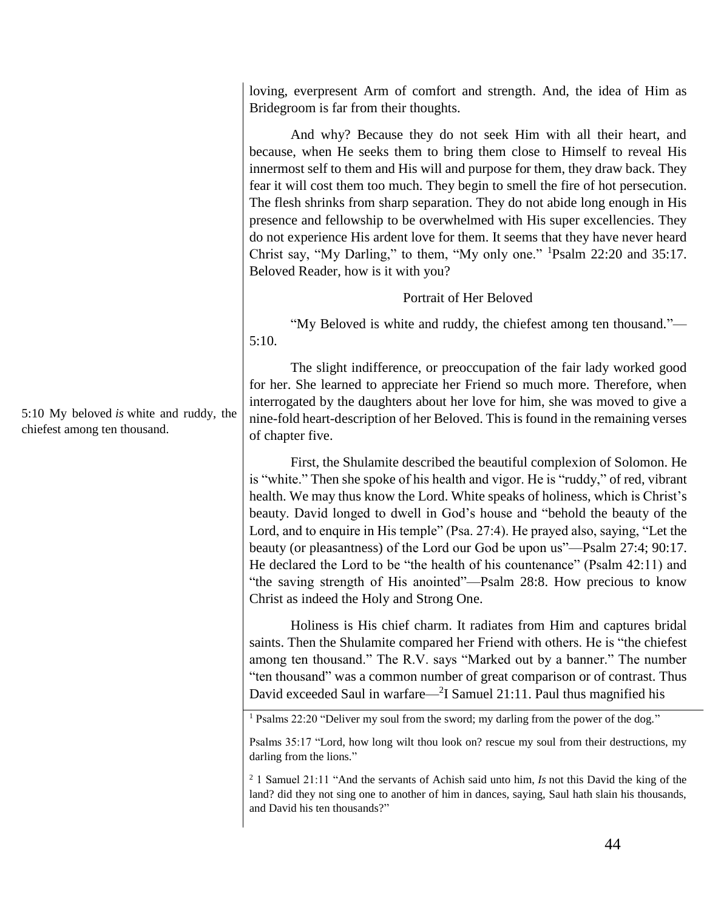loving, everpresent Arm of comfort and strength. And, the idea of Him as Bridegroom is far from their thoughts.

And why? Because they do not seek Him with all their heart, and because, when He seeks them to bring them close to Himself to reveal His innermost self to them and His will and purpose for them, they draw back. They fear it will cost them too much. They begin to smell the fire of hot persecution. The flesh shrinks from sharp separation. They do not abide long enough in His presence and fellowship to be overwhelmed with His super excellencies. They do not experience His ardent love for them. It seems that they have never heard Christ say, "My Darling," to them, "My only one." [1]Psalm 22:20 and 35:17. Beloved Reader, how is it with you?

### Portrait of Her Beloved

"My Beloved is white and ruddy, the chiefest among ten thousand."—5:10.

5:10 My beloved *is* white and ruddy, the chiefest among ten thousand.

The slight indifference, or preoccupation of the fair lady worked good for her. She learned to appreciate her Friend so much more. Therefore, when interrogated by the daughters about her love for him, she was moved to give a nine-fold heart-description of her Beloved. This is found in the remaining verses of chapter five.

First, the Shulamite described the beautiful complexion of Solomon. He is "white." Then she spoke of his health and vigor. He is "ruddy," of red, vibrant health. We may thus know the Lord. White speaks of holiness, which is Christ's beauty. David longed to dwell in God's house and "behold the beauty of the Lord, and to enquire in His temple" (Psa. 27:4). He prayed also, saying, "Let the beauty (or pleasantness) of the Lord our God be upon us"—Psalm 27:4; 90:17. He declared the Lord to be "the health of his countenance" (Psalm 42:11) and "the saving strength of His anointed"—Psalm 28:8. How precious to know Christ as indeed the Holy and Strong One.

Holiness is His chief charm. It radiates from Him and captures bridal saints. Then the Shulamite compared her Friend with others. He is "the chiefest among ten thousand." The R.V. says "Marked out by a banner." The number "ten thousand" was a common number of great comparison or of contrast. Thus David exceeded Saul in warfare—[2]I Samuel 21:11. Paul thus magnified his

---

[1] Psalms 22:20 "Deliver my soul from the sword; my darling from the power of the dog."

Psalms 35:17 "Lord, how long wilt thou look on? rescue my soul from their destructions, my darling from the lions."

[2] 1 Samuel 21:11 "And the servants of Achish said unto him, *Is* not this David the king of the land? did they not sing one to another of him in dances, saying, Saul hath slain his thousands, and David his ten thousands?"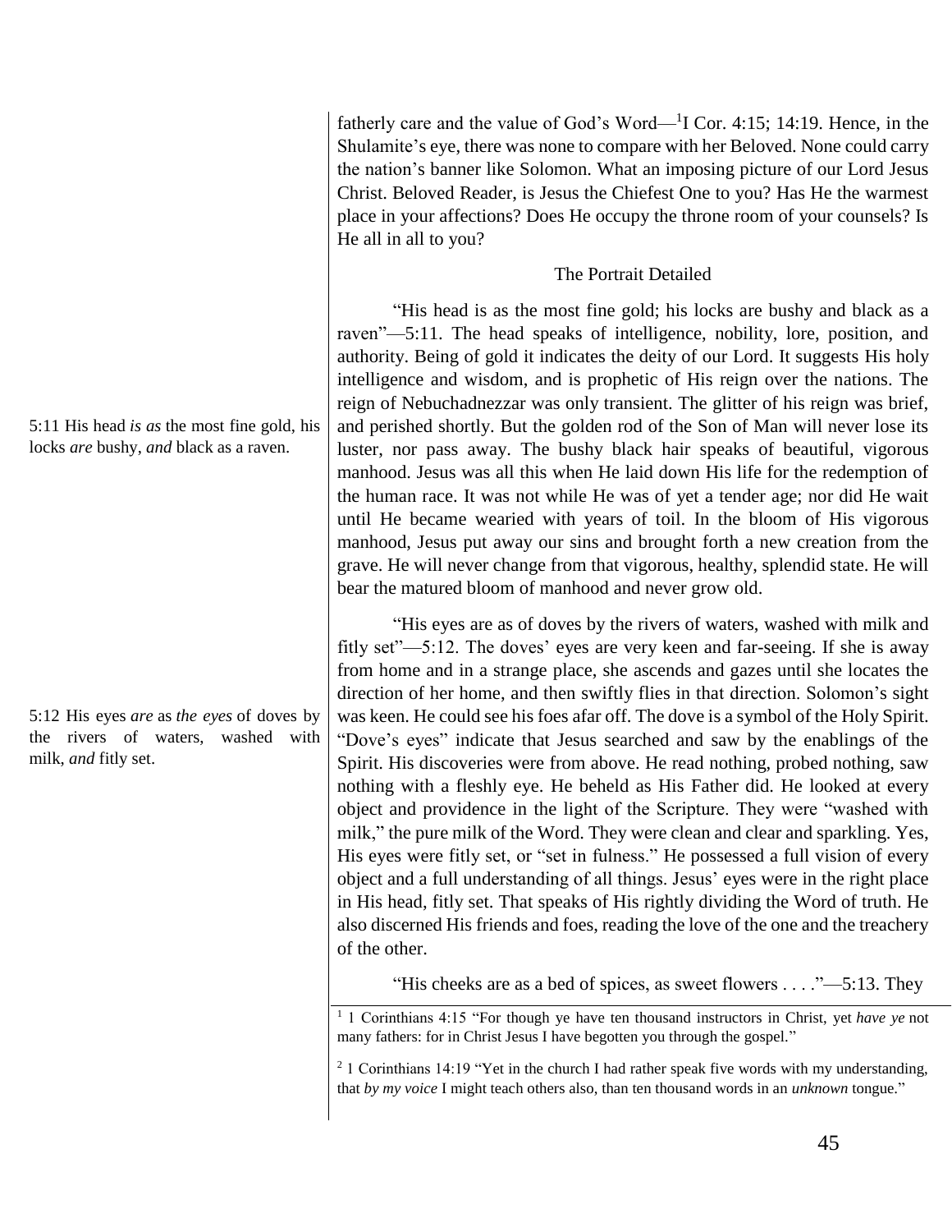fatherly care and the value of God's Word—[1]I Cor. 4:15; 14:19. Hence, in the Shulamite's eye, there was none to compare with her Beloved. None could carry the nation's banner like Solomon. What an imposing picture of our Lord Jesus Christ. Beloved Reader, is Jesus the Chiefest One to you? Has He the warmest place in your affections? Does He occupy the throne room of your counsels? Is He all in all to you?

### The Portrait Detailed

5:11 His head *is as* the most fine gold, his locks *are* bushy, *and* black as a raven.

"His head is as the most fine gold; his locks are bushy and black as a raven"—5:11. The head speaks of intelligence, nobility, lore, position, and authority. Being of gold it indicates the deity of our Lord. It suggests His holy intelligence and wisdom, and is prophetic of His reign over the nations. The reign of Nebuchadnezzar was only transient. The glitter of his reign was brief, and perished shortly. But the golden rod of the Son of Man will never lose its luster, nor pass away. The bushy black hair speaks of beautiful, vigorous manhood. Jesus was all this when He laid down His life for the redemption of the human race. It was not while He was of yet a tender age; nor did He wait until He became wearied with years of toil. In the bloom of His vigorous manhood, Jesus put away our sins and brought forth a new creation from the grave. He will never change from that vigorous, healthy, splendid state. He will bear the matured bloom of manhood and never grow old.

5:12 His eyes *are* as *the eyes* of doves by the rivers of waters, washed with milk, *and* fitly set.

"His eyes are as of doves by the rivers of waters, washed with milk and fitly set"—5:12. The doves' eyes are very keen and far-seeing. If she is away from home and in a strange place, she ascends and gazes until she locates the direction of her home, and then swiftly flies in that direction. Solomon's sight was keen. He could see his foes afar off. The dove is a symbol of the Holy Spirit. "Dove's eyes" indicate that Jesus searched and saw by the enablings of the Spirit. His discoveries were from above. He read nothing, probed nothing, saw nothing with a fleshly eye. He beheld as His Father did. He looked at every object and providence in the light of the Scripture. They were "washed with milk," the pure milk of the Word. They were clean and clear and sparkling. Yes, His eyes were fitly set, or "set in fulness." He possessed a full vision of every object and a full understanding of all things. Jesus' eyes were in the right place in His head, fitly set. That speaks of His rightly dividing the Word of truth. He also discerned His friends and foes, reading the love of the one and the treachery of the other.

"His cheeks are as a bed of spices, as sweet flowers . . . ."—5:13. They

---

[1] 1 Corinthians 4:15 "For though ye have ten thousand instructors in Christ, yet *have ye* not many fathers: for in Christ Jesus I have begotten you through the gospel."

[2] 1 Corinthians 14:19 "Yet in the church I had rather speak five words with my understanding, that *by my voice* I might teach others also, than ten thousand words in an *unknown* tongue."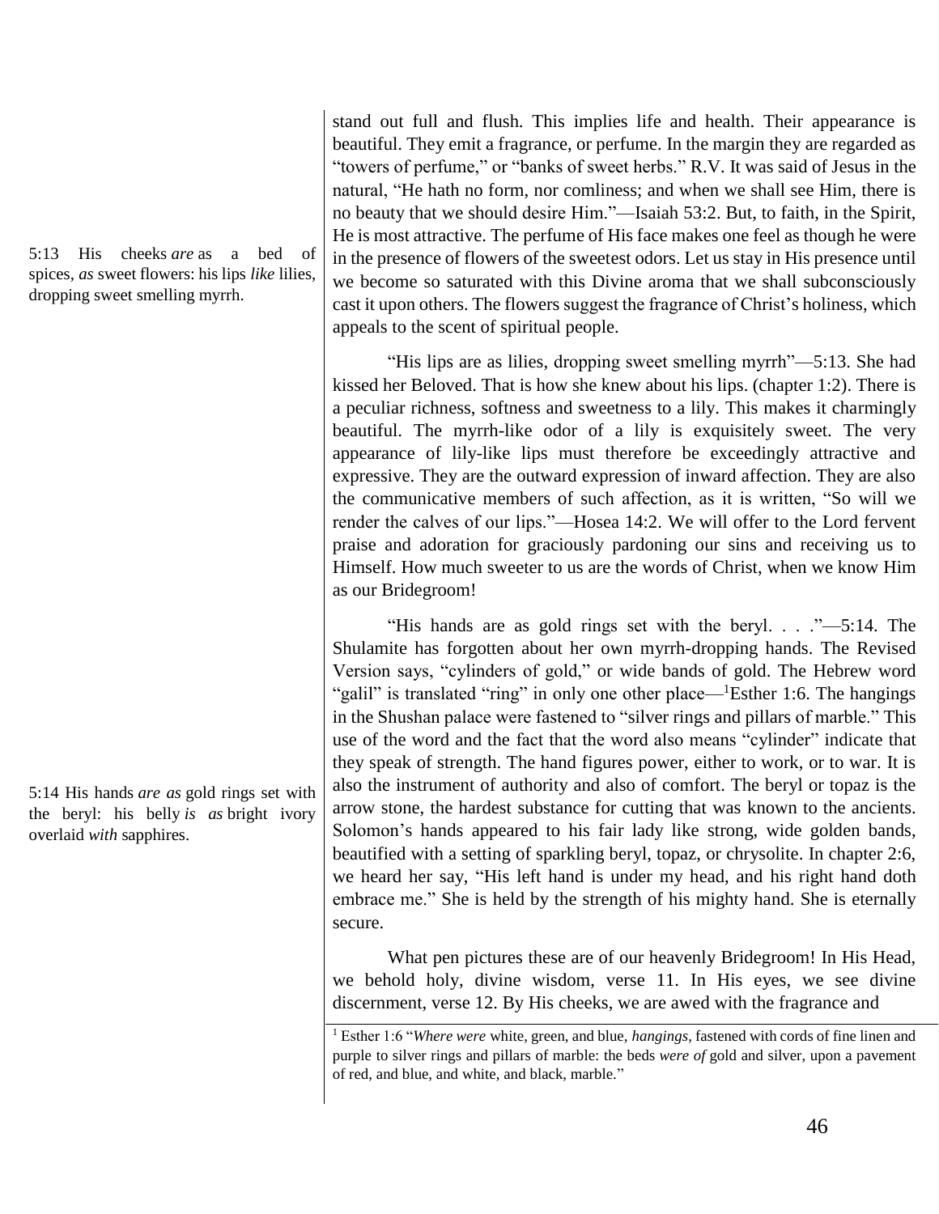5:13 His cheeks *are* as a bed of spices, *as* sweet flowers: his lips *like* lilies, dropping sweet smelling myrrh.

stand out full and flush. This implies life and health. Their appearance is beautiful. They emit a fragrance, or perfume. In the margin they are regarded as "towers of perfume," or "banks of sweet herbs." R.V. It was said of Jesus in the natural, "He hath no form, nor comliness; and when we shall see Him, there is no beauty that we should desire Him."—Isaiah 53:2. But, to faith, in the Spirit, He is most attractive. The perfume of His face makes one feel as though he were in the presence of flowers of the sweetest odors. Let us stay in His presence until we become so saturated with this Divine aroma that we shall subconsciously cast it upon others. The flowers suggest the fragrance of Christ's holiness, which appeals to the scent of spiritual people.

"His lips are as lilies, dropping sweet smelling myrrh"—5:13. She had kissed her Beloved. That is how she knew about his lips. (chapter 1:2). There is a peculiar richness, softness and sweetness to a lily. This makes it charmingly beautiful. The myrrh-like odor of a lily is exquisitely sweet. The very appearance of lily-like lips must therefore be exceedingly attractive and expressive. They are the outward expression of inward affection. They are also the communicative members of such affection, as it is written, "So will we render the calves of our lips."—Hosea 14:2. We will offer to the Lord fervent praise and adoration for graciously pardoning our sins and receiving us to Himself. How much sweeter to us are the words of Christ, when we know Him as our Bridegroom!

5:14 His hands *are as* gold rings set with the beryl: his belly *is as* bright ivory overlaid *with* sapphires.

"His hands are as gold rings set with the beryl. . . ."—5:14. The Shulamite has forgotten about her own myrrh-dropping hands. The Revised Version says, "cylinders of gold," or wide bands of gold. The Hebrew word "galil" is translated "ring" in only one other place—[1]Esther 1:6. The hangings in the Shushan palace were fastened to "silver rings and pillars of marble." This use of the word and the fact that the word also means "cylinder" indicate that they speak of strength. The hand figures power, either to work, or to war. It is also the instrument of authority and also of comfort. The beryl or topaz is the arrow stone, the hardest substance for cutting that was known to the ancients. Solomon's hands appeared to his fair lady like strong, wide golden bands, beautified with a setting of sparkling beryl, topaz, or chrysolite. In chapter 2:6, we heard her say, "His left hand is under my head, and his right hand doth embrace me." She is held by the strength of his mighty hand. She is eternally secure.

What pen pictures these are of our heavenly Bridegroom! In His Head, we behold holy, divine wisdom, verse 11. In His eyes, we see divine discernment, verse 12. By His cheeks, we are awed with the fragrance and

[1] Esther 1:6 "*Where were* white, green, and blue, *hangings*, fastened with cords of fine linen and purple to silver rings and pillars of marble: the beds *were of* gold and silver, upon a pavement of red, and blue, and white, and black, marble."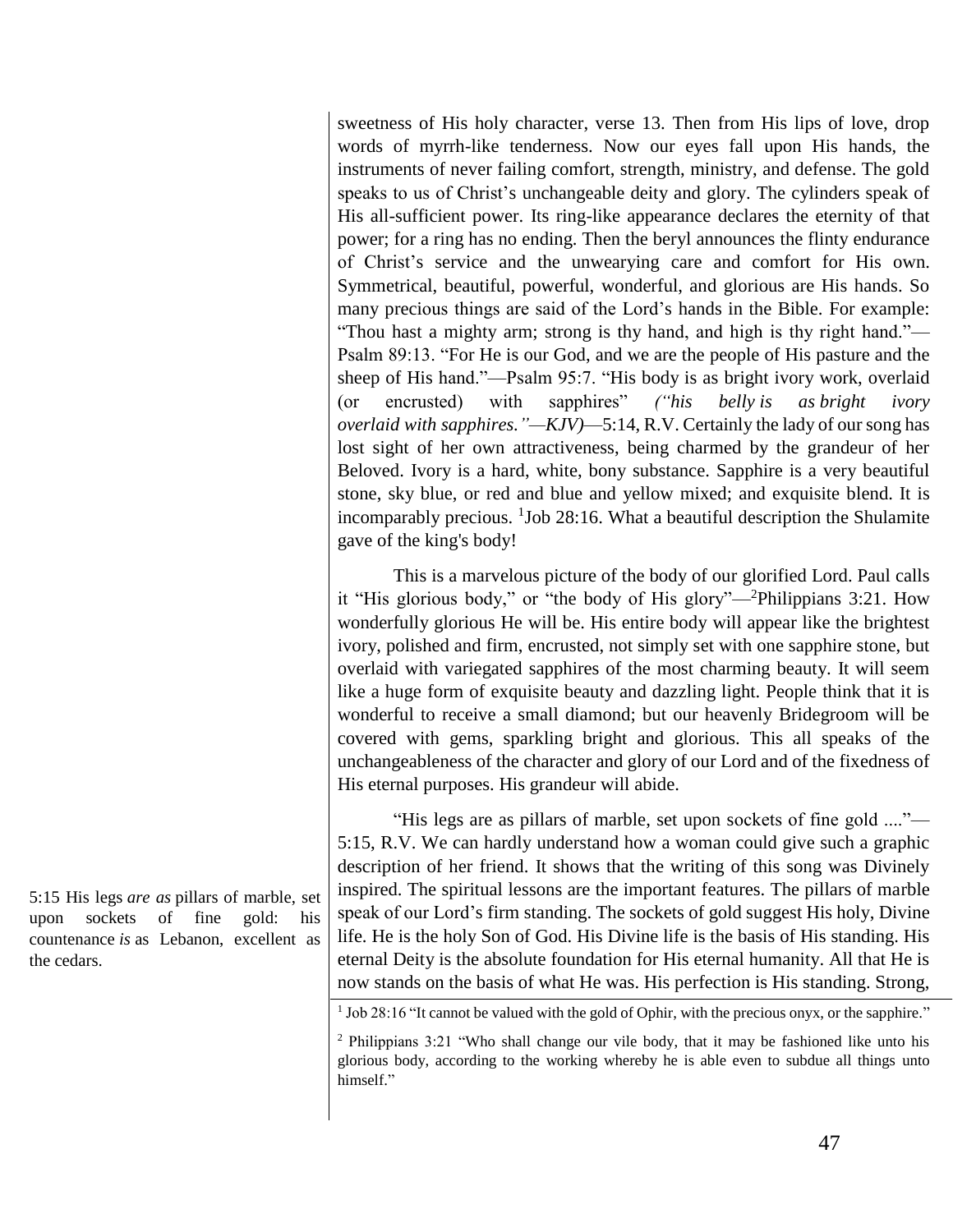sweetness of His holy character, verse 13. Then from His lips of love, drop words of myrrh-like tenderness. Now our eyes fall upon His hands, the instruments of never failing comfort, strength, ministry, and defense. The gold speaks to us of Christ's unchangeable deity and glory. The cylinders speak of His all-sufficient power. Its ring-like appearance declares the eternity of that power; for a ring has no ending. Then the beryl announces the flinty endurance of Christ's service and the unwearying care and comfort for His own. Symmetrical, beautiful, powerful, wonderful, and glorious are His hands. So many precious things are said of the Lord's hands in the Bible. For example: "Thou hast a mighty arm; strong is thy hand, and high is thy right hand."—Psalm 89:13. "For He is our God, and we are the people of His pasture and the sheep of His hand."—Psalm 95:7. "His body is as bright ivory work, overlaid (or encrusted) with sapphires" *("his belly is as bright ivory overlaid with sapphires."—KJV)*—5:14, R.V. Certainly the lady of our song has lost sight of her own attractiveness, being charmed by the grandeur of her Beloved. Ivory is a hard, white, bony substance. Sapphire is a very beautiful stone, sky blue, or red and blue and yellow mixed; and exquisite blend. It is incomparably precious. [1]Job 28:16. What a beautiful description the Shulamite gave of the king's body!

This is a marvelous picture of the body of our glorified Lord. Paul calls it "His glorious body," or "the body of His glory"—[2]Philippians 3:21. How wonderfully glorious He will be. His entire body will appear like the brightest ivory, polished and firm, encrusted, not simply set with one sapphire stone, but overlaid with variegated sapphires of the most charming beauty. It will seem like a huge form of exquisite beauty and dazzling light. People think that it is wonderful to receive a small diamond; but our heavenly Bridegroom will be covered with gems, sparkling bright and glorious. This all speaks of the unchangeableness of the character and glory of our Lord and of the fixedness of His eternal purposes. His grandeur will abide.

5:15 His legs *are as* pillars of marble, set upon sockets of fine gold: his countenance *is* as Lebanon, excellent as the cedars.

"His legs are as pillars of marble, set upon sockets of fine gold ...."—5:15, R.V. We can hardly understand how a woman could give such a graphic description of her friend. It shows that the writing of this song was Divinely inspired. The spiritual lessons are the important features. The pillars of marble speak of our Lord's firm standing. The sockets of gold suggest His holy, Divine life. He is the holy Son of God. His Divine life is the basis of His standing. His eternal Deity is the absolute foundation for His eternal humanity. All that He is now stands on the basis of what He was. His perfection is His standing. Strong,

---

[1] Job 28:16 "It cannot be valued with the gold of Ophir, with the precious onyx, or the sapphire."

[2] Philippians 3:21 "Who shall change our vile body, that it may be fashioned like unto his glorious body, according to the working whereby he is able even to subdue all things unto himself."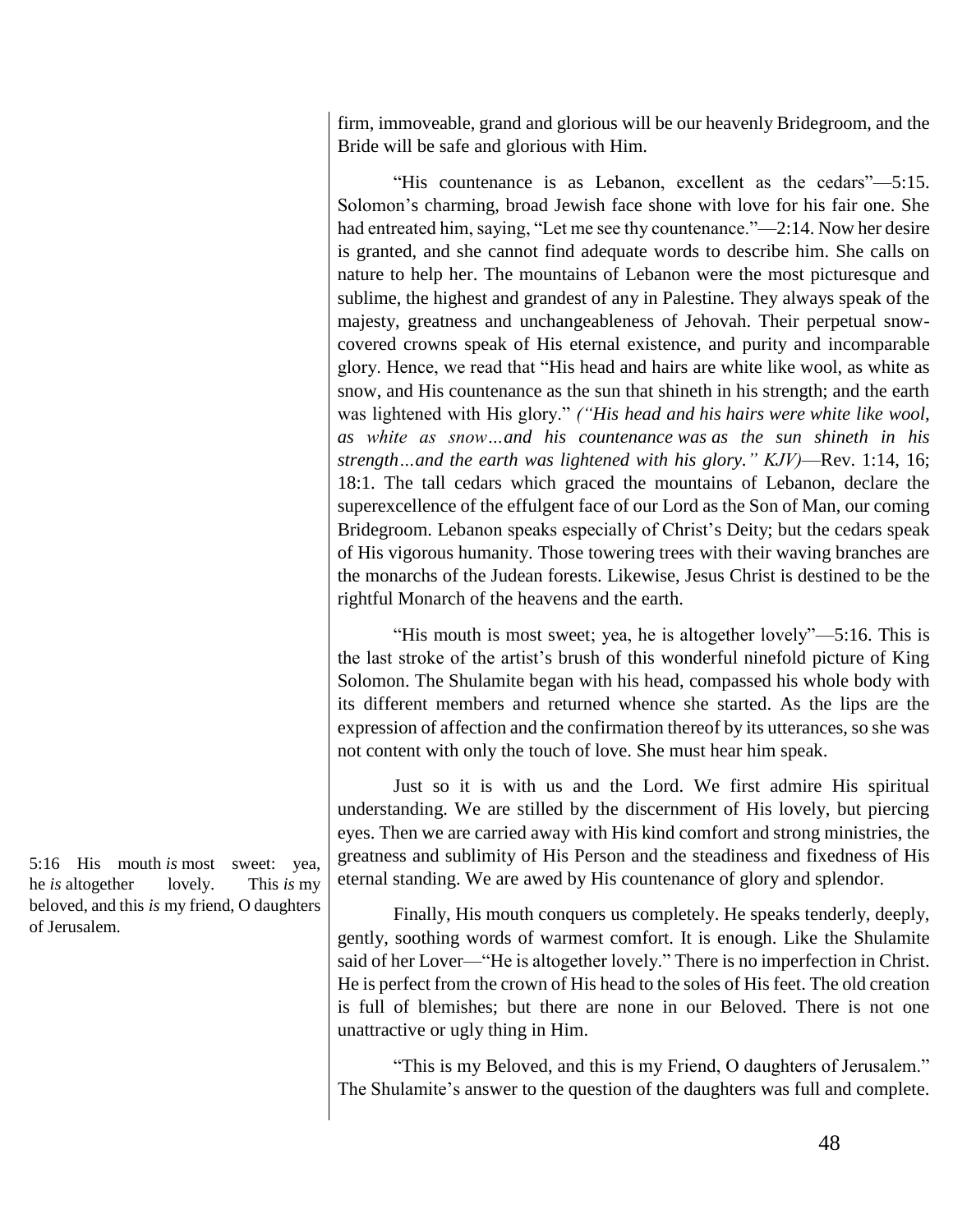firm, immoveable, grand and glorious will be our heavenly Bridegroom, and the Bride will be safe and glorious with Him.

"His countenance is as Lebanon, excellent as the cedars"—5:15. Solomon's charming, broad Jewish face shone with love for his fair one. She had entreated him, saying, "Let me see thy countenance."—2:14. Now her desire is granted, and she cannot find adequate words to describe him. She calls on nature to help her. The mountains of Lebanon were the most picturesque and sublime, the highest and grandest of any in Palestine. They always speak of the majesty, greatness and unchangeableness of Jehovah. Their perpetual snow-covered crowns speak of His eternal existence, and purity and incomparable glory. Hence, we read that "His head and hairs are white like wool, as white as snow, and His countenance as the sun that shineth in his strength; and the earth was lightened with His glory." *("His head and his hairs were white like wool, as white as snow…and his countenance was as the sun shineth in his strength…and the earth was lightened with his glory." KJV)*—Rev. 1:14, 16; 18:1. The tall cedars which graced the mountains of Lebanon, declare the superexcellence of the effulgent face of our Lord as the Son of Man, our coming Bridegroom. Lebanon speaks especially of Christ's Deity; but the cedars speak of His vigorous humanity. Those towering trees with their waving branches are the monarchs of the Judean forests. Likewise, Jesus Christ is destined to be the rightful Monarch of the heavens and the earth.

"His mouth is most sweet; yea, he is altogether lovely"—5:16. This is the last stroke of the artist's brush of this wonderful ninefold picture of King Solomon. The Shulamite began with his head, compassed his whole body with its different members and returned whence she started. As the lips are the expression of affection and the confirmation thereof by its utterances, so she was not content with only the touch of love. She must hear him speak.

5:16 His mouth *is* most sweet: yea, he *is* altogether lovely. This *is* my beloved, and this *is* my friend, O daughters of Jerusalem.

Just so it is with us and the Lord. We first admire His spiritual understanding. We are stilled by the discernment of His lovely, but piercing eyes. Then we are carried away with His kind comfort and strong ministries, the greatness and sublimity of His Person and the steadiness and fixedness of His eternal standing. We are awed by His countenance of glory and splendor.

Finally, His mouth conquers us completely. He speaks tenderly, deeply, gently, soothing words of warmest comfort. It is enough. Like the Shulamite said of her Lover—"He is altogether lovely." There is no imperfection in Christ. He is perfect from the crown of His head to the soles of His feet. The old creation is full of blemishes; but there are none in our Beloved. There is not one unattractive or ugly thing in Him.

"This is my Beloved, and this is my Friend, O daughters of Jerusalem." The Shulamite's answer to the question of the daughters was full and complete.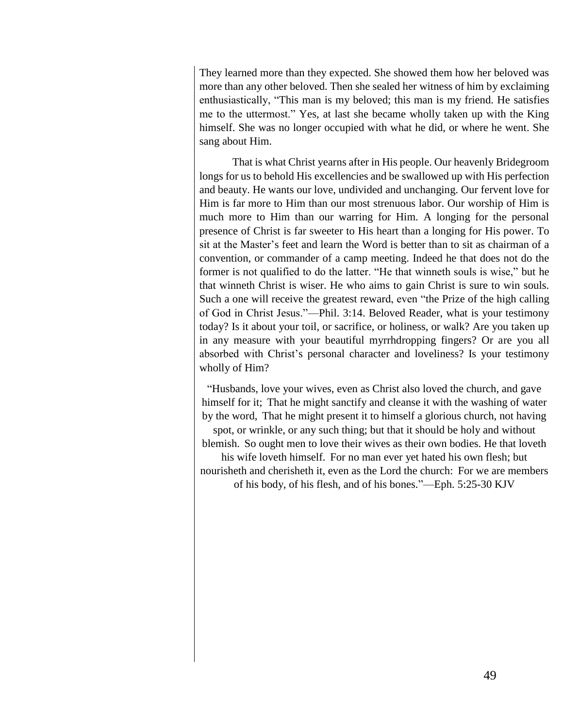They learned more than they expected. She showed them how her beloved was more than any other beloved. Then she sealed her witness of him by exclaiming enthusiastically, "This man is my beloved; this man is my friend. He satisfies me to the uttermost." Yes, at last she became wholly taken up with the King himself. She was no longer occupied with what he did, or where he went. She sang about Him.

That is what Christ yearns after in His people. Our heavenly Bridegroom longs for us to behold His excellencies and be swallowed up with His perfection and beauty. He wants our love, undivided and unchanging. Our fervent love for Him is far more to Him than our most strenuous labor. Our worship of Him is much more to Him than our warring for Him. A longing for the personal presence of Christ is far sweeter to His heart than a longing for His power. To sit at the Master's feet and learn the Word is better than to sit as chairman of a convention, or commander of a camp meeting. Indeed he that does not do the former is not qualified to do the latter. "He that winneth souls is wise," but he that winneth Christ is wiser. He who aims to gain Christ is sure to win souls. Such a one will receive the greatest reward, even "the Prize of the high calling of God in Christ Jesus."—Phil. 3:14. Beloved Reader, what is your testimony today? Is it about your toil, or sacrifice, or holiness, or walk? Are you taken up in any measure with your beautiful myrrhdropping fingers? Or are you all absorbed with Christ's personal character and loveliness? Is your testimony wholly of Him?

"Husbands, love your wives, even as Christ also loved the church, and gave himself for it; That he might sanctify and cleanse it with the washing of water by the word, That he might present it to himself a glorious church, not having spot, or wrinkle, or any such thing; but that it should be holy and without blemish. So ought men to love their wives as their own bodies. He that loveth his wife loveth himself. For no man ever yet hated his own flesh; but nourisheth and cherisheth it, even as the Lord the church: For we are members of his body, of his flesh, and of his bones."—Eph. 5:25-30 KJV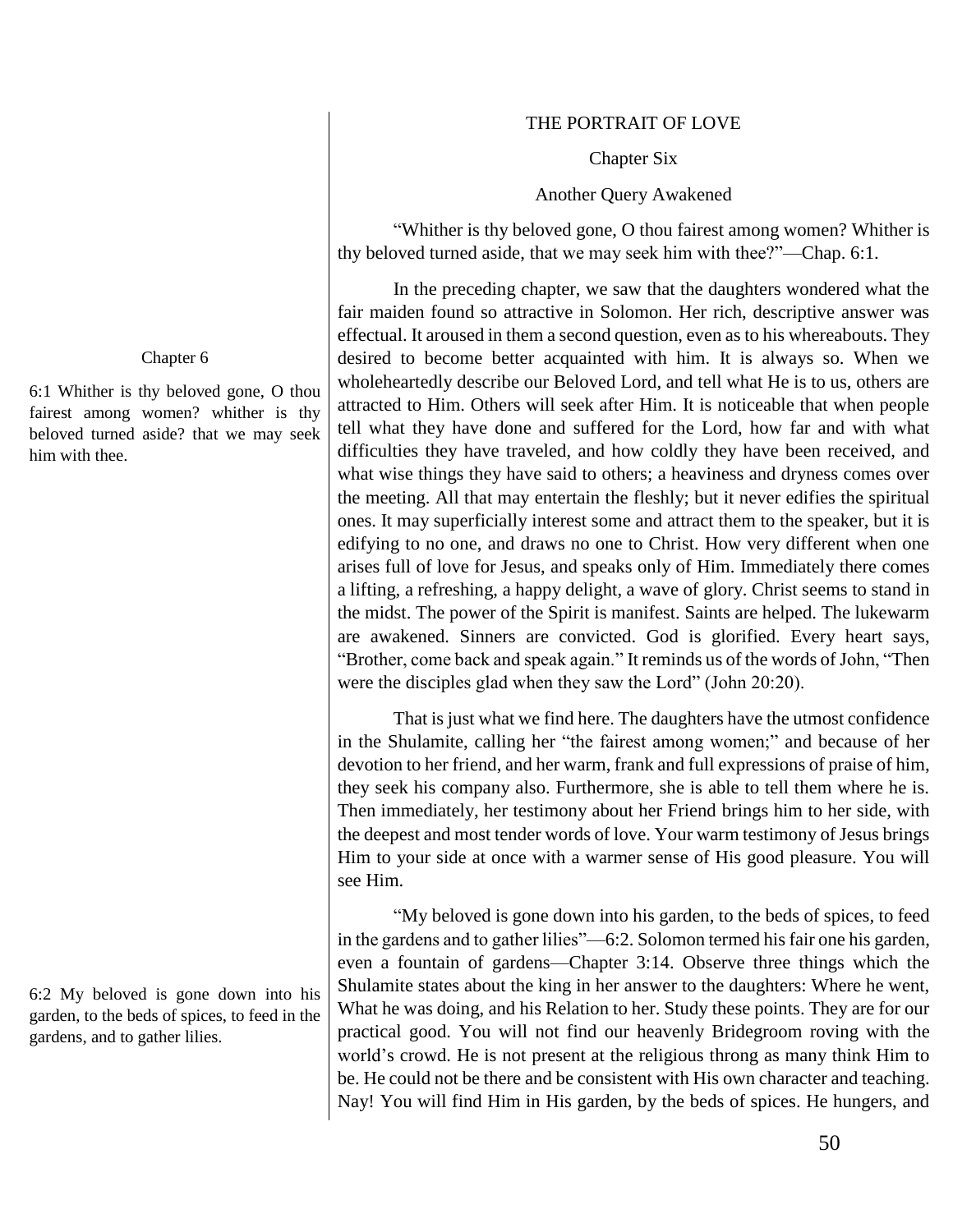# THE PORTRAIT OF LOVE

## Chapter Six

### Another Query Awakened

Chapter 6

6:1 Whither is thy beloved gone, O thou fairest among women? whither is thy beloved turned aside? that we may seek him with thee.

"Whither is thy beloved gone, O thou fairest among women? Whither is thy beloved turned aside, that we may seek him with thee?"—Chap. 6:1.

In the preceding chapter, we saw that the daughters wondered what the fair maiden found so attractive in Solomon. Her rich, descriptive answer was effectual. It aroused in them a second question, even as to his whereabouts. They desired to become better acquainted with him. It is always so. When we wholeheartedly describe our Beloved Lord, and tell what He is to us, others are attracted to Him. Others will seek after Him. It is noticeable that when people tell what they have done and suffered for the Lord, how far and with what difficulties they have traveled, and how coldly they have been received, and what wise things they have said to others; a heaviness and dryness comes over the meeting. All that may entertain the fleshly; but it never edifies the spiritual ones. It may superficially interest some and attract them to the speaker, but it is edifying to no one, and draws no one to Christ. How very different when one arises full of love for Jesus, and speaks only of Him. Immediately there comes a lifting, a refreshing, a happy delight, a wave of glory. Christ seems to stand in the midst. The power of the Spirit is manifest. Saints are helped. The lukewarm are awakened. Sinners are convicted. God is glorified. Every heart says, "Brother, come back and speak again." It reminds us of the words of John, "Then were the disciples glad when they saw the Lord" (John 20:20).

That is just what we find here. The daughters have the utmost confidence in the Shulamite, calling her "the fairest among women;" and because of her devotion to her friend, and her warm, frank and full expressions of praise of him, they seek his company also. Furthermore, she is able to tell them where he is. Then immediately, her testimony about her Friend brings him to her side, with the deepest and most tender words of love. Your warm testimony of Jesus brings Him to your side at once with a warmer sense of His good pleasure. You will see Him.

6:2 My beloved is gone down into his garden, to the beds of spices, to feed in the gardens, and to gather lilies.

"My beloved is gone down into his garden, to the beds of spices, to feed in the gardens and to gather lilies"—6:2. Solomon termed his fair one his garden, even a fountain of gardens—Chapter 3:14. Observe three things which the Shulamite states about the king in her answer to the daughters: Where he went, What he was doing, and his Relation to her. Study these points. They are for our practical good. You will not find our heavenly Bridegroom roving with the world's crowd. He is not present at the religious throng as many think Him to be. He could not be there and be consistent with His own character and teaching. Nay! You will find Him in His garden, by the beds of spices. He hungers, and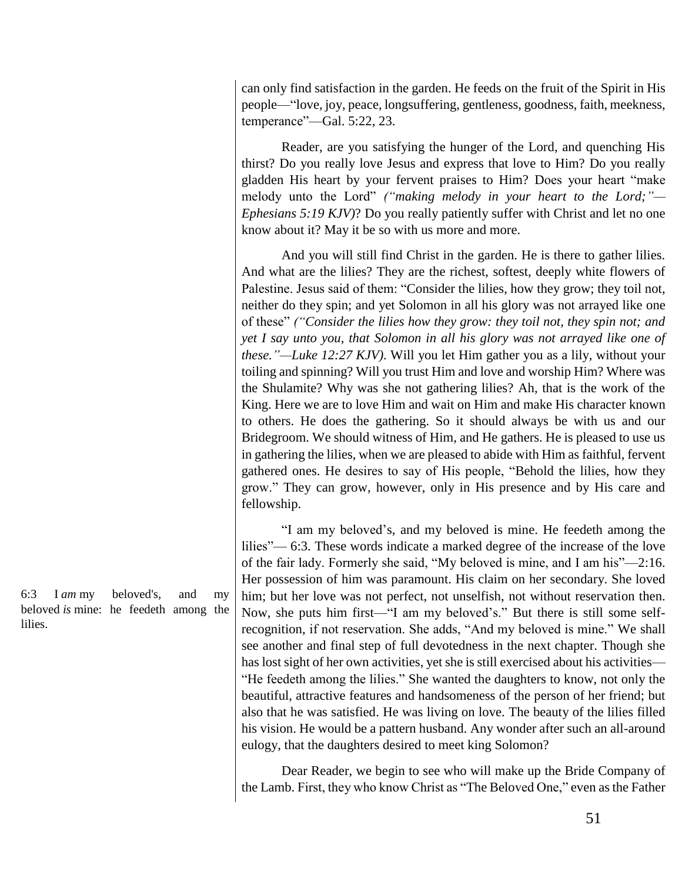can only find satisfaction in the garden. He feeds on the fruit of the Spirit in His people—"love, joy, peace, longsuffering, gentleness, goodness, faith, meekness, temperance"—Gal. 5:22, 23.

Reader, are you satisfying the hunger of the Lord, and quenching His thirst? Do you really love Jesus and express that love to Him? Do you really gladden His heart by your fervent praises to Him? Does your heart "make melody unto the Lord" *("making melody in your heart to the Lord;"—Ephesians 5:19 KJV)*? Do you really patiently suffer with Christ and let no one know about it? May it be so with us more and more.

And you will still find Christ in the garden. He is there to gather lilies. And what are the lilies? They are the richest, softest, deeply white flowers of Palestine. Jesus said of them: "Consider the lilies, how they grow; they toil not, neither do they spin; and yet Solomon in all his glory was not arrayed like one of these" *("Consider the lilies how they grow: they toil not, they spin not; and yet I say unto you, that Solomon in all his glory was not arrayed like one of these."—Luke 12:27 KJV)*. Will you let Him gather you as a lily, without your toiling and spinning? Will you trust Him and love and worship Him? Where was the Shulamite? Why was she not gathering lilies? Ah, that is the work of the King. Here we are to love Him and wait on Him and make His character known to others. He does the gathering. So it should always be with us and our Bridegroom. We should witness of Him, and He gathers. He is pleased to use us in gathering the lilies, when we are pleased to abide with Him as faithful, fervent gathered ones. He desires to say of His people, "Behold the lilies, how they grow." They can grow, however, only in His presence and by His care and fellowship.

6:3 I *am* my beloved's, and my beloved *is* mine: he feedeth among the lilies.

"I am my beloved's, and my beloved is mine. He feedeth among the lilies"— 6:3. These words indicate a marked degree of the increase of the love of the fair lady. Formerly she said, "My beloved is mine, and I am his"—2:16. Her possession of him was paramount. His claim on her secondary. She loved him; but her love was not perfect, not unselfish, not without reservation then. Now, she puts him first—"I am my beloved's." But there is still some self-recognition, if not reservation. She adds, "And my beloved is mine." We shall see another and final step of full devotedness in the next chapter. Though she has lost sight of her own activities, yet she is still exercised about his activities—"He feedeth among the lilies." She wanted the daughters to know, not only the beautiful, attractive features and handsomeness of the person of her friend; but also that he was satisfied. He was living on love. The beauty of the lilies filled his vision. He would be a pattern husband. Any wonder after such an all-around eulogy, that the daughters desired to meet king Solomon?

Dear Reader, we begin to see who will make up the Bride Company of the Lamb. First, they who know Christ as "The Beloved One," even as the Father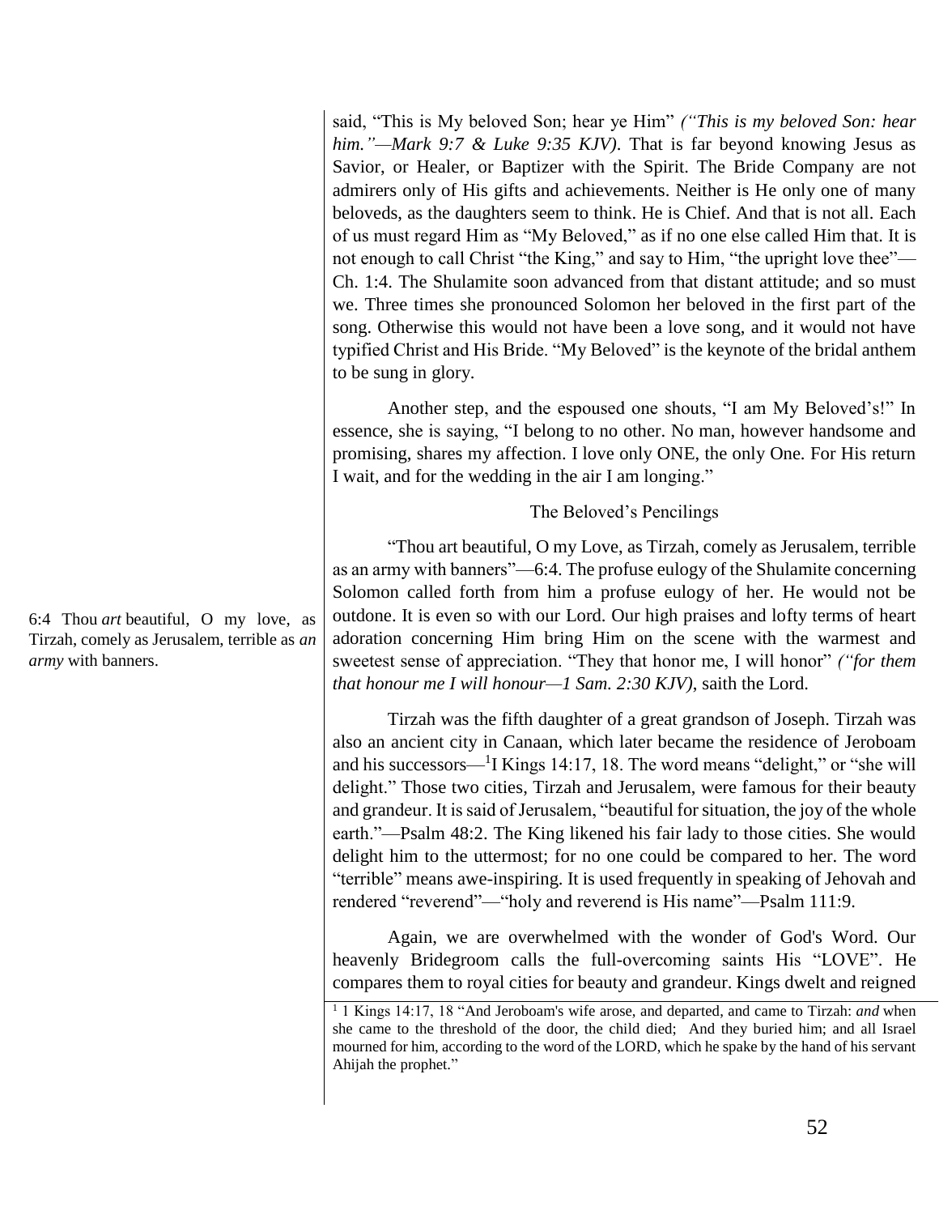said, "This is My beloved Son; hear ye Him" *("This is my beloved Son: hear him."—Mark 9:7 & Luke 9:35 KJV)*. That is far beyond knowing Jesus as Savior, or Healer, or Baptizer with the Spirit. The Bride Company are not admirers only of His gifts and achievements. Neither is He only one of many beloveds, as the daughters seem to think. He is Chief. And that is not all. Each of us must regard Him as "My Beloved," as if no one else called Him that. It is not enough to call Christ "the King," and say to Him, "the upright love thee"—Ch. 1:4. The Shulamite soon advanced from that distant attitude; and so must we. Three times she pronounced Solomon her beloved in the first part of the song. Otherwise this would not have been a love song, and it would not have typified Christ and His Bride. "My Beloved" is the keynote of the bridal anthem to be sung in glory.

Another step, and the espoused one shouts, "I am My Beloved's!" In essence, she is saying, "I belong to no other. No man, however handsome and promising, shares my affection. I love only ONE, the only One. For His return I wait, and for the wedding in the air I am longing."

### The Beloved's Pencilings

6:4 Thou *art* beautiful, O my love, as Tirzah, comely as Jerusalem, terrible as *an army* with banners.

"Thou art beautiful, O my Love, as Tirzah, comely as Jerusalem, terrible as an army with banners"—6:4. The profuse eulogy of the Shulamite concerning Solomon called forth from him a profuse eulogy of her. He would not be outdone. It is even so with our Lord. Our high praises and lofty terms of heart adoration concerning Him bring Him on the scene with the warmest and sweetest sense of appreciation. "They that honor me, I will honor" *("for them that honour me I will honour—1 Sam. 2:30 KJV)*, saith the Lord.

Tirzah was the fifth daughter of a great grandson of Joseph. Tirzah was also an ancient city in Canaan, which later became the residence of Jeroboam and his successors—[1]I Kings 14:17, 18. The word means "delight," or "she will delight." Those two cities, Tirzah and Jerusalem, were famous for their beauty and grandeur. It is said of Jerusalem, "beautiful for situation, the joy of the whole earth."—Psalm 48:2. The King likened his fair lady to those cities. She would delight him to the uttermost; for no one could be compared to her. The word "terrible" means awe-inspiring. It is used frequently in speaking of Jehovah and rendered "reverend"—"holy and reverend is His name"—Psalm 111:9.

Again, we are overwhelmed with the wonder of God's Word. Our heavenly Bridegroom calls the full-overcoming saints His "LOVE". He compares them to royal cities for beauty and grandeur. Kings dwelt and reigned

---

[1] 1 Kings 14:17, 18 "And Jeroboam's wife arose, and departed, and came to Tirzah: *and* when she came to the threshold of the door, the child died; And they buried him; and all Israel mourned for him, according to the word of the LORD, which he spake by the hand of his servant Ahijah the prophet."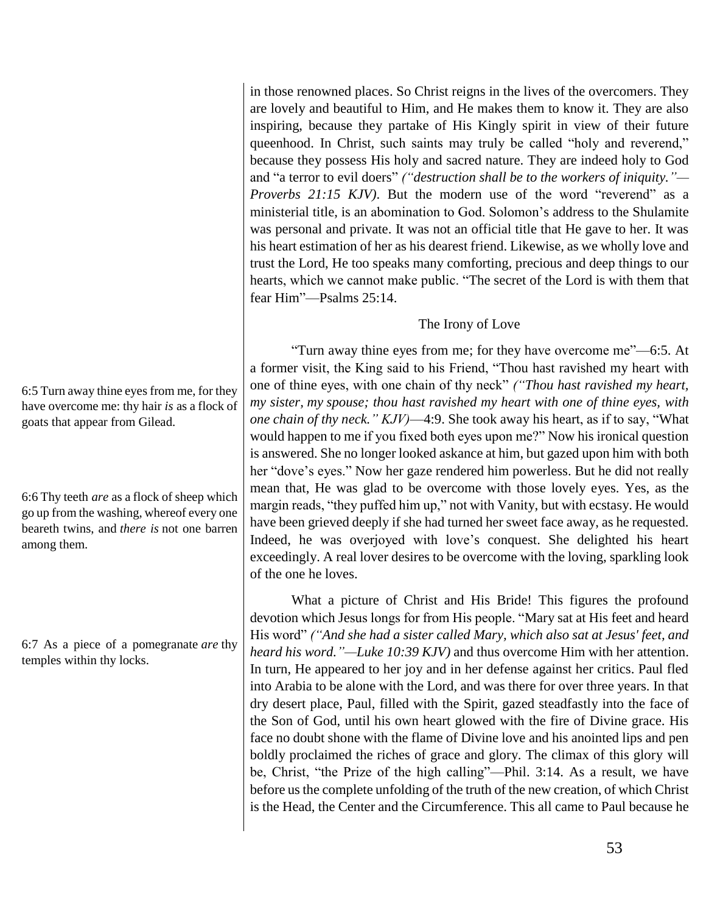in those renowned places. So Christ reigns in the lives of the overcomers. They are lovely and beautiful to Him, and He makes them to know it. They are also inspiring, because they partake of His Kingly spirit in view of their future queenhood. In Christ, such saints may truly be called "holy and reverend," because they possess His holy and sacred nature. They are indeed holy to God and "a terror to evil doers" *("destruction shall be to the workers of iniquity."—Proverbs 21:15 KJV)*. But the modern use of the word "reverend" as a ministerial title, is an abomination to God. Solomon's address to the Shulamite was personal and private. It was not an official title that He gave to her. It was his heart estimation of her as his dearest friend. Likewise, as we wholly love and trust the Lord, He too speaks many comforting, precious and deep things to our hearts, which we cannot make public. "The secret of the Lord is with them that fear Him"—Psalms 25:14.

## The Irony of Love

6:5 Turn away thine eyes from me, for they have overcome me: thy hair *is* as a flock of goats that appear from Gilead.

6:6 Thy teeth *are* as a flock of sheep which go up from the washing, whereof every one beareth twins, and *there is* not one barren among them.

6:7 As a piece of a pomegranate *are* thy temples within thy locks.

"Turn away thine eyes from me; for they have overcome me"—6:5. At a former visit, the King said to his Friend, "Thou hast ravished my heart with one of thine eyes, with one chain of thy neck" *("Thou hast ravished my heart, my sister, my spouse; thou hast ravished my heart with one of thine eyes, with one chain of thy neck." KJV)*—4:9. She took away his heart, as if to say, "What would happen to me if you fixed both eyes upon me?" Now his ironical question is answered. She no longer looked askance at him, but gazed upon him with both her "dove's eyes." Now her gaze rendered him powerless. But he did not really mean that, He was glad to be overcome with those lovely eyes. Yes, as the margin reads, "they puffed him up," not with Vanity, but with ecstasy. He would have been grieved deeply if she had turned her sweet face away, as he requested. Indeed, he was overjoyed with love's conquest. She delighted his heart exceedingly. A real lover desires to be overcome with the loving, sparkling look of the one he loves.

What a picture of Christ and His Bride! This figures the profound devotion which Jesus longs for from His people. "Mary sat at His feet and heard His word" *("And she had a sister called Mary, which also sat at Jesus' feet, and heard his word."—Luke 10:39 KJV)* and thus overcome Him with her attention. In turn, He appeared to her joy and in her defense against her critics. Paul fled into Arabia to be alone with the Lord, and was there for over three years. In that dry desert place, Paul, filled with the Spirit, gazed steadfastly into the face of the Son of God, until his own heart glowed with the fire of Divine grace. His face no doubt shone with the flame of Divine love and his anointed lips and pen boldly proclaimed the riches of grace and glory. The climax of this glory will be, Christ, "the Prize of the high calling"—Phil. 3:14. As a result, we have before us the complete unfolding of the truth of the new creation, of which Christ is the Head, the Center and the Circumference. This all came to Paul because he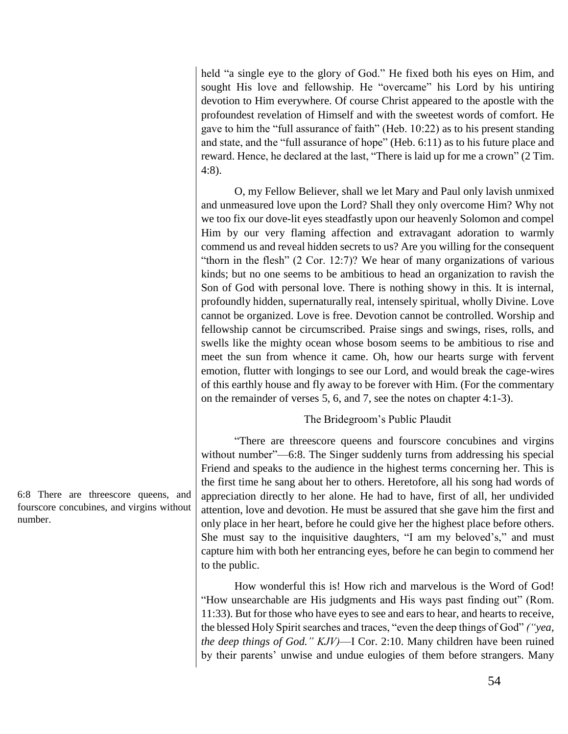held "a single eye to the glory of God." He fixed both his eyes on Him, and sought His love and fellowship. He "overcame" his Lord by his untiring devotion to Him everywhere. Of course Christ appeared to the apostle with the profoundest revelation of Himself and with the sweetest words of comfort. He gave to him the "full assurance of faith" (Heb. 10:22) as to his present standing and state, and the "full assurance of hope" (Heb. 6:11) as to his future place and reward. Hence, he declared at the last, "There is laid up for me a crown" (2 Tim. 4:8).

O, my Fellow Believer, shall we let Mary and Paul only lavish unmixed and unmeasured love upon the Lord? Shall they only overcome Him? Why not we too fix our dove-lit eyes steadfastly upon our heavenly Solomon and compel Him by our very flaming affection and extravagant adoration to warmly commend us and reveal hidden secrets to us? Are you willing for the consequent "thorn in the flesh" (2 Cor. 12:7)? We hear of many organizations of various kinds; but no one seems to be ambitious to head an organization to ravish the Son of God with personal love. There is nothing showy in this. It is internal, profoundly hidden, supernaturally real, intensely spiritual, wholly Divine. Love cannot be organized. Love is free. Devotion cannot be controlled. Worship and fellowship cannot be circumscribed. Praise sings and swings, rises, rolls, and swells like the mighty ocean whose bosom seems to be ambitious to rise and meet the sun from whence it came. Oh, how our hearts surge with fervent emotion, flutter with longings to see our Lord, and would break the cage-wires of this earthly house and fly away to be forever with Him. (For the commentary on the remainder of verses 5, 6, and 7, see the notes on chapter 4:1-3).

### The Bridegroom's Public Plaudit

6:8 There are threescore queens, and fourscore concubines, and virgins without number.

"There are threescore queens and fourscore concubines and virgins without number"—6:8. The Singer suddenly turns from addressing his special Friend and speaks to the audience in the highest terms concerning her. This is the first time he sang about her to others. Heretofore, all his song had words of appreciation directly to her alone. He had to have, first of all, her undivided attention, love and devotion. He must be assured that she gave him the first and only place in her heart, before he could give her the highest place before others. She must say to the inquisitive daughters, "I am my beloved's," and must capture him with both her entrancing eyes, before he can begin to commend her to the public.

How wonderful this is! How rich and marvelous is the Word of God! "How unsearchable are His judgments and His ways past finding out" (Rom. 11:33). But for those who have eyes to see and ears to hear, and hearts to receive, the blessed Holy Spirit searches and traces, "even the deep things of God" *("yea, the deep things of God." KJV)*—I Cor. 2:10. Many children have been ruined by their parents' unwise and undue eulogies of them before strangers. Many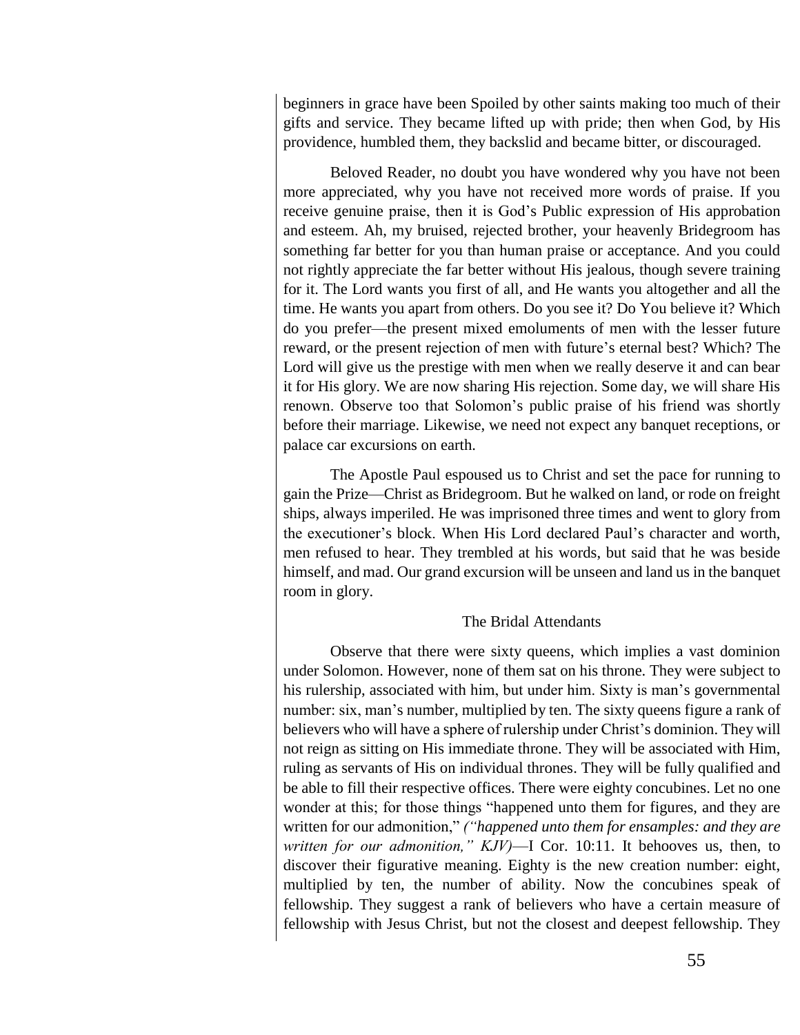beginners in grace have been Spoiled by other saints making too much of their gifts and service. They became lifted up with pride; then when God, by His providence, humbled them, they backslid and became bitter, or discouraged.

Beloved Reader, no doubt you have wondered why you have not been more appreciated, why you have not received more words of praise. If you receive genuine praise, then it is God's Public expression of His approbation and esteem. Ah, my bruised, rejected brother, your heavenly Bridegroom has something far better for you than human praise or acceptance. And you could not rightly appreciate the far better without His jealous, though severe training for it. The Lord wants you first of all, and He wants you altogether and all the time. He wants you apart from others. Do you see it? Do You believe it? Which do you prefer—the present mixed emoluments of men with the lesser future reward, or the present rejection of men with future's eternal best? Which? The Lord will give us the prestige with men when we really deserve it and can bear it for His glory. We are now sharing His rejection. Some day, we will share His renown. Observe too that Solomon's public praise of his friend was shortly before their marriage. Likewise, we need not expect any banquet receptions, or palace car excursions on earth.

The Apostle Paul espoused us to Christ and set the pace for running to gain the Prize—Christ as Bridegroom. But he walked on land, or rode on freight ships, always imperiled. He was imprisoned three times and went to glory from the executioner's block. When His Lord declared Paul's character and worth, men refused to hear. They trembled at his words, but said that he was beside himself, and mad. Our grand excursion will be unseen and land us in the banquet room in glory.

## The Bridal Attendants

Observe that there were sixty queens, which implies a vast dominion under Solomon. However, none of them sat on his throne. They were subject to his rulership, associated with him, but under him. Sixty is man's governmental number: six, man's number, multiplied by ten. The sixty queens figure a rank of believers who will have a sphere of rulership under Christ's dominion. They will not reign as sitting on His immediate throne. They will be associated with Him, ruling as servants of His on individual thrones. They will be fully qualified and be able to fill their respective offices. There were eighty concubines. Let no one wonder at this; for those things "happened unto them for figures, and they are written for our admonition," *("happened unto them for ensamples: and they are written for our admonition," KJV)*—I Cor. 10:11. It behooves us, then, to discover their figurative meaning. Eighty is the new creation number: eight, multiplied by ten, the number of ability. Now the concubines speak of fellowship. They suggest a rank of believers who have a certain measure of fellowship with Jesus Christ, but not the closest and deepest fellowship. They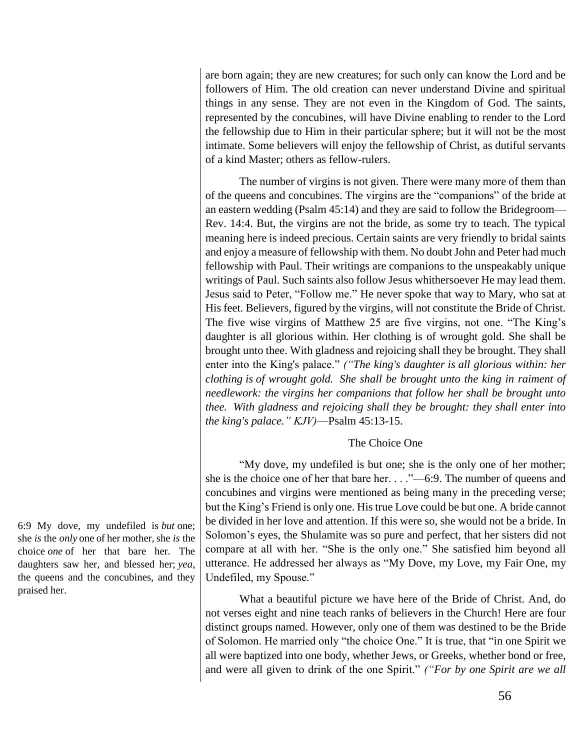are born again; they are new creatures; for such only can know the Lord and be followers of Him. The old creation can never understand Divine and spiritual things in any sense. They are not even in the Kingdom of God. The saints, represented by the concubines, will have Divine enabling to render to the Lord the fellowship due to Him in their particular sphere; but it will not be the most intimate. Some believers will enjoy the fellowship of Christ, as dutiful servants of a kind Master; others as fellow-rulers.

The number of virgins is not given. There were many more of them than of the queens and concubines. The virgins are the "companions" of the bride at an eastern wedding (Psalm 45:14) and they are said to follow the Bridegroom—Rev. 14:4. But, the virgins are not the bride, as some try to teach. The typical meaning here is indeed precious. Certain saints are very friendly to bridal saints and enjoy a measure of fellowship with them. No doubt John and Peter had much fellowship with Paul. Their writings are companions to the unspeakably unique writings of Paul. Such saints also follow Jesus whithersoever He may lead them. Jesus said to Peter, "Follow me." He never spoke that way to Mary, who sat at His feet. Believers, figured by the virgins, will not constitute the Bride of Christ. The five wise virgins of Matthew 25 are five virgins, not one. "The King's daughter is all glorious within. Her clothing is of wrought gold. She shall be brought unto thee. With gladness and rejoicing shall they be brought. They shall enter into the King's palace." *("The king's daughter is all glorious within: her clothing is of wrought gold. She shall be brought unto the king in raiment of needlework: the virgins her companions that follow her shall be brought unto thee. With gladness and rejoicing shall they be brought: they shall enter into the king's palace." KJV)*—Psalm 45:13-15.

## The Choice One

> 6:9 My dove, my undefiled is *but* one; she *is* the *only* one of her mother, she *is* the choice *one* of her that bare her. The daughters saw her, and blessed her; *yea*, the queens and the concubines, and they praised her.

"My dove, my undefiled is but one; she is the only one of her mother; she is the choice one of her that bare her. . . ."—6:9. The number of queens and concubines and virgins were mentioned as being many in the preceding verse; but the King's Friend is only one. His true Love could be but one. A bride cannot be divided in her love and attention. If this were so, she would not be a bride. In Solomon's eyes, the Shulamite was so pure and perfect, that her sisters did not compare at all with her. "She is the only one." She satisfied him beyond all utterance. He addressed her always as "My Dove, my Love, my Fair One, my Undefiled, my Spouse."

What a beautiful picture we have here of the Bride of Christ. And, do not verses eight and nine teach ranks of believers in the Church! Here are four distinct groups named. However, only one of them was destined to be the Bride of Solomon. He married only "the choice One." It is true, that "in one Spirit we all were baptized into one body, whether Jews, or Greeks, whether bond or free, and were all given to drink of the one Spirit." *("For by one Spirit are we all*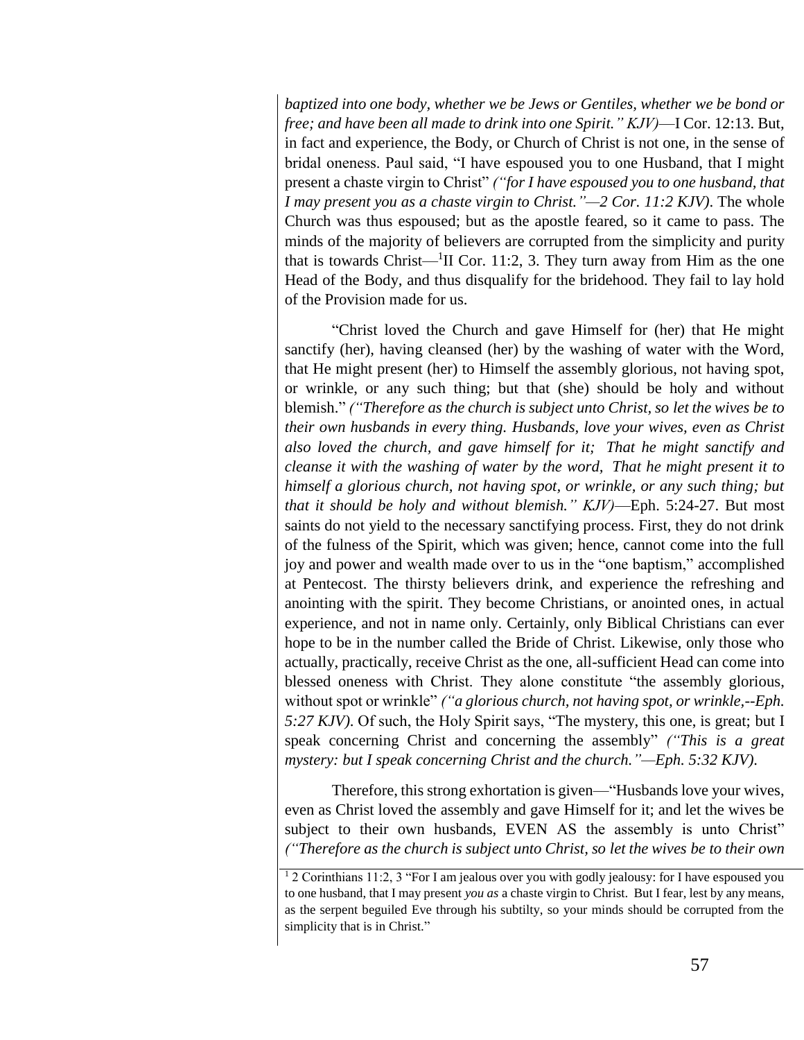*baptized into one body, whether we be Jews or Gentiles, whether we be bond or free; and have been all made to drink into one Spirit." KJV)*—I Cor. 12:13. But, in fact and experience, the Body, or Church of Christ is not one, in the sense of bridal oneness. Paul said, "I have espoused you to one Husband, that I might present a chaste virgin to Christ" *("for I have espoused you to one husband, that I may present you as a chaste virgin to Christ."—2 Cor. 11:2 KJV)*. The whole Church was thus espoused; but as the apostle feared, so it came to pass. The minds of the majority of believers are corrupted from the simplicity and purity that is towards Christ—[1]II Cor. 11:2, 3. They turn away from Him as the one Head of the Body, and thus disqualify for the bridehood. They fail to lay hold of the Provision made for us.

"Christ loved the Church and gave Himself for (her) that He might sanctify (her), having cleansed (her) by the washing of water with the Word, that He might present (her) to Himself the assembly glorious, not having spot, or wrinkle, or any such thing; but that (she) should be holy and without blemish." *("Therefore as the church is subject unto Christ, so let the wives be to their own husbands in every thing. Husbands, love your wives, even as Christ also loved the church, and gave himself for it; That he might sanctify and cleanse it with the washing of water by the word, That he might present it to himself a glorious church, not having spot, or wrinkle, or any such thing; but that it should be holy and without blemish." KJV)*—Eph. 5:24-27. But most saints do not yield to the necessary sanctifying process. First, they do not drink of the fulness of the Spirit, which was given; hence, cannot come into the full joy and power and wealth made over to us in the "one baptism," accomplished at Pentecost. The thirsty believers drink, and experience the refreshing and anointing with the spirit. They become Christians, or anointed ones, in actual experience, and not in name only. Certainly, only Biblical Christians can ever hope to be in the number called the Bride of Christ. Likewise, only those who actually, practically, receive Christ as the one, all-sufficient Head can come into blessed oneness with Christ. They alone constitute "the assembly glorious, without spot or wrinkle" *("a glorious church, not having spot, or wrinkle,--Eph. 5:27 KJV)*. Of such, the Holy Spirit says, "The mystery, this one, is great; but I speak concerning Christ and concerning the assembly" *("This is a great mystery: but I speak concerning Christ and the church."—Eph. 5:32 KJV)*.

Therefore, this strong exhortation is given—"Husbands love your wives, even as Christ loved the assembly and gave Himself for it; and let the wives be subject to their own husbands, EVEN AS the assembly is unto Christ" *("Therefore as the church is subject unto Christ, so let the wives be to their own*

---

[1] 2 Corinthians 11:2, 3 "For I am jealous over you with godly jealousy: for I have espoused you to one husband, that I may present *you as* a chaste virgin to Christ. But I fear, lest by any means, as the serpent beguiled Eve through his subtilty, so your minds should be corrupted from the simplicity that is in Christ."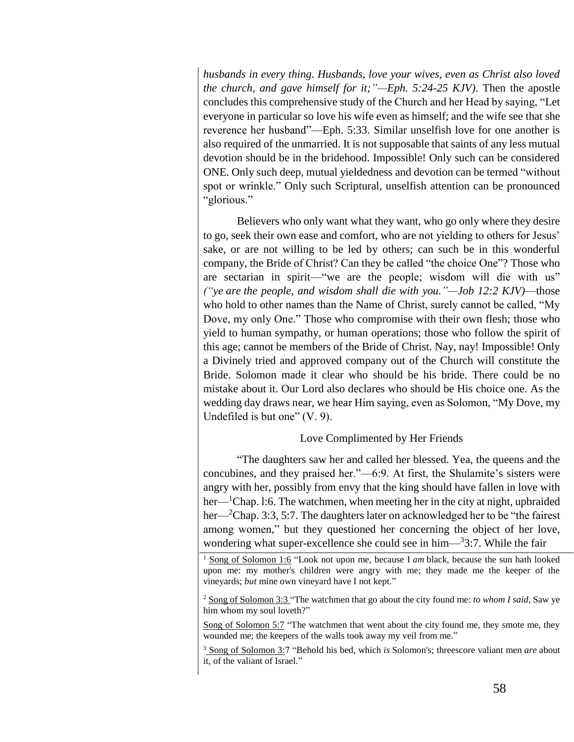*husbands in every thing. Husbands, love your wives, even as Christ also loved the church, and gave himself for it;"—Eph. 5:24-25 KJV)*. Then the apostle concludes this comprehensive study of the Church and her Head by saying, "Let everyone in particular so love his wife even as himself; and the wife see that she reverence her husband"—Eph. 5:33. Similar unselfish love for one another is also required of the unmarried. It is not supposable that saints of any less mutual devotion should be in the bridehood. Impossible! Only such can be considered ONE. Only such deep, mutual yieldedness and devotion can be termed "without spot or wrinkle." Only such Scriptural, unselfish attention can be pronounced "glorious."

Believers who only want what they want, who go only where they desire to go, seek their own ease and comfort, who are not yielding to others for Jesus' sake, or are not willing to be led by others; can such be in this wonderful company, the Bride of Christ? Can they be called "the choice One"? Those who are sectarian in spirit—"we are the people; wisdom will die with us" *("ye are the people, and wisdom shall die with you."—Job 12:2 KJV)*—those who hold to other names than the Name of Christ, surely cannot be called, "My Dove, my only One." Those who compromise with their own flesh; those who yield to human sympathy, or human operations; those who follow the spirit of this age; cannot be members of the Bride of Christ. Nay, nay! Impossible! Only a Divinely tried and approved company out of the Church will constitute the Bride. Solomon made it clear who should be his bride. There could be no mistake about it. Our Lord also declares who should be His choice one. As the wedding day draws near, we hear Him saying, even as Solomon, "My Dove, my Undefiled is but one" (V. 9).

## Love Complimented by Her Friends

"The daughters saw her and called her blessed. Yea, the queens and the concubines, and they praised her."—6:9. At first, the Shulamite's sisters were angry with her, possibly from envy that the king should have fallen in love with her—[1]Chap. l:6. The watchmen, when meeting her in the city at night, upbraided her—[2]Chap. 3:3, 5:7. The daughters later on acknowledged her to be "the fairest among women," but they questioned her concerning the object of her love, wondering what super-excellence she could see in him—[3]3:7. While the fair

---

[1] Song of Solomon 1:6 "Look not upon me, because I *am* black, because the sun hath looked upon me: my mother's children were angry with me; they made me the keeper of the vineyards; *but* mine own vineyard have I not kept."

[2] Song of Solomon 3:3 "The watchmen that go about the city found me: *to whom I said*, Saw ye him whom my soul loveth?"

Song of Solomon 5:7 "The watchmen that went about the city found me, they smote me, they wounded me; the keepers of the walls took away my veil from me."

[3] Song of Solomon 3:7 "Behold his bed, which *is* Solomon's; threescore valiant men *are* about it, of the valiant of Israel."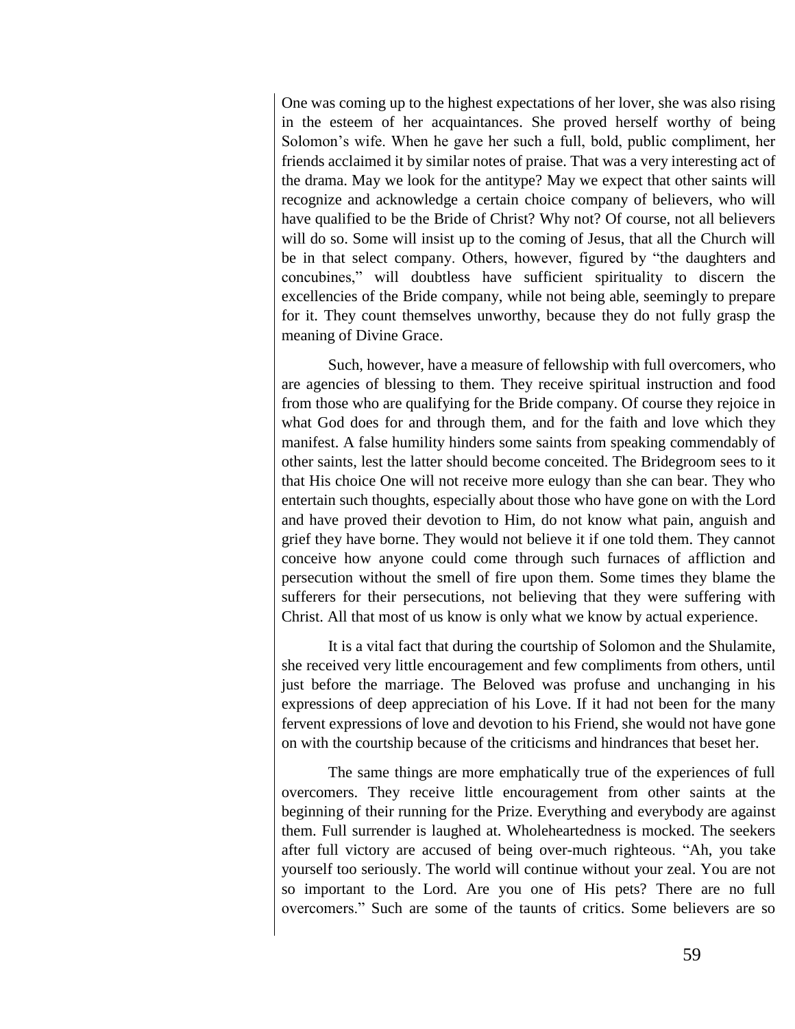One was coming up to the highest expectations of her lover, she was also rising in the esteem of her acquaintances. She proved herself worthy of being Solomon's wife. When he gave her such a full, bold, public compliment, her friends acclaimed it by similar notes of praise. That was a very interesting act of the drama. May we look for the antitype? May we expect that other saints will recognize and acknowledge a certain choice company of believers, who will have qualified to be the Bride of Christ? Why not? Of course, not all believers will do so. Some will insist up to the coming of Jesus, that all the Church will be in that select company. Others, however, figured by "the daughters and concubines," will doubtless have sufficient spirituality to discern the excellencies of the Bride company, while not being able, seemingly to prepare for it. They count themselves unworthy, because they do not fully grasp the meaning of Divine Grace.

Such, however, have a measure of fellowship with full overcomers, who are agencies of blessing to them. They receive spiritual instruction and food from those who are qualifying for the Bride company. Of course they rejoice in what God does for and through them, and for the faith and love which they manifest. A false humility hinders some saints from speaking commendably of other saints, lest the latter should become conceited. The Bridegroom sees to it that His choice One will not receive more eulogy than she can bear. They who entertain such thoughts, especially about those who have gone on with the Lord and have proved their devotion to Him, do not know what pain, anguish and grief they have borne. They would not believe it if one told them. They cannot conceive how anyone could come through such furnaces of affliction and persecution without the smell of fire upon them. Some times they blame the sufferers for their persecutions, not believing that they were suffering with Christ. All that most of us know is only what we know by actual experience.

It is a vital fact that during the courtship of Solomon and the Shulamite, she received very little encouragement and few compliments from others, until just before the marriage. The Beloved was profuse and unchanging in his expressions of deep appreciation of his Love. If it had not been for the many fervent expressions of love and devotion to his Friend, she would not have gone on with the courtship because of the criticisms and hindrances that beset her.

The same things are more emphatically true of the experiences of full overcomers. They receive little encouragement from other saints at the beginning of their running for the Prize. Everything and everybody are against them. Full surrender is laughed at. Wholeheartedness is mocked. The seekers after full victory are accused of being over-much righteous. "Ah, you take yourself too seriously. The world will continue without your zeal. You are not so important to the Lord. Are you one of His pets? There are no full overcomers." Such are some of the taunts of critics. Some believers are so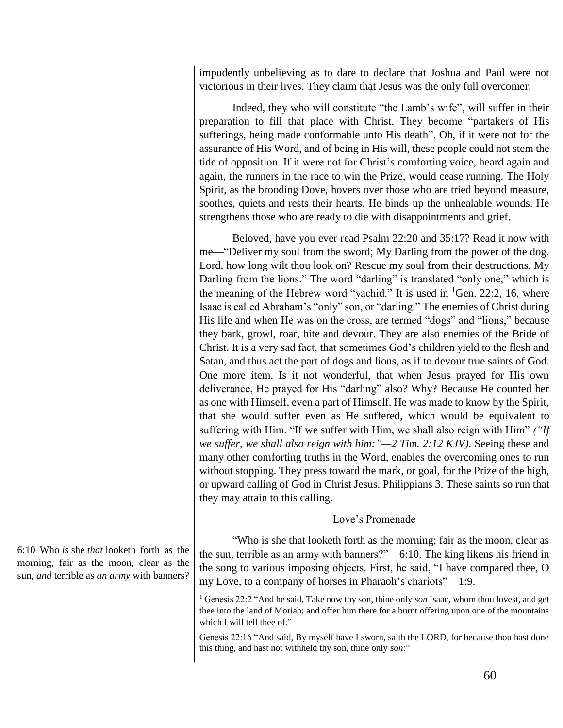impudently unbelieving as to dare to declare that Joshua and Paul were not victorious in their lives. They claim that Jesus was the only full overcomer.

Indeed, they who will constitute "the Lamb's wife", will suffer in their preparation to fill that place with Christ. They become "partakers of His sufferings, being made conformable unto His death". Oh, if it were not for the assurance of His Word, and of being in His will, these people could not stem the tide of opposition. If it were not for Christ's comforting voice, heard again and again, the runners in the race to win the Prize, would cease running. The Holy Spirit, as the brooding Dove, hovers over those who are tried beyond measure, soothes, quiets and rests their hearts. He binds up the unhealable wounds. He strengthens those who are ready to die with disappointments and grief.

Beloved, have you ever read Psalm 22:20 and 35:17? Read it now with me—"Deliver my soul from the sword; My Darling from the power of the dog. Lord, how long wilt thou look on? Rescue my soul from their destructions, My Darling from the lions." The word "darling" is translated "only one," which is the meaning of the Hebrew word "yachid." It is used in [1]Gen. 22:2, 16, where Isaac is called Abraham's "only" son, or "darling." The enemies of Christ during His life and when He was on the cross, are termed "dogs" and "lions," because they bark, growl, roar, bite and devour. They are also enemies of the Bride of Christ. It is a very sad fact, that sometimes God's children yield to the flesh and Satan, and thus act the part of dogs and lions, as if to devour true saints of God. One more item. Is it not wonderful, that when Jesus prayed for His own deliverance, He prayed for His "darling" also? Why? Because He counted her as one with Himself, even a part of Himself. He was made to know by the Spirit, that she would suffer even as He suffered, which would be equivalent to suffering with Him. "If we suffer with Him, we shall also reign with Him" *("If we suffer, we shall also reign with him:"—2 Tim. 2:12 KJV)*. Seeing these and many other comforting truths in the Word, enables the overcoming ones to run without stopping. They press toward the mark, or goal, for the Prize of the high, or upward calling of God in Christ Jesus. Philippians 3. These saints so run that they may attain to this calling.

## Love's Promenade

6:10 Who *is* she *that* looketh forth as the morning, fair as the moon, clear as the sun, *and* terrible as *an army* with banners?

"Who is she that looketh forth as the morning; fair as the moon, clear as the sun, terrible as an army with banners?"—6:10. The king likens his friend in the song to various imposing objects. First, he said, "I have compared thee, O my Love, to a company of horses in Pharaoh's chariots"—1:9.

---

[1] Genesis 22:2 "And he said, Take now thy son, thine only *son* Isaac, whom thou lovest, and get thee into the land of Moriah; and offer him there for a burnt offering upon one of the mountains which I will tell thee of."

Genesis 22:16 "And said, By myself have I sworn, saith the LORD, for because thou hast done this thing, and hast not withheld thy son, thine only *son*:"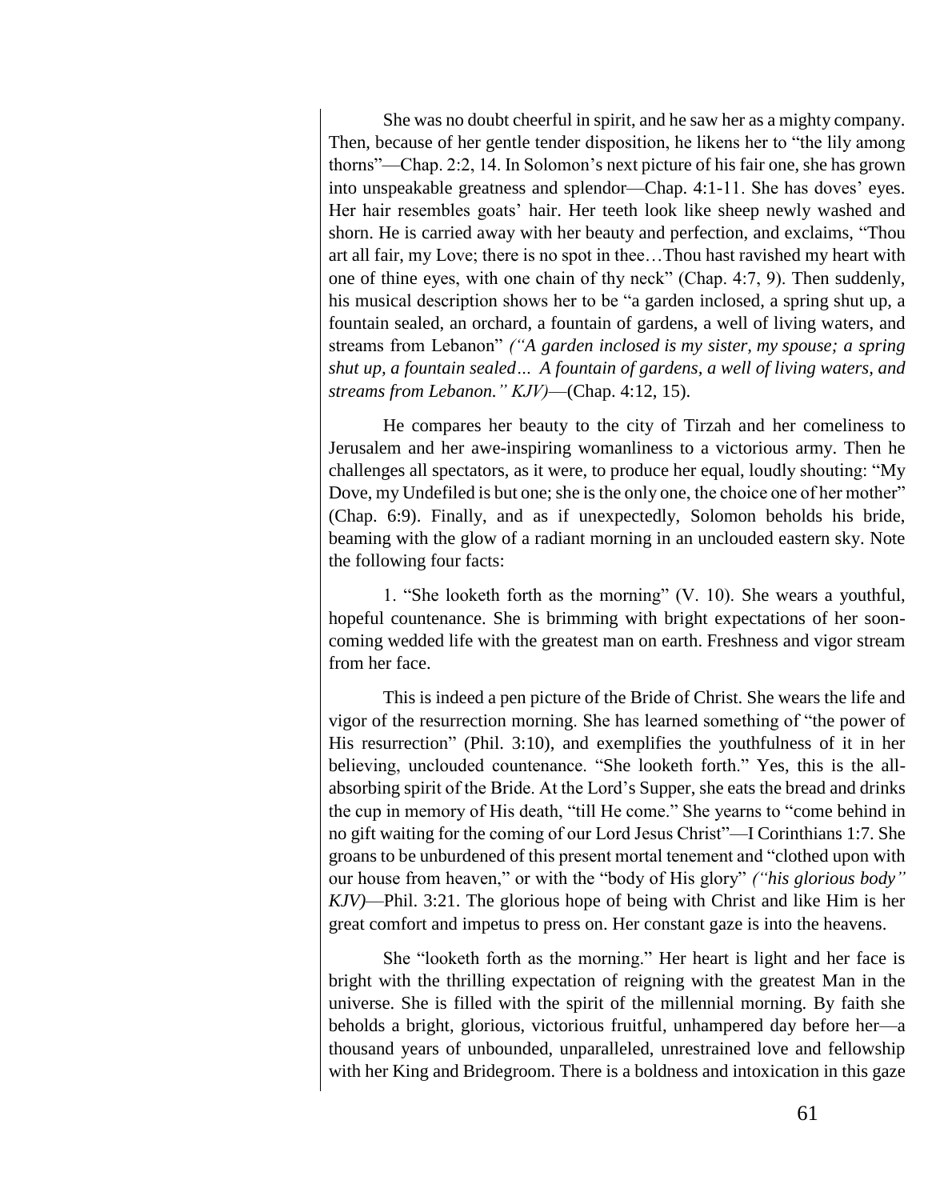She was no doubt cheerful in spirit, and he saw her as a mighty company. Then, because of her gentle tender disposition, he likens her to "the lily among thorns"—Chap. 2:2, 14. In Solomon's next picture of his fair one, she has grown into unspeakable greatness and splendor—Chap. 4:1-11. She has doves' eyes. Her hair resembles goats' hair. Her teeth look like sheep newly washed and shorn. He is carried away with her beauty and perfection, and exclaims, "Thou art all fair, my Love; there is no spot in thee…Thou hast ravished my heart with one of thine eyes, with one chain of thy neck" (Chap. 4:7, 9). Then suddenly, his musical description shows her to be "a garden inclosed, a spring shut up, a fountain sealed, an orchard, a fountain of gardens, a well of living waters, and streams from Lebanon" *("A garden inclosed is my sister, my spouse; a spring shut up, a fountain sealed… A fountain of gardens, a well of living waters, and streams from Lebanon." KJV)*—(Chap. 4:12, 15).

He compares her beauty to the city of Tirzah and her comeliness to Jerusalem and her awe-inspiring womanliness to a victorious army. Then he challenges all spectators, as it were, to produce her equal, loudly shouting: "My Dove, my Undefiled is but one; she is the only one, the choice one of her mother" (Chap. 6:9). Finally, and as if unexpectedly, Solomon beholds his bride, beaming with the glow of a radiant morning in an unclouded eastern sky. Note the following four facts:

1. "She looketh forth as the morning" (V. 10). She wears a youthful, hopeful countenance. She is brimming with bright expectations of her soon-coming wedded life with the greatest man on earth. Freshness and vigor stream from her face.

This is indeed a pen picture of the Bride of Christ. She wears the life and vigor of the resurrection morning. She has learned something of "the power of His resurrection" (Phil. 3:10), and exemplifies the youthfulness of it in her believing, unclouded countenance. "She looketh forth." Yes, this is the all-absorbing spirit of the Bride. At the Lord's Supper, she eats the bread and drinks the cup in memory of His death, "till He come." She yearns to "come behind in no gift waiting for the coming of our Lord Jesus Christ"—I Corinthians 1:7. She groans to be unburdened of this present mortal tenement and "clothed upon with our house from heaven," or with the "body of His glory" *("his glorious body" KJV)*—Phil. 3:21. The glorious hope of being with Christ and like Him is her great comfort and impetus to press on. Her constant gaze is into the heavens.

She "looketh forth as the morning." Her heart is light and her face is bright with the thrilling expectation of reigning with the greatest Man in the universe. She is filled with the spirit of the millennial morning. By faith she beholds a bright, glorious, victorious fruitful, unhampered day before her—a thousand years of unbounded, unparalleled, unrestrained love and fellowship with her King and Bridegroom. There is a boldness and intoxication in this gaze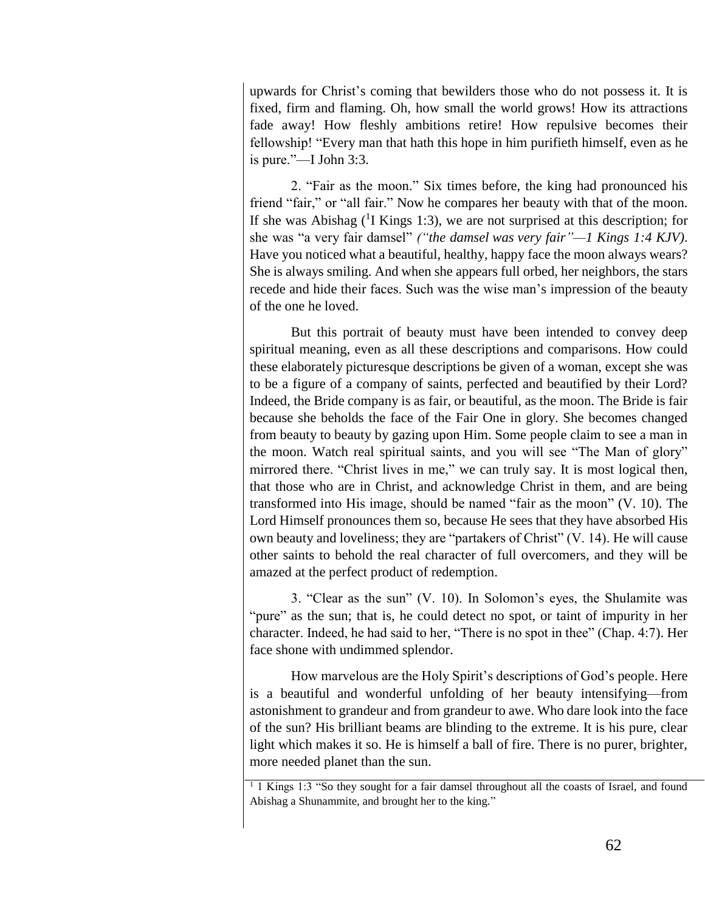upwards for Christ's coming that bewilders those who do not possess it. It is fixed, firm and flaming. Oh, how small the world grows! How its attractions fade away! How fleshly ambitions retire! How repulsive becomes their fellowship! "Every man that hath this hope in him purifieth himself, even as he is pure."—I John 3:3.

2. "Fair as the moon." Six times before, the king had pronounced his friend "fair," or "all fair." Now he compares her beauty with that of the moon. If she was Abishag ([1]I Kings 1:3), we are not surprised at this description; for she was "a very fair damsel" *("the damsel was very fair"—1 Kings 1:4 KJV)*. Have you noticed what a beautiful, healthy, happy face the moon always wears? She is always smiling. And when she appears full orbed, her neighbors, the stars recede and hide their faces. Such was the wise man's impression of the beauty of the one he loved.

But this portrait of beauty must have been intended to convey deep spiritual meaning, even as all these descriptions and comparisons. How could these elaborately picturesque descriptions be given of a woman, except she was to be a figure of a company of saints, perfected and beautified by their Lord? Indeed, the Bride company is as fair, or beautiful, as the moon. The Bride is fair because she beholds the face of the Fair One in glory. She becomes changed from beauty to beauty by gazing upon Him. Some people claim to see a man in the moon. Watch real spiritual saints, and you will see "The Man of glory" mirrored there. "Christ lives in me," we can truly say. It is most logical then, that those who are in Christ, and acknowledge Christ in them, and are being transformed into His image, should be named "fair as the moon" (V. 10). The Lord Himself pronounces them so, because He sees that they have absorbed His own beauty and loveliness; they are "partakers of Christ" (V. 14). He will cause other saints to behold the real character of full overcomers, and they will be amazed at the perfect product of redemption.

3. "Clear as the sun" (V. 10). In Solomon's eyes, the Shulamite was "pure" as the sun; that is, he could detect no spot, or taint of impurity in her character. Indeed, he had said to her, "There is no spot in thee" (Chap. 4:7). Her face shone with undimmed splendor.

How marvelous are the Holy Spirit's descriptions of God's people. Here is a beautiful and wonderful unfolding of her beauty intensifying—from astonishment to grandeur and from grandeur to awe. Who dare look into the face of the sun? His brilliant beams are blinding to the extreme. It is his pure, clear light which makes it so. He is himself a ball of fire. There is no purer, brighter, more needed planet than the sun.

---

[1] 1 Kings 1:3 "So they sought for a fair damsel throughout all the coasts of Israel, and found Abishag a Shunammite, and brought her to the king."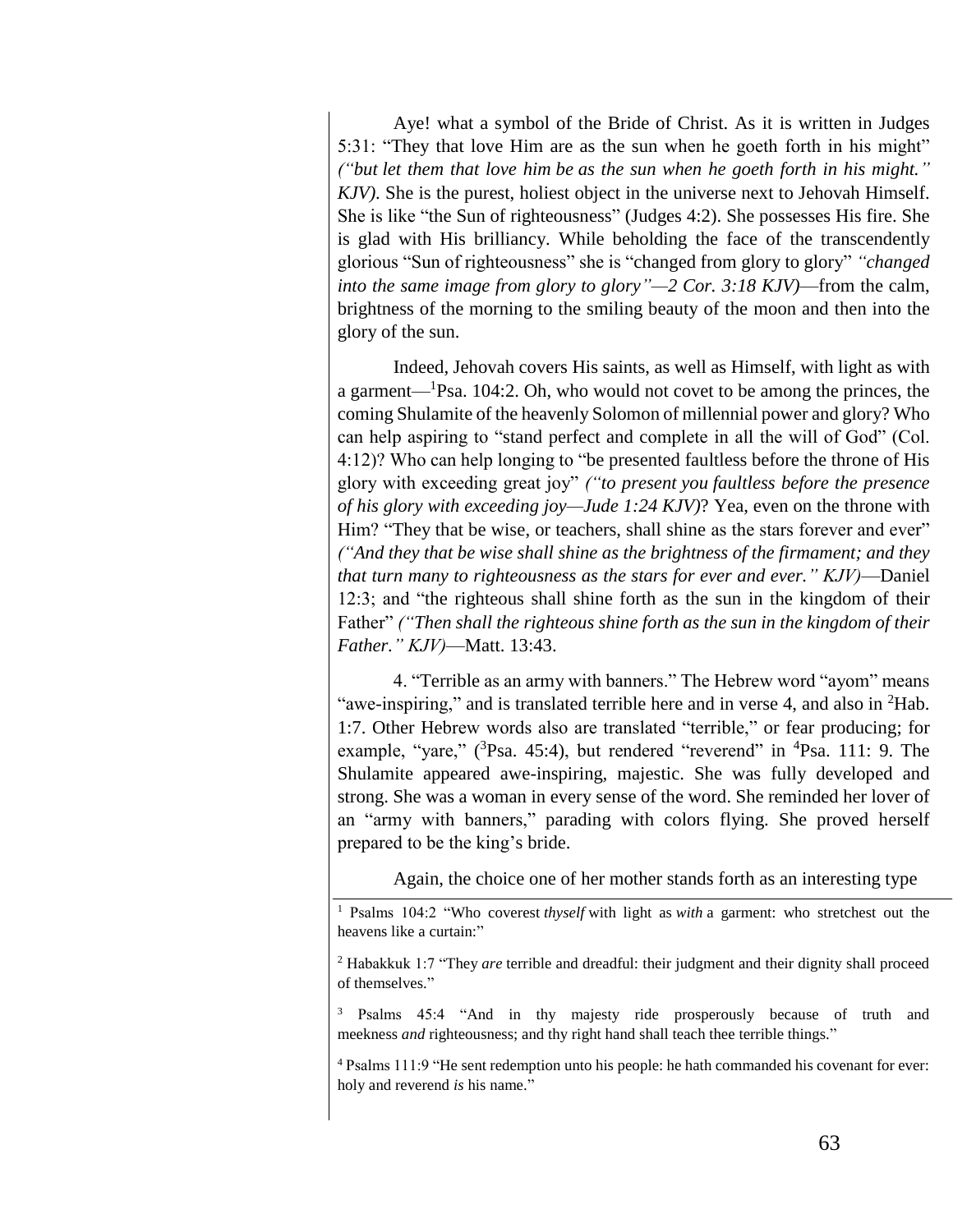Aye! what a symbol of the Bride of Christ. As it is written in Judges 5:31: "They that love Him are as the sun when he goeth forth in his might" *("but let them that love him be as the sun when he goeth forth in his might." KJV)*. She is the purest, holiest object in the universe next to Jehovah Himself. She is like "the Sun of righteousness" (Judges 4:2). She possesses His fire. She is glad with His brilliancy. While beholding the face of the transcendently glorious "Sun of righteousness" she is "changed from glory to glory" *"changed into the same image from glory to glory"—2 Cor. 3:18 KJV)*—from the calm, brightness of the morning to the smiling beauty of the moon and then into the glory of the sun.

Indeed, Jehovah covers His saints, as well as Himself, with light as with a garment—[1]Psa. 104:2. Oh, who would not covet to be among the princes, the coming Shulamite of the heavenly Solomon of millennial power and glory? Who can help aspiring to "stand perfect and complete in all the will of God" (Col. 4:12)? Who can help longing to "be presented faultless before the throne of His glory with exceeding great joy" *("to present you faultless before the presence of his glory with exceeding joy—Jude 1:24 KJV)*? Yea, even on the throne with Him? "They that be wise, or teachers, shall shine as the stars forever and ever" *("And they that be wise shall shine as the brightness of the firmament; and they that turn many to righteousness as the stars for ever and ever." KJV)*—Daniel 12:3; and "the righteous shall shine forth as the sun in the kingdom of their Father" *("Then shall the righteous shine forth as the sun in the kingdom of their Father." KJV)*—Matt. 13:43.

4. "Terrible as an army with banners." The Hebrew word "ayom" means "awe-inspiring," and is translated terrible here and in verse 4, and also in [2]Hab. 1:7. Other Hebrew words also are translated "terrible," or fear producing; for example, "yare," ([3]Psa. 45:4), but rendered "reverend" in [4]Psa. 111: 9. The Shulamite appeared awe-inspiring, majestic. She was fully developed and strong. She was a woman in every sense of the word. She reminded her lover of an "army with banners," parading with colors flying. She proved herself prepared to be the king's bride.

Again, the choice one of her mother stands forth as an interesting type

---

[1] Psalms 104:2 "Who coverest *thyself* with light as *with* a garment: who stretchest out the heavens like a curtain:"

[2] Habakkuk 1:7 "They *are* terrible and dreadful: their judgment and their dignity shall proceed of themselves."

[3] Psalms 45:4 "And in thy majesty ride prosperously because of truth and meekness *and* righteousness; and thy right hand shall teach thee terrible things."

[4] Psalms 111:9 "He sent redemption unto his people: he hath commanded his covenant for ever: holy and reverend *is* his name."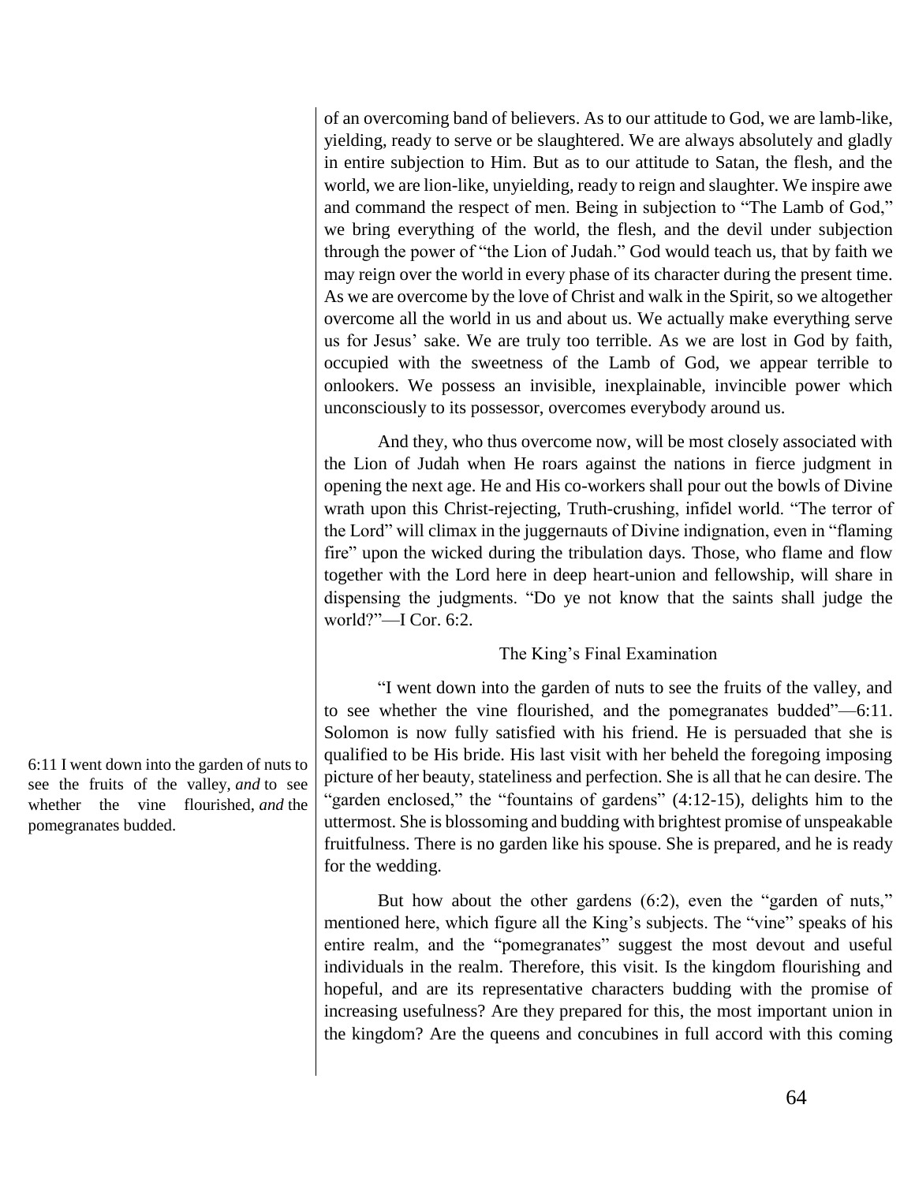of an overcoming band of believers. As to our attitude to God, we are lamb-like, yielding, ready to serve or be slaughtered. We are always absolutely and gladly in entire subjection to Him. But as to our attitude to Satan, the flesh, and the world, we are lion-like, unyielding, ready to reign and slaughter. We inspire awe and command the respect of men. Being in subjection to "The Lamb of God," we bring everything of the world, the flesh, and the devil under subjection through the power of "the Lion of Judah." God would teach us, that by faith we may reign over the world in every phase of its character during the present time. As we are overcome by the love of Christ and walk in the Spirit, so we altogether overcome all the world in us and about us. We actually make everything serve us for Jesus' sake. We are truly too terrible. As we are lost in God by faith, occupied with the sweetness of the Lamb of God, we appear terrible to onlookers. We possess an invisible, inexplainable, invincible power which unconsciously to its possessor, overcomes everybody around us.

And they, who thus overcome now, will be most closely associated with the Lion of Judah when He roars against the nations in fierce judgment in opening the next age. He and His co-workers shall pour out the bowls of Divine wrath upon this Christ-rejecting, Truth-crushing, infidel world. "The terror of the Lord" will climax in the juggernauts of Divine indignation, even in "flaming fire" upon the wicked during the tribulation days. Those, who flame and flow together with the Lord here in deep heart-union and fellowship, will share in dispensing the judgments. "Do ye not know that the saints shall judge the world?"—I Cor. 6:2.

### The King's Final Examination

> 6:11 I went down into the garden of nuts to see the fruits of the valley, *and* to see whether the vine flourished, *and* the pomegranates budded.

"I went down into the garden of nuts to see the fruits of the valley, and to see whether the vine flourished, and the pomegranates budded"—6:11. Solomon is now fully satisfied with his friend. He is persuaded that she is qualified to be His bride. His last visit with her beheld the foregoing imposing picture of her beauty, stateliness and perfection. She is all that he can desire. The "garden enclosed," the "fountains of gardens" (4:12-15), delights him to the uttermost. She is blossoming and budding with brightest promise of unspeakable fruitfulness. There is no garden like his spouse. She is prepared, and he is ready for the wedding.

But how about the other gardens (6:2), even the "garden of nuts," mentioned here, which figure all the King's subjects. The "vine" speaks of his entire realm, and the "pomegranates" suggest the most devout and useful individuals in the realm. Therefore, this visit. Is the kingdom flourishing and hopeful, and are its representative characters budding with the promise of increasing usefulness? Are they prepared for this, the most important union in the kingdom? Are the queens and concubines in full accord with this coming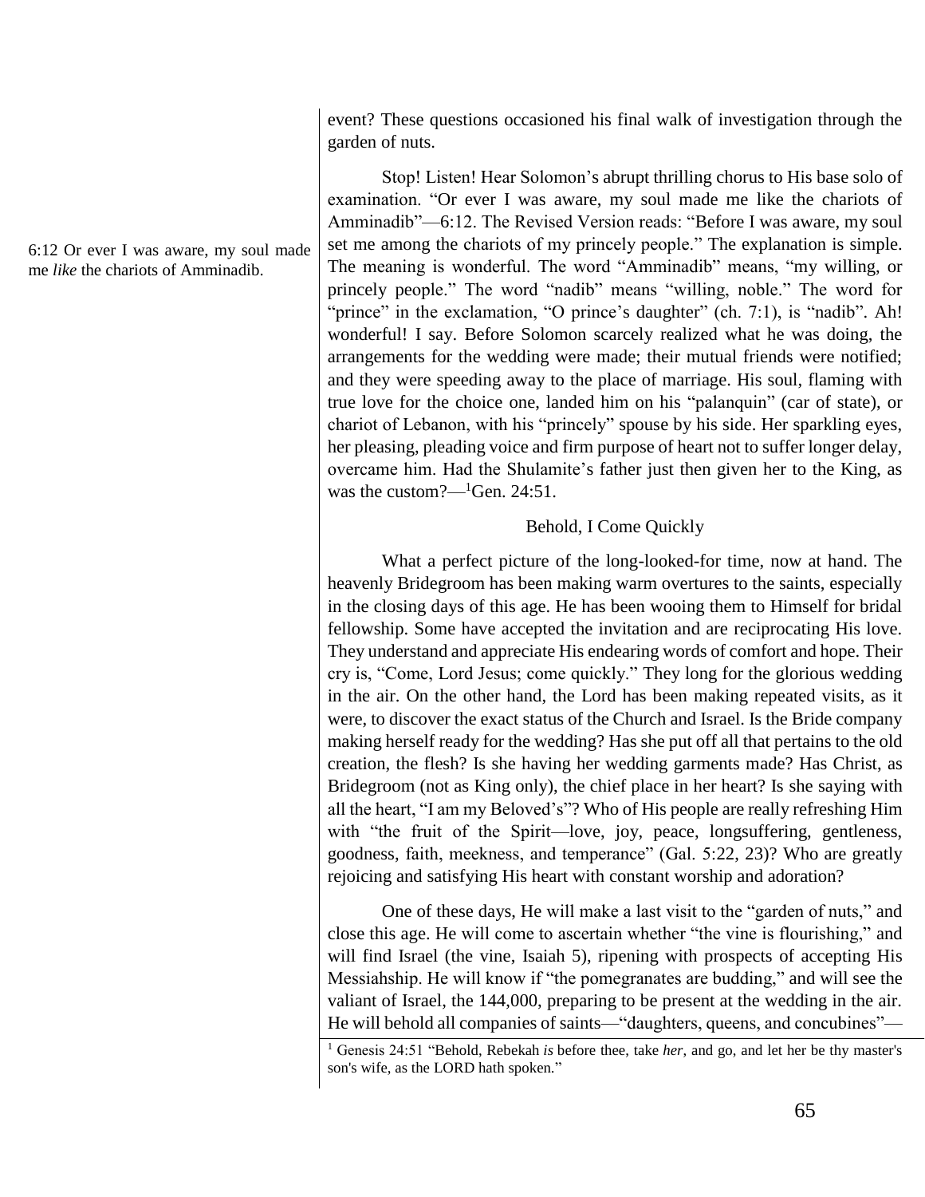event? These questions occasioned his final walk of investigation through the garden of nuts.

6:12 Or ever I was aware, my soul made me *like* the chariots of Amminadib.

Stop! Listen! Hear Solomon's abrupt thrilling chorus to His base solo of examination. "Or ever I was aware, my soul made me like the chariots of Amminadib"—6:12. The Revised Version reads: "Before I was aware, my soul set me among the chariots of my princely people." The explanation is simple. The meaning is wonderful. The word "Amminadib" means, "my willing, or princely people." The word "nadib" means "willing, noble." The word for "prince" in the exclamation, "O prince's daughter" (ch. 7:1), is "nadib". Ah! wonderful! I say. Before Solomon scarcely realized what he was doing, the arrangements for the wedding were made; their mutual friends were notified; and they were speeding away to the place of marriage. His soul, flaming with true love for the choice one, landed him on his "palanquin" (car of state), or chariot of Lebanon, with his "princely" spouse by his side. Her sparkling eyes, her pleasing, pleading voice and firm purpose of heart not to suffer longer delay, overcame him. Had the Shulamite's father just then given her to the King, as was the custom?—[1]Gen. 24:51.

### Behold, I Come Quickly

What a perfect picture of the long-looked-for time, now at hand. The heavenly Bridegroom has been making warm overtures to the saints, especially in the closing days of this age. He has been wooing them to Himself for bridal fellowship. Some have accepted the invitation and are reciprocating His love. They understand and appreciate His endearing words of comfort and hope. Their cry is, "Come, Lord Jesus; come quickly." They long for the glorious wedding in the air. On the other hand, the Lord has been making repeated visits, as it were, to discover the exact status of the Church and Israel. Is the Bride company making herself ready for the wedding? Has she put off all that pertains to the old creation, the flesh? Is she having her wedding garments made? Has Christ, as Bridegroom (not as King only), the chief place in her heart? Is she saying with all the heart, "I am my Beloved's"? Who of His people are really refreshing Him with "the fruit of the Spirit—love, joy, peace, longsuffering, gentleness, goodness, faith, meekness, and temperance" (Gal. 5:22, 23)? Who are greatly rejoicing and satisfying His heart with constant worship and adoration?

One of these days, He will make a last visit to the "garden of nuts," and close this age. He will come to ascertain whether "the vine is flourishing," and will find Israel (the vine, Isaiah 5), ripening with prospects of accepting His Messiahship. He will know if "the pomegranates are budding," and will see the valiant of Israel, the 144,000, preparing to be present at the wedding in the air. He will behold all companies of saints—"daughters, queens, and concubines"—

[1] Genesis 24:51 "Behold, Rebekah *is* before thee, take *her*, and go, and let her be thy master's son's wife, as the LORD hath spoken."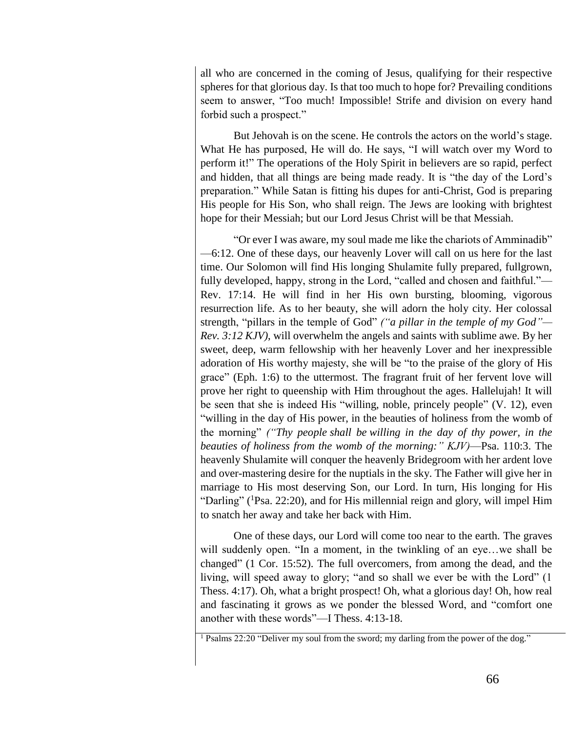all who are concerned in the coming of Jesus, qualifying for their respective spheres for that glorious day. Is that too much to hope for? Prevailing conditions seem to answer, "Too much! Impossible! Strife and division on every hand forbid such a prospect."

But Jehovah is on the scene. He controls the actors on the world's stage. What He has purposed, He will do. He says, "I will watch over my Word to perform it!" The operations of the Holy Spirit in believers are so rapid, perfect and hidden, that all things are being made ready. It is "the day of the Lord's preparation." While Satan is fitting his dupes for anti-Christ, God is preparing His people for His Son, who shall reign. The Jews are looking with brightest hope for their Messiah; but our Lord Jesus Christ will be that Messiah.

"Or ever I was aware, my soul made me like the chariots of Amminadib" —6:12. One of these days, our heavenly Lover will call on us here for the last time. Our Solomon will find His longing Shulamite fully prepared, fullgrown, fully developed, happy, strong in the Lord, "called and chosen and faithful."—Rev. 17:14. He will find in her His own bursting, blooming, vigorous resurrection life. As to her beauty, she will adorn the holy city. Her colossal strength, "pillars in the temple of God" *("a pillar in the temple of my God"—Rev. 3:12 KJV)*, will overwhelm the angels and saints with sublime awe. By her sweet, deep, warm fellowship with her heavenly Lover and her inexpressible adoration of His worthy majesty, she will be "to the praise of the glory of His grace" (Eph. 1:6) to the uttermost. The fragrant fruit of her fervent love will prove her right to queenship with Him throughout the ages. Hallelujah! It will be seen that she is indeed His "willing, noble, princely people" (V. 12), even "willing in the day of His power, in the beauties of holiness from the womb of the morning" *("Thy people shall be willing in the day of thy power, in the beauties of holiness from the womb of the morning:" KJV)*—Psa. 110:3. The heavenly Shulamite will conquer the heavenly Bridegroom with her ardent love and over-mastering desire for the nuptials in the sky. The Father will give her in marriage to His most deserving Son, our Lord. In turn, His longing for His "Darling" ([1]Psa. 22:20), and for His millennial reign and glory, will impel Him to snatch her away and take her back with Him.

One of these days, our Lord will come too near to the earth. The graves will suddenly open. "In a moment, in the twinkling of an eye…we shall be changed" (1 Cor. 15:52). The full overcomers, from among the dead, and the living, will speed away to glory; "and so shall we ever be with the Lord" (1 Thess. 4:17). Oh, what a bright prospect! Oh, what a glorious day! Oh, how real and fascinating it grows as we ponder the blessed Word, and "comfort one another with these words"—I Thess. 4:13-18.

[1] Psalms 22:20 "Deliver my soul from the sword; my darling from the power of the dog."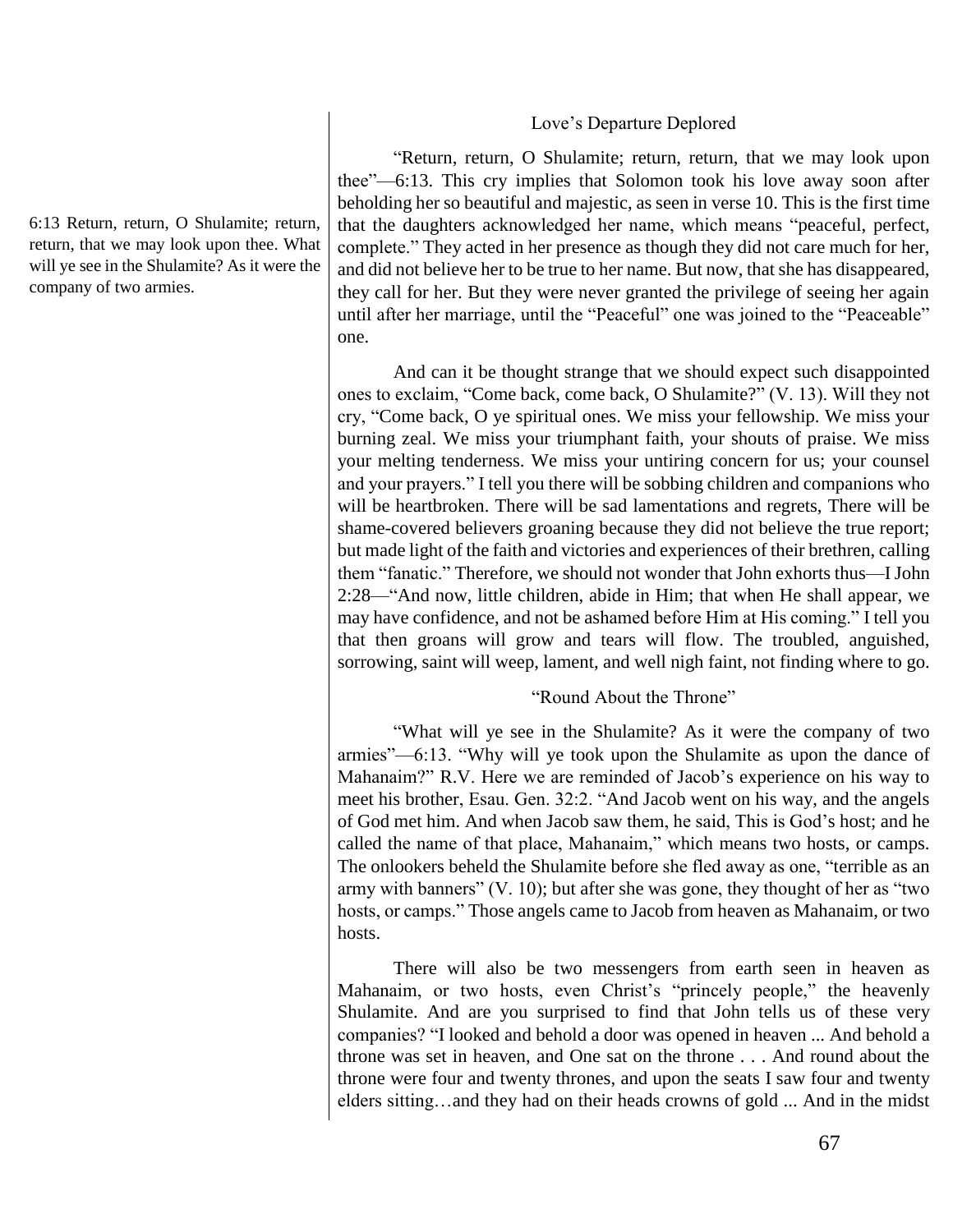6:13 Return, return, O Shulamite; return, return, that we may look upon thee. What will ye see in the Shulamite? As it were the company of two armies.

### Love's Departure Deplored

"Return, return, O Shulamite; return, return, that we may look upon thee"—6:13. This cry implies that Solomon took his love away soon after beholding her so beautiful and majestic, as seen in verse 10. This is the first time that the daughters acknowledged her name, which means "peaceful, perfect, complete." They acted in her presence as though they did not care much for her, and did not believe her to be true to her name. But now, that she has disappeared, they call for her. But they were never granted the privilege of seeing her again until after her marriage, until the "Peaceful" one was joined to the "Peaceable" one.

And can it be thought strange that we should expect such disappointed ones to exclaim, "Come back, come back, O Shulamite?" (V. 13). Will they not cry, "Come back, O ye spiritual ones. We miss your fellowship. We miss your burning zeal. We miss your triumphant faith, your shouts of praise. We miss your melting tenderness. We miss your untiring concern for us; your counsel and your prayers." I tell you there will be sobbing children and companions who will be heartbroken. There will be sad lamentations and regrets, There will be shame-covered believers groaning because they did not believe the true report; but made light of the faith and victories and experiences of their brethren, calling them "fanatic." Therefore, we should not wonder that John exhorts thus—I John 2:28—"And now, little children, abide in Him; that when He shall appear, we may have confidence, and not be ashamed before Him at His coming." I tell you that then groans will grow and tears will flow. The troubled, anguished, sorrowing, saint will weep, lament, and well nigh faint, not finding where to go.

### "Round About the Throne"

"What will ye see in the Shulamite? As it were the company of two armies"—6:13. "Why will ye took upon the Shulamite as upon the dance of Mahanaim?" R.V. Here we are reminded of Jacob's experience on his way to meet his brother, Esau. Gen. 32:2. "And Jacob went on his way, and the angels of God met him. And when Jacob saw them, he said, This is God's host; and he called the name of that place, Mahanaim," which means two hosts, or camps. The onlookers beheld the Shulamite before she fled away as one, "terrible as an army with banners" (V. 10); but after she was gone, they thought of her as "two hosts, or camps." Those angels came to Jacob from heaven as Mahanaim, or two hosts.

There will also be two messengers from earth seen in heaven as Mahanaim, or two hosts, even Christ's "princely people," the heavenly Shulamite. And are you surprised to find that John tells us of these very companies? "I looked and behold a door was opened in heaven ... And behold a throne was set in heaven, and One sat on the throne . . . And round about the throne were four and twenty thrones, and upon the seats I saw four and twenty elders sitting…and they had on their heads crowns of gold ... And in the midst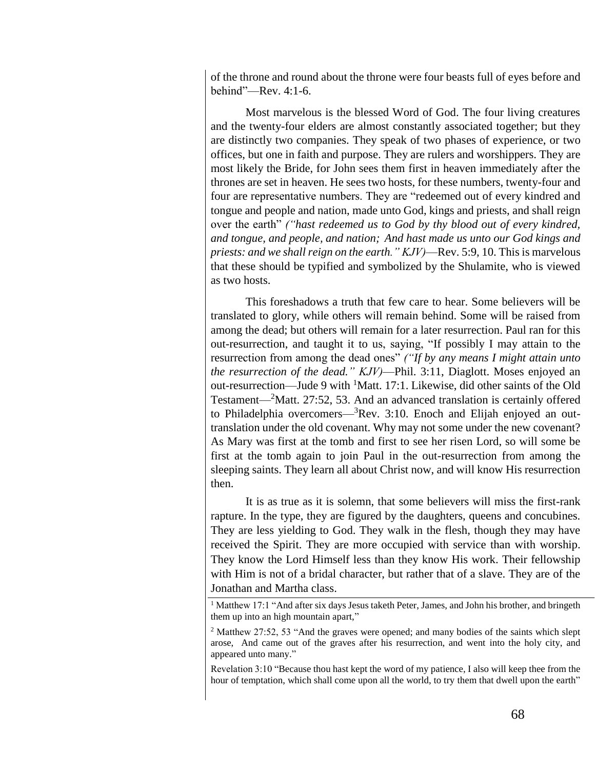of the throne and round about the throne were four beasts full of eyes before and behind"—Rev. 4:1-6.

Most marvelous is the blessed Word of God. The four living creatures and the twenty-four elders are almost constantly associated together; but they are distinctly two companies. They speak of two phases of experience, or two offices, but one in faith and purpose. They are rulers and worshippers. They are most likely the Bride, for John sees them first in heaven immediately after the thrones are set in heaven. He sees two hosts, for these numbers, twenty-four and four are representative numbers. They are "redeemed out of every kindred and tongue and people and nation, made unto God, kings and priests, and shall reign over the earth" *("hast redeemed us to God by thy blood out of every kindred, and tongue, and people, and nation; And hast made us unto our God kings and priests: and we shall reign on the earth." KJV)*—Rev. 5:9, 10. This is marvelous that these should be typified and symbolized by the Shulamite, who is viewed as two hosts.

This foreshadows a truth that few care to hear. Some believers will be translated to glory, while others will remain behind. Some will be raised from among the dead; but others will remain for a later resurrection. Paul ran for this out-resurrection, and taught it to us, saying, "If possibly I may attain to the resurrection from among the dead ones" *("If by any means I might attain unto the resurrection of the dead." KJV)*—Phil. 3:11, Diaglott. Moses enjoyed an out-resurrection—Jude 9 with [1]Matt. 17:1. Likewise, did other saints of the Old Testament—[2]Matt. 27:52, 53. And an advanced translation is certainly offered to Philadelphia overcomers—[3]Rev. 3:10. Enoch and Elijah enjoyed an out-translation under the old covenant. Why may not some under the new covenant? As Mary was first at the tomb and first to see her risen Lord, so will some be first at the tomb again to join Paul in the out-resurrection from among the sleeping saints. They learn all about Christ now, and will know His resurrection then.

It is as true as it is solemn, that some believers will miss the first-rank rapture. In the type, they are figured by the daughters, queens and concubines. They are less yielding to God. They walk in the flesh, though they may have received the Spirit. They are more occupied with service than with worship. They know the Lord Himself less than they know His work. Their fellowship with Him is not of a bridal character, but rather that of a slave. They are of the Jonathan and Martha class.

---

[1] Matthew 17:1 "And after six days Jesus taketh Peter, James, and John his brother, and bringeth them up into an high mountain apart,"

[2] Matthew 27:52, 53 "And the graves were opened; and many bodies of the saints which slept arose, And came out of the graves after his resurrection, and went into the holy city, and appeared unto many."

Revelation 3:10 "Because thou hast kept the word of my patience, I also will keep thee from the hour of temptation, which shall come upon all the world, to try them that dwell upon the earth"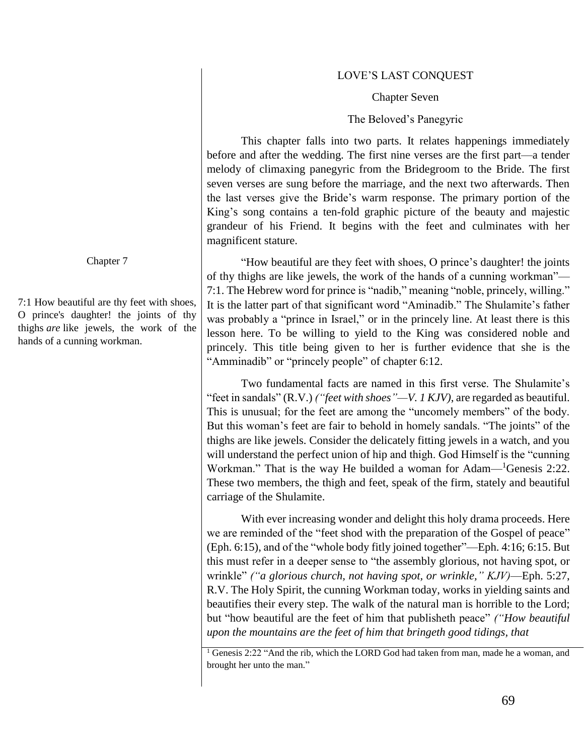# LOVE'S LAST CONQUEST

## Chapter Seven

### The Beloved's Panegyric

This chapter falls into two parts. It relates happenings immediately before and after the wedding. The first nine verses are the first part—a tender melody of climaxing panegyric from the Bridegroom to the Bride. The first seven verses are sung before the marriage, and the next two afterwards. Then the last verses give the Bride's warm response. The primary portion of the King's song contains a ten-fold graphic picture of the beauty and majestic grandeur of his Friend. It begins with the feet and culminates with her magnificent stature.

Chapter 7

7:1 How beautiful are thy feet with shoes, O prince's daughter! the joints of thy thighs *are* like jewels, the work of the hands of a cunning workman.

"How beautiful are they feet with shoes, O prince's daughter! the joints of thy thighs are like jewels, the work of the hands of a cunning workman"—7:1. The Hebrew word for prince is "nadib," meaning "noble, princely, willing." It is the latter part of that significant word "Aminadib." The Shulamite's father was probably a "prince in Israel," or in the princely line. At least there is this lesson here. To be willing to yield to the King was considered noble and princely. This title being given to her is further evidence that she is the "Amminadib" or "princely people" of chapter 6:12.

Two fundamental facts are named in this first verse. The Shulamite's "feet in sandals" (R.V.) *("feet with shoes"—V. 1 KJV)*, are regarded as beautiful. This is unusual; for the feet are among the "uncomely members" of the body. But this woman's feet are fair to behold in homely sandals. "The joints" of the thighs are like jewels. Consider the delicately fitting jewels in a watch, and you will understand the perfect union of hip and thigh. God Himself is the "cunning Workman." That is the way He builded a woman for Adam—[1]Genesis 2:22. These two members, the thigh and feet, speak of the firm, stately and beautiful carriage of the Shulamite.

With ever increasing wonder and delight this holy drama proceeds. Here we are reminded of the "feet shod with the preparation of the Gospel of peace" (Eph. 6:15), and of the "whole body fitly joined together"—Eph. 4:16; 6:15. But this must refer in a deeper sense to "the assembly glorious, not having spot, or wrinkle" *("a glorious church, not having spot, or wrinkle," KJV)*—Eph. 5:27, R.V. The Holy Spirit, the cunning Workman today, works in yielding saints and beautifies their every step. The walk of the natural man is horrible to the Lord; but "how beautiful are the feet of him that publisheth peace" *("How beautiful upon the mountains are the feet of him that bringeth good tidings, that*

[1] Genesis 2:22 "And the rib, which the LORD God had taken from man, made he a woman, and brought her unto the man."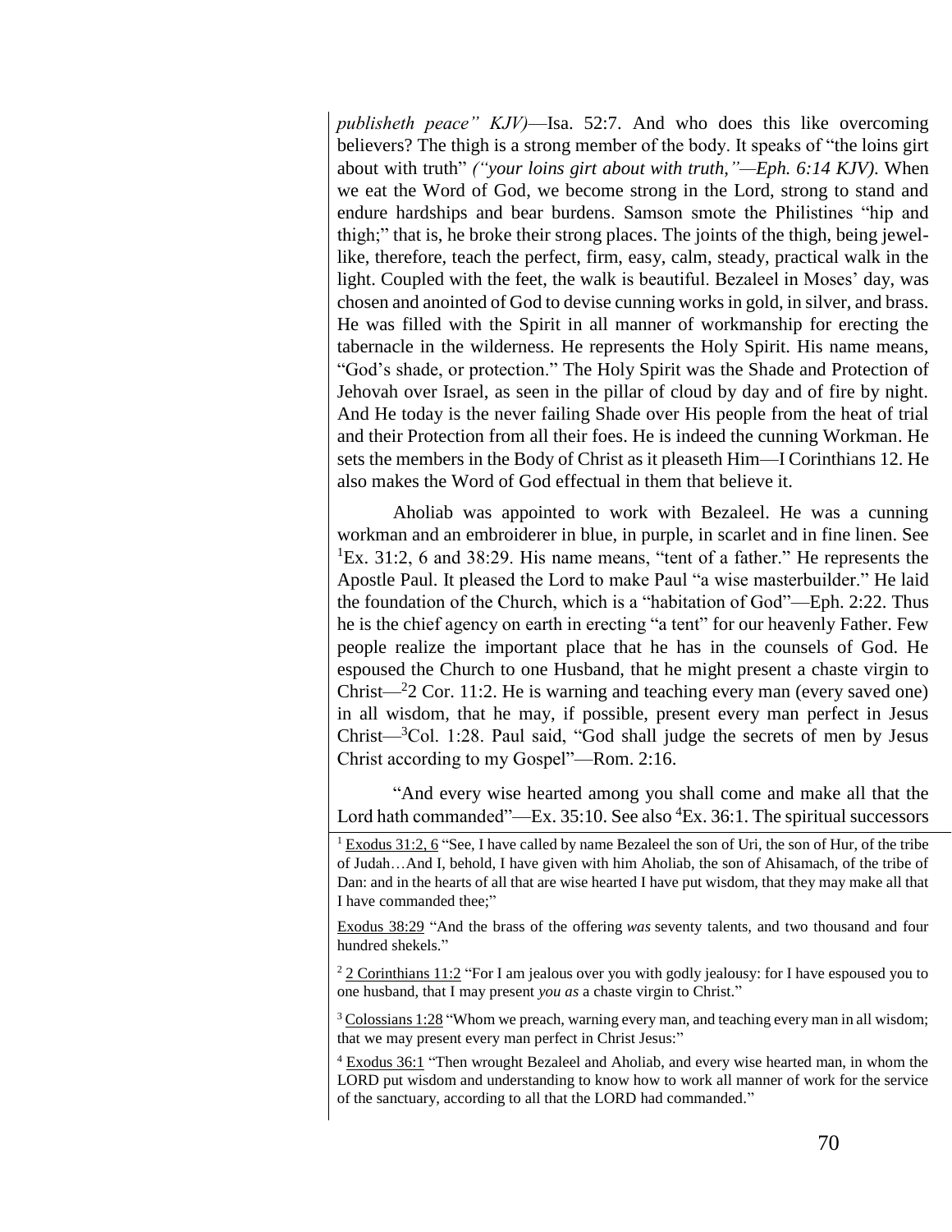*publisheth peace" KJV)*—Isa. 52:7. And who does this like overcoming believers? The thigh is a strong member of the body. It speaks of "the loins girt about with truth" *("your loins girt about with truth,"—Eph. 6:14 KJV)*. When we eat the Word of God, we become strong in the Lord, strong to stand and endure hardships and bear burdens. Samson smote the Philistines "hip and thigh;" that is, he broke their strong places. The joints of the thigh, being jewel-like, therefore, teach the perfect, firm, easy, calm, steady, practical walk in the light. Coupled with the feet, the walk is beautiful. Bezaleel in Moses' day, was chosen and anointed of God to devise cunning works in gold, in silver, and brass. He was filled with the Spirit in all manner of workmanship for erecting the tabernacle in the wilderness. He represents the Holy Spirit. His name means, "God's shade, or protection." The Holy Spirit was the Shade and Protection of Jehovah over Israel, as seen in the pillar of cloud by day and of fire by night. And He today is the never failing Shade over His people from the heat of trial and their Protection from all their foes. He is indeed the cunning Workman. He sets the members in the Body of Christ as it pleaseth Him—I Corinthians 12. He also makes the Word of God effectual in them that believe it.

Aholiab was appointed to work with Bezaleel. He was a cunning workman and an embroiderer in blue, in purple, in scarlet and in fine linen. See [1]Ex. 31:2, 6 and 38:29. His name means, "tent of a father." He represents the Apostle Paul. It pleased the Lord to make Paul "a wise masterbuilder." He laid the foundation of the Church, which is a "habitation of God"—Eph. 2:22. Thus he is the chief agency on earth in erecting "a tent" for our heavenly Father. Few people realize the important place that he has in the counsels of God. He espoused the Church to one Husband, that he might present a chaste virgin to Christ—[2]2 Cor. 11:2. He is warning and teaching every man (every saved one) in all wisdom, that he may, if possible, present every man perfect in Jesus Christ—[3]Col. 1:28. Paul said, "God shall judge the secrets of men by Jesus Christ according to my Gospel"—Rom. 2:16.

"And every wise hearted among you shall come and make all that the Lord hath commanded"—Ex. 35:10. See also [4]Ex. 36:1. The spiritual successors

---

[1] Exodus 31:2, 6 "See, I have called by name Bezaleel the son of Uri, the son of Hur, of the tribe of Judah…And I, behold, I have given with him Aholiab, the son of Ahisamach, of the tribe of Dan: and in the hearts of all that are wise hearted I have put wisdom, that they may make all that I have commanded thee;"

Exodus 38:29 "And the brass of the offering *was* seventy talents, and two thousand and four hundred shekels."

[2] 2 Corinthians 11:2 "For I am jealous over you with godly jealousy: for I have espoused you to one husband, that I may present *you as* a chaste virgin to Christ."

[3] Colossians 1:28 "Whom we preach, warning every man, and teaching every man in all wisdom; that we may present every man perfect in Christ Jesus:"

[4] Exodus 36:1 "Then wrought Bezaleel and Aholiab, and every wise hearted man, in whom the LORD put wisdom and understanding to know how to work all manner of work for the service of the sanctuary, according to all that the LORD had commanded."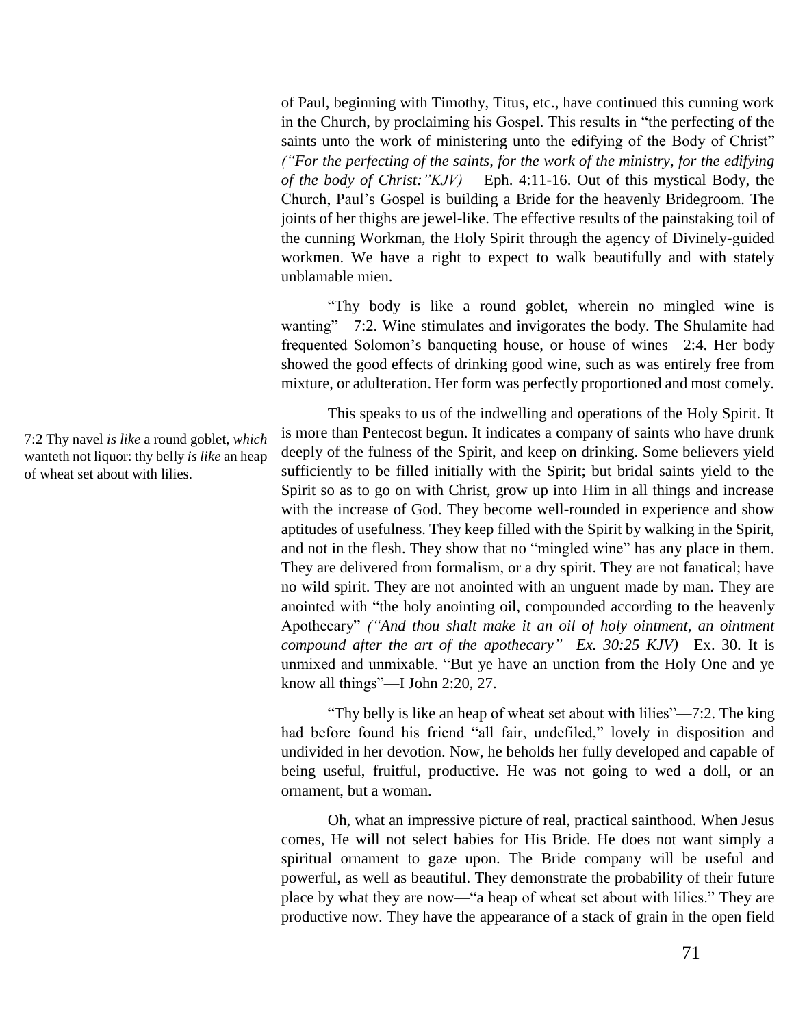of Paul, beginning with Timothy, Titus, etc., have continued this cunning work in the Church, by proclaiming his Gospel. This results in "the perfecting of the saints unto the work of ministering unto the edifying of the Body of Christ" *("For the perfecting of the saints, for the work of the ministry, for the edifying of the body of Christ:"KJV)*— Eph. 4:11-16. Out of this mystical Body, the Church, Paul's Gospel is building a Bride for the heavenly Bridegroom. The joints of her thighs are jewel-like. The effective results of the painstaking toil of the cunning Workman, the Holy Spirit through the agency of Divinely-guided workmen. We have a right to expect to walk beautifully and with stately unblamable mien.

"Thy body is like a round goblet, wherein no mingled wine is wanting"—7:2. Wine stimulates and invigorates the body. The Shulamite had frequented Solomon's banqueting house, or house of wines—2:4. Her body showed the good effects of drinking good wine, such as was entirely free from mixture, or adulteration. Her form was perfectly proportioned and most comely.

7:2 Thy navel *is like* a round goblet, *which* wanteth not liquor: thy belly *is like* an heap of wheat set about with lilies.

This speaks to us of the indwelling and operations of the Holy Spirit. It is more than Pentecost begun. It indicates a company of saints who have drunk deeply of the fulness of the Spirit, and keep on drinking. Some believers yield sufficiently to be filled initially with the Spirit; but bridal saints yield to the Spirit so as to go on with Christ, grow up into Him in all things and increase with the increase of God. They become well-rounded in experience and show aptitudes of usefulness. They keep filled with the Spirit by walking in the Spirit, and not in the flesh. They show that no "mingled wine" has any place in them. They are delivered from formalism, or a dry spirit. They are not fanatical; have no wild spirit. They are not anointed with an unguent made by man. They are anointed with "the holy anointing oil, compounded according to the heavenly Apothecary" *("And thou shalt make it an oil of holy ointment, an ointment compound after the art of the apothecary"—Ex. 30:25 KJV)*—Ex. 30. It is unmixed and unmixable. "But ye have an unction from the Holy One and ye know all things"—I John 2:20, 27.

"Thy belly is like an heap of wheat set about with lilies"—7:2. The king had before found his friend "all fair, undefiled," lovely in disposition and undivided in her devotion. Now, he beholds her fully developed and capable of being useful, fruitful, productive. He was not going to wed a doll, or an ornament, but a woman.

Oh, what an impressive picture of real, practical sainthood. When Jesus comes, He will not select babies for His Bride. He does not want simply a spiritual ornament to gaze upon. The Bride company will be useful and powerful, as well as beautiful. They demonstrate the probability of their future place by what they are now—"a heap of wheat set about with lilies." They are productive now. They have the appearance of a stack of grain in the open field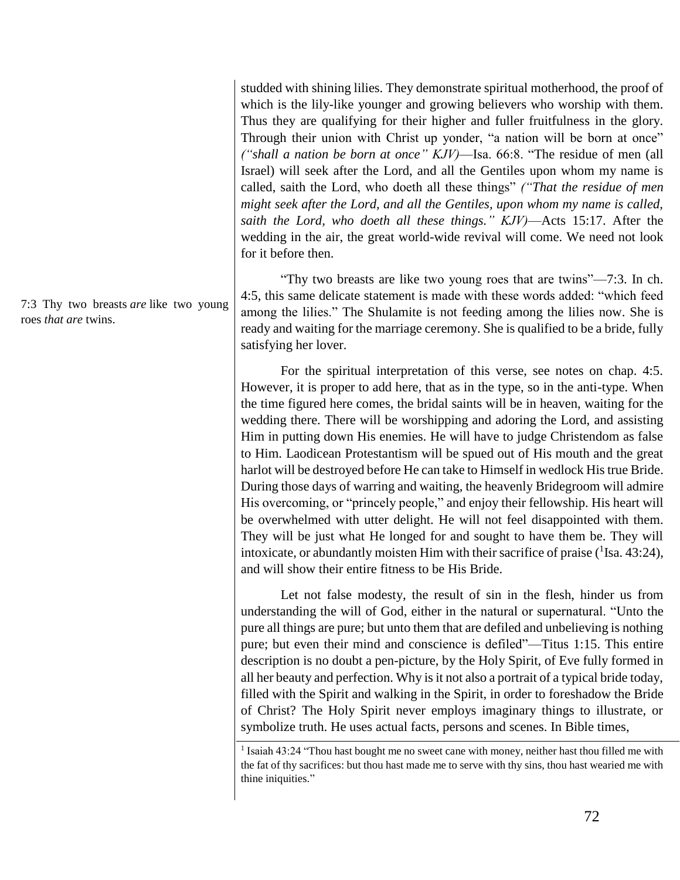studded with shining lilies. They demonstrate spiritual motherhood, the proof of which is the lily-like younger and growing believers who worship with them. Thus they are qualifying for their higher and fuller fruitfulness in the glory. Through their union with Christ up yonder, "a nation will be born at once" *("shall a nation be born at once" KJV)*—Isa. 66:8. "The residue of men (all Israel) will seek after the Lord, and all the Gentiles upon whom my name is called, saith the Lord, who doeth all these things" *("That the residue of men might seek after the Lord, and all the Gentiles, upon whom my name is called, saith the Lord, who doeth all these things." KJV)*—Acts 15:17. After the wedding in the air, the great world-wide revival will come. We need not look for it before then.

7:3 Thy two breasts *are* like two young roes *that are* twins.

"Thy two breasts are like two young roes that are twins"—7:3. In ch. 4:5, this same delicate statement is made with these words added: "which feed among the lilies." The Shulamite is not feeding among the lilies now. She is ready and waiting for the marriage ceremony. She is qualified to be a bride, fully satisfying her lover.

For the spiritual interpretation of this verse, see notes on chap. 4:5. However, it is proper to add here, that as in the type, so in the anti-type. When the time figured here comes, the bridal saints will be in heaven, waiting for the wedding there. There will be worshipping and adoring the Lord, and assisting Him in putting down His enemies. He will have to judge Christendom as false to Him. Laodicean Protestantism will be spued out of His mouth and the great harlot will be destroyed before He can take to Himself in wedlock His true Bride. During those days of warring and waiting, the heavenly Bridegroom will admire His overcoming, or "princely people," and enjoy their fellowship. His heart will be overwhelmed with utter delight. He will not feel disappointed with them. They will be just what He longed for and sought to have them be. They will intoxicate, or abundantly moisten Him with their sacrifice of praise ([1]Isa. 43:24), and will show their entire fitness to be His Bride.

Let not false modesty, the result of sin in the flesh, hinder us from understanding the will of God, either in the natural or supernatural. "Unto the pure all things are pure; but unto them that are defiled and unbelieving is nothing pure; but even their mind and conscience is defiled"—Titus 1:15. This entire description is no doubt a pen-picture, by the Holy Spirit, of Eve fully formed in all her beauty and perfection. Why is it not also a portrait of a typical bride today, filled with the Spirit and walking in the Spirit, in order to foreshadow the Bride of Christ? The Holy Spirit never employs imaginary things to illustrate, or symbolize truth. He uses actual facts, persons and scenes. In Bible times,

[1] Isaiah 43:24 "Thou hast bought me no sweet cane with money, neither hast thou filled me with the fat of thy sacrifices: but thou hast made me to serve with thy sins, thou hast wearied me with thine iniquities."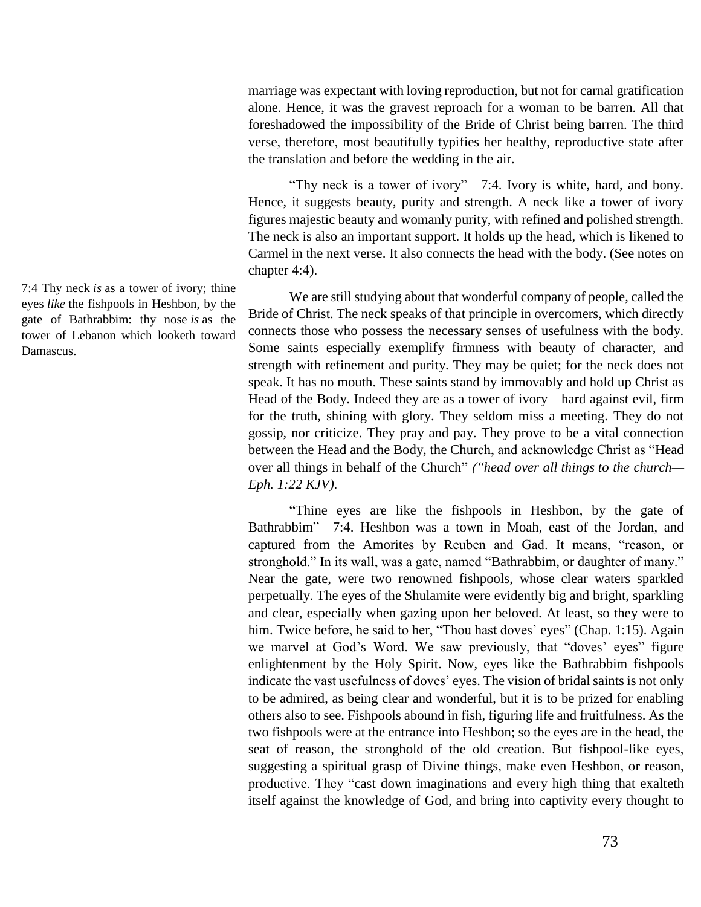marriage was expectant with loving reproduction, but not for carnal gratification alone. Hence, it was the gravest reproach for a woman to be barren. All that foreshadowed the impossibility of the Bride of Christ being barren. The third verse, therefore, most beautifully typifies her healthy, reproductive state after the translation and before the wedding in the air.

"Thy neck is a tower of ivory"—7:4. Ivory is white, hard, and bony. Hence, it suggests beauty, purity and strength. A neck like a tower of ivory figures majestic beauty and womanly purity, with refined and polished strength. The neck is also an important support. It holds up the head, which is likened to Carmel in the next verse. It also connects the head with the body. (See notes on chapter 4:4).

7:4 Thy neck *is* as a tower of ivory; thine eyes *like* the fishpools in Heshbon, by the gate of Bathrabbim: thy nose *is* as the tower of Lebanon which looketh toward Damascus.

We are still studying about that wonderful company of people, called the Bride of Christ. The neck speaks of that principle in overcomers, which directly connects those who possess the necessary senses of usefulness with the body. Some saints especially exemplify firmness with beauty of character, and strength with refinement and purity. They may be quiet; for the neck does not speak. It has no mouth. These saints stand by immovably and hold up Christ as Head of the Body. Indeed they are as a tower of ivory—hard against evil, firm for the truth, shining with glory. They seldom miss a meeting. They do not gossip, nor criticize. They pray and pay. They prove to be a vital connection between the Head and the Body, the Church, and acknowledge Christ as "Head over all things in behalf of the Church" *("head over all things to the church—Eph. 1:22 KJV)*.

"Thine eyes are like the fishpools in Heshbon, by the gate of Bathrabbim"—7:4. Heshbon was a town in Moah, east of the Jordan, and captured from the Amorites by Reuben and Gad. It means, "reason, or stronghold." In its wall, was a gate, named "Bathrabbim, or daughter of many." Near the gate, were two renowned fishpools, whose clear waters sparkled perpetually. The eyes of the Shulamite were evidently big and bright, sparkling and clear, especially when gazing upon her beloved. At least, so they were to him. Twice before, he said to her, "Thou hast doves' eyes" (Chap. 1:15). Again we marvel at God's Word. We saw previously, that "doves' eyes" figure enlightenment by the Holy Spirit. Now, eyes like the Bathrabbim fishpools indicate the vast usefulness of doves' eyes. The vision of bridal saints is not only to be admired, as being clear and wonderful, but it is to be prized for enabling others also to see. Fishpools abound in fish, figuring life and fruitfulness. As the two fishpools were at the entrance into Heshbon; so the eyes are in the head, the seat of reason, the stronghold of the old creation. But fishpool-like eyes, suggesting a spiritual grasp of Divine things, make even Heshbon, or reason, productive. They "cast down imaginations and every high thing that exalteth itself against the knowledge of God, and bring into captivity every thought to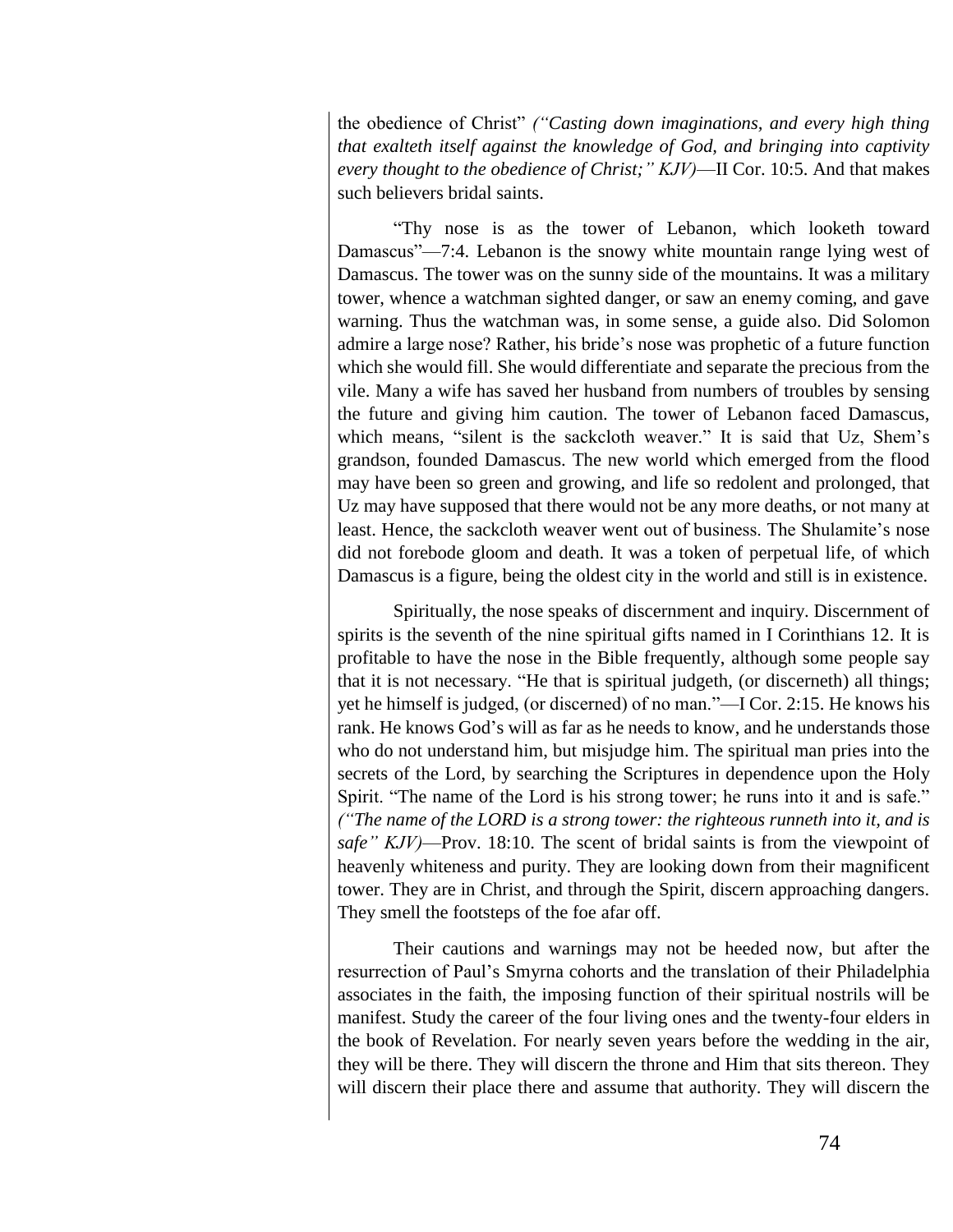the obedience of Christ" *("Casting down imaginations, and every high thing that exalteth itself against the knowledge of God, and bringing into captivity every thought to the obedience of Christ;" KJV)*—II Cor. 10:5. And that makes such believers bridal saints.

"Thy nose is as the tower of Lebanon, which looketh toward Damascus"—7:4. Lebanon is the snowy white mountain range lying west of Damascus. The tower was on the sunny side of the mountains. It was a military tower, whence a watchman sighted danger, or saw an enemy coming, and gave warning. Thus the watchman was, in some sense, a guide also. Did Solomon admire a large nose? Rather, his bride's nose was prophetic of a future function which she would fill. She would differentiate and separate the precious from the vile. Many a wife has saved her husband from numbers of troubles by sensing the future and giving him caution. The tower of Lebanon faced Damascus, which means, "silent is the sackcloth weaver." It is said that Uz, Shem's grandson, founded Damascus. The new world which emerged from the flood may have been so green and growing, and life so redolent and prolonged, that Uz may have supposed that there would not be any more deaths, or not many at least. Hence, the sackcloth weaver went out of business. The Shulamite's nose did not forebode gloom and death. It was a token of perpetual life, of which Damascus is a figure, being the oldest city in the world and still is in existence.

Spiritually, the nose speaks of discernment and inquiry. Discernment of spirits is the seventh of the nine spiritual gifts named in I Corinthians 12. It is profitable to have the nose in the Bible frequently, although some people say that it is not necessary. "He that is spiritual judgeth, (or discerneth) all things; yet he himself is judged, (or discerned) of no man."—I Cor. 2:15. He knows his rank. He knows God's will as far as he needs to know, and he understands those who do not understand him, but misjudge him. The spiritual man pries into the secrets of the Lord, by searching the Scriptures in dependence upon the Holy Spirit. "The name of the Lord is his strong tower; he runs into it and is safe." *("The name of the LORD is a strong tower: the righteous runneth into it, and is safe" KJV)*—Prov. 18:10. The scent of bridal saints is from the viewpoint of heavenly whiteness and purity. They are looking down from their magnificent tower. They are in Christ, and through the Spirit, discern approaching dangers. They smell the footsteps of the foe afar off.

Their cautions and warnings may not be heeded now, but after the resurrection of Paul's Smyrna cohorts and the translation of their Philadelphia associates in the faith, the imposing function of their spiritual nostrils will be manifest. Study the career of the four living ones and the twenty-four elders in the book of Revelation. For nearly seven years before the wedding in the air, they will be there. They will discern the throne and Him that sits thereon. They will discern their place there and assume that authority. They will discern the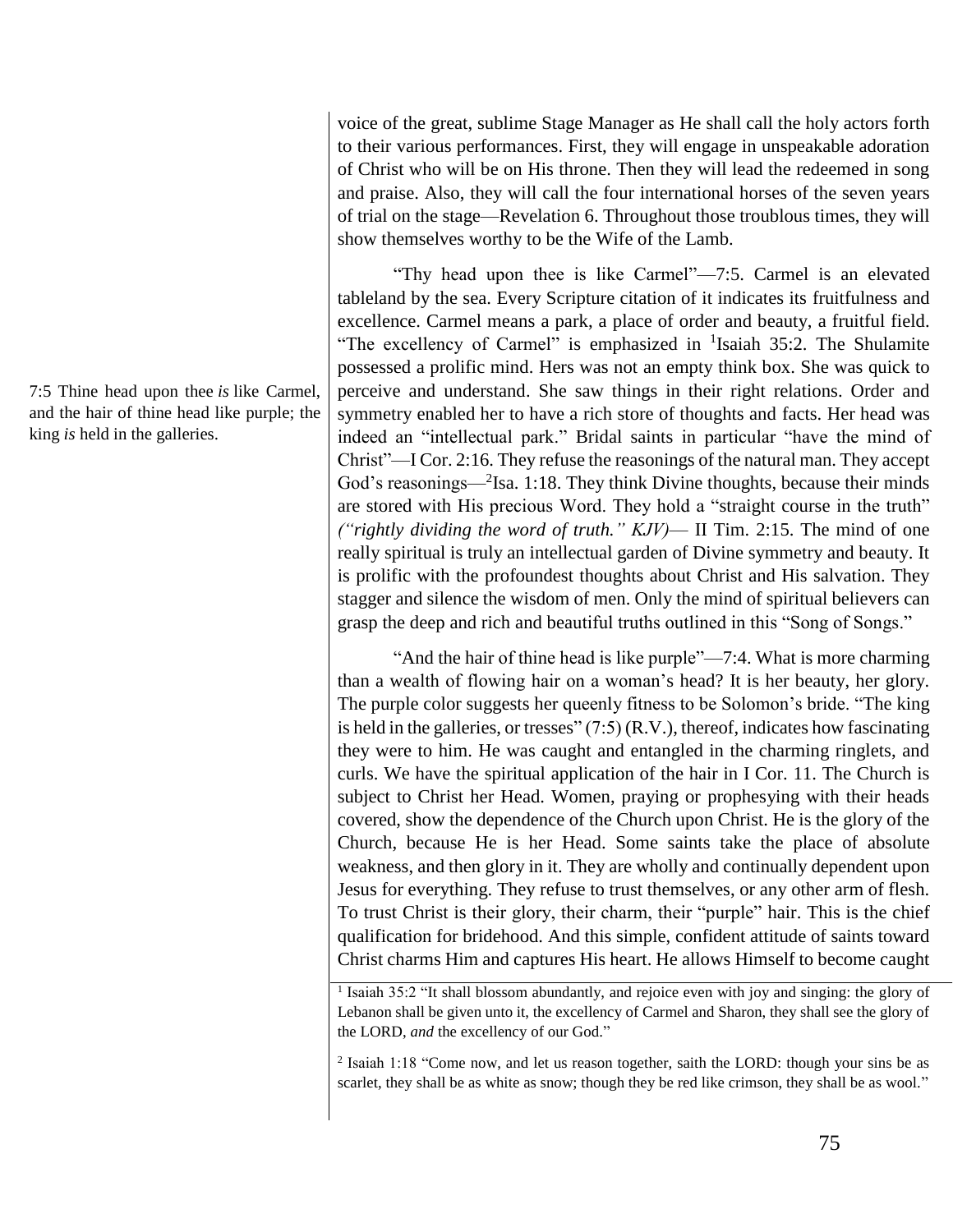voice of the great, sublime Stage Manager as He shall call the holy actors forth to their various performances. First, they will engage in unspeakable adoration of Christ who will be on His throne. Then they will lead the redeemed in song and praise. Also, they will call the four international horses of the seven years of trial on the stage—Revelation 6. Throughout those troublous times, they will show themselves worthy to be the Wife of the Lamb.

7:5 Thine head upon thee *is* like Carmel, and the hair of thine head like purple; the king *is* held in the galleries.

"Thy head upon thee is like Carmel"—7:5. Carmel is an elevated tableland by the sea. Every Scripture citation of it indicates its fruitfulness and excellence. Carmel means a park, a place of order and beauty, a fruitful field. "The excellency of Carmel" is emphasized in [1]Isaiah 35:2. The Shulamite possessed a prolific mind. Hers was not an empty think box. She was quick to perceive and understand. She saw things in their right relations. Order and symmetry enabled her to have a rich store of thoughts and facts. Her head was indeed an "intellectual park." Bridal saints in particular "have the mind of Christ"—I Cor. 2:16. They refuse the reasonings of the natural man. They accept God's reasonings—[2]Isa. 1:18. They think Divine thoughts, because their minds are stored with His precious Word. They hold a "straight course in the truth" *("rightly dividing the word of truth." KJV)*— II Tim. 2:15. The mind of one really spiritual is truly an intellectual garden of Divine symmetry and beauty. It is prolific with the profoundest thoughts about Christ and His salvation. They stagger and silence the wisdom of men. Only the mind of spiritual believers can grasp the deep and rich and beautiful truths outlined in this "Song of Songs."

"And the hair of thine head is like purple"—7:4. What is more charming than a wealth of flowing hair on a woman's head? It is her beauty, her glory. The purple color suggests her queenly fitness to be Solomon's bride. "The king is held in the galleries, or tresses" (7:5) (R.V.), thereof, indicates how fascinating they were to him. He was caught and entangled in the charming ringlets, and curls. We have the spiritual application of the hair in I Cor. 11. The Church is subject to Christ her Head. Women, praying or prophesying with their heads covered, show the dependence of the Church upon Christ. He is the glory of the Church, because He is her Head. Some saints take the place of absolute weakness, and then glory in it. They are wholly and continually dependent upon Jesus for everything. They refuse to trust themselves, or any other arm of flesh. To trust Christ is their glory, their charm, their "purple" hair. This is the chief qualification for bridehood. And this simple, confident attitude of saints toward Christ charms Him and captures His heart. He allows Himself to become caught

[1] Isaiah 35:2 "It shall blossom abundantly, and rejoice even with joy and singing: the glory of Lebanon shall be given unto it, the excellency of Carmel and Sharon, they shall see the glory of the LORD, *and* the excellency of our God."

[2] Isaiah 1:18 "Come now, and let us reason together, saith the LORD: though your sins be as scarlet, they shall be as white as snow; though they be red like crimson, they shall be as wool."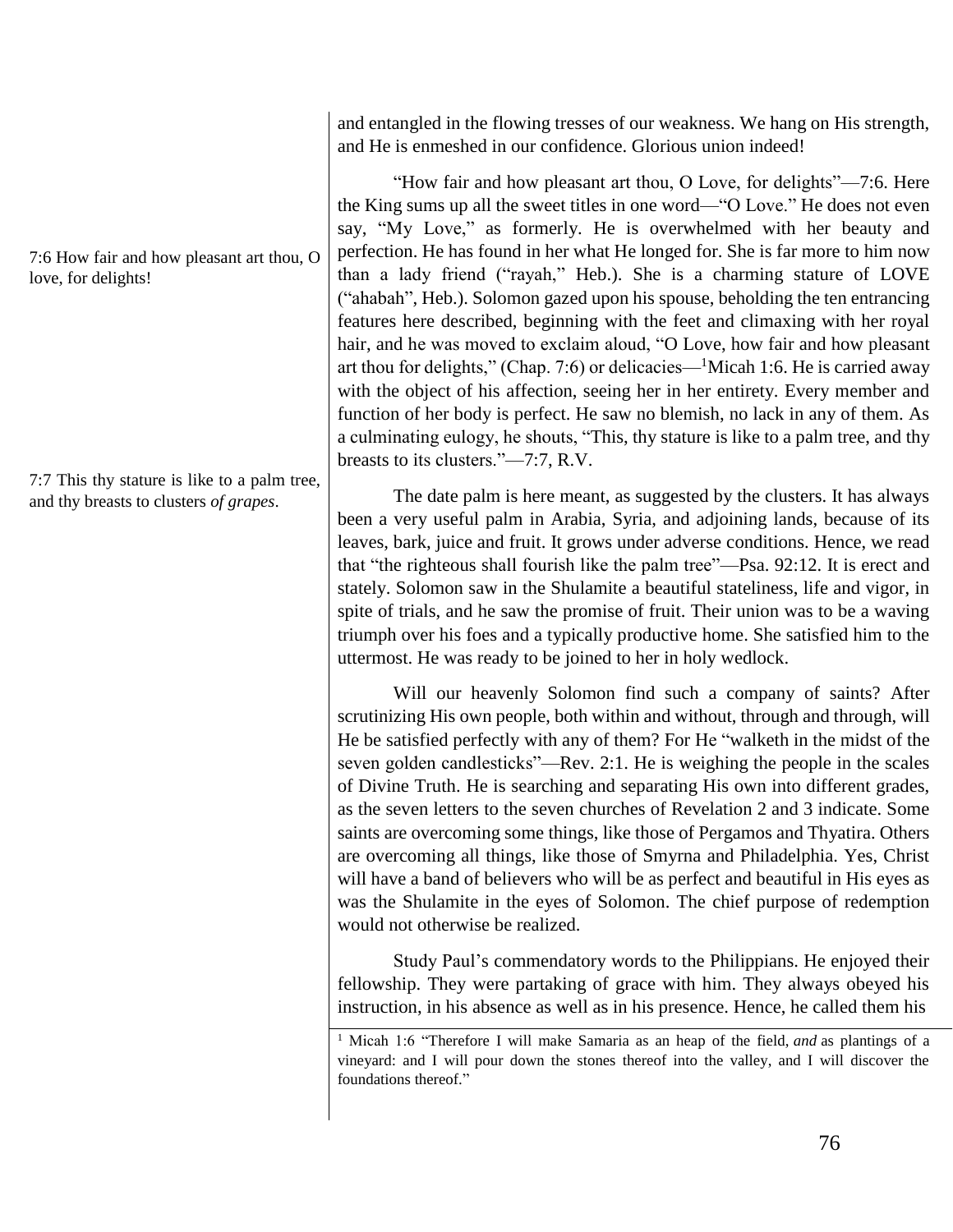and entangled in the flowing tresses of our weakness. We hang on His strength, and He is enmeshed in our confidence. Glorious union indeed!

> 7:6 How fair and how pleasant art thou, O love, for delights!

"How fair and how pleasant art thou, O Love, for delights"—7:6. Here the King sums up all the sweet titles in one word—"O Love." He does not even say, "My Love," as formerly. He is overwhelmed with her beauty and perfection. He has found in her what He longed for. She is far more to him now than a lady friend ("rayah," Heb.). She is a charming stature of LOVE ("ahabah", Heb.). Solomon gazed upon his spouse, beholding the ten entrancing features here described, beginning with the feet and climaxing with her royal hair, and he was moved to exclaim aloud, "O Love, how fair and how pleasant art thou for delights," (Chap. 7:6) or delicacies—[1]Micah 1:6. He is carried away with the object of his affection, seeing her in her entirety. Every member and function of her body is perfect. He saw no blemish, no lack in any of them. As a culminating eulogy, he shouts, "This, thy stature is like to a palm tree, and thy breasts to its clusters."—7:7, R.V.

> 7:7 This thy stature is like to a palm tree, and thy breasts to clusters *of grapes*.

The date palm is here meant, as suggested by the clusters. It has always been a very useful palm in Arabia, Syria, and adjoining lands, because of its leaves, bark, juice and fruit. It grows under adverse conditions. Hence, we read that "the righteous shall fourish like the palm tree"—Psa. 92:12. It is erect and stately. Solomon saw in the Shulamite a beautiful stateliness, life and vigor, in spite of trials, and he saw the promise of fruit. Their union was to be a waving triumph over his foes and a typically productive home. She satisfied him to the uttermost. He was ready to be joined to her in holy wedlock.

Will our heavenly Solomon find such a company of saints? After scrutinizing His own people, both within and without, through and through, will He be satisfied perfectly with any of them? For He "walketh in the midst of the seven golden candlesticks"—Rev. 2:1. He is weighing the people in the scales of Divine Truth. He is searching and separating His own into different grades, as the seven letters to the seven churches of Revelation 2 and 3 indicate. Some saints are overcoming some things, like those of Pergamos and Thyatira. Others are overcoming all things, like those of Smyrna and Philadelphia. Yes, Christ will have a band of believers who will be as perfect and beautiful in His eyes as was the Shulamite in the eyes of Solomon. The chief purpose of redemption would not otherwise be realized.

Study Paul's commendatory words to the Philippians. He enjoyed their fellowship. They were partaking of grace with him. They always obeyed his instruction, in his absence as well as in his presence. Hence, he called them his

---

[1] Micah 1:6 "Therefore I will make Samaria as an heap of the field, *and* as plantings of a vineyard: and I will pour down the stones thereof into the valley, and I will discover the foundations thereof."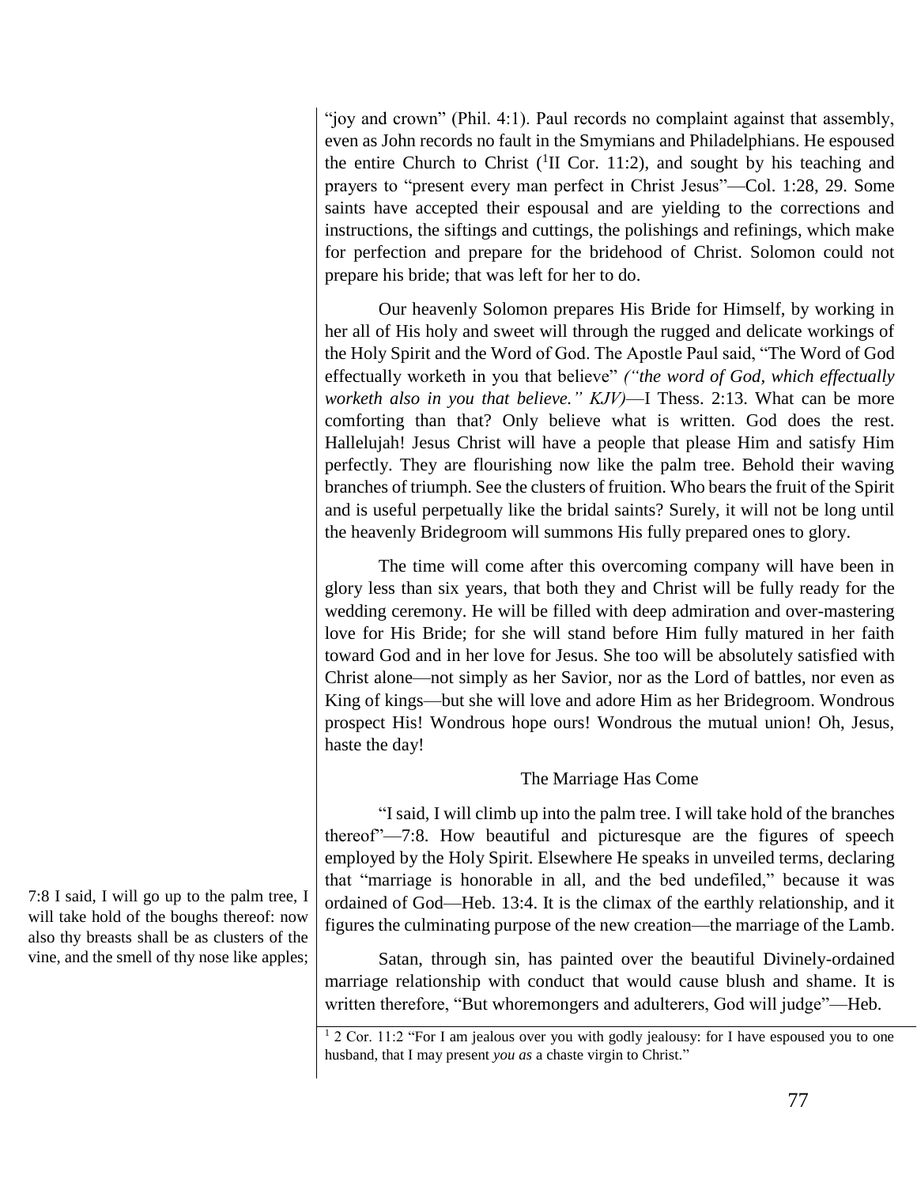"joy and crown" (Phil. 4:1). Paul records no complaint against that assembly, even as John records no fault in the Smymians and Philadelphians. He espoused the entire Church to Christ ([1]II Cor. 11:2), and sought by his teaching and prayers to "present every man perfect in Christ Jesus"—Col. 1:28, 29. Some saints have accepted their espousal and are yielding to the corrections and instructions, the siftings and cuttings, the polishings and refinings, which make for perfection and prepare for the bridehood of Christ. Solomon could not prepare his bride; that was left for her to do.

Our heavenly Solomon prepares His Bride for Himself, by working in her all of His holy and sweet will through the rugged and delicate workings of the Holy Spirit and the Word of God. The Apostle Paul said, "The Word of God effectually worketh in you that believe" *("the word of God, which effectually worketh also in you that believe." KJV)*—I Thess. 2:13. What can be more comforting than that? Only believe what is written. God does the rest. Hallelujah! Jesus Christ will have a people that please Him and satisfy Him perfectly. They are flourishing now like the palm tree. Behold their waving branches of triumph. See the clusters of fruition. Who bears the fruit of the Spirit and is useful perpetually like the bridal saints? Surely, it will not be long until the heavenly Bridegroom will summons His fully prepared ones to glory.

The time will come after this overcoming company will have been in glory less than six years, that both they and Christ will be fully ready for the wedding ceremony. He will be filled with deep admiration and over-mastering love for His Bride; for she will stand before Him fully matured in her faith toward God and in her love for Jesus. She too will be absolutely satisfied with Christ alone—not simply as her Savior, nor as the Lord of battles, nor even as King of kings—but she will love and adore Him as her Bridegroom. Wondrous prospect His! Wondrous hope ours! Wondrous the mutual union! Oh, Jesus, haste the day!

### The Marriage Has Come

> 7:8 I said, I will go up to the palm tree, I will take hold of the boughs thereof: now also thy breasts shall be as clusters of the vine, and the smell of thy nose like apples;

"I said, I will climb up into the palm tree. I will take hold of the branches thereof"—7:8. How beautiful and picturesque are the figures of speech employed by the Holy Spirit. Elsewhere He speaks in unveiled terms, declaring that "marriage is honorable in all, and the bed undefiled," because it was ordained of God—Heb. 13:4. It is the climax of the earthly relationship, and it figures the culminating purpose of the new creation—the marriage of the Lamb.

Satan, through sin, has painted over the beautiful Divinely-ordained marriage relationship with conduct that would cause blush and shame. It is written therefore, "But whoremongers and adulterers, God will judge"—Heb.

[1] 2 Cor. 11:2 "For I am jealous over you with godly jealousy: for I have espoused you to one husband, that I may present *you as* a chaste virgin to Christ."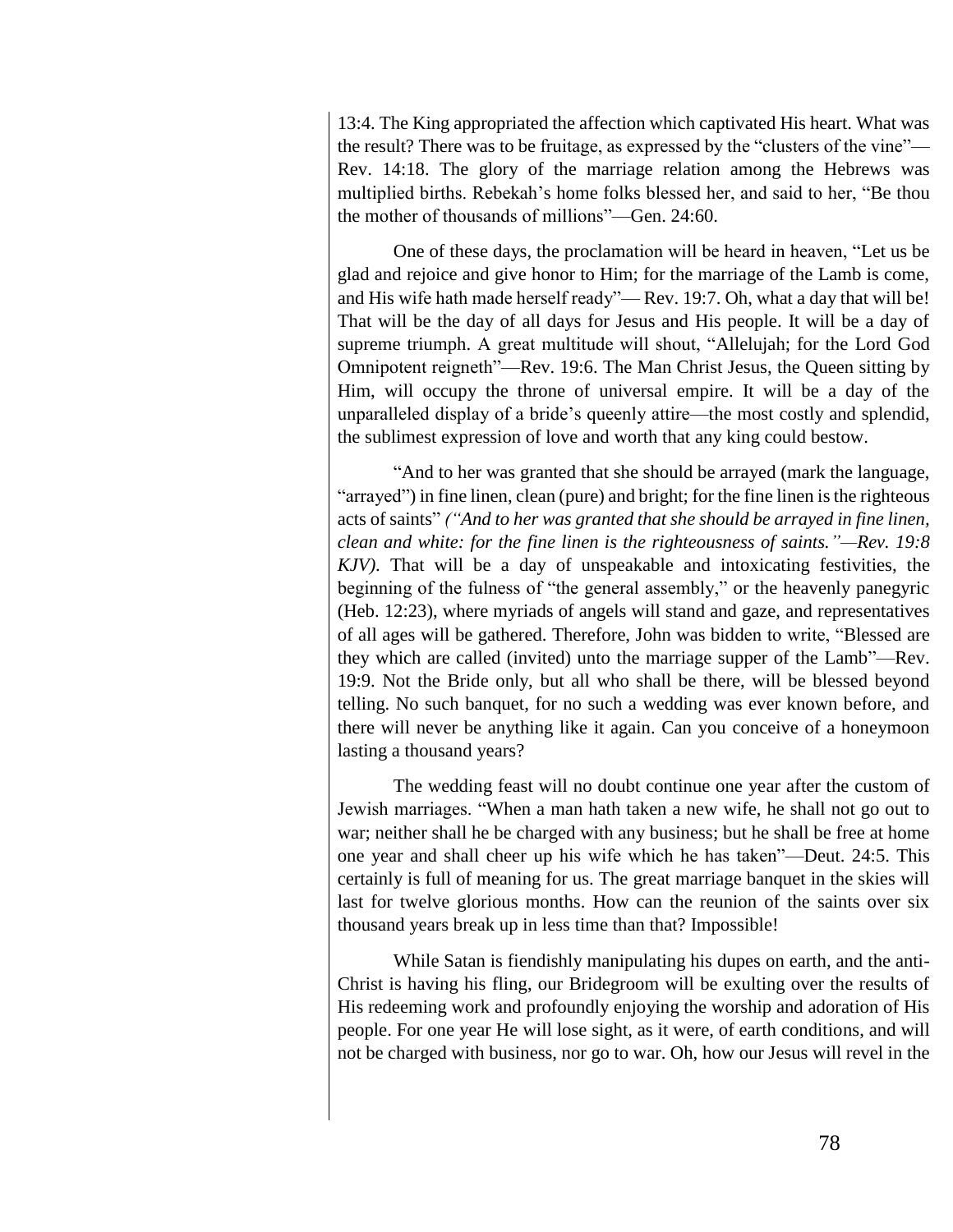13:4. The King appropriated the affection which captivated His heart. What was the result? There was to be fruitage, as expressed by the "clusters of the vine"—Rev. 14:18. The glory of the marriage relation among the Hebrews was multiplied births. Rebekah's home folks blessed her, and said to her, "Be thou the mother of thousands of millions"—Gen. 24:60.

One of these days, the proclamation will be heard in heaven, "Let us be glad and rejoice and give honor to Him; for the marriage of the Lamb is come, and His wife hath made herself ready"— Rev. 19:7. Oh, what a day that will be! That will be the day of all days for Jesus and His people. It will be a day of supreme triumph. A great multitude will shout, "Allelujah; for the Lord God Omnipotent reigneth"—Rev. 19:6. The Man Christ Jesus, the Queen sitting by Him, will occupy the throne of universal empire. It will be a day of the unparalleled display of a bride's queenly attire—the most costly and splendid, the sublimest expression of love and worth that any king could bestow.

"And to her was granted that she should be arrayed (mark the language, "arrayed") in fine linen, clean (pure) and bright; for the fine linen is the righteous acts of saints" *("And to her was granted that she should be arrayed in fine linen, clean and white: for the fine linen is the righteousness of saints."—Rev. 19:8 KJV)*. That will be a day of unspeakable and intoxicating festivities, the beginning of the fulness of "the general assembly," or the heavenly panegyric (Heb. 12:23), where myriads of angels will stand and gaze, and representatives of all ages will be gathered. Therefore, John was bidden to write, "Blessed are they which are called (invited) unto the marriage supper of the Lamb"—Rev. 19:9. Not the Bride only, but all who shall be there, will be blessed beyond telling. No such banquet, for no such a wedding was ever known before, and there will never be anything like it again. Can you conceive of a honeymoon lasting a thousand years?

The wedding feast will no doubt continue one year after the custom of Jewish marriages. "When a man hath taken a new wife, he shall not go out to war; neither shall he be charged with any business; but he shall be free at home one year and shall cheer up his wife which he has taken"—Deut. 24:5. This certainly is full of meaning for us. The great marriage banquet in the skies will last for twelve glorious months. How can the reunion of the saints over six thousand years break up in less time than that? Impossible!

While Satan is fiendishly manipulating his dupes on earth, and the anti-Christ is having his fling, our Bridegroom will be exulting over the results of His redeeming work and profoundly enjoying the worship and adoration of His people. For one year He will lose sight, as it were, of earth conditions, and will not be charged with business, nor go to war. Oh, how our Jesus will revel in the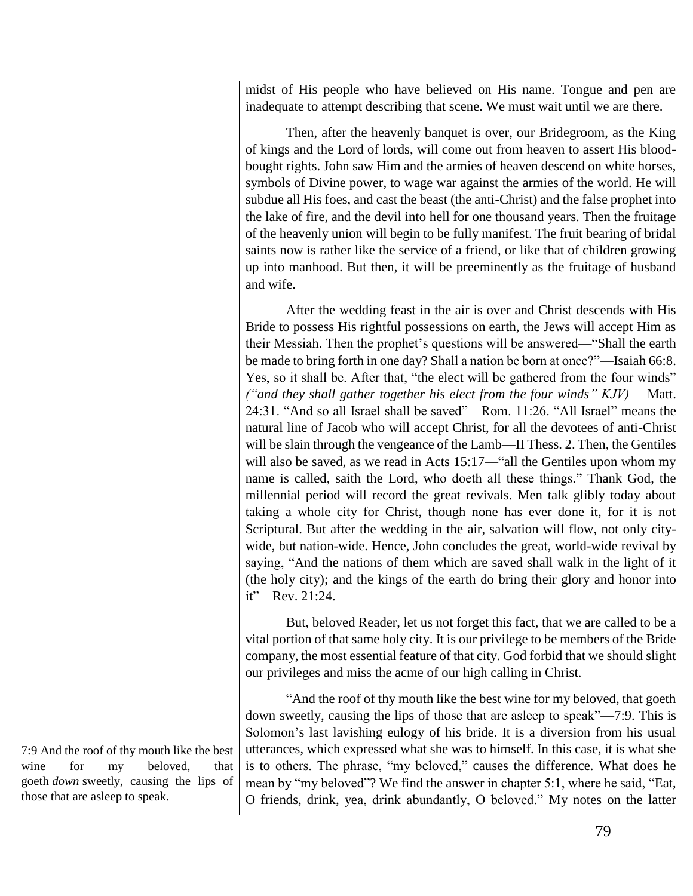midst of His people who have believed on His name. Tongue and pen are inadequate to attempt describing that scene. We must wait until we are there.

Then, after the heavenly banquet is over, our Bridegroom, as the King of kings and the Lord of lords, will come out from heaven to assert His blood-bought rights. John saw Him and the armies of heaven descend on white horses, symbols of Divine power, to wage war against the armies of the world. He will subdue all His foes, and cast the beast (the anti-Christ) and the false prophet into the lake of fire, and the devil into hell for one thousand years. Then the fruitage of the heavenly union will begin to be fully manifest. The fruit bearing of bridal saints now is rather like the service of a friend, or like that of children growing up into manhood. But then, it will be preeminently as the fruitage of husband and wife.

After the wedding feast in the air is over and Christ descends with His Bride to possess His rightful possessions on earth, the Jews will accept Him as their Messiah. Then the prophet's questions will be answered—"Shall the earth be made to bring forth in one day? Shall a nation be born at once?"—Isaiah 66:8. Yes, so it shall be. After that, "the elect will be gathered from the four winds" *("and they shall gather together his elect from the four winds" KJV)*— Matt. 24:31. "And so all Israel shall be saved"—Rom. 11:26. "All Israel" means the natural line of Jacob who will accept Christ, for all the devotees of anti-Christ will be slain through the vengeance of the Lamb—II Thess. 2. Then, the Gentiles will also be saved, as we read in Acts 15:17—"all the Gentiles upon whom my name is called, saith the Lord, who doeth all these things." Thank God, the millennial period will record the great revivals. Men talk glibly today about taking a whole city for Christ, though none has ever done it, for it is not Scriptural. But after the wedding in the air, salvation will flow, not only city-wide, but nation-wide. Hence, John concludes the great, world-wide revival by saying, "And the nations of them which are saved shall walk in the light of it (the holy city); and the kings of the earth do bring their glory and honor into it"—Rev. 21:24.

But, beloved Reader, let us not forget this fact, that we are called to be a vital portion of that same holy city. It is our privilege to be members of the Bride company, the most essential feature of that city. God forbid that we should slight our privileges and miss the acme of our high calling in Christ.

> 7:9 And the roof of thy mouth like the best wine for my beloved, that goeth *down* sweetly, causing the lips of those that are asleep to speak.

"And the roof of thy mouth like the best wine for my beloved, that goeth down sweetly, causing the lips of those that are asleep to speak"—7:9. This is Solomon's last lavishing eulogy of his bride. It is a diversion from his usual utterances, which expressed what she was to himself. In this case, it is what she is to others. The phrase, "my beloved," causes the difference. What does he mean by "my beloved"? We find the answer in chapter 5:1, where he said, "Eat, O friends, drink, yea, drink abundantly, O beloved." My notes on the latter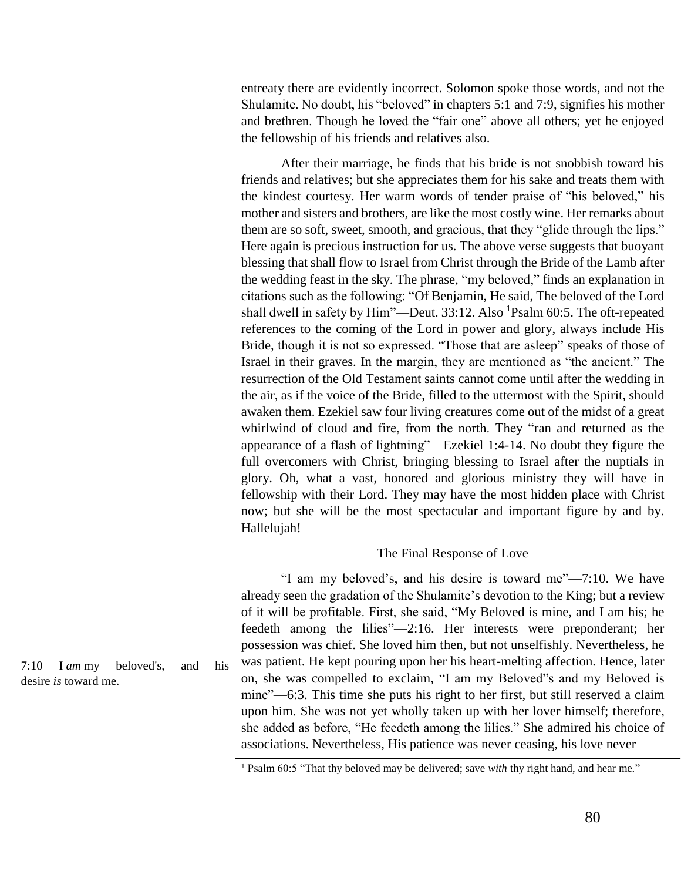entreaty there are evidently incorrect. Solomon spoke those words, and not the Shulamite. No doubt, his "beloved" in chapters 5:1 and 7:9, signifies his mother and brethren. Though he loved the "fair one" above all others; yet he enjoyed the fellowship of his friends and relatives also.

After their marriage, he finds that his bride is not snobbish toward his friends and relatives; but she appreciates them for his sake and treats them with the kindest courtesy. Her warm words of tender praise of "his beloved," his mother and sisters and brothers, are like the most costly wine. Her remarks about them are so soft, sweet, smooth, and gracious, that they "glide through the lips." Here again is precious instruction for us. The above verse suggests that buoyant blessing that shall flow to Israel from Christ through the Bride of the Lamb after the wedding feast in the sky. The phrase, "my beloved," finds an explanation in citations such as the following: "Of Benjamin, He said, The beloved of the Lord shall dwell in safety by Him"—Deut. 33:12. Also [1]Psalm 60:5. The oft-repeated references to the coming of the Lord in power and glory, always include His Bride, though it is not so expressed. "Those that are asleep" speaks of those of Israel in their graves. In the margin, they are mentioned as "the ancient." The resurrection of the Old Testament saints cannot come until after the wedding in the air, as if the voice of the Bride, filled to the uttermost with the Spirit, should awaken them. Ezekiel saw four living creatures come out of the midst of a great whirlwind of cloud and fire, from the north. They "ran and returned as the appearance of a flash of lightning"—Ezekiel 1:4-14. No doubt they figure the full overcomers with Christ, bringing blessing to Israel after the nuptials in glory. Oh, what a vast, honored and glorious ministry they will have in fellowship with their Lord. They may have the most hidden place with Christ now; but she will be the most spectacular and important figure by and by. Hallelujah!

### The Final Response of Love

7:10 I *am* my beloved's, and his desire *is* toward me.

"I am my beloved's, and his desire is toward me"—7:10. We have already seen the gradation of the Shulamite's devotion to the King; but a review of it will be profitable. First, she said, "My Beloved is mine, and I am his; he feedeth among the lilies"—2:16. Her interests were preponderant; her possession was chief. She loved him then, but not unselfishly. Nevertheless, he was patient. He kept pouring upon her his heart-melting affection. Hence, later on, she was compelled to exclaim, "I am my Beloved"s and my Beloved is mine"—6:3. This time she puts his right to her first, but still reserved a claim upon him. She was not yet wholly taken up with her lover himself; therefore, she added as before, "He feedeth among the lilies." She admired his choice of associations. Nevertheless, His patience was never ceasing, his love never

[1] Psalm 60:5 "That thy beloved may be delivered; save *with* thy right hand, and hear me."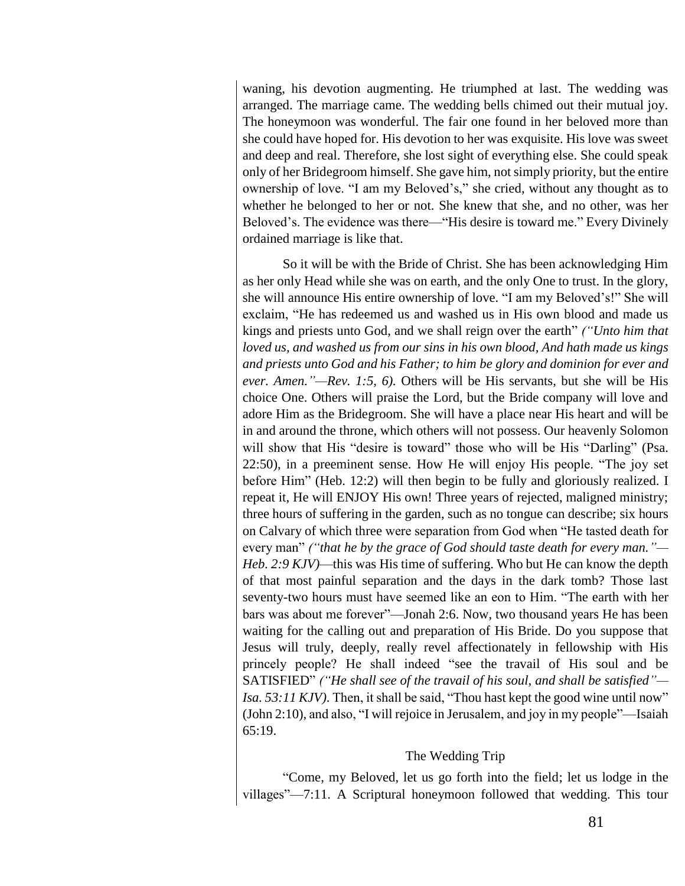waning, his devotion augmenting. He triumphed at last. The wedding was arranged. The marriage came. The wedding bells chimed out their mutual joy. The honeymoon was wonderful. The fair one found in her beloved more than she could have hoped for. His devotion to her was exquisite. His love was sweet and deep and real. Therefore, she lost sight of everything else. She could speak only of her Bridegroom himself. She gave him, not simply priority, but the entire ownership of love. "I am my Beloved's," she cried, without any thought as to whether he belonged to her or not. She knew that she, and no other, was her Beloved's. The evidence was there—"His desire is toward me." Every Divinely ordained marriage is like that.

So it will be with the Bride of Christ. She has been acknowledging Him as her only Head while she was on earth, and the only One to trust. In the glory, she will announce His entire ownership of love. "I am my Beloved's!" She will exclaim, "He has redeemed us and washed us in His own blood and made us kings and priests unto God, and we shall reign over the earth" *("Unto him that loved us, and washed us from our sins in his own blood, And hath made us kings and priests unto God and his Father; to him be glory and dominion for ever and ever. Amen."—Rev. 1:5, 6).* Others will be His servants, but she will be His choice One. Others will praise the Lord, but the Bride company will love and adore Him as the Bridegroom. She will have a place near His heart and will be in and around the throne, which others will not possess. Our heavenly Solomon will show that His "desire is toward" those who will be His "Darling" (Psa. 22:50), in a preeminent sense. How He will enjoy His people. "The joy set before Him" (Heb. 12:2) will then begin to be fully and gloriously realized. I repeat it, He will ENJOY His own! Three years of rejected, maligned ministry; three hours of suffering in the garden, such as no tongue can describe; six hours on Calvary of which three were separation from God when "He tasted death for every man" *("that he by the grace of God should taste death for every man."—Heb. 2:9 KJV)*—this was His time of suffering. Who but He can know the depth of that most painful separation and the days in the dark tomb? Those last seventy-two hours must have seemed like an eon to Him. "The earth with her bars was about me forever"—Jonah 2:6. Now, two thousand years He has been waiting for the calling out and preparation of His Bride. Do you suppose that Jesus will truly, deeply, really revel affectionately in fellowship with His princely people? He shall indeed "see the travail of His soul and be SATISFIED" *("He shall see of the travail of his soul, and shall be satisfied"—Isa. 53:11 KJV)*. Then, it shall be said, "Thou hast kept the good wine until now" (John 2:10), and also, "I will rejoice in Jerusalem, and joy in my people"—Isaiah 65:19.

### The Wedding Trip

"Come, my Beloved, let us go forth into the field; let us lodge in the villages"—7:11. A Scriptural honeymoon followed that wedding. This tour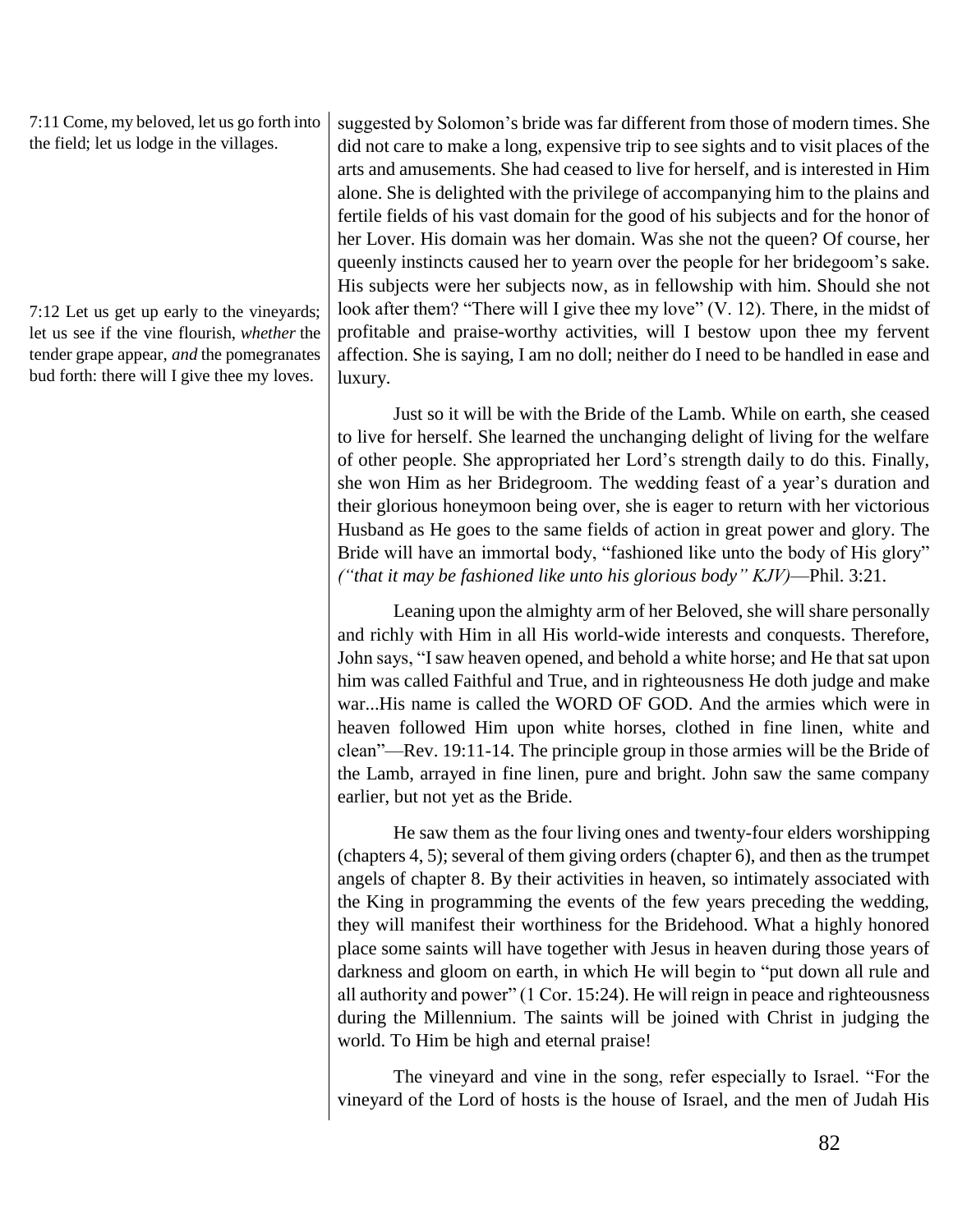7:11 Come, my beloved, let us go forth into the field; let us lodge in the villages.

7:12 Let us get up early to the vineyards; let us see if the vine flourish, *whether* the tender grape appear, *and* the pomegranates bud forth: there will I give thee my loves.

suggested by Solomon's bride was far different from those of modern times. She did not care to make a long, expensive trip to see sights and to visit places of the arts and amusements. She had ceased to live for herself, and is interested in Him alone. She is delighted with the privilege of accompanying him to the plains and fertile fields of his vast domain for the good of his subjects and for the honor of her Lover. His domain was her domain. Was she not the queen? Of course, her queenly instincts caused her to yearn over the people for her bridegoom's sake. His subjects were her subjects now, as in fellowship with him. Should she not look after them? "There will I give thee my love" (V. 12). There, in the midst of profitable and praise-worthy activities, will I bestow upon thee my fervent affection. She is saying, I am no doll; neither do I need to be handled in ease and luxury.

Just so it will be with the Bride of the Lamb. While on earth, she ceased to live for herself. She learned the unchanging delight of living for the welfare of other people. She appropriated her Lord's strength daily to do this. Finally, she won Him as her Bridegroom. The wedding feast of a year's duration and their glorious honeymoon being over, she is eager to return with her victorious Husband as He goes to the same fields of action in great power and glory. The Bride will have an immortal body, "fashioned like unto the body of His glory" *("that it may be fashioned like unto his glorious body" KJV)*—Phil. 3:21.

Leaning upon the almighty arm of her Beloved, she will share personally and richly with Him in all His world-wide interests and conquests. Therefore, John says, "I saw heaven opened, and behold a white horse; and He that sat upon him was called Faithful and True, and in righteousness He doth judge and make war...His name is called the WORD OF GOD. And the armies which were in heaven followed Him upon white horses, clothed in fine linen, white and clean"—Rev. 19:11-14. The principle group in those armies will be the Bride of the Lamb, arrayed in fine linen, pure and bright. John saw the same company earlier, but not yet as the Bride.

He saw them as the four living ones and twenty-four elders worshipping (chapters 4, 5); several of them giving orders (chapter 6), and then as the trumpet angels of chapter 8. By their activities in heaven, so intimately associated with the King in programming the events of the few years preceding the wedding, they will manifest their worthiness for the Bridehood. What a highly honored place some saints will have together with Jesus in heaven during those years of darkness and gloom on earth, in which He will begin to "put down all rule and all authority and power" (1 Cor. 15:24). He will reign in peace and righteousness during the Millennium. The saints will be joined with Christ in judging the world. To Him be high and eternal praise!

The vineyard and vine in the song, refer especially to Israel. "For the vineyard of the Lord of hosts is the house of Israel, and the men of Judah His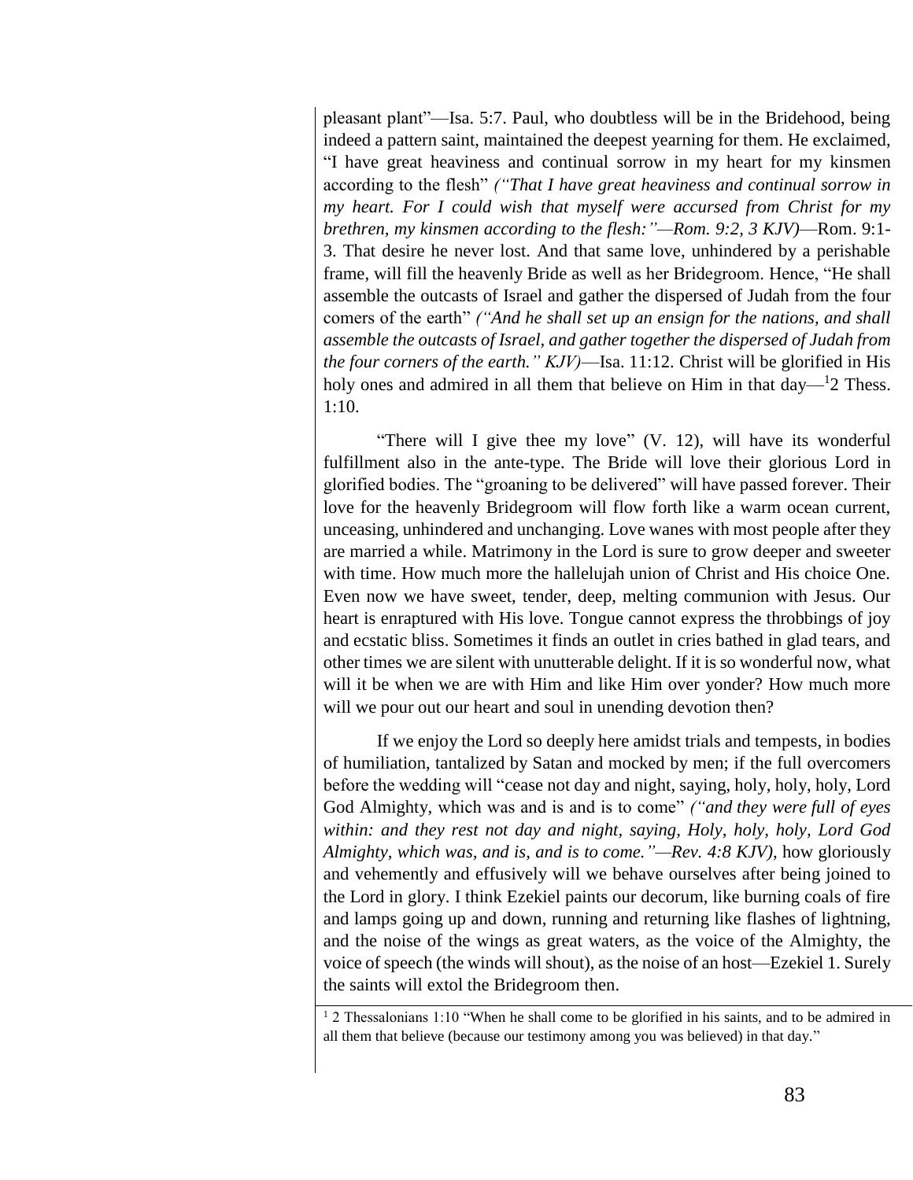pleasant plant"—Isa. 5:7. Paul, who doubtless will be in the Bridehood, being indeed a pattern saint, maintained the deepest yearning for them. He exclaimed, "I have great heaviness and continual sorrow in my heart for my kinsmen according to the flesh" *("That I have great heaviness and continual sorrow in my heart. For I could wish that myself were accursed from Christ for my brethren, my kinsmen according to the flesh:"—Rom. 9:2, 3 KJV)*—Rom. 9:1-3. That desire he never lost. And that same love, unhindered by a perishable frame, will fill the heavenly Bride as well as her Bridegroom. Hence, "He shall assemble the outcasts of Israel and gather the dispersed of Judah from the four comers of the earth" *("And he shall set up an ensign for the nations, and shall assemble the outcasts of Israel, and gather together the dispersed of Judah from the four corners of the earth." KJV)*—Isa. 11:12. Christ will be glorified in His holy ones and admired in all them that believe on Him in that day—[1]2 Thess. 1:10.

"There will I give thee my love" (V. 12), will have its wonderful fulfillment also in the ante-type. The Bride will love their glorious Lord in glorified bodies. The "groaning to be delivered" will have passed forever. Their love for the heavenly Bridegroom will flow forth like a warm ocean current, unceasing, unhindered and unchanging. Love wanes with most people after they are married a while. Matrimony in the Lord is sure to grow deeper and sweeter with time. How much more the hallelujah union of Christ and His choice One. Even now we have sweet, tender, deep, melting communion with Jesus. Our heart is enraptured with His love. Tongue cannot express the throbbings of joy and ecstatic bliss. Sometimes it finds an outlet in cries bathed in glad tears, and other times we are silent with unutterable delight. If it is so wonderful now, what will it be when we are with Him and like Him over yonder? How much more will we pour out our heart and soul in unending devotion then?

If we enjoy the Lord so deeply here amidst trials and tempests, in bodies of humiliation, tantalized by Satan and mocked by men; if the full overcomers before the wedding will "cease not day and night, saying, holy, holy, holy, Lord God Almighty, which was and is and is to come" *("and they were full of eyes within: and they rest not day and night, saying, Holy, holy, holy, Lord God Almighty, which was, and is, and is to come."—Rev. 4:8 KJV)*, how gloriously and vehemently and effusively will we behave ourselves after being joined to the Lord in glory. I think Ezekiel paints our decorum, like burning coals of fire and lamps going up and down, running and returning like flashes of lightning, and the noise of the wings as great waters, as the voice of the Almighty, the voice of speech (the winds will shout), as the noise of an host—Ezekiel 1. Surely the saints will extol the Bridegroom then.

[1] 2 Thessalonians 1:10 "When he shall come to be glorified in his saints, and to be admired in all them that believe (because our testimony among you was believed) in that day."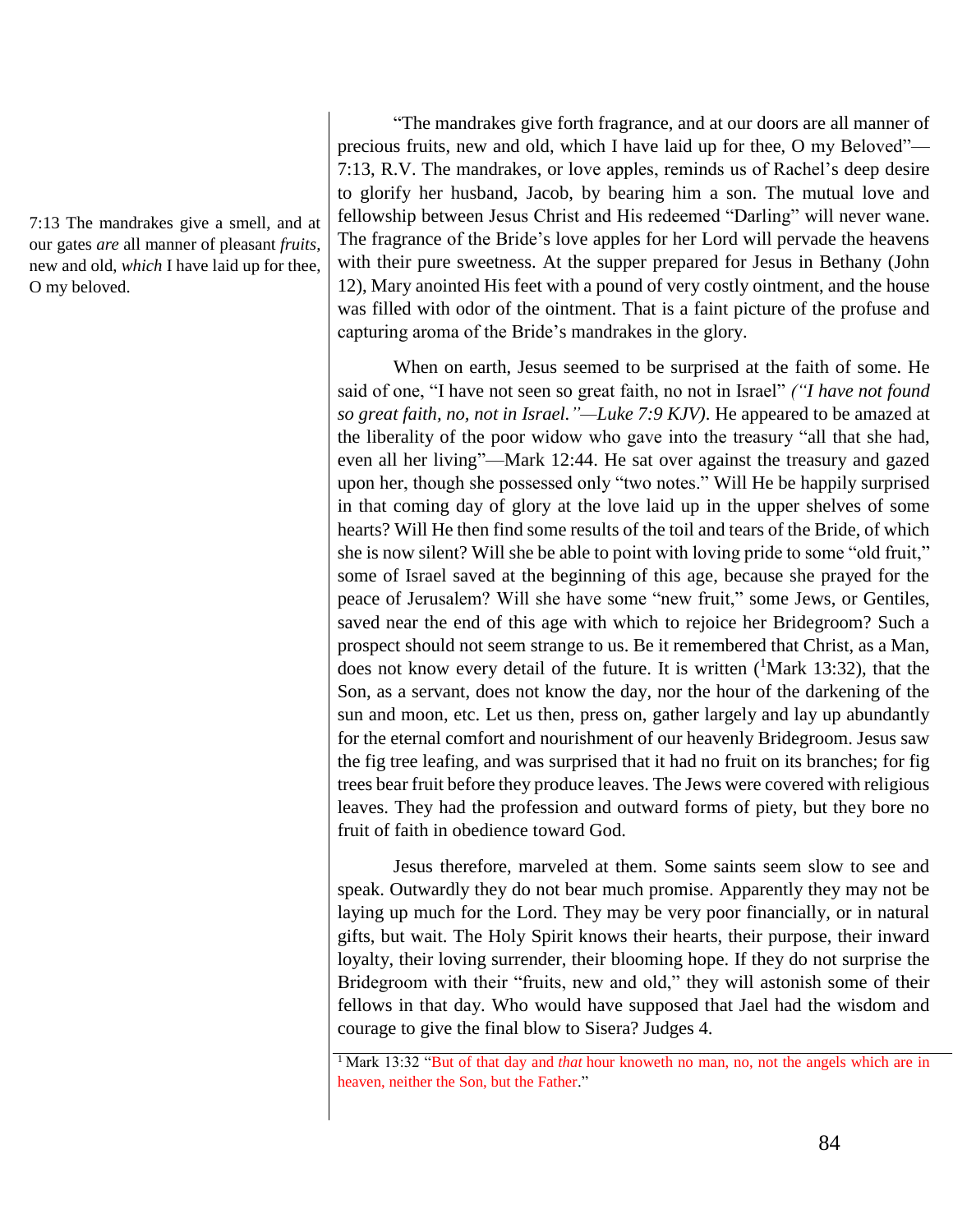7:13 The mandrakes give a smell, and at our gates *are* all manner of pleasant *fruits*, new and old, *which* I have laid up for thee, O my beloved.

"The mandrakes give forth fragrance, and at our doors are all manner of precious fruits, new and old, which I have laid up for thee, O my Beloved"—7:13, R.V. The mandrakes, or love apples, reminds us of Rachel's deep desire to glorify her husband, Jacob, by bearing him a son. The mutual love and fellowship between Jesus Christ and His redeemed "Darling" will never wane. The fragrance of the Bride's love apples for her Lord will pervade the heavens with their pure sweetness. At the supper prepared for Jesus in Bethany (John 12), Mary anointed His feet with a pound of very costly ointment, and the house was filled with odor of the ointment. That is a faint picture of the profuse and capturing aroma of the Bride's mandrakes in the glory.

When on earth, Jesus seemed to be surprised at the faith of some. He said of one, "I have not seen so great faith, no not in Israel" *("I have not found so great faith, no, not in Israel."—Luke 7:9 KJV)*. He appeared to be amazed at the liberality of the poor widow who gave into the treasury "all that she had, even all her living"—Mark 12:44. He sat over against the treasury and gazed upon her, though she possessed only "two notes." Will He be happily surprised in that coming day of glory at the love laid up in the upper shelves of some hearts? Will He then find some results of the toil and tears of the Bride, of which she is now silent? Will she be able to point with loving pride to some "old fruit," some of Israel saved at the beginning of this age, because she prayed for the peace of Jerusalem? Will she have some "new fruit," some Jews, or Gentiles, saved near the end of this age with which to rejoice her Bridegroom? Such a prospect should not seem strange to us. Be it remembered that Christ, as a Man, does not know every detail of the future. It is written ([1]Mark 13:32), that the Son, as a servant, does not know the day, nor the hour of the darkening of the sun and moon, etc. Let us then, press on, gather largely and lay up abundantly for the eternal comfort and nourishment of our heavenly Bridegroom. Jesus saw the fig tree leafing, and was surprised that it had no fruit on its branches; for fig trees bear fruit before they produce leaves. The Jews were covered with religious leaves. They had the profession and outward forms of piety, but they bore no fruit of faith in obedience toward God.

Jesus therefore, marveled at them. Some saints seem slow to see and speak. Outwardly they do not bear much promise. Apparently they may not be laying up much for the Lord. They may be very poor financially, or in natural gifts, but wait. The Holy Spirit knows their hearts, their purpose, their inward loyalty, their loving surrender, their blooming hope. If they do not surprise the Bridegroom with their "fruits, new and old," they will astonish some of their fellows in that day. Who would have supposed that Jael had the wisdom and courage to give the final blow to Sisera? Judges 4.

---

[1] Mark 13:32 "But of that day and *that* hour knoweth no man, no, not the angels which are in heaven, neither the Son, but the Father."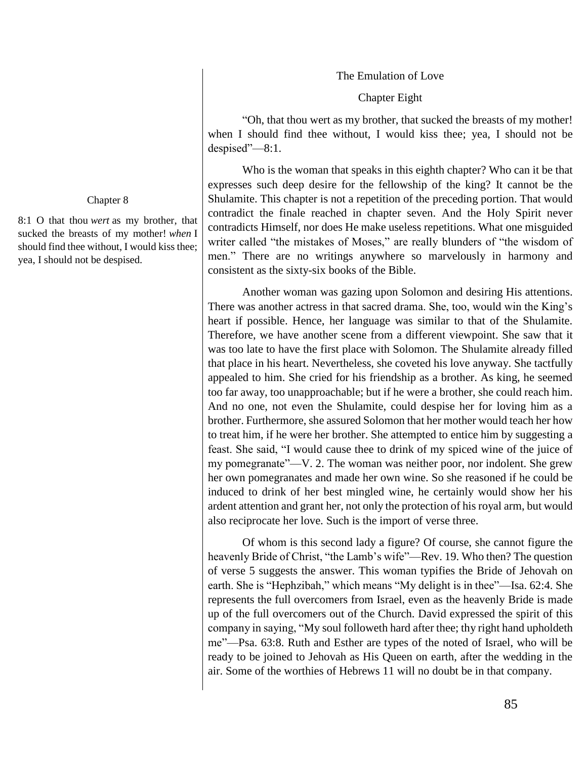## The Emulation of Love

### Chapter Eight

"Oh, that thou wert as my brother, that sucked the breasts of my mother! when I should find thee without, I would kiss thee; yea, I should not be despised"—8:1.

Who is the woman that speaks in this eighth chapter? Who can it be that expresses such deep desire for the fellowship of the king? It cannot be the Shulamite. This chapter is not a repetition of the preceding portion. That would contradict the finale reached in chapter seven. And the Holy Spirit never contradicts Himself, nor does He make useless repetitions. What one misguided writer called "the mistakes of Moses," are really blunders of "the wisdom of men." There are no writings anywhere so marvelously in harmony and consistent as the sixty-six books of the Bible.

Chapter 8

8:1 O that thou *wert* as my brother, that sucked the breasts of my mother! *when* I should find thee without, I would kiss thee; yea, I should not be despised.

Another woman was gazing upon Solomon and desiring His attentions. There was another actress in that sacred drama. She, too, would win the King's heart if possible. Hence, her language was similar to that of the Shulamite. Therefore, we have another scene from a different viewpoint. She saw that it was too late to have the first place with Solomon. The Shulamite already filled that place in his heart. Nevertheless, she coveted his love anyway. She tactfully appealed to him. She cried for his friendship as a brother. As king, he seemed too far away, too unapproachable; but if he were a brother, she could reach him. And no one, not even the Shulamite, could despise her for loving him as a brother. Furthermore, she assured Solomon that her mother would teach her how to treat him, if he were her brother. She attempted to entice him by suggesting a feast. She said, "I would cause thee to drink of my spiced wine of the juice of my pomegranate"—V. 2. The woman was neither poor, nor indolent. She grew her own pomegranates and made her own wine. So she reasoned if he could be induced to drink of her best mingled wine, he certainly would show her his ardent attention and grant her, not only the protection of his royal arm, but would also reciprocate her love. Such is the import of verse three.

Of whom is this second lady a figure? Of course, she cannot figure the heavenly Bride of Christ, "the Lamb's wife"—Rev. 19. Who then? The question of verse 5 suggests the answer. This woman typifies the Bride of Jehovah on earth. She is "Hephzibah," which means "My delight is in thee"—Isa. 62:4. She represents the full overcomers from Israel, even as the heavenly Bride is made up of the full overcomers out of the Church. David expressed the spirit of this company in saying, "My soul followeth hard after thee; thy right hand upholdeth me"—Psa. 63:8. Ruth and Esther are types of the noted of Israel, who will be ready to be joined to Jehovah as His Queen on earth, after the wedding in the air. Some of the worthies of Hebrews 11 will no doubt be in that company.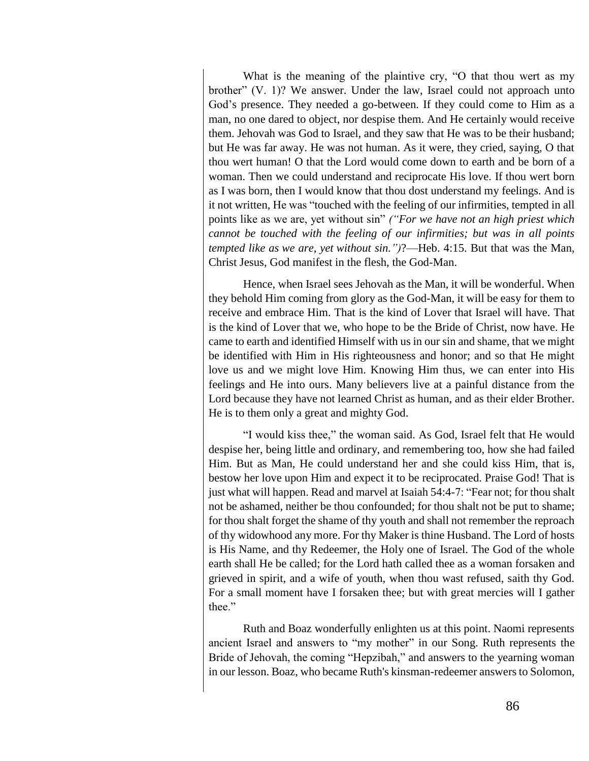What is the meaning of the plaintive cry, "O that thou wert as my brother" (V. 1)? We answer. Under the law, Israel could not approach unto God's presence. They needed a go-between. If they could come to Him as a man, no one dared to object, nor despise them. And He certainly would receive them. Jehovah was God to Israel, and they saw that He was to be their husband; but He was far away. He was not human. As it were, they cried, saying, O that thou wert human! O that the Lord would come down to earth and be born of a woman. Then we could understand and reciprocate His love. If thou wert born as I was born, then I would know that thou dost understand my feelings. And is it not written, He was "touched with the feeling of our infirmities, tempted in all points like as we are, yet without sin" *("For we have not an high priest which cannot be touched with the feeling of our infirmities; but was in all points tempted like as we are, yet without sin.")*?—Heb. 4:15. But that was the Man, Christ Jesus, God manifest in the flesh, the God-Man.

Hence, when Israel sees Jehovah as the Man, it will be wonderful. When they behold Him coming from glory as the God-Man, it will be easy for them to receive and embrace Him. That is the kind of Lover that Israel will have. That is the kind of Lover that we, who hope to be the Bride of Christ, now have. He came to earth and identified Himself with us in our sin and shame, that we might be identified with Him in His righteousness and honor; and so that He might love us and we might love Him. Knowing Him thus, we can enter into His feelings and He into ours. Many believers live at a painful distance from the Lord because they have not learned Christ as human, and as their elder Brother. He is to them only a great and mighty God.

"I would kiss thee," the woman said. As God, Israel felt that He would despise her, being little and ordinary, and remembering too, how she had failed Him. But as Man, He could understand her and she could kiss Him, that is, bestow her love upon Him and expect it to be reciprocated. Praise God! That is just what will happen. Read and marvel at Isaiah 54:4-7: "Fear not; for thou shalt not be ashamed, neither be thou confounded; for thou shalt not be put to shame; for thou shalt forget the shame of thy youth and shall not remember the reproach of thy widowhood any more. For thy Maker is thine Husband. The Lord of hosts is His Name, and thy Redeemer, the Holy one of Israel. The God of the whole earth shall He be called; for the Lord hath called thee as a woman forsaken and grieved in spirit, and a wife of youth, when thou wast refused, saith thy God. For a small moment have I forsaken thee; but with great mercies will I gather thee."

Ruth and Boaz wonderfully enlighten us at this point. Naomi represents ancient Israel and answers to "my mother" in our Song. Ruth represents the Bride of Jehovah, the coming "Hepzibah," and answers to the yearning woman in our lesson. Boaz, who became Ruth's kinsman-redeemer answers to Solomon,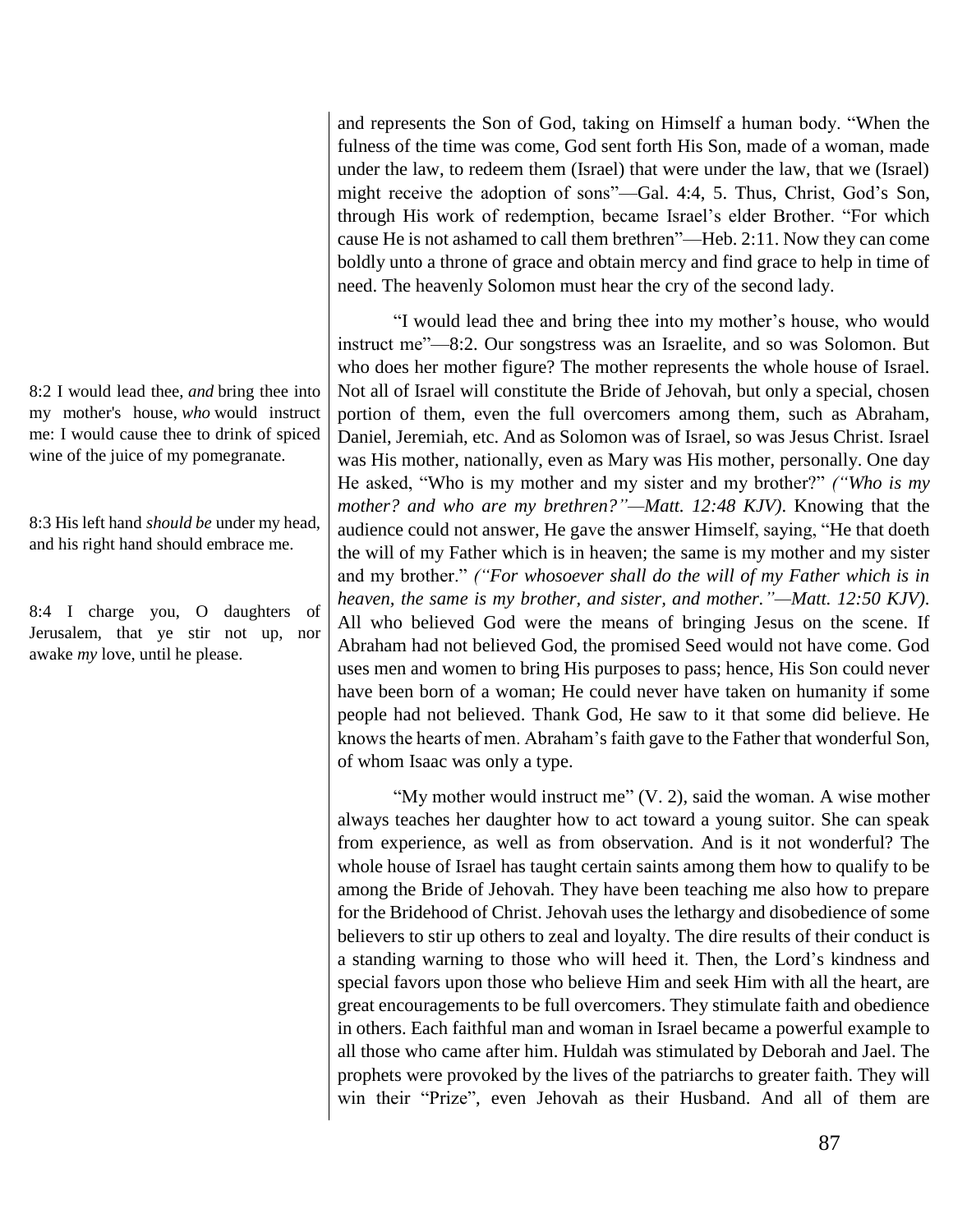and represents the Son of God, taking on Himself a human body. “When the fulness of the time was come, God sent forth His Son, made of a woman, made under the law, to redeem them (Israel) that were under the law, that we (Israel) might receive the adoption of sons”—Gal. 4:4, 5. Thus, Christ, God’s Son, through His work of redemption, became Israel’s elder Brother. “For which cause He is not ashamed to call them brethren”—Heb. 2:11. Now they can come boldly unto a throne of grace and obtain mercy and find grace to help in time of need. The heavenly Solomon must hear the cry of the second lady.

8:2 I would lead thee, *and* bring thee into my mother's house, *who* would instruct me: I would cause thee to drink of spiced wine of the juice of my pomegranate.

8:3 His left hand *should be* under my head, and his right hand should embrace me.

8:4 I charge you, O daughters of Jerusalem, that ye stir not up, nor awake *my* love, until he please.

“I would lead thee and bring thee into my mother’s house, who would instruct me”—8:2. Our songstress was an Israelite, and so was Solomon. But who does her mother figure? The mother represents the whole house of Israel. Not all of Israel will constitute the Bride of Jehovah, but only a special, chosen portion of them, even the full overcomers among them, such as Abraham, Daniel, Jeremiah, etc. And as Solomon was of Israel, so was Jesus Christ. Israel was His mother, nationally, even as Mary was His mother, personally. One day He asked, “Who is my mother and my sister and my brother?” *(“Who is my mother? and who are my brethren?”—Matt. 12:48 KJV)*. Knowing that the audience could not answer, He gave the answer Himself, saying, “He that doeth the will of my Father which is in heaven; the same is my mother and my sister and my brother.” *(“For whosoever shall do the will of my Father which is in heaven, the same is my brother, and sister, and mother.”—Matt. 12:50 KJV)*. All who believed God were the means of bringing Jesus on the scene. If Abraham had not believed God, the promised Seed would not have come. God uses men and women to bring His purposes to pass; hence, His Son could never have been born of a woman; He could never have taken on humanity if some people had not believed. Thank God, He saw to it that some did believe. He knows the hearts of men. Abraham’s faith gave to the Father that wonderful Son, of whom Isaac was only a type.

“My mother would instruct me” (V. 2), said the woman. A wise mother always teaches her daughter how to act toward a young suitor. She can speak from experience, as well as from observation. And is it not wonderful? The whole house of Israel has taught certain saints among them how to qualify to be among the Bride of Jehovah. They have been teaching me also how to prepare for the Bridehood of Christ. Jehovah uses the lethargy and disobedience of some believers to stir up others to zeal and loyalty. The dire results of their conduct is a standing warning to those who will heed it. Then, the Lord’s kindness and special favors upon those who believe Him and seek Him with all the heart, are great encouragements to be full overcomers. They stimulate faith and obedience in others. Each faithful man and woman in Israel became a powerful example to all those who came after him. Huldah was stimulated by Deborah and Jael. The prophets were provoked by the lives of the patriarchs to greater faith. They will win their “Prize”, even Jehovah as their Husband. And all of them are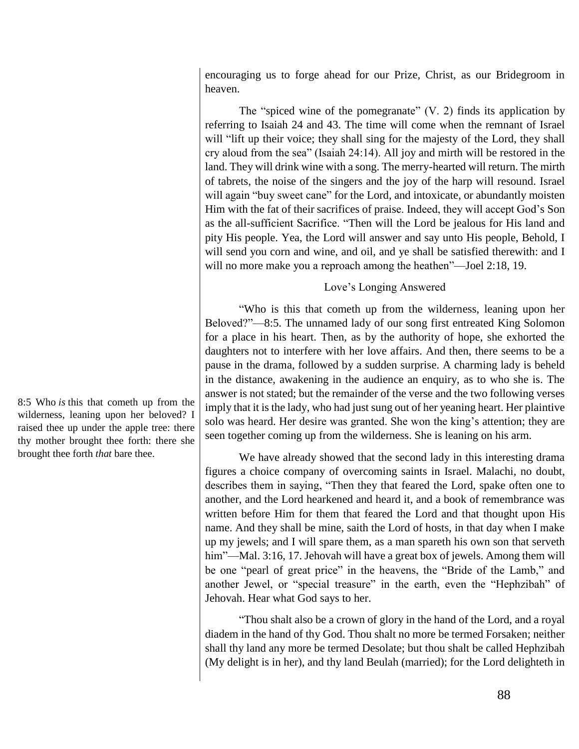encouraging us to forge ahead for our Prize, Christ, as our Bridegroom in heaven.

The "spiced wine of the pomegranate" (V. 2) finds its application by referring to Isaiah 24 and 43. The time will come when the remnant of Israel will "lift up their voice; they shall sing for the majesty of the Lord, they shall cry aloud from the sea" (Isaiah 24:14). All joy and mirth will be restored in the land. They will drink wine with a song. The merry-hearted will return. The mirth of tabrets, the noise of the singers and the joy of the harp will resound. Israel will again "buy sweet cane" for the Lord, and intoxicate, or abundantly moisten Him with the fat of their sacrifices of praise. Indeed, they will accept God's Son as the all-sufficient Sacrifice. "Then will the Lord be jealous for His land and pity His people. Yea, the Lord will answer and say unto His people, Behold, I will send you corn and wine, and oil, and ye shall be satisfied therewith: and I will no more make you a reproach among the heathen"—Joel 2:18, 19.

### Love's Longing Answered

8:5 Who *is* this that cometh up from the wilderness, leaning upon her beloved? I raised thee up under the apple tree: there thy mother brought thee forth: there she brought thee forth *that* bare thee.

"Who is this that cometh up from the wilderness, leaning upon her Beloved?"—8:5. The unnamed lady of our song first entreated King Solomon for a place in his heart. Then, as by the authority of hope, she exhorted the daughters not to interfere with her love affairs. And then, there seems to be a pause in the drama, followed by a sudden surprise. A charming lady is beheld in the distance, awakening in the audience an enquiry, as to who she is. The answer is not stated; but the remainder of the verse and the two following verses imply that it is the lady, who had just sung out of her yeaning heart. Her plaintive solo was heard. Her desire was granted. She won the king's attention; they are seen together coming up from the wilderness. She is leaning on his arm.

We have already showed that the second lady in this interesting drama figures a choice company of overcoming saints in Israel. Malachi, no doubt, describes them in saying, "Then they that feared the Lord, spake often one to another, and the Lord hearkened and heard it, and a book of remembrance was written before Him for them that feared the Lord and that thought upon His name. And they shall be mine, saith the Lord of hosts, in that day when I make up my jewels; and I will spare them, as a man spareth his own son that serveth him"—Mal. 3:16, 17. Jehovah will have a great box of jewels. Among them will be one "pearl of great price" in the heavens, the "Bride of the Lamb," and another Jewel, or "special treasure" in the earth, even the "Hephzibah" of Jehovah. Hear what God says to her.

"Thou shalt also be a crown of glory in the hand of the Lord, and a royal diadem in the hand of thy God. Thou shalt no more be termed Forsaken; neither shall thy land any more be termed Desolate; but thou shalt be called Hephzibah (My delight is in her), and thy land Beulah (married); for the Lord delighteth in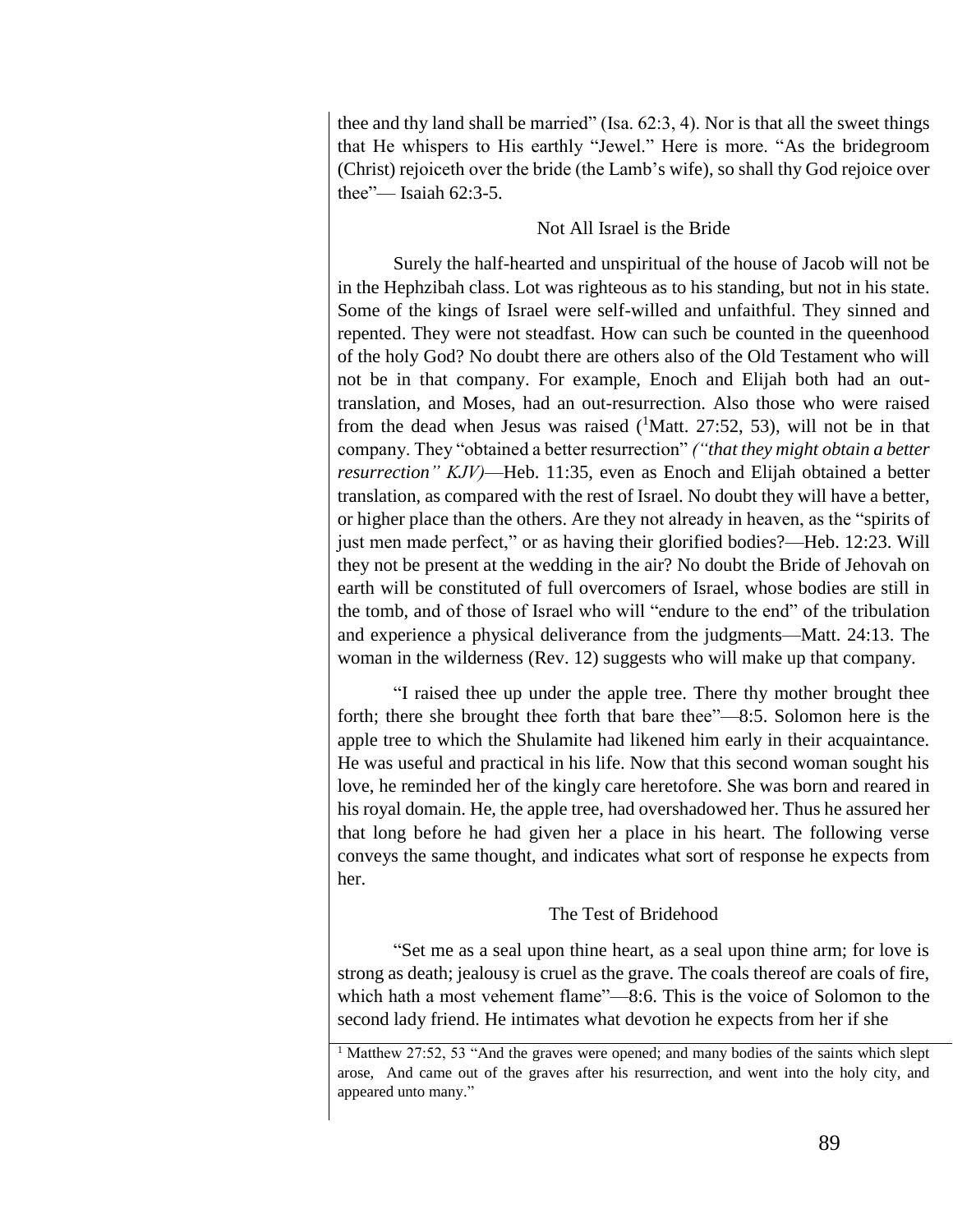thee and thy land shall be married" (Isa. 62:3, 4). Nor is that all the sweet things that He whispers to His earthly "Jewel." Here is more. "As the bridegroom (Christ) rejoiceth over the bride (the Lamb's wife), so shall thy God rejoice over thee"— Isaiah 62:3-5.

## Not All Israel is the Bride

Surely the half-hearted and unspiritual of the house of Jacob will not be in the Hephzibah class. Lot was righteous as to his standing, but not in his state. Some of the kings of Israel were self-willed and unfaithful. They sinned and repented. They were not steadfast. How can such be counted in the queenhood of the holy God? No doubt there are others also of the Old Testament who will not be in that company. For example, Enoch and Elijah both had an out-translation, and Moses, had an out-resurrection. Also those who were raised from the dead when Jesus was raised ([1]Matt. 27:52, 53), will not be in that company. They "obtained a better resurrection" *("that they might obtain a better resurrection" KJV)*—Heb. 11:35, even as Enoch and Elijah obtained a better translation, as compared with the rest of Israel. No doubt they will have a better, or higher place than the others. Are they not already in heaven, as the "spirits of just men made perfect," or as having their glorified bodies?—Heb. 12:23. Will they not be present at the wedding in the air? No doubt the Bride of Jehovah on earth will be constituted of full overcomers of Israel, whose bodies are still in the tomb, and of those of Israel who will "endure to the end" of the tribulation and experience a physical deliverance from the judgments—Matt. 24:13. The woman in the wilderness (Rev. 12) suggests who will make up that company.

"I raised thee up under the apple tree. There thy mother brought thee forth; there she brought thee forth that bare thee"—8:5. Solomon here is the apple tree to which the Shulamite had likened him early in their acquaintance. He was useful and practical in his life. Now that this second woman sought his love, he reminded her of the kingly care heretofore. She was born and reared in his royal domain. He, the apple tree, had overshadowed her. Thus he assured her that long before he had given her a place in his heart. The following verse conveys the same thought, and indicates what sort of response he expects from her.

## The Test of Bridehood

"Set me as a seal upon thine heart, as a seal upon thine arm; for love is strong as death; jealousy is cruel as the grave. The coals thereof are coals of fire, which hath a most vehement flame"—8:6. This is the voice of Solomon to the second lady friend. He intimates what devotion he expects from her if she

[1] Matthew 27:52, 53 "And the graves were opened; and many bodies of the saints which slept arose, And came out of the graves after his resurrection, and went into the holy city, and appeared unto many."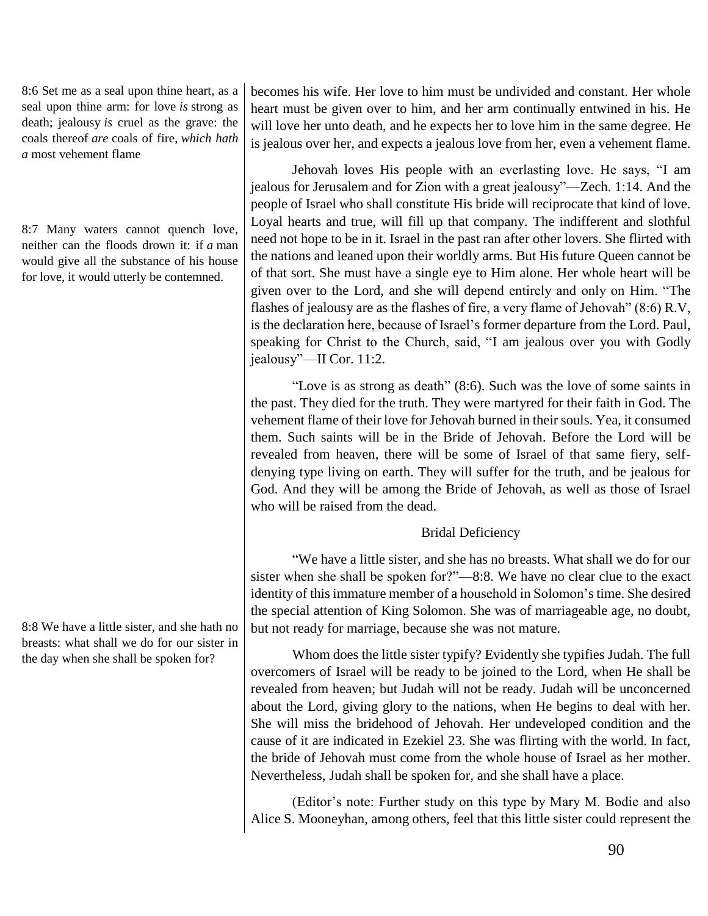8:6 Set me as a seal upon thine heart, as a seal upon thine arm: for love *is* strong as death; jealousy *is* cruel as the grave: the coals thereof *are* coals of fire, *which hath a* most vehement flame

becomes his wife. Her love to him must be undivided and constant. Her whole heart must be given over to him, and her arm continually entwined in his. He will love her unto death, and he expects her to love him in the same degree. He is jealous over her, and expects a jealous love from her, even a vehement flame.

Jehovah loves His people with an everlasting love. He says, "I am jealous for Jerusalem and for Zion with a great jealousy"—Zech. 1:14. And the people of Israel who shall constitute His bride will reciprocate that kind of love. Loyal hearts and true, will fill up that company. The indifferent and slothful need not hope to be in it. Israel in the past ran after other lovers. She flirted with the nations and leaned upon their worldly arms. But His future Queen cannot be of that sort. She must have a single eye to Him alone. Her whole heart will be given over to the Lord, and she will depend entirely and only on Him. "The flashes of jealousy are as the flashes of fire, a very flame of Jehovah" (8:6) R.V, is the declaration here, because of Israel's former departure from the Lord. Paul, speaking for Christ to the Church, said, "I am jealous over you with Godly jealousy"—II Cor. 11:2.

8:7 Many waters cannot quench love, neither can the floods drown it: if *a* man would give all the substance of his house for love, it would utterly be contemned.

"Love is as strong as death" (8:6). Such was the love of some saints in the past. They died for the truth. They were martyred for their faith in God. The vehement flame of their love for Jehovah burned in their souls. Yea, it consumed them. Such saints will be in the Bride of Jehovah. Before the Lord will be revealed from heaven, there will be some of Israel of that same fiery, self-denying type living on earth. They will suffer for the truth, and be jealous for God. And they will be among the Bride of Jehovah, as well as those of Israel who will be raised from the dead.

### Bridal Deficiency

8:8 We have a little sister, and she hath no breasts: what shall we do for our sister in the day when she shall be spoken for?

"We have a little sister, and she has no breasts. What shall we do for our sister when she shall be spoken for?"—8:8. We have no clear clue to the exact identity of this immature member of a household in Solomon's time. She desired the special attention of King Solomon. She was of marriageable age, no doubt, but not ready for marriage, because she was not mature.

Whom does the little sister typify? Evidently she typifies Judah. The full overcomers of Israel will be ready to be joined to the Lord, when He shall be revealed from heaven; but Judah will not be ready. Judah will be unconcerned about the Lord, giving glory to the nations, when He begins to deal with her. She will miss the bridehood of Jehovah. Her undeveloped condition and the cause of it are indicated in Ezekiel 23. She was flirting with the world. In fact, the bride of Jehovah must come from the whole house of Israel as her mother. Nevertheless, Judah shall be spoken for, and she shall have a place.

(Editor's note: Further study on this type by Mary M. Bodie and also Alice S. Mooneyhan, among others, feel that this little sister could represent the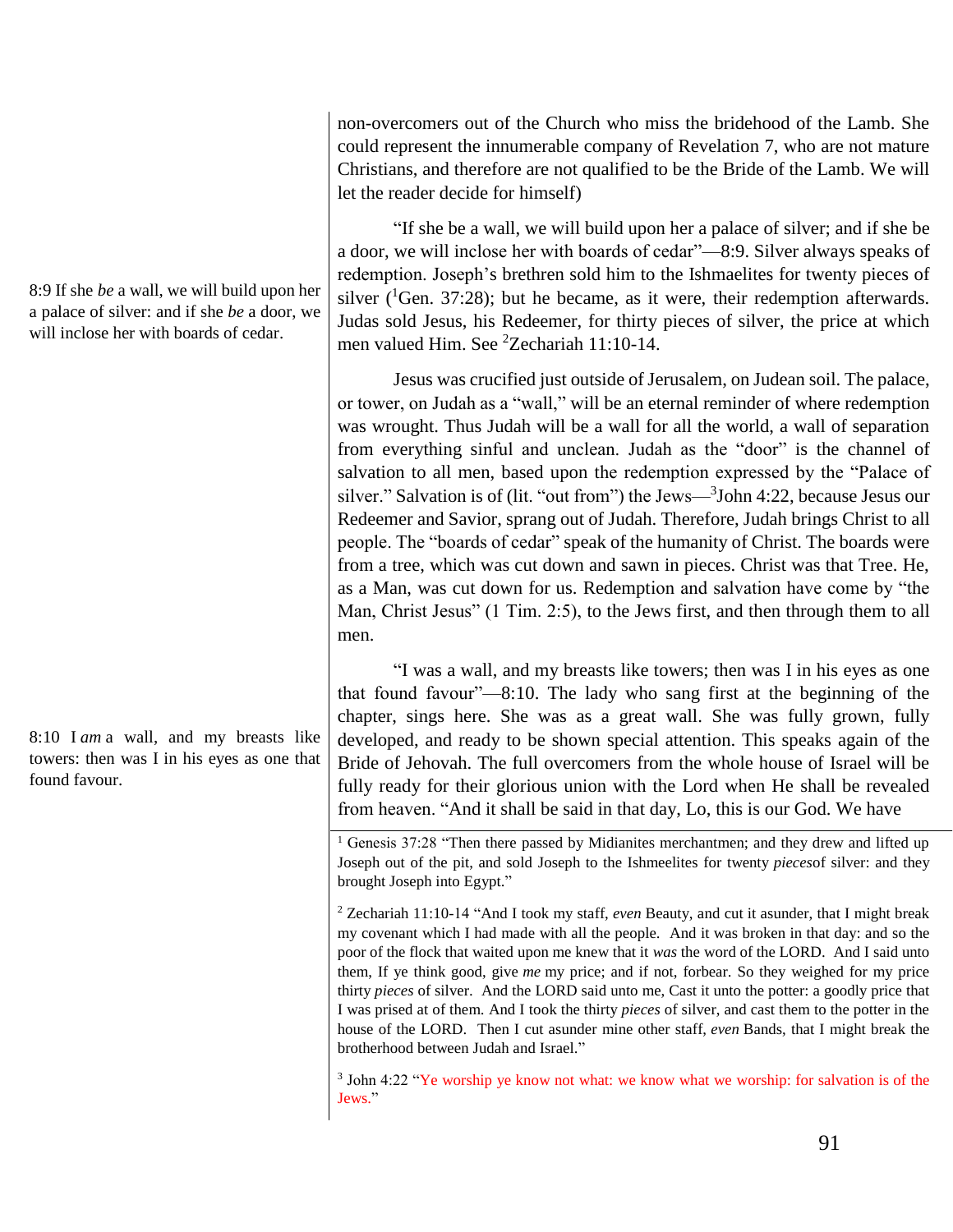non-overcomers out of the Church who miss the bridehood of the Lamb. She could represent the innumerable company of Revelation 7, who are not mature Christians, and therefore are not qualified to be the Bride of the Lamb. We will let the reader decide for himself)

8:9 If she *be* a wall, we will build upon her a palace of silver: and if she *be* a door, we will inclose her with boards of cedar.

"If she be a wall, we will build upon her a palace of silver; and if she be a door, we will inclose her with boards of cedar"—8:9. Silver always speaks of redemption. Joseph's brethren sold him to the Ishmaelites for twenty pieces of silver ([1]Gen. 37:28); but he became, as it were, their redemption afterwards. Judas sold Jesus, his Redeemer, for thirty pieces of silver, the price at which men valued Him. See [2]Zechariah 11:10-14.

Jesus was crucified just outside of Jerusalem, on Judean soil. The palace, or tower, on Judah as a "wall," will be an eternal reminder of where redemption was wrought. Thus Judah will be a wall for all the world, a wall of separation from everything sinful and unclean. Judah as the "door" is the channel of salvation to all men, based upon the redemption expressed by the "Palace of silver." Salvation is of (lit. "out from") the Jews—[3]John 4:22, because Jesus our Redeemer and Savior, sprang out of Judah. Therefore, Judah brings Christ to all people. The "boards of cedar" speak of the humanity of Christ. The boards were from a tree, which was cut down and sawn in pieces. Christ was that Tree. He, as a Man, was cut down for us. Redemption and salvation have come by "the Man, Christ Jesus" (1 Tim. 2:5), to the Jews first, and then through them to all men.

8:10 I *am* a wall, and my breasts like towers: then was I in his eyes as one that found favour.

"I was a wall, and my breasts like towers; then was I in his eyes as one that found favour"—8:10. The lady who sang first at the beginning of the chapter, sings here. She was as a great wall. She was fully grown, fully developed, and ready to be shown special attention. This speaks again of the Bride of Jehovah. The full overcomers from the whole house of Israel will be fully ready for their glorious union with the Lord when He shall be revealed from heaven. "And it shall be said in that day, Lo, this is our God. We have

---

[1] Genesis 37:28 "Then there passed by Midianites merchantmen; and they drew and lifted up Joseph out of the pit, and sold Joseph to the Ishmeelites for twenty *pieces* of silver: and they brought Joseph into Egypt."

[2] Zechariah 11:10-14 "And I took my staff, *even* Beauty, and cut it asunder, that I might break my covenant which I had made with all the people. And it was broken in that day: and so the poor of the flock that waited upon me knew that it *was* the word of the LORD. And I said unto them, If ye think good, give *me* my price; and if not, forbear. So they weighed for my price thirty *pieces* of silver. And the LORD said unto me, Cast it unto the potter: a goodly price that I was prised at of them. And I took the thirty *pieces* of silver, and cast them to the potter in the house of the LORD. Then I cut asunder mine other staff, *even* Bands, that I might break the brotherhood between Judah and Israel."

[3] John 4:22 "Ye worship ye know not what: we know what we worship: for salvation is of the Jews."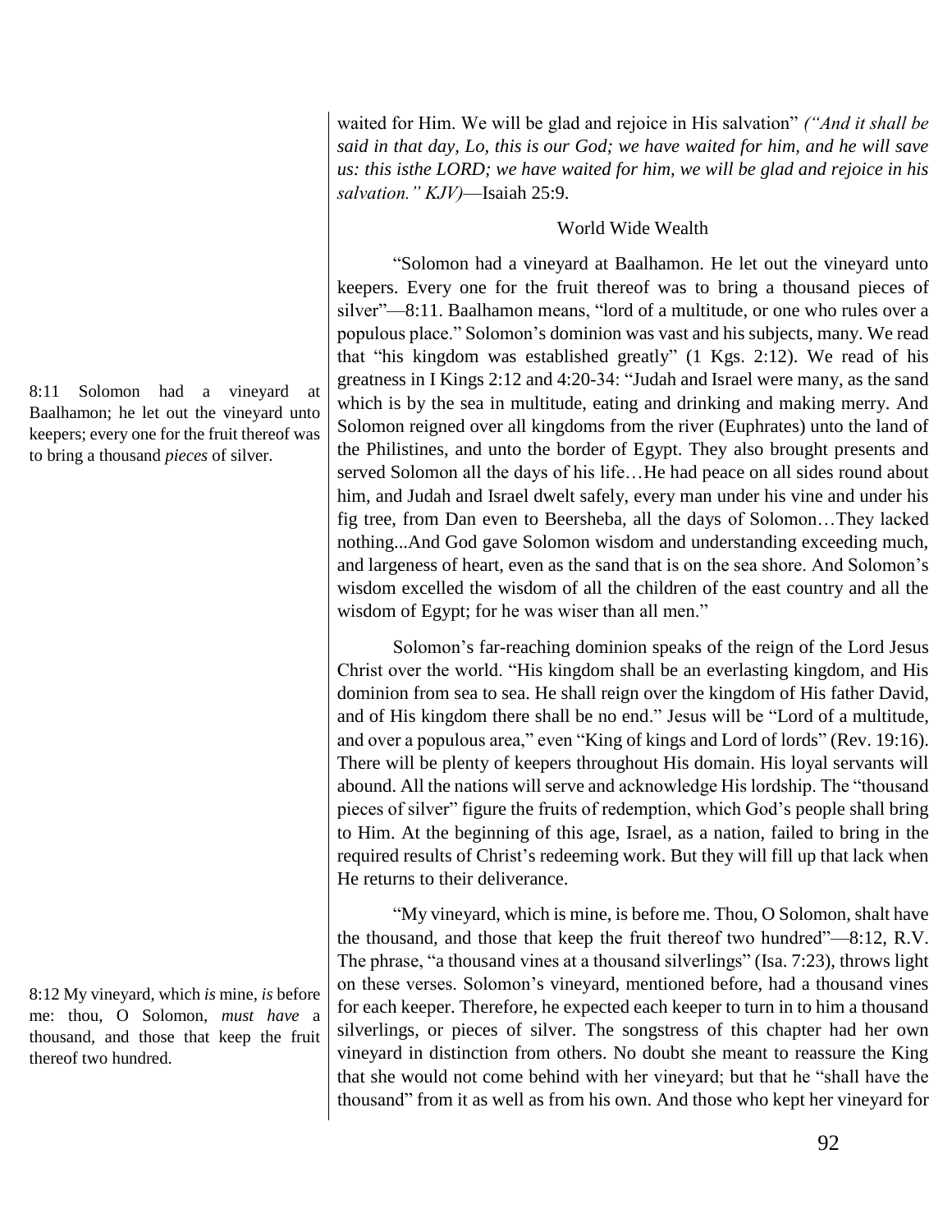waited for Him. We will be glad and rejoice in His salvation" *("And it shall be said in that day, Lo, this is our God; we have waited for him, and he will save us: this isthe LORD; we have waited for him, we will be glad and rejoice in his salvation." KJV)*—Isaiah 25:9.

World Wide Wealth

8:11 Solomon had a vineyard at Baalhamon; he let out the vineyard unto keepers; every one for the fruit thereof was to bring a thousand *pieces* of silver.

"Solomon had a vineyard at Baalhamon. He let out the vineyard unto keepers. Every one for the fruit thereof was to bring a thousand pieces of silver"—8:11. Baalhamon means, "lord of a multitude, or one who rules over a populous place." Solomon's dominion was vast and his subjects, many. We read that "his kingdom was established greatly" (1 Kgs. 2:12). We read of his greatness in I Kings 2:12 and 4:20-34: "Judah and Israel were many, as the sand which is by the sea in multitude, eating and drinking and making merry. And Solomon reigned over all kingdoms from the river (Euphrates) unto the land of the Philistines, and unto the border of Egypt. They also brought presents and served Solomon all the days of his life…He had peace on all sides round about him, and Judah and Israel dwelt safely, every man under his vine and under his fig tree, from Dan even to Beersheba, all the days of Solomon…They lacked nothing...And God gave Solomon wisdom and understanding exceeding much, and largeness of heart, even as the sand that is on the sea shore. And Solomon's wisdom excelled the wisdom of all the children of the east country and all the wisdom of Egypt; for he was wiser than all men."

Solomon's far-reaching dominion speaks of the reign of the Lord Jesus Christ over the world. "His kingdom shall be an everlasting kingdom, and His dominion from sea to sea. He shall reign over the kingdom of His father David, and of His kingdom there shall be no end." Jesus will be "Lord of a multitude, and over a populous area," even "King of kings and Lord of lords" (Rev. 19:16). There will be plenty of keepers throughout His domain. His loyal servants will abound. All the nations will serve and acknowledge His lordship. The "thousand pieces of silver" figure the fruits of redemption, which God's people shall bring to Him. At the beginning of this age, Israel, as a nation, failed to bring in the required results of Christ's redeeming work. But they will fill up that lack when He returns to their deliverance.

8:12 My vineyard, which *is* mine, *is* before me: thou, O Solomon, *must have* a thousand, and those that keep the fruit thereof two hundred.

"My vineyard, which is mine, is before me. Thou, O Solomon, shalt have the thousand, and those that keep the fruit thereof two hundred"—8:12, R.V. The phrase, "a thousand vines at a thousand silverlings" (Isa. 7:23), throws light on these verses. Solomon's vineyard, mentioned before, had a thousand vines for each keeper. Therefore, he expected each keeper to turn in to him a thousand silverlings, or pieces of silver. The songstress of this chapter had her own vineyard in distinction from others. No doubt she meant to reassure the King that she would not come behind with her vineyard; but that he "shall have the thousand" from it as well as from his own. And those who kept her vineyard for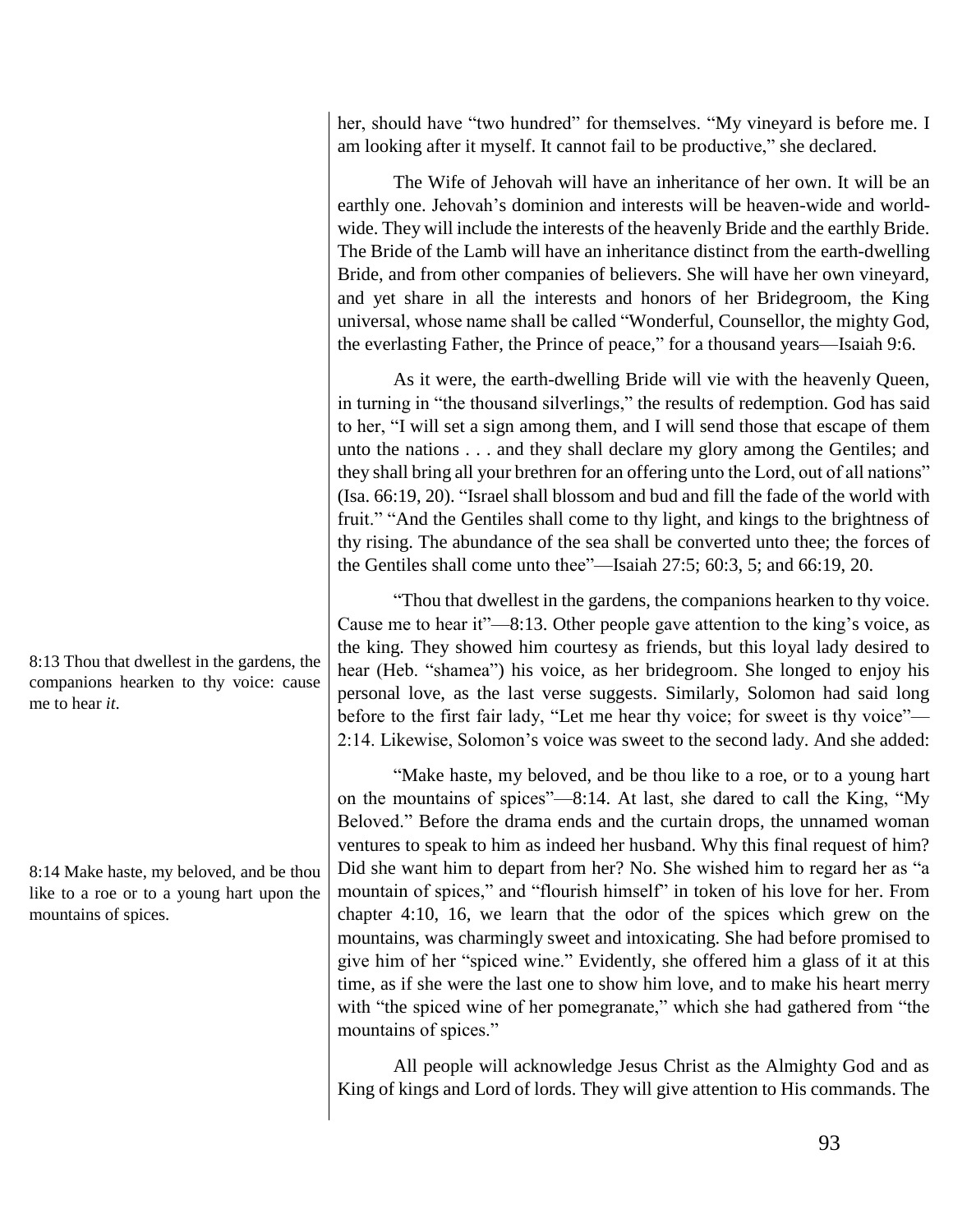her, should have "two hundred" for themselves. "My vineyard is before me. I am looking after it myself. It cannot fail to be productive," she declared.

The Wife of Jehovah will have an inheritance of her own. It will be an earthly one. Jehovah's dominion and interests will be heaven-wide and world-wide. They will include the interests of the heavenly Bride and the earthly Bride. The Bride of the Lamb will have an inheritance distinct from the earth-dwelling Bride, and from other companies of believers. She will have her own vineyard, and yet share in all the interests and honors of her Bridegroom, the King universal, whose name shall be called "Wonderful, Counsellor, the mighty God, the everlasting Father, the Prince of peace," for a thousand years—Isaiah 9:6.

As it were, the earth-dwelling Bride will vie with the heavenly Queen, in turning in "the thousand silverlings," the results of redemption. God has said to her, "I will set a sign among them, and I will send those that escape of them unto the nations . . . and they shall declare my glory among the Gentiles; and they shall bring all your brethren for an offering unto the Lord, out of all nations" (Isa. 66:19, 20). "Israel shall blossom and bud and fill the fade of the world with fruit." "And the Gentiles shall come to thy light, and kings to the brightness of thy rising. The abundance of the sea shall be converted unto thee; the forces of the Gentiles shall come unto thee"—Isaiah 27:5; 60:3, 5; and 66:19, 20.

8:13 Thou that dwellest in the gardens, the companions hearken to thy voice: cause me to hear *it*.

"Thou that dwellest in the gardens, the companions hearken to thy voice. Cause me to hear it"—8:13. Other people gave attention to the king's voice, as the king. They showed him courtesy as friends, but this loyal lady desired to hear (Heb. "shamea") his voice, as her bridegroom. She longed to enjoy his personal love, as the last verse suggests. Similarly, Solomon had said long before to the first fair lady, "Let me hear thy voice; for sweet is thy voice"—2:14. Likewise, Solomon's voice was sweet to the second lady. And she added:

8:14 Make haste, my beloved, and be thou like to a roe or to a young hart upon the mountains of spices.

"Make haste, my beloved, and be thou like to a roe, or to a young hart on the mountains of spices"—8:14. At last, she dared to call the King, "My Beloved." Before the drama ends and the curtain drops, the unnamed woman ventures to speak to him as indeed her husband. Why this final request of him? Did she want him to depart from her? No. She wished him to regard her as "a mountain of spices," and "flourish himself" in token of his love for her. From chapter 4:10, 16, we learn that the odor of the spices which grew on the mountains, was charmingly sweet and intoxicating. She had before promised to give him of her "spiced wine." Evidently, she offered him a glass of it at this time, as if she were the last one to show him love, and to make his heart merry with "the spiced wine of her pomegranate," which she had gathered from "the mountains of spices."

All people will acknowledge Jesus Christ as the Almighty God and as King of kings and Lord of lords. They will give attention to His commands. The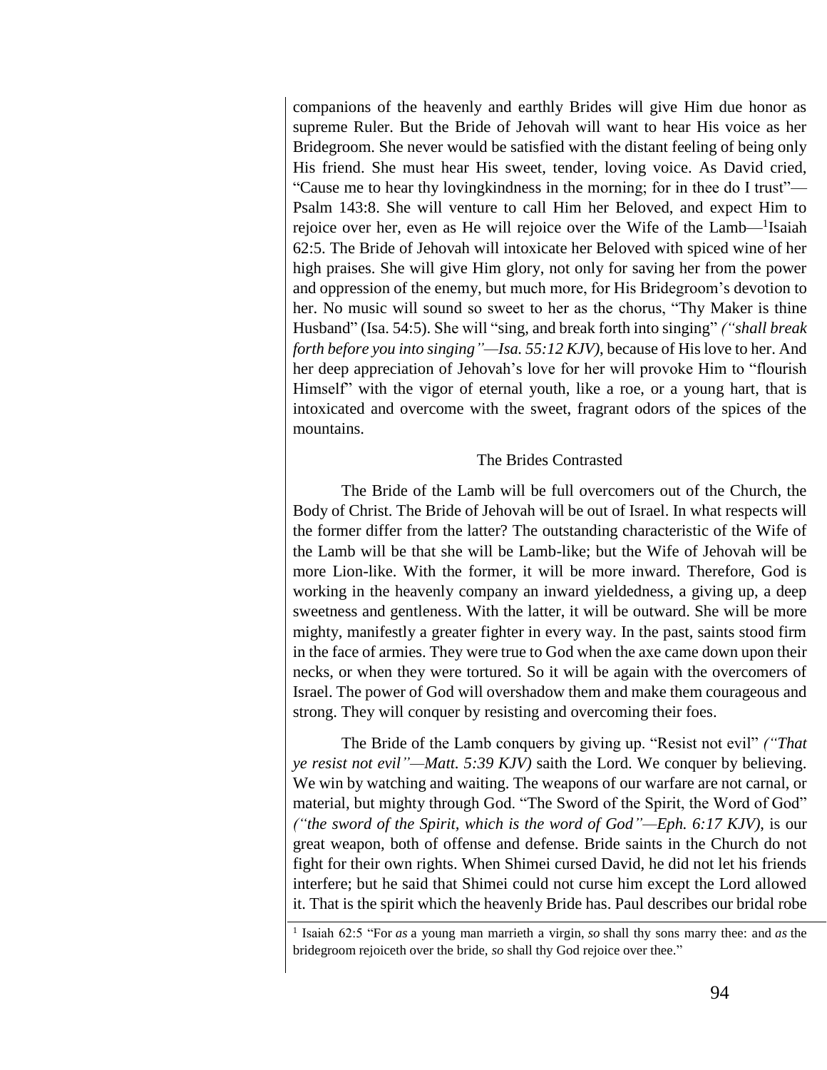companions of the heavenly and earthly Brides will give Him due honor as supreme Ruler. But the Bride of Jehovah will want to hear His voice as her Bridegroom. She never would be satisfied with the distant feeling of being only His friend. She must hear His sweet, tender, loving voice. As David cried, "Cause me to hear thy lovingkindness in the morning; for in thee do I trust"—Psalm 143:8. She will venture to call Him her Beloved, and expect Him to rejoice over her, even as He will rejoice over the Wife of the Lamb—[1]Isaiah 62:5. The Bride of Jehovah will intoxicate her Beloved with spiced wine of her high praises. She will give Him glory, not only for saving her from the power and oppression of the enemy, but much more, for His Bridegroom's devotion to her. No music will sound so sweet to her as the chorus, "Thy Maker is thine Husband" (Isa. 54:5). She will "sing, and break forth into singing" *("shall break forth before you into singing"—Isa. 55:12 KJV)*, because of His love to her. And her deep appreciation of Jehovah's love for her will provoke Him to "flourish Himself" with the vigor of eternal youth, like a roe, or a young hart, that is intoxicated and overcome with the sweet, fragrant odors of the spices of the mountains.

## The Brides Contrasted

The Bride of the Lamb will be full overcomers out of the Church, the Body of Christ. The Bride of Jehovah will be out of Israel. In what respects will the former differ from the latter? The outstanding characteristic of the Wife of the Lamb will be that she will be Lamb-like; but the Wife of Jehovah will be more Lion-like. With the former, it will be more inward. Therefore, God is working in the heavenly company an inward yieldedness, a giving up, a deep sweetness and gentleness. With the latter, it will be outward. She will be more mighty, manifestly a greater fighter in every way. In the past, saints stood firm in the face of armies. They were true to God when the axe came down upon their necks, or when they were tortured. So it will be again with the overcomers of Israel. The power of God will overshadow them and make them courageous and strong. They will conquer by resisting and overcoming their foes.

The Bride of the Lamb conquers by giving up. "Resist not evil" *("That ye resist not evil"—Matt. 5:39 KJV)* saith the Lord. We conquer by believing. We win by watching and waiting. The weapons of our warfare are not carnal, or material, but mighty through God. "The Sword of the Spirit, the Word of God" *("the sword of the Spirit, which is the word of God"—Eph. 6:17 KJV)*, is our great weapon, both of offense and defense. Bride saints in the Church do not fight for their own rights. When Shimei cursed David, he did not let his friends interfere; but he said that Shimei could not curse him except the Lord allowed it. That is the spirit which the heavenly Bride has. Paul describes our bridal robe

[1] Isaiah 62:5 "For *as* a young man marrieth a virgin, *so* shall thy sons marry thee: and *as* the bridegroom rejoiceth over the bride, *so* shall thy God rejoice over thee."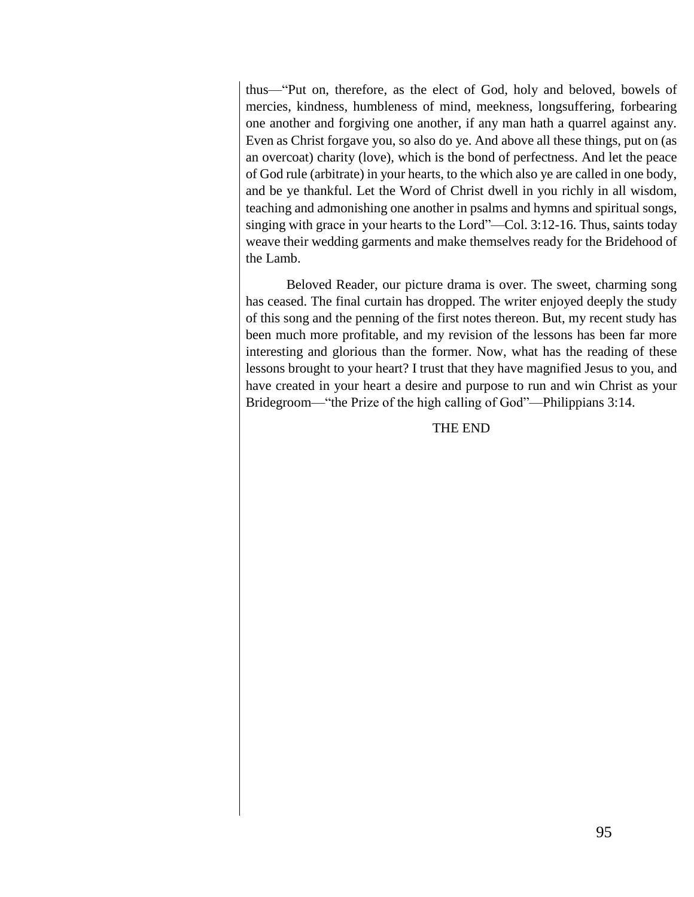thus—"Put on, therefore, as the elect of God, holy and beloved, bowels of mercies, kindness, humbleness of mind, meekness, longsuffering, forbearing one another and forgiving one another, if any man hath a quarrel against any. Even as Christ forgave you, so also do ye. And above all these things, put on (as an overcoat) charity (love), which is the bond of perfectness. And let the peace of God rule (arbitrate) in your hearts, to the which also ye are called in one body, and be ye thankful. Let the Word of Christ dwell in you richly in all wisdom, teaching and admonishing one another in psalms and hymns and spiritual songs, singing with grace in your hearts to the Lord"—Col. 3:12-16. Thus, saints today weave their wedding garments and make themselves ready for the Bridehood of the Lamb.

Beloved Reader, our picture drama is over. The sweet, charming song has ceased. The final curtain has dropped. The writer enjoyed deeply the study of this song and the penning of the first notes thereon. But, my recent study has been much more profitable, and my revision of the lessons has been far more interesting and glorious than the former. Now, what has the reading of these lessons brought to your heart? I trust that they have magnified Jesus to you, and have created in your heart a desire and purpose to run and win Christ as your Bridegroom—"the Prize of the high calling of God"—Philippians 3:14.

THE END